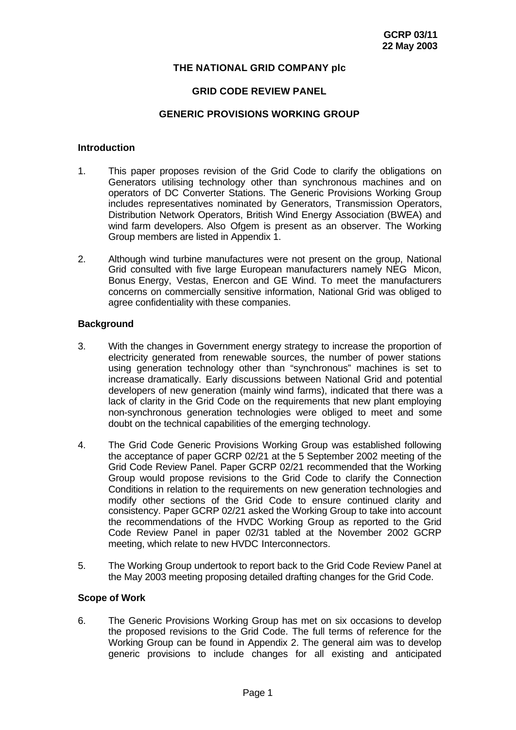**GCRP 03/11**
**22 May 2003**

**THE NATIONAL GRID COMPANY plc**

**GRID CODE REVIEW PANEL**

**GENERIC PROVISIONS WORKING GROUP**

### Introduction

1. This paper proposes revision of the Grid Code to clarify the obligations on Generators utilising technology other than synchronous machines and on operators of DC Converter Stations. The Generic Provisions Working Group includes representatives nominated by Generators, Transmission Operators, Distribution Network Operators, British Wind Energy Association (BWEA) and wind farm developers. Also Ofgem is present as an observer. The Working Group members are listed in Appendix 1.

2. Although wind turbine manufactures were not present on the group, National Grid consulted with five large European manufacturers namely NEG Micon, Bonus Energy, Vestas, Enercon and GE Wind. To meet the manufacturers concerns on commercially sensitive information, National Grid was obliged to agree confidentiality with these companies.

### Background

3. With the changes in Government energy strategy to increase the proportion of electricity generated from renewable sources, the number of power stations using generation technology other than "synchronous" machines is set to increase dramatically. Early discussions between National Grid and potential developers of new generation (mainly wind farms), indicated that there was a lack of clarity in the Grid Code on the requirements that new plant employing non-synchronous generation technologies were obliged to meet and some doubt on the technical capabilities of the emerging technology.

4. The Grid Code Generic Provisions Working Group was established following the acceptance of paper GCRP 02/21 at the 5 September 2002 meeting of the Grid Code Review Panel. Paper GCRP 02/21 recommended that the Working Group would propose revisions to the Grid Code to clarify the Connection Conditions in relation to the requirements on new generation technologies and modify other sections of the Grid Code to ensure continued clarity and consistency. Paper GCRP 02/21 asked the Working Group to take into account the recommendations of the HVDC Working Group as reported to the Grid Code Review Panel in paper 02/31 tabled at the November 2002 GCRP meeting, which relate to new HVDC Interconnectors.

5. The Working Group undertook to report back to the Grid Code Review Panel at the May 2003 meeting proposing detailed drafting changes for the Grid Code.

### Scope of Work

6. The Generic Provisions Working Group has met on six occasions to develop the proposed revisions to the Grid Code. The full terms of reference for the Working Group can be found in Appendix 2. The general aim was to develop generic provisions to include changes for all existing and anticipated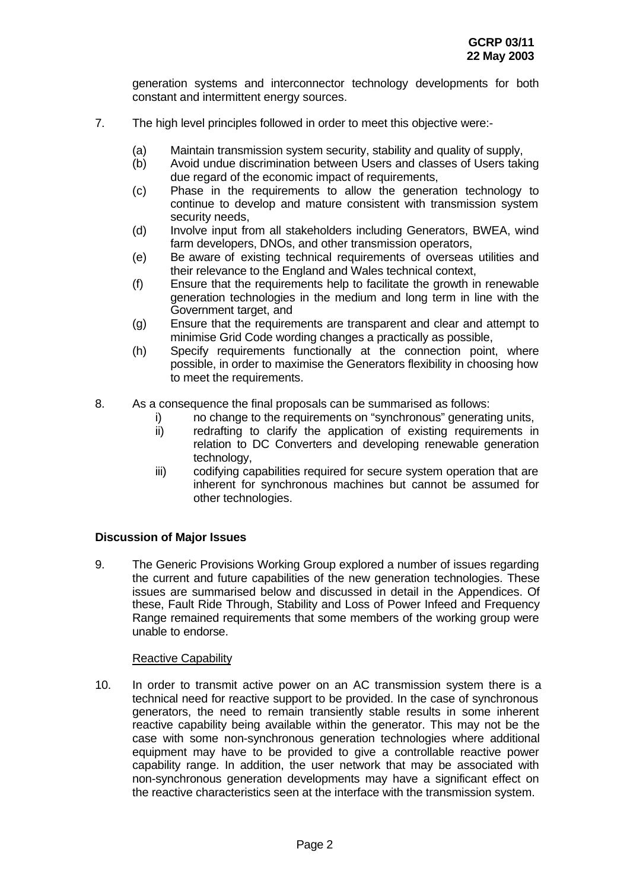generation systems and interconnector technology developments for both constant and intermittent energy sources.

7. The high level principles followed in order to meet this objective were:-

   (a) Maintain transmission system security, stability and quality of supply,
   (b) Avoid undue discrimination between Users and classes of Users taking due regard of the economic impact of requirements,
   (c) Phase in the requirements to allow the generation technology to continue to develop and mature consistent with transmission system security needs,
   (d) Involve input from all stakeholders including Generators, BWEA, wind farm developers, DNOs, and other transmission operators,
   (e) Be aware of existing technical requirements of overseas utilities and their relevance to the England and Wales technical context,
   (f) Ensure that the requirements help to facilitate the growth in renewable generation technologies in the medium and long term in line with the Government target, and
   (g) Ensure that the requirements are transparent and clear and attempt to minimise Grid Code wording changes a practically as possible,
   (h) Specify requirements functionally at the connection point, where possible, in order to maximise the Generators flexibility in choosing how to meet the requirements.

8. As a consequence the final proposals can be summarised as follows:
   i) no change to the requirements on "synchronous" generating units,
   ii) redrafting to clarify the application of existing requirements in relation to DC Converters and developing renewable generation technology,
   iii) codifying capabilities required for secure system operation that are inherent for synchronous machines but cannot be assumed for other technologies.

**Discussion of Major Issues**

9. The Generic Provisions Working Group explored a number of issues regarding the current and future capabilities of the new generation technologies. These issues are summarised below and discussed in detail in the Appendices. Of these, Fault Ride Through, Stability and Loss of Power Infeed and Frequency Range remained requirements that some members of the working group were unable to endorse.

   Reactive Capability

10. In order to transmit active power on an AC transmission system there is a technical need for reactive support to be provided. In the case of synchronous generators, the need to remain transiently stable results in some inherent reactive capability being available within the generator. This may not be the case with some non-synchronous generation technologies where additional equipment may have to be provided to give a controllable reactive power capability range. In addition, the user network that may be associated with non-synchronous generation developments may have a significant effect on the reactive characteristics seen at the interface with the transmission system.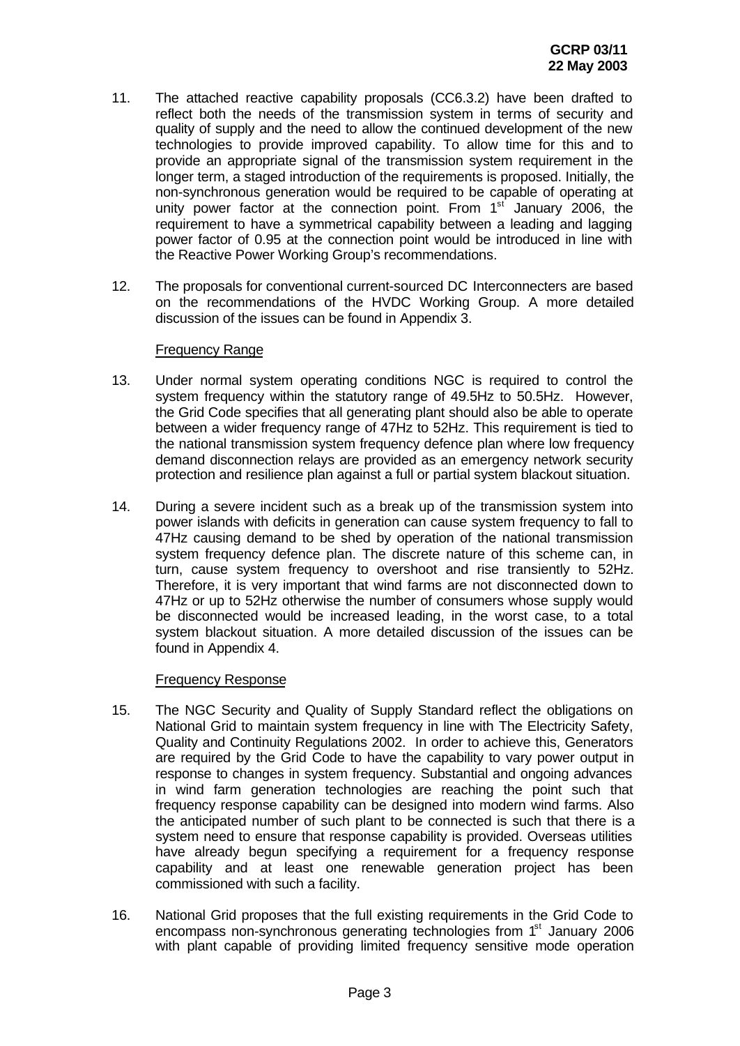11. The attached reactive capability proposals (CC6.3.2) have been drafted to reflect both the needs of the transmission system in terms of security and quality of supply and the need to allow the continued development of the new technologies to provide improved capability. To allow time for this and to provide an appropriate signal of the transmission system requirement in the longer term, a staged introduction of the requirements is proposed. Initially, the non-synchronous generation would be required to be capable of operating at unity power factor at the connection point. From 1st January 2006, the requirement to have a symmetrical capability between a leading and lagging power factor of 0.95 at the connection point would be introduced in line with the Reactive Power Working Group's recommendations.

12. The proposals for conventional current-sourced DC Interconnecters are based on the recommendations of the HVDC Working Group. A more detailed discussion of the issues can be found in Appendix 3.

<u>Frequency Range</u>

13. Under normal system operating conditions NGC is required to control the system frequency within the statutory range of 49.5Hz to 50.5Hz. However, the Grid Code specifies that all generating plant should also be able to operate between a wider frequency range of 47Hz to 52Hz. This requirement is tied to the national transmission system frequency defence plan where low frequency demand disconnection relays are provided as an emergency network security protection and resilience plan against a full or partial system blackout situation.

14. During a severe incident such as a break up of the transmission system into power islands with deficits in generation can cause system frequency to fall to 47Hz causing demand to be shed by operation of the national transmission system frequency defence plan. The discrete nature of this scheme can, in turn, cause system frequency to overshoot and rise transiently to 52Hz. Therefore, it is very important that wind farms are not disconnected down to 47Hz or up to 52Hz otherwise the number of consumers whose supply would be disconnected would be increased leading, in the worst case, to a total system blackout situation. A more detailed discussion of the issues can be found in Appendix 4.

<u>Frequency Response</u>

15. The NGC Security and Quality of Supply Standard reflect the obligations on National Grid to maintain system frequency in line with The Electricity Safety, Quality and Continuity Regulations 2002. In order to achieve this, Generators are required by the Grid Code to have the capability to vary power output in response to changes in system frequency. Substantial and ongoing advances in wind farm generation technologies are reaching the point such that frequency response capability can be designed into modern wind farms. Also the anticipated number of such plant to be connected is such that there is a system need to ensure that response capability is provided. Overseas utilities have already begun specifying a requirement for a frequency response capability and at least one renewable generation project has been commissioned with such a facility.

16. National Grid proposes that the full existing requirements in the Grid Code to encompass non-synchronous generating technologies from 1st January 2006 with plant capable of providing limited frequency sensitive mode operation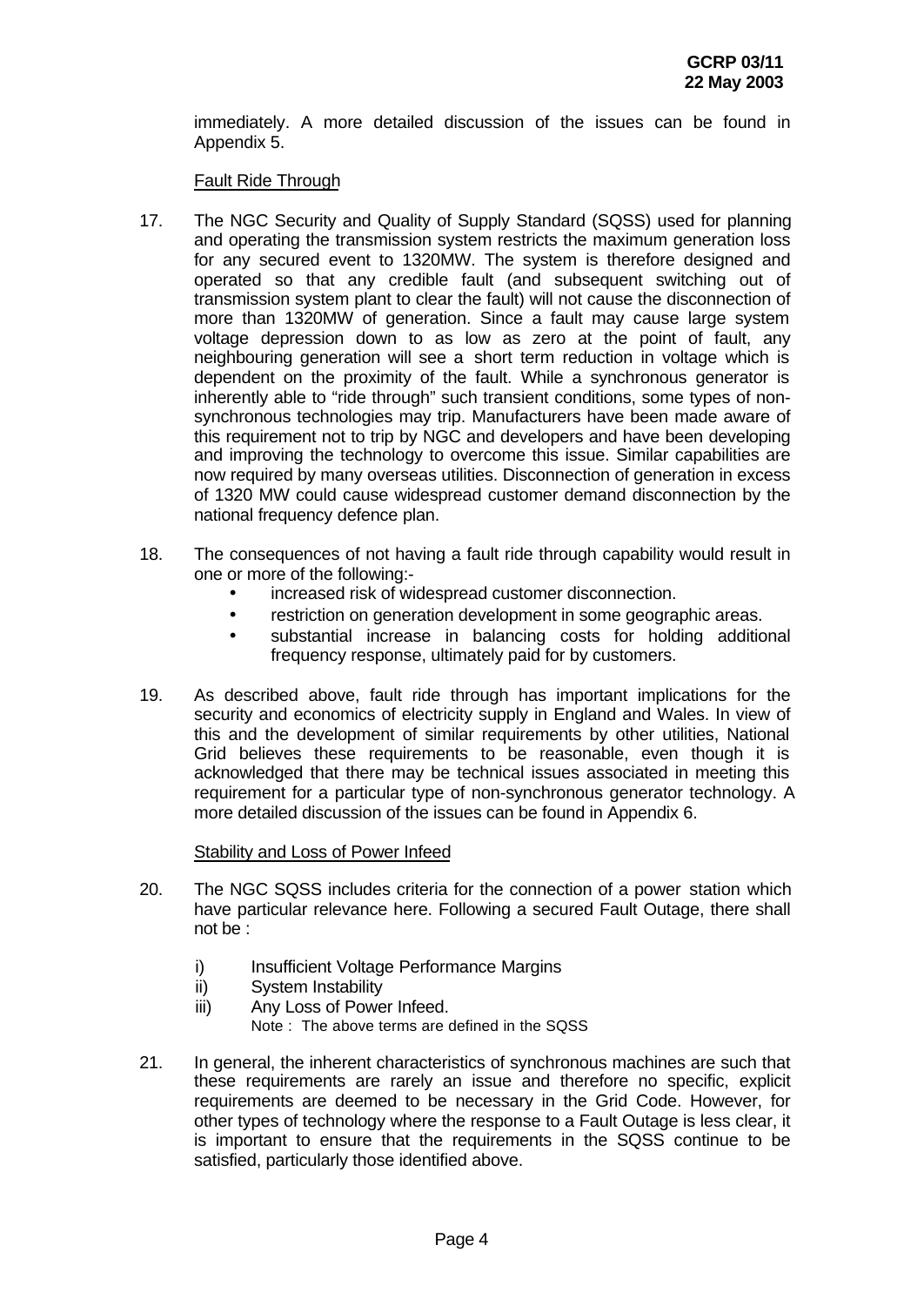immediately. A more detailed discussion of the issues can be found in Appendix 5.

Fault Ride Through

17. The NGC Security and Quality of Supply Standard (SQSS) used for planning and operating the transmission system restricts the maximum generation loss for any secured event to 1320MW. The system is therefore designed and operated so that any credible fault (and subsequent switching out of transmission system plant to clear the fault) will not cause the disconnection of more than 1320MW of generation. Since a fault may cause large system voltage depression down to as low as zero at the point of fault, any neighbouring generation will see a short term reduction in voltage which is dependent on the proximity of the fault. While a synchronous generator is inherently able to "ride through" such transient conditions, some types of non-synchronous technologies may trip. Manufacturers have been made aware of this requirement not to trip by NGC and developers and have been developing and improving the technology to overcome this issue. Similar capabilities are now required by many overseas utilities. Disconnection of generation in excess of 1320 MW could cause widespread customer demand disconnection by the national frequency defence plan.

18. The consequences of not having a fault ride through capability would result in one or more of the following:-
    - increased risk of widespread customer disconnection.
    - restriction on generation development in some geographic areas.
    - substantial increase in balancing costs for holding additional frequency response, ultimately paid for by customers.

19. As described above, fault ride through has important implications for the security and economics of electricity supply in England and Wales. In view of this and the development of similar requirements by other utilities, National Grid believes these requirements to be reasonable, even though it is acknowledged that there may be technical issues associated in meeting this requirement for a particular type of non-synchronous generator technology. A more detailed discussion of the issues can be found in Appendix 6.

Stability and Loss of Power Infeed

20. The NGC SQSS includes criteria for the connection of a power station which have particular relevance here. Following a secured Fault Outage, there shall not be :

    i) Insufficient Voltage Performance Margins
    ii) System Instability
    iii) Any Loss of Power Infeed.
    Note : The above terms are defined in the SQSS

21. In general, the inherent characteristics of synchronous machines are such that these requirements are rarely an issue and therefore no specific, explicit requirements are deemed to be necessary in the Grid Code. However, for other types of technology where the response to a Fault Outage is less clear, it is important to ensure that the requirements in the SQSS continue to be satisfied, particularly those identified above.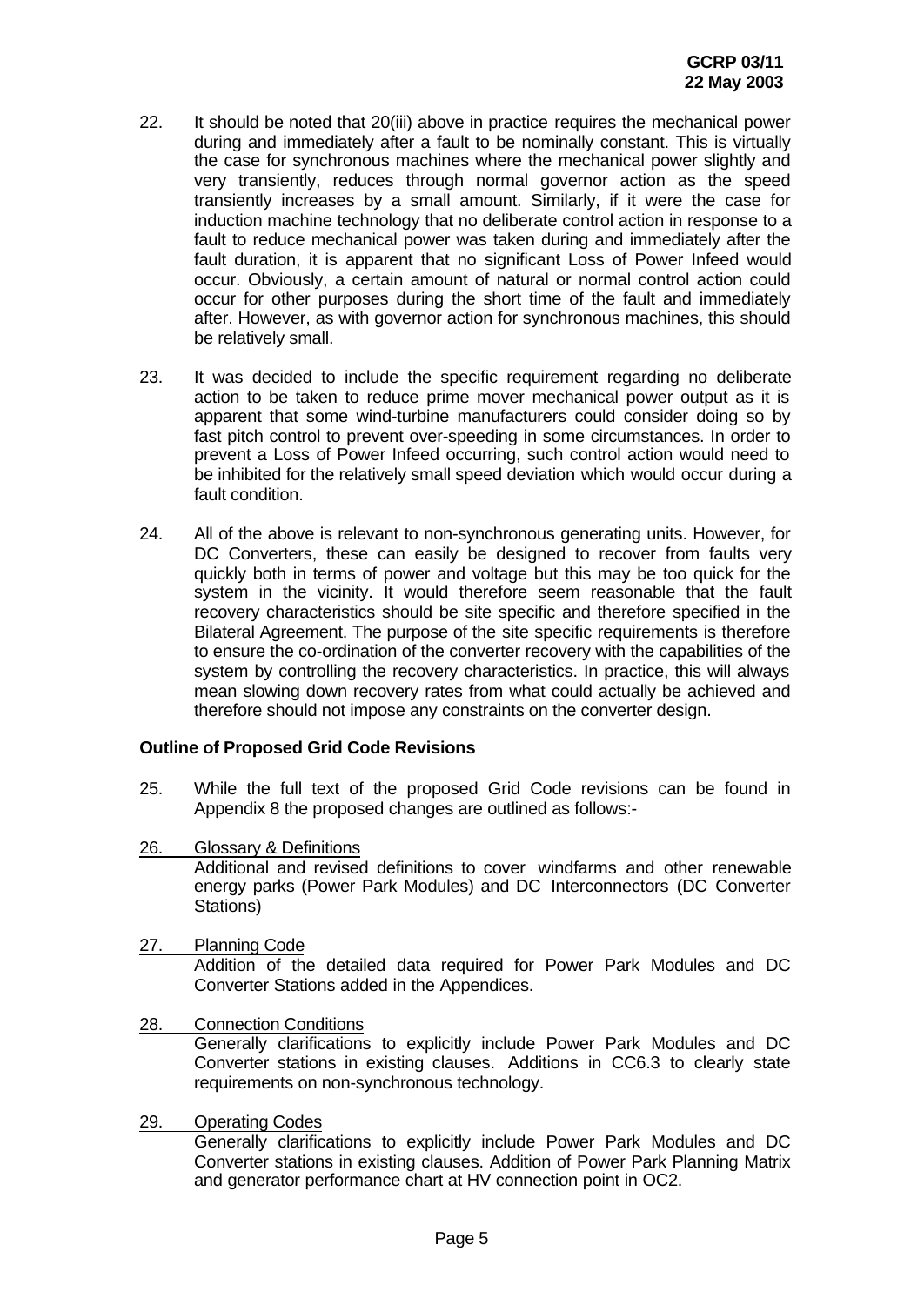22. It should be noted that 20(iii) above in practice requires the mechanical power during and immediately after a fault to be nominally constant. This is virtually the case for synchronous machines where the mechanical power slightly and very transiently, reduces through normal governor action as the speed transiently increases by a small amount. Similarly, if it were the case for induction machine technology that no deliberate control action in response to a fault to reduce mechanical power was taken during and immediately after the fault duration, it is apparent that no significant Loss of Power Infeed would occur. Obviously, a certain amount of natural or normal control action could occur for other purposes during the short time of the fault and immediately after. However, as with governor action for synchronous machines, this should be relatively small.

23. It was decided to include the specific requirement regarding no deliberate action to be taken to reduce prime mover mechanical power output as it is apparent that some wind-turbine manufacturers could consider doing so by fast pitch control to prevent over-speeding in some circumstances. In order to prevent a Loss of Power Infeed occurring, such control action would need to be inhibited for the relatively small speed deviation which would occur during a fault condition.

24. All of the above is relevant to non-synchronous generating units. However, for DC Converters, these can easily be designed to recover from faults very quickly both in terms of power and voltage but this may be too quick for the system in the vicinity. It would therefore seem reasonable that the fault recovery characteristics should be site specific and therefore specified in the Bilateral Agreement. The purpose of the site specific requirements is therefore to ensure the co-ordination of the converter recovery with the capabilities of the system by controlling the recovery characteristics. In practice, this will always mean slowing down recovery rates from what could actually be achieved and therefore should not impose any constraints on the converter design.

**Outline of Proposed Grid Code Revisions**

25. While the full text of the proposed Grid Code revisions can be found in Appendix 8 the proposed changes are outlined as follows:-

26. Glossary & Definitions
Additional and revised definitions to cover windfarms and other renewable energy parks (Power Park Modules) and DC Interconnectors (DC Converter Stations)

27. Planning Code
Addition of the detailed data required for Power Park Modules and DC Converter Stations added in the Appendices.

28. Connection Conditions
Generally clarifications to explicitly include Power Park Modules and DC Converter stations in existing clauses. Additions in CC6.3 to clearly state requirements on non-synchronous technology.

29. Operating Codes
Generally clarifications to explicitly include Power Park Modules and DC Converter stations in existing clauses. Addition of Power Park Planning Matrix and generator performance chart at HV connection point in OC2.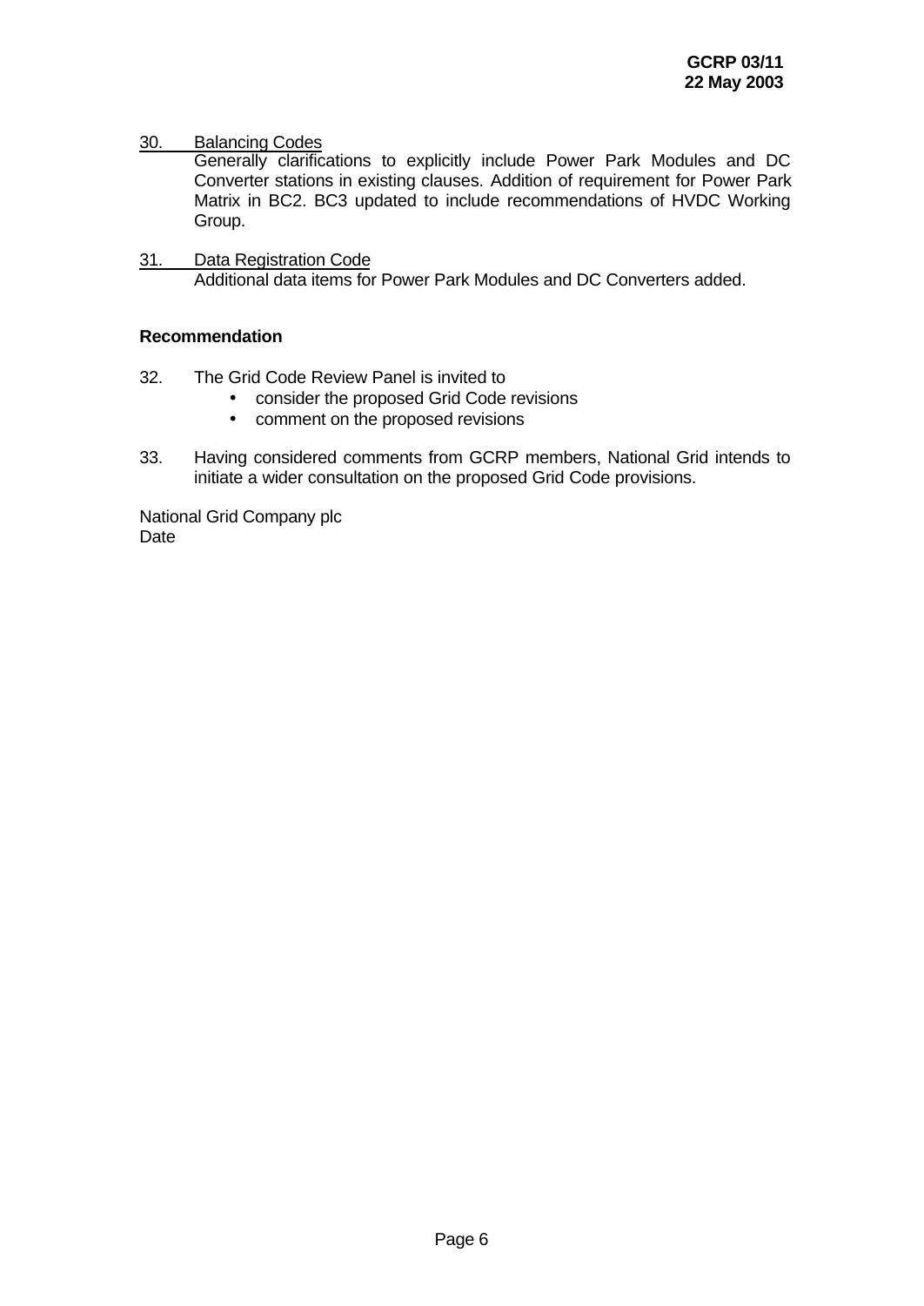30. Balancing Codes

Generally clarifications to explicitly include Power Park Modules and DC Converter stations in existing clauses. Addition of requirement for Power Park Matrix in BC2. BC3 updated to include recommendations of HVDC Working Group.

31. Data Registration Code

Additional data items for Power Park Modules and DC Converters added.

**Recommendation**

32. The Grid Code Review Panel is invited to
    - consider the proposed Grid Code revisions
    - comment on the proposed revisions

33. Having considered comments from GCRP members, National Grid intends to initiate a wider consultation on the proposed Grid Code provisions.

National Grid Company plc
Date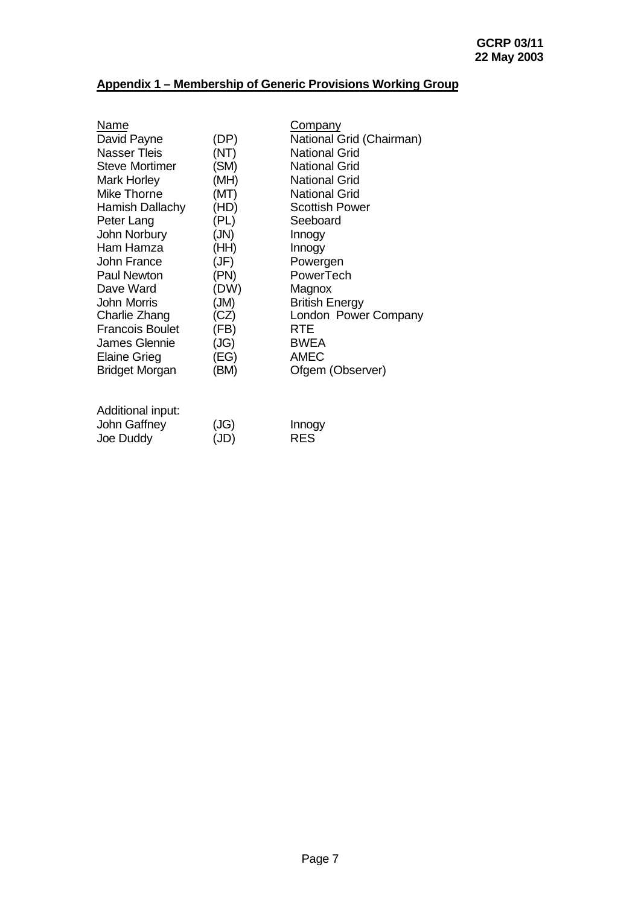## Appendix 1 – Membership of Generic Provisions Working Group

| Name | | Company |
| --- | --- | --- |
| David Payne | (DP) | National Grid (Chairman) |
| Nasser Tleis | (NT) | National Grid |
| Steve Mortimer | (SM) | National Grid |
| Mark Horley | (MH) | National Grid |
| Mike Thorne | (MT) | National Grid |
| Hamish Dallachy | (HD) | Scottish Power |
| Peter Lang | (PL) | Seeboard |
| John Norbury | (JN) | Innogy |
| Ham Hamza | (HH) | Innogy |
| John France | (JF) | Powergen |
| Paul Newton | (PN) | PowerTech |
| Dave Ward | (DW) | Magnox |
| John Morris | (JM) | British Energy |
| Charlie Zhang | (CZ) | London Power Company |
| Francois Boulet | (FB) | RTE |
| James Glennie | (JG) | BWEA |
| Elaine Grieg | (EG) | AMEC |
| Bridget Morgan | (BM) | Ofgem (Observer) |

Additional input:

| | | |
| --- | --- | --- |
| John Gaffney | (JG) | Innogy |
| Joe Duddy | (JD) | RES |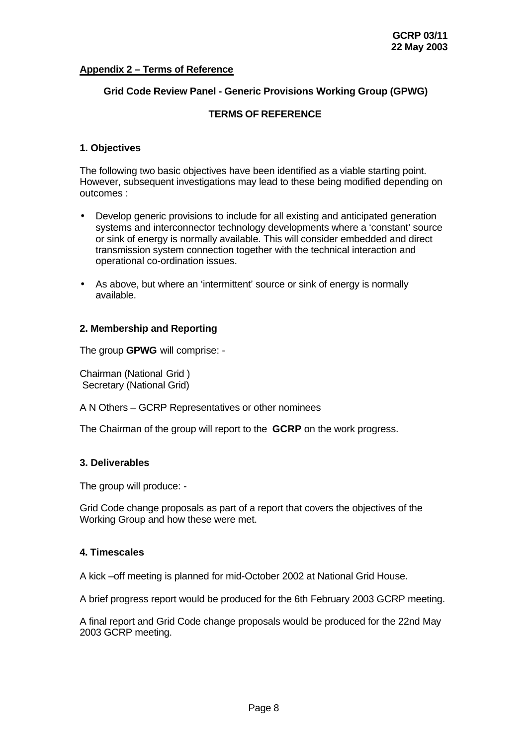**GCRP 03/11**
**22 May 2003**

## Appendix 2 – Terms of Reference

### Grid Code Review Panel - Generic Provisions Working Group (GPWG)

### TERMS OF REFERENCE

#### 1. Objectives

The following two basic objectives have been identified as a viable starting point. However, subsequent investigations may lead to these being modified depending on outcomes :

- Develop generic provisions to include for all existing and anticipated generation systems and interconnector technology developments where a 'constant' source or sink of energy is normally available. This will consider embedded and direct transmission system connection together with the technical interaction and operational co-ordination issues.
- As above, but where an 'intermittent' source or sink of energy is normally available.

#### 2. Membership and Reporting

The group **GPWG** will comprise: -

Chairman (National Grid )
Secretary (National Grid)

A N Others – GCRP Representatives or other nominees

The Chairman of the group will report to the **GCRP** on the work progress.

#### 3. Deliverables

The group will produce: -

Grid Code change proposals as part of a report that covers the objectives of the Working Group and how these were met.

#### 4. Timescales

A kick –off meeting is planned for mid-October 2002 at National Grid House.

A brief progress report would be produced for the 6th February 2003 GCRP meeting.

A final report and Grid Code change proposals would be produced for the 22nd May 2003 GCRP meeting.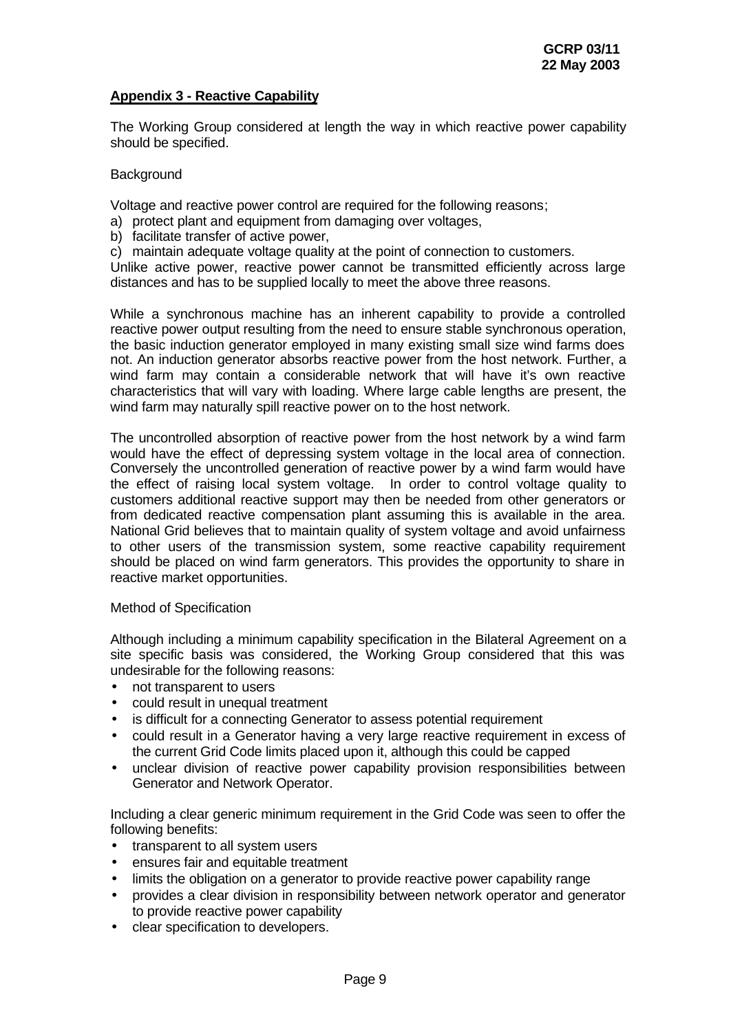**Appendix 3 - Reactive Capability**

The Working Group considered at length the way in which reactive power capability should be specified.

Background

Voltage and reactive power control are required for the following reasons;

a) protect plant and equipment from damaging over voltages,
b) facilitate transfer of active power,
c) maintain adequate voltage quality at the point of connection to customers.

Unlike active power, reactive power cannot be transmitted efficiently across large distances and has to be supplied locally to meet the above three reasons.

While a synchronous machine has an inherent capability to provide a controlled reactive power output resulting from the need to ensure stable synchronous operation, the basic induction generator employed in many existing small size wind farms does not. An induction generator absorbs reactive power from the host network. Further, a wind farm may contain a considerable network that will have it's own reactive characteristics that will vary with loading. Where large cable lengths are present, the wind farm may naturally spill reactive power on to the host network.

The uncontrolled absorption of reactive power from the host network by a wind farm would have the effect of depressing system voltage in the local area of connection. Conversely the uncontrolled generation of reactive power by a wind farm would have the effect of raising local system voltage. In order to control voltage quality to customers additional reactive support may then be needed from other generators or from dedicated reactive compensation plant assuming this is available in the area. National Grid believes that to maintain quality of system voltage and avoid unfairness to other users of the transmission system, some reactive capability requirement should be placed on wind farm generators. This provides the opportunity to share in reactive market opportunities.

Method of Specification

Although including a minimum capability specification in the Bilateral Agreement on a site specific basis was considered, the Working Group considered that this was undesirable for the following reasons:

- not transparent to users
- could result in unequal treatment
- is difficult for a connecting Generator to assess potential requirement
- could result in a Generator having a very large reactive requirement in excess of the current Grid Code limits placed upon it, although this could be capped
- unclear division of reactive power capability provision responsibilities between Generator and Network Operator.

Including a clear generic minimum requirement in the Grid Code was seen to offer the following benefits:

- transparent to all system users
- ensures fair and equitable treatment
- limits the obligation on a generator to provide reactive power capability range
- provides a clear division in responsibility between network operator and generator to provide reactive power capability
- clear specification to developers.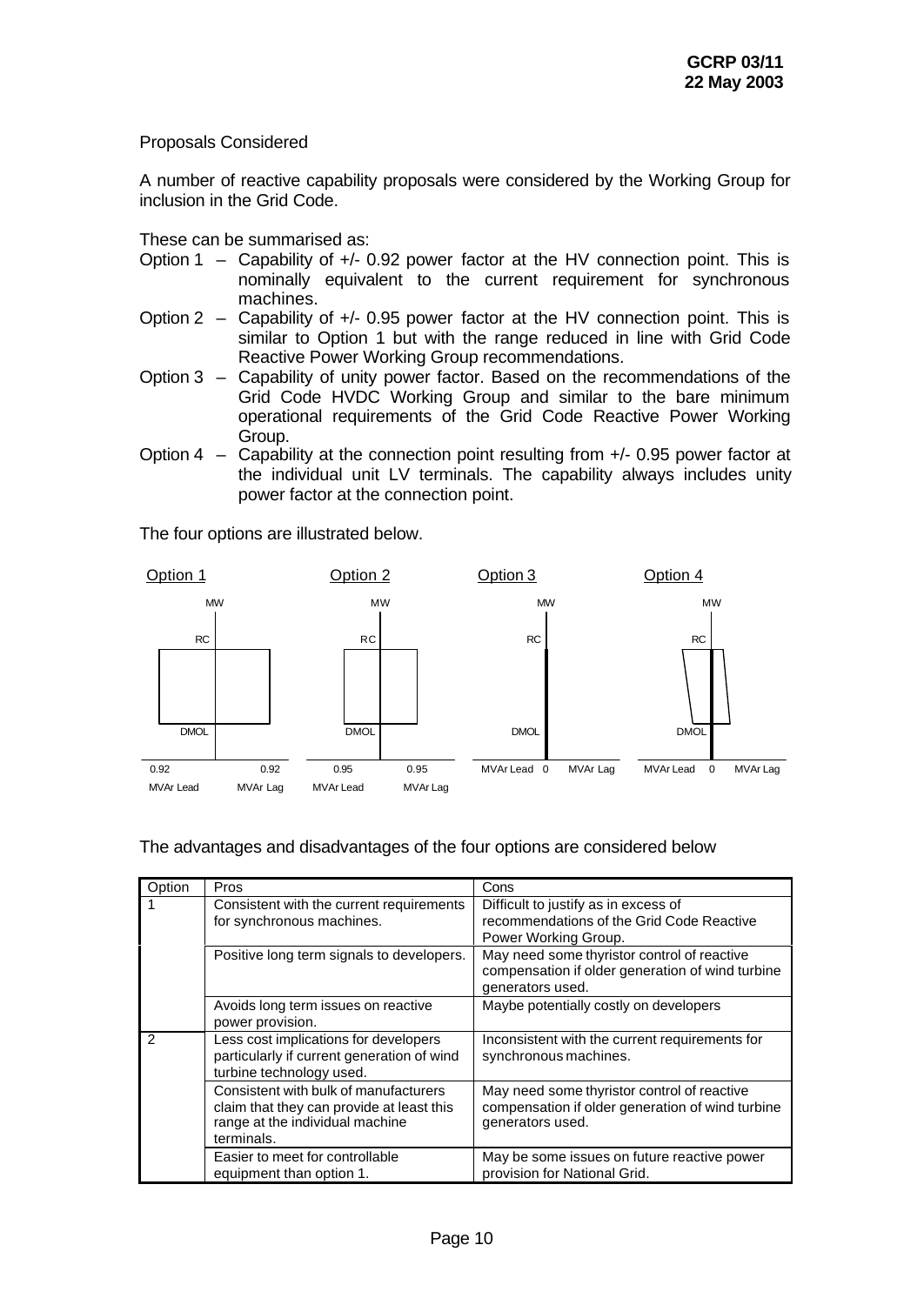Proposals Considered

A number of reactive capability proposals were considered by the Working Group for inclusion in the Grid Code.

These can be summarised as:

- Option 1 – Capability of +/- 0.92 power factor at the HV connection point. This is nominally equivalent to the current requirement for synchronous machines.
- Option 2 – Capability of +/- 0.95 power factor at the HV connection point. This is similar to Option 1 but with the range reduced in line with Grid Code Reactive Power Working Group recommendations.
- Option 3 – Capability of unity power factor. Based on the recommendations of the Grid Code HVDC Working Group and similar to the bare minimum operational requirements of the Grid Code Reactive Power Working Group.
- Option 4 – Capability at the connection point resulting from +/- 0.95 power factor at the individual unit LV terminals. The capability always includes unity power factor at the connection point.

The four options are illustrated below.

Option 1 Option 2 Option 3 Option 4

MW MW MW MW

RC RC RC RC

DMOL DMOL DMOL DMOL

0.92 0.92 0.95 0.95 MVAr Lead 0 MVAr Lag MVAr Lead 0 MVAr Lag

MVAr Lead MVAr Lag MVAr Lead MVAr Lag

The advantages and disadvantages of the four options are considered below

| Option | Pros | Cons |
|---|---|---|
| 1 | Consistent with the current requirements for synchronous machines. | Difficult to justify as in excess of recommendations of the Grid Code Reactive Power Working Group. |
| | Positive long term signals to developers. | May need some thyristor control of reactive compensation if older generation of wind turbine generators used. |
| | Avoids long term issues on reactive power provision. | Maybe potentially costly on developers |
| 2 | Less cost implications for developers particularly if current generation of wind turbine technology used. | Inconsistent with the current requirements for synchronous machines. |
| | Consistent with bulk of manufacturers claim that they can provide at least this range at the individual machine terminals. | May need some thyristor control of reactive compensation if older generation of wind turbine generators used. |
| | Easier to meet for controllable equipment than option 1. | May be some issues on future reactive power provision for National Grid. |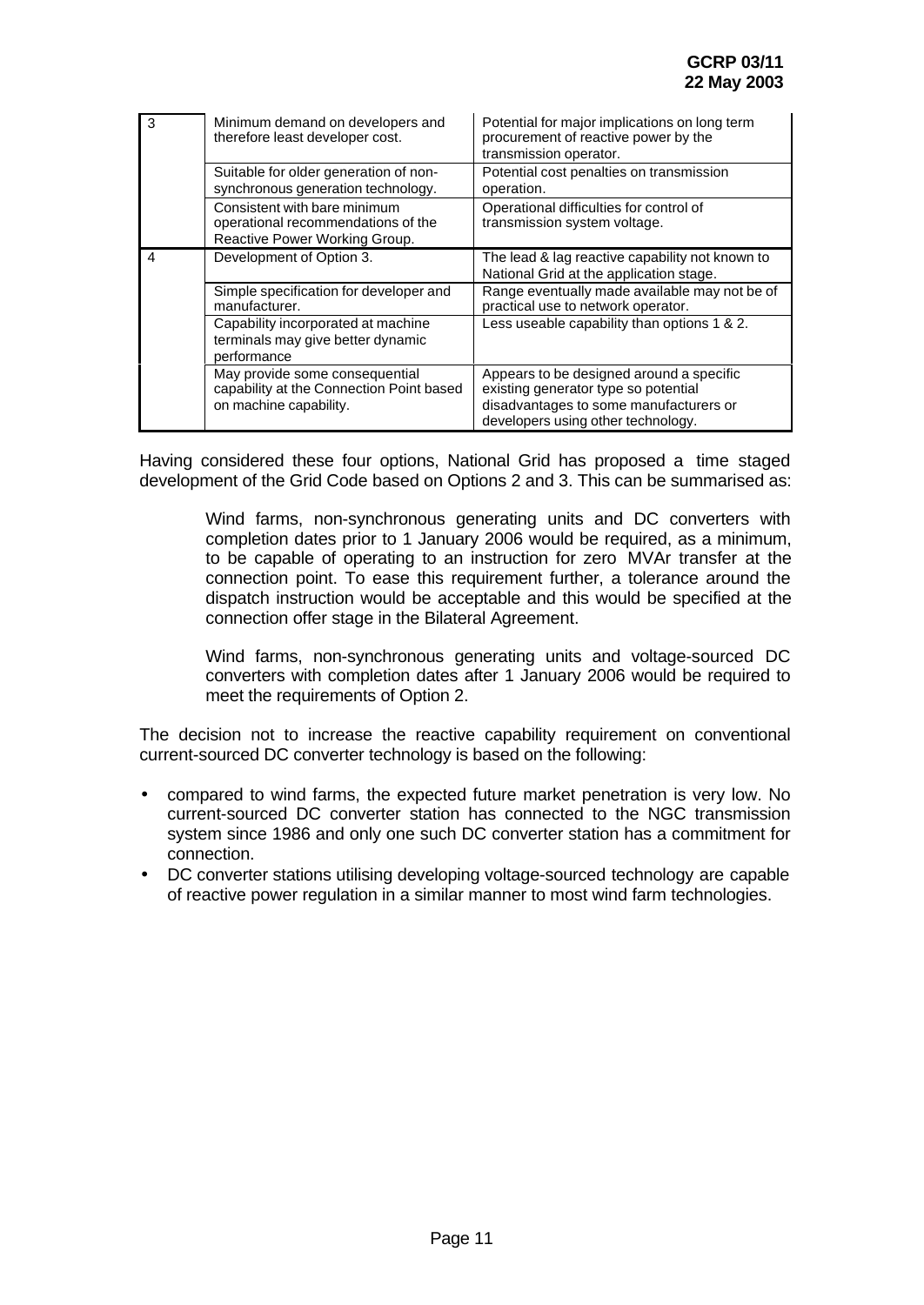| 3 | Minimum demand on developers and therefore least developer cost. | Potential for major implications on long term procurement of reactive power by the transmission operator. |
|---|---|---|
| | Suitable for older generation of non-synchronous generation technology. | Potential cost penalties on transmission operation. |
| | Consistent with bare minimum operational recommendations of the Reactive Power Working Group. | Operational difficulties for control of transmission system voltage. |
| 4 | Development of Option 3. | The lead & lag reactive capability not known to National Grid at the application stage. |
| | Simple specification for developer and manufacturer. | Range eventually made available may not be of practical use to network operator. |
| | Capability incorporated at machine terminals may give better dynamic performance | Less useable capability than options 1 & 2. |
| | May provide some consequential capability at the Connection Point based on machine capability. | Appears to be designed around a specific existing generator type so potential disadvantages to some manufacturers or developers using other technology. |

Having considered these four options, National Grid has proposed a time staged development of the Grid Code based on Options 2 and 3. This can be summarised as:

> Wind farms, non-synchronous generating units and DC converters with completion dates prior to 1 January 2006 would be required, as a minimum, to be capable of operating to an instruction for zero MVAr transfer at the connection point. To ease this requirement further, a tolerance around the dispatch instruction would be acceptable and this would be specified at the connection offer stage in the Bilateral Agreement.
>
> Wind farms, non-synchronous generating units and voltage-sourced DC converters with completion dates after 1 January 2006 would be required to meet the requirements of Option 2.

The decision not to increase the reactive capability requirement on conventional current-sourced DC converter technology is based on the following:

- compared to wind farms, the expected future market penetration is very low. No current-sourced DC converter station has connected to the NGC transmission system since 1986 and only one such DC converter station has a commitment for connection.
- DC converter stations utilising developing voltage-sourced technology are capable of reactive power regulation in a similar manner to most wind farm technologies.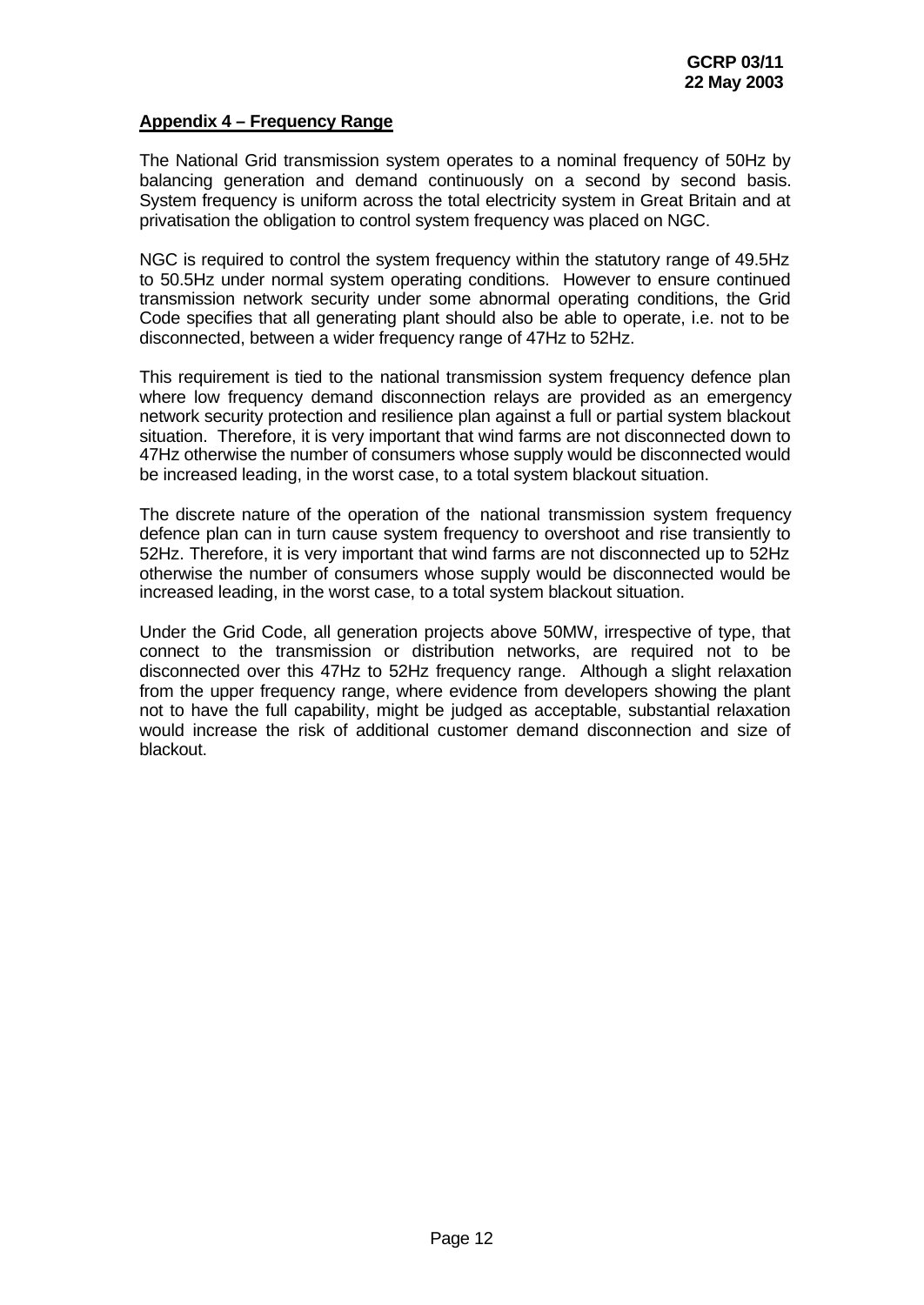## Appendix 4 – Frequency Range

The National Grid transmission system operates to a nominal frequency of 50Hz by balancing generation and demand continuously on a second by second basis. System frequency is uniform across the total electricity system in Great Britain and at privatisation the obligation to control system frequency was placed on NGC.

NGC is required to control the system frequency within the statutory range of 49.5Hz to 50.5Hz under normal system operating conditions. However to ensure continued transmission network security under some abnormal operating conditions, the Grid Code specifies that all generating plant should also be able to operate, i.e. not to be disconnected, between a wider frequency range of 47Hz to 52Hz.

This requirement is tied to the national transmission system frequency defence plan where low frequency demand disconnection relays are provided as an emergency network security protection and resilience plan against a full or partial system blackout situation. Therefore, it is very important that wind farms are not disconnected down to 47Hz otherwise the number of consumers whose supply would be disconnected would be increased leading, in the worst case, to a total system blackout situation.

The discrete nature of the operation of the national transmission system frequency defence plan can in turn cause system frequency to overshoot and rise transiently to 52Hz. Therefore, it is very important that wind farms are not disconnected up to 52Hz otherwise the number of consumers whose supply would be disconnected would be increased leading, in the worst case, to a total system blackout situation.

Under the Grid Code, all generation projects above 50MW, irrespective of type, that connect to the transmission or distribution networks, are required not to be disconnected over this 47Hz to 52Hz frequency range. Although a slight relaxation from the upper frequency range, where evidence from developers showing the plant not to have the full capability, might be judged as acceptable, substantial relaxation would increase the risk of additional customer demand disconnection and size of blackout.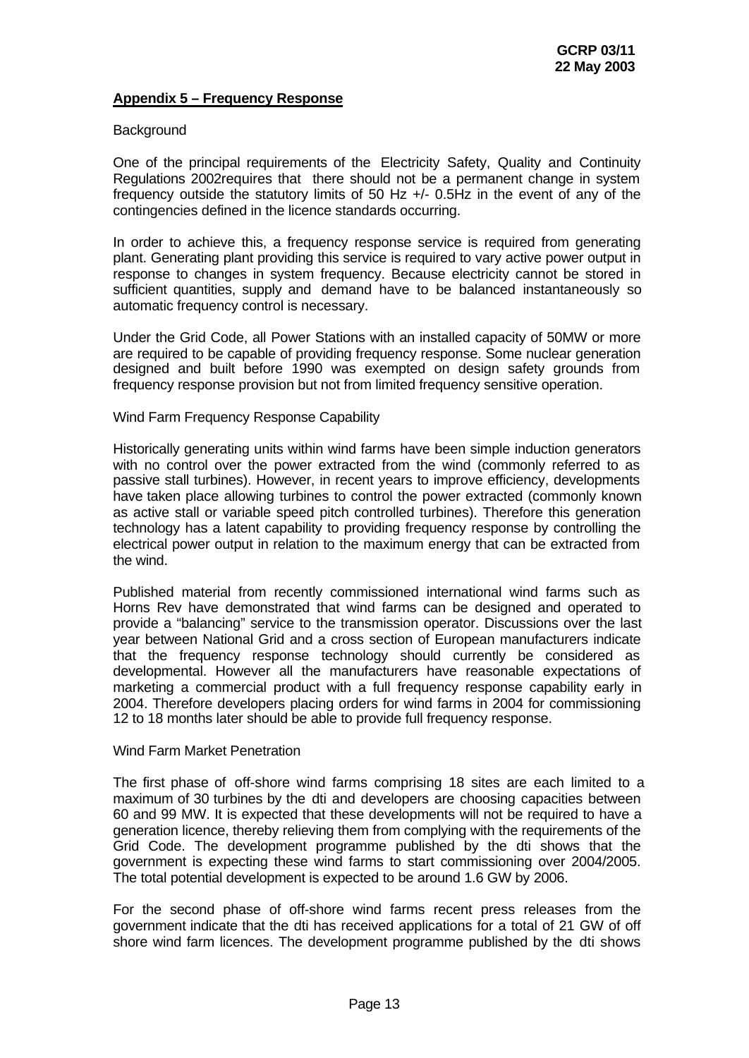## Appendix 5 – Frequency Response

Background

One of the principal requirements of the Electricity Safety, Quality and Continuity Regulations 2002requires that there should not be a permanent change in system frequency outside the statutory limits of 50 Hz +/- 0.5Hz in the event of any of the contingencies defined in the licence standards occurring.

In order to achieve this, a frequency response service is required from generating plant. Generating plant providing this service is required to vary active power output in response to changes in system frequency. Because electricity cannot be stored in sufficient quantities, supply and demand have to be balanced instantaneously so automatic frequency control is necessary.

Under the Grid Code, all Power Stations with an installed capacity of 50MW or more are required to be capable of providing frequency response. Some nuclear generation designed and built before 1990 was exempted on design safety grounds from frequency response provision but not from limited frequency sensitive operation.

Wind Farm Frequency Response Capability

Historically generating units within wind farms have been simple induction generators with no control over the power extracted from the wind (commonly referred to as passive stall turbines). However, in recent years to improve efficiency, developments have taken place allowing turbines to control the power extracted (commonly known as active stall or variable speed pitch controlled turbines). Therefore this generation technology has a latent capability to providing frequency response by controlling the electrical power output in relation to the maximum energy that can be extracted from the wind.

Published material from recently commissioned international wind farms such as Horns Rev have demonstrated that wind farms can be designed and operated to provide a "balancing" service to the transmission operator. Discussions over the last year between National Grid and a cross section of European manufacturers indicate that the frequency response technology should currently be considered as developmental. However all the manufacturers have reasonable expectations of marketing a commercial product with a full frequency response capability early in 2004. Therefore developers placing orders for wind farms in 2004 for commissioning 12 to 18 months later should be able to provide full frequency response.

Wind Farm Market Penetration

The first phase of off-shore wind farms comprising 18 sites are each limited to a maximum of 30 turbines by the dti and developers are choosing capacities between 60 and 99 MW. It is expected that these developments will not be required to have a generation licence, thereby relieving them from complying with the requirements of the Grid Code. The development programme published by the dti shows that the government is expecting these wind farms to start commissioning over 2004/2005. The total potential development is expected to be around 1.6 GW by 2006.

For the second phase of off-shore wind farms recent press releases from the government indicate that the dti has received applications for a total of 21 GW of off shore wind farm licences. The development programme published by the dti shows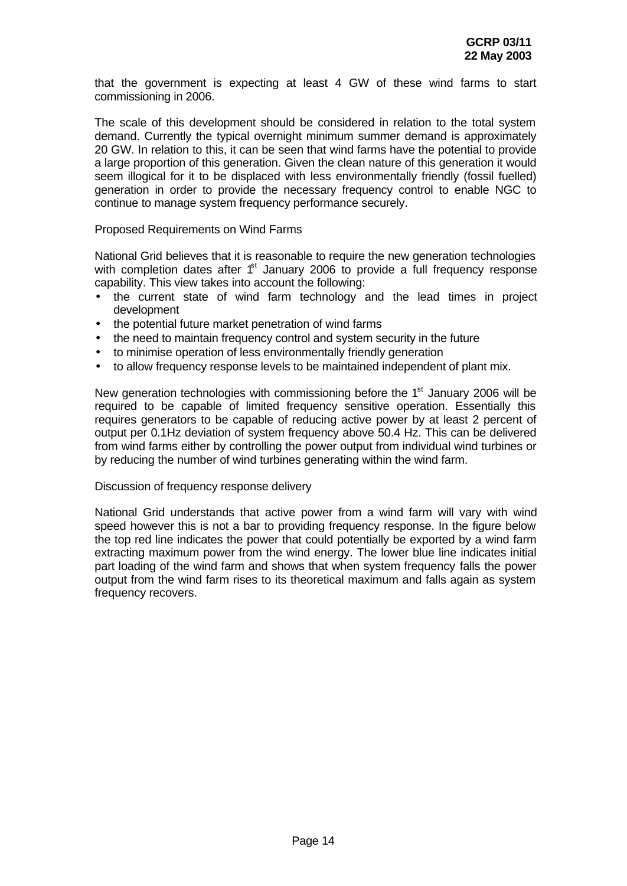that the government is expecting at least 4 GW of these wind farms to start commissioning in 2006.

The scale of this development should be considered in relation to the total system demand. Currently the typical overnight minimum summer demand is approximately 20 GW. In relation to this, it can be seen that wind farms have the potential to provide a large proportion of this generation. Given the clean nature of this generation it would seem illogical for it to be displaced with less environmentally friendly (fossil fuelled) generation in order to provide the necessary frequency control to enable NGC to continue to manage system frequency performance securely.

Proposed Requirements on Wind Farms

National Grid believes that it is reasonable to require the new generation technologies with completion dates after 1st January 2006 to provide a full frequency response capability. This view takes into account the following:

- the current state of wind farm technology and the lead times in project development
- the potential future market penetration of wind farms
- the need to maintain frequency control and system security in the future
- to minimise operation of less environmentally friendly generation
- to allow frequency response levels to be maintained independent of plant mix.

New generation technologies with commissioning before the 1st January 2006 will be required to be capable of limited frequency sensitive operation. Essentially this requires generators to be capable of reducing active power by at least 2 percent of output per 0.1Hz deviation of system frequency above 50.4 Hz. This can be delivered from wind farms either by controlling the power output from individual wind turbines or by reducing the number of wind turbines generating within the wind farm.

Discussion of frequency response delivery

National Grid understands that active power from a wind farm will vary with wind speed however this is not a bar to providing frequency response. In the figure below the top red line indicates the power that could potentially be exported by a wind farm extracting maximum power from the wind energy. The lower blue line indicates initial part loading of the wind farm and shows that when system frequency falls the power output from the wind farm rises to its theoretical maximum and falls again as system frequency recovers.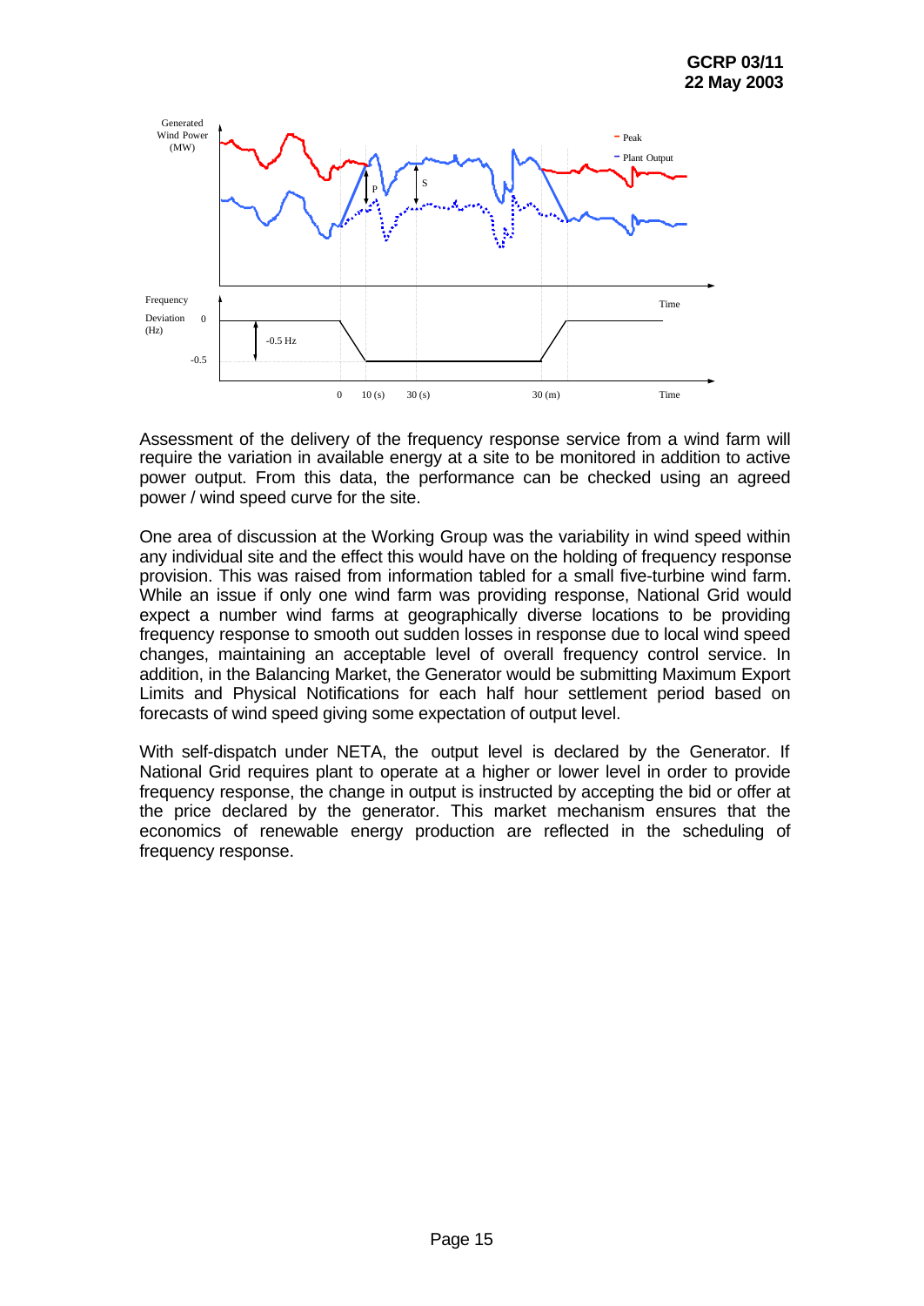Assessment of the delivery of the frequency response service from a wind farm will require the variation in available energy at a site to be monitored in addition to active power output. From this data, the performance can be checked using an agreed power / wind speed curve for the site.

One area of discussion at the Working Group was the variability in wind speed within any individual site and the effect this would have on the holding of frequency response provision. This was raised from information tabled for a small five-turbine wind farm. While an issue if only one wind farm was providing response, National Grid would expect a number wind farms at geographically diverse locations to be providing frequency response to smooth out sudden losses in response due to local wind speed changes, maintaining an acceptable level of overall frequency control service. In addition, in the Balancing Market, the Generator would be submitting Maximum Export Limits and Physical Notifications for each half hour settlement period based on forecasts of wind speed giving some expectation of output level.

With self-dispatch under NETA, the output level is declared by the Generator. If National Grid requires plant to operate at a higher or lower level in order to provide frequency response, the change in output is instructed by accepting the bid or offer at the price declared by the generator. This market mechanism ensures that the economics of renewable energy production are reflected in the scheduling of frequency response.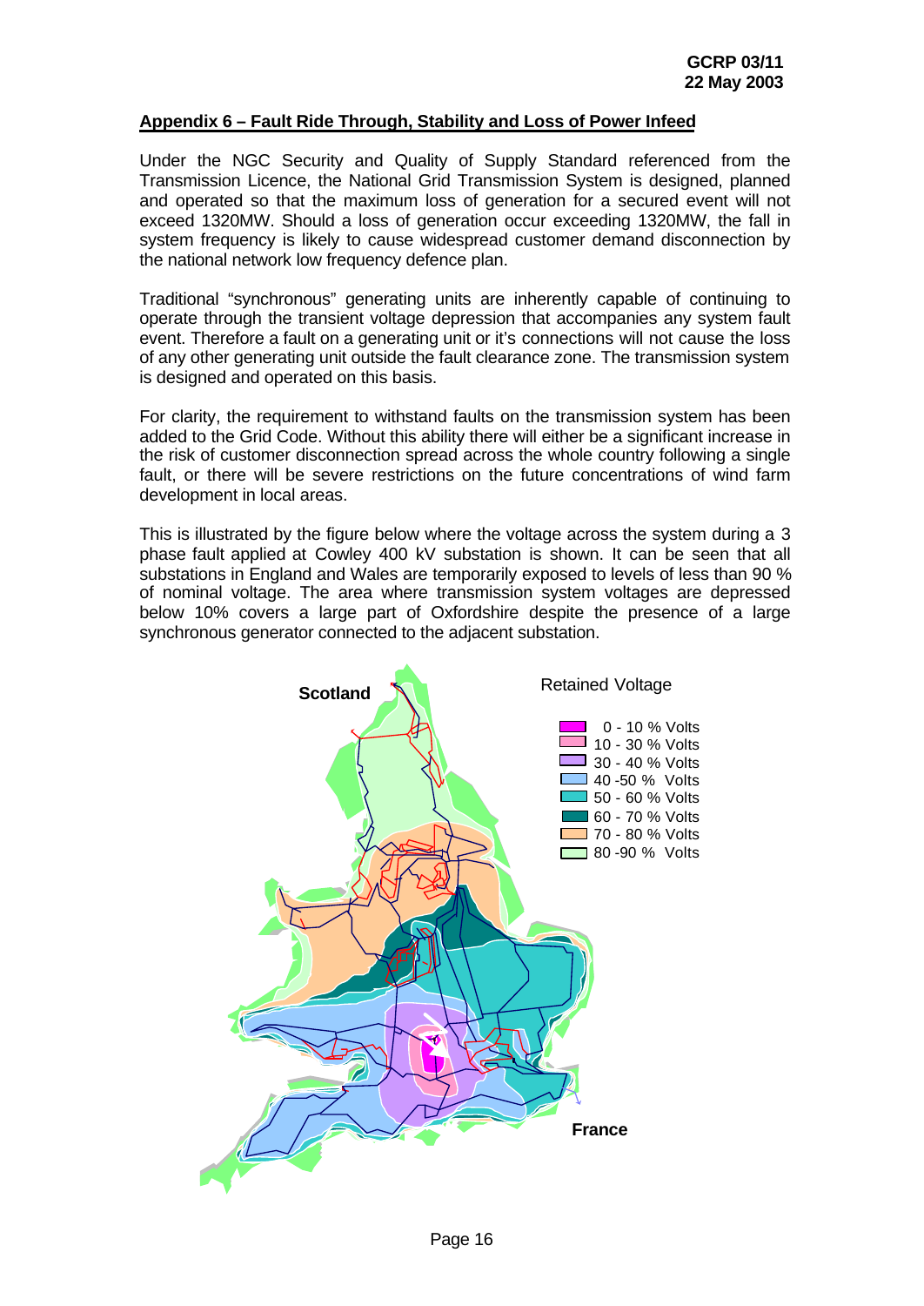## Appendix 6 – Fault Ride Through, Stability and Loss of Power Infeed

Under the NGC Security and Quality of Supply Standard referenced from the Transmission Licence, the National Grid Transmission System is designed, planned and operated so that the maximum loss of generation for a secured event will not exceed 1320MW. Should a loss of generation occur exceeding 1320MW, the fall in system frequency is likely to cause widespread customer demand disconnection by the national network low frequency defence plan.

Traditional "synchronous" generating units are inherently capable of continuing to operate through the transient voltage depression that accompanies any system fault event. Therefore a fault on a generating unit or it's connections will not cause the loss of any other generating unit outside the fault clearance zone. The transmission system is designed and operated on this basis.

For clarity, the requirement to withstand faults on the transmission system has been added to the Grid Code. Without this ability there will either be a significant increase in the risk of customer disconnection spread across the whole country following a single fault, or there will be severe restrictions on the future concentrations of wind farm development in local areas.

This is illustrated by the figure below where the voltage across the system during a 3 phase fault applied at Cowley 400 kV substation is shown. It can be seen that all substations in England and Wales are temporarily exposed to levels of less than 90 % of nominal voltage. The area where transmission system voltages are depressed below 10% covers a large part of Oxfordshire despite the presence of a large synchronous generator connected to the adjacent substation.

Scotland

Retained Voltage

- 0 - 10 % Volts
- 10 - 30 % Volts
- 30 - 40 % Volts
- 40 -50 % Volts
- 50 - 60 % Volts
- 60 - 70 % Volts
- 70 - 80 % Volts
- 80 -90 % Volts

France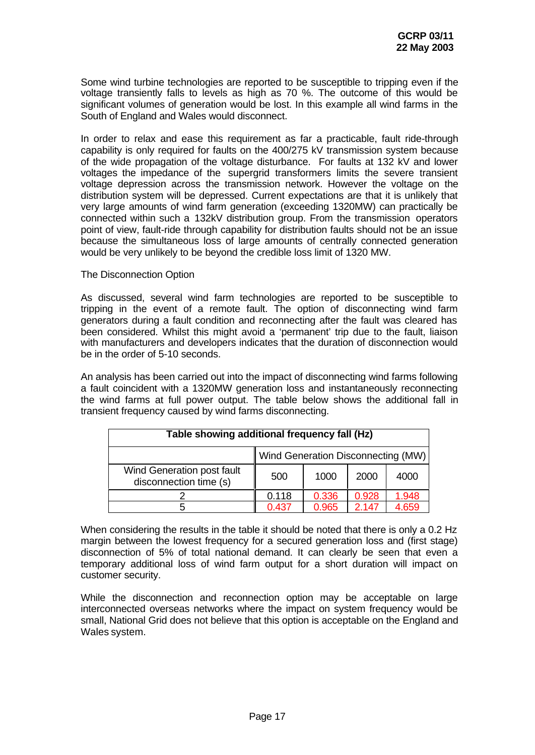Some wind turbine technologies are reported to be susceptible to tripping even if the voltage transiently falls to levels as high as 70 %. The outcome of this would be significant volumes of generation would be lost. In this example all wind farms in the South of England and Wales would disconnect.

In order to relax and ease this requirement as far a practicable, fault ride-through capability is only required for faults on the 400/275 kV transmission system because of the wide propagation of the voltage disturbance. For faults at 132 kV and lower voltages the impedance of the supergrid transformers limits the severe transient voltage depression across the transmission network. However the voltage on the distribution system will be depressed. Current expectations are that it is unlikely that very large amounts of wind farm generation (exceeding 1320MW) can practically be connected within such a 132kV distribution group. From the transmission operators point of view, fault-ride through capability for distribution faults should not be an issue because the simultaneous loss of large amounts of centrally connected generation would be very unlikely to be beyond the credible loss limit of 1320 MW.

The Disconnection Option

As discussed, several wind farm technologies are reported to be susceptible to tripping in the event of a remote fault. The option of disconnecting wind farm generators during a fault condition and reconnecting after the fault was cleared has been considered. Whilst this might avoid a 'permanent' trip due to the fault, liaison with manufacturers and developers indicates that the duration of disconnection would be in the order of 5-10 seconds.

An analysis has been carried out into the impact of disconnecting wind farms following a fault coincident with a 1320MW generation loss and instantaneously reconnecting the wind farms at full power output. The table below shows the additional fall in transient frequency caused by wind farms disconnecting.

| Table showing additional frequency fall (Hz) | | | | |
|---|---|---|---|---|
| | Wind Generation Disconnecting (MW) | | | |
| Wind Generation post fault disconnection time (s) | 500 | 1000 | 2000 | 4000 |
| 2 | 0.118 | 0.336 | 0.928 | 1.948 |
| 5 | 0.437 | 0.965 | 2.147 | 4.659 |

When considering the results in the table it should be noted that there is only a 0.2 Hz margin between the lowest frequency for a secured generation loss and (first stage) disconnection of 5% of total national demand. It can clearly be seen that even a temporary additional loss of wind farm output for a short duration will impact on customer security.

While the disconnection and reconnection option may be acceptable on large interconnected overseas networks where the impact on system frequency would be small, National Grid does not believe that this option is acceptable on the England and Wales system.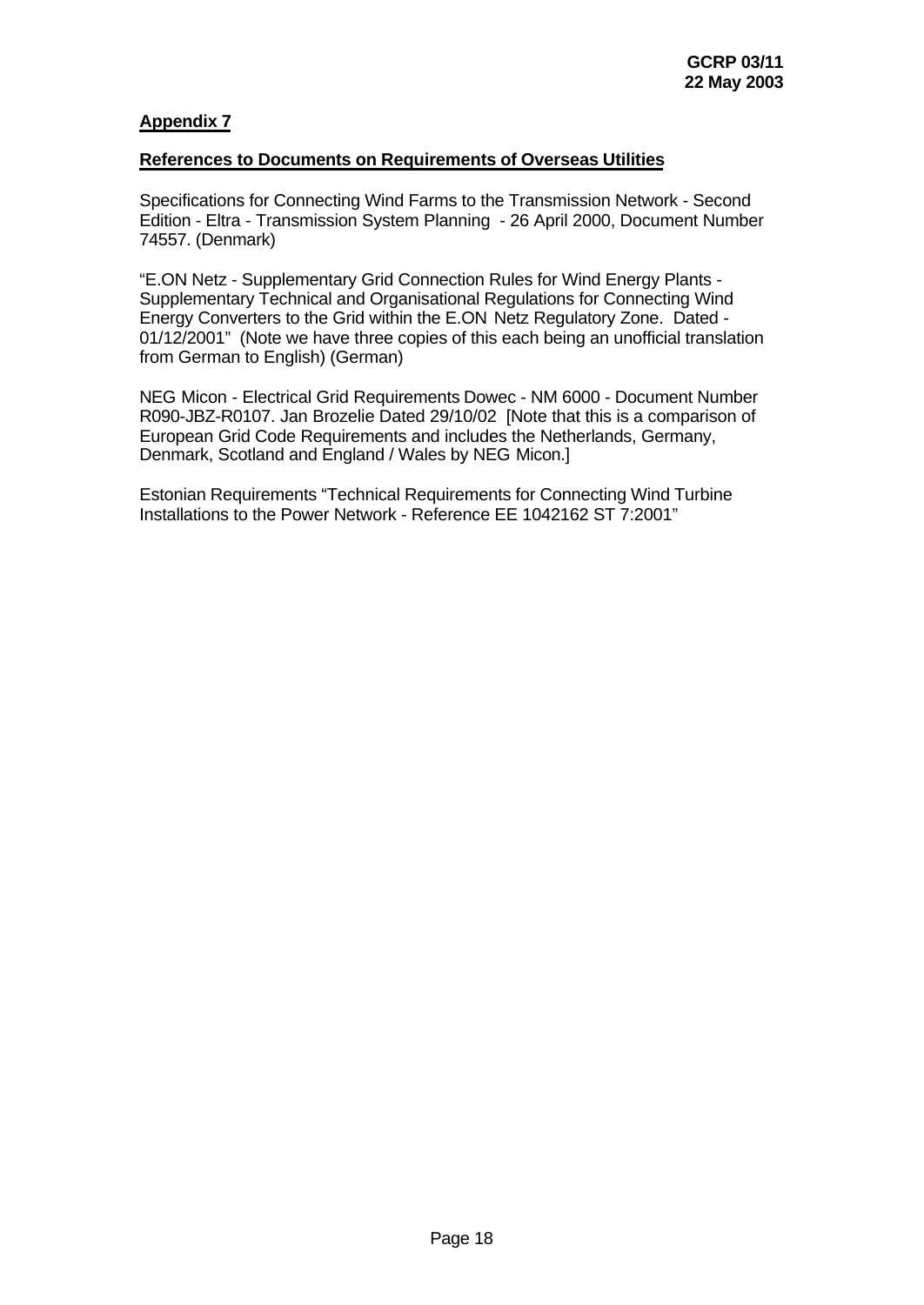## Appendix 7

### References to Documents on Requirements of Overseas Utilities

Specifications for Connecting Wind Farms to the Transmission Network - Second Edition - Eltra - Transmission System Planning - 26 April 2000, Document Number 74557. (Denmark)

"E.ON Netz - Supplementary Grid Connection Rules for Wind Energy Plants - Supplementary Technical and Organisational Regulations for Connecting Wind Energy Converters to the Grid within the E.ON Netz Regulatory Zone. Dated - 01/12/2001" (Note we have three copies of this each being an unofficial translation from German to English) (German)

NEG Micon - Electrical Grid Requirements Dowec - NM 6000 - Document Number R090-JBZ-R0107. Jan Brozelie Dated 29/10/02 [Note that this is a comparison of European Grid Code Requirements and includes the Netherlands, Germany, Denmark, Scotland and England / Wales by NEG Micon.]

Estonian Requirements "Technical Requirements for Connecting Wind Turbine Installations to the Power Network - Reference EE 1042162 ST 7:2001"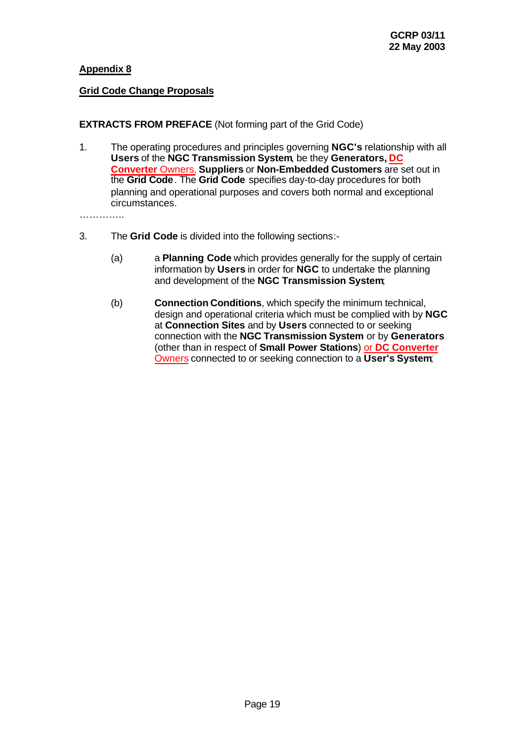**Appendix 8**

**Grid Code Change Proposals**

**EXTRACTS FROM PREFACE** (Not forming part of the Grid Code)

1. The operating procedures and principles governing **NGC's** relationship with all **Users** of the **NGC Transmission System**, be they **Generators, DC Converter** Owners, **Suppliers** or **Non-Embedded Customers** are set out in the **Grid Code**. The **Grid Code** specifies day-to-day procedures for both planning and operational purposes and covers both normal and exceptional circumstances.

…………..

3. The **Grid Code** is divided into the following sections:-

   (a) a **Planning Code** which provides generally for the supply of certain information by **Users** in order for **NGC** to undertake the planning and development of the **NGC Transmission System**;

   (b) **Connection Conditions**, which specify the minimum technical, design and operational criteria which must be complied with by **NGC** at **Connection Sites** and by **Users** connected to or seeking connection with the **NGC Transmission System** or by **Generators** (other than in respect of **Small Power Stations**) or **DC Converter** Owners connected to or seeking connection to a **User's System**;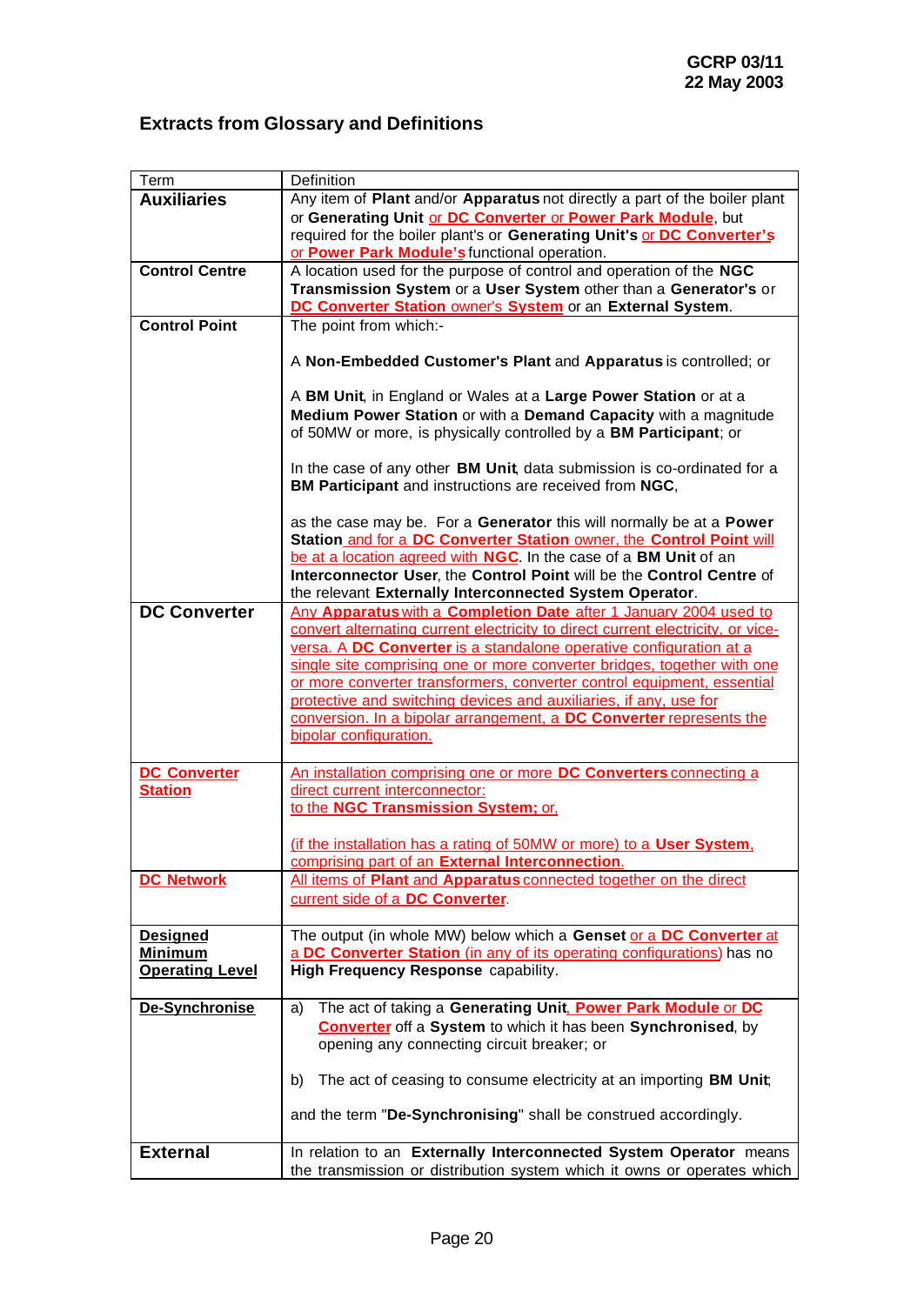## Extracts from Glossary and Definitions

| Term | Definition |
|---|---|
| **Auxiliaries** | Any item of **Plant** and/or **Apparatus** not directly a part of the boiler plant or **Generating Unit** or **DC Converter** or **Power Park Module**, but required for the boiler plant's or **Generating Unit's** or **DC Converter's** or **Power Park Module's** functional operation. |
| **Control Centre** | A location used for the purpose of control and operation of the **NGC Transmission System** or a **User System** other than a **Generator's** or **DC Converter Station** owner's **System** or an **External System**. |
| **Control Point** | The point from which:-<br><br>A **Non-Embedded Customer's Plant** and **Apparatus** is controlled; or<br><br>A **BM Unit**, in England or Wales at a **Large Power Station** or at a **Medium Power Station** or with a **Demand Capacity** with a magnitude of 50MW or more, is physically controlled by a **BM Participant**; or<br><br>In the case of any other **BM Unit**, data submission is co-ordinated for a **BM Participant** and instructions are received from **NGC**,<br><br>as the case may be. For a **Generator** this will normally be at a **Power Station** and for a **DC Converter Station** owner, the **Control Point** will be at a location agreed with **NGC**. In the case of a **BM Unit** of an **Interconnector User**, the **Control Point** will be the **Control Centre** of the relevant **Externally Interconnected System Operator**. |
| **DC Converter** | Any **Apparatus** with a **Completion Date** after 1 January 2004 used to convert alternating current electricity to direct current electricity, or vice-versa. A **DC Converter** is a standalone operative configuration at a single site comprising one or more converter bridges, together with one or more converter transformers, converter control equipment, essential protective and switching devices and auxiliaries, if any, use for conversion. In a bipolar arrangement, a **DC Converter** represents the bipolar configuration. |
| **DC Converter Station** | An installation comprising one or more **DC Converters** connecting a direct current interconnector:<br>to the **NGC Transmission System**; or,<br><br>(if the installation has a rating of 50MW or more) to a **User System**, comprising part of an **External Interconnection**. |
| **DC Network** | All items of **Plant** and **Apparatus** connected together on the direct current side of a **DC Converter**. |
| **Designed Minimum Operating Level** | The output (in whole MW) below which a **Genset** or a **DC Converter** at a **DC Converter Station** (in any of its operating configurations) has no **High Frequency Response** capability. |
| **De-Synchronise** | a) The act of taking a **Generating Unit**, **Power Park Module** or **DC Converter** off a **System** to which it has been **Synchronised**, by opening any connecting circuit breaker; or<br><br>b) The act of ceasing to consume electricity at an importing **BM Unit**;<br><br>and the term "**De-Synchronising**" shall be construed accordingly. |
| **External** | In relation to an **Externally Interconnected System Operator** means the transmission or distribution system which it owns or operates which |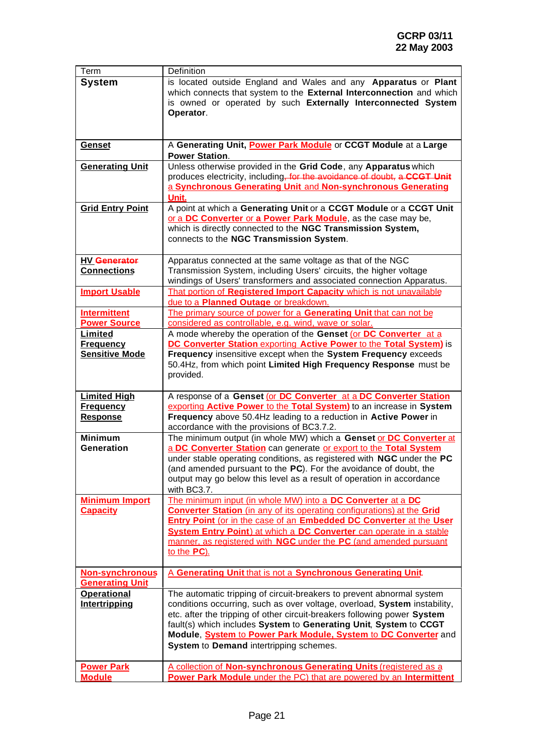| Term | Definition |
|---|---|
| **System** | is located outside England and Wales and any **Apparatus** or **Plant** which connects that system to the **External Interconnection** and which is owned or operated by such **Externally Interconnected System Operator**. |
| **Genset** | A **Generating Unit, Power Park Module** or **CCGT Module** at a **Large Power Station**. |
| **Generating Unit** | Unless otherwise provided in the **Grid Code**, any **Apparatus** which produces electricity, including~~, for the avoidance of doubt, a **CCGT Unit**~~ a **Synchronous Generating Unit** and **Non-synchronous Generating Unit.** |
| **Grid Entry Point** | A point at which a **Generating Unit** or a **CCGT Module** or a **CCGT Unit** or a **DC Converter** or a **Power Park Module**, as the case may be, which is directly connected to the **NGC Transmission System,** connects to the **NGC Transmission System**. |
| **HV ~~Generator~~ Connections** | Apparatus connected at the same voltage as that of the NGC Transmission System, including Users' circuits, the higher voltage windings of Users' transformers and associated connection Apparatus. |
| **Import Usable** | That portion of **Registered Import Capacity** which is not unavailable due to a **Planned Outage** or breakdown. |
| **Intermittent Power Source** | The primary source of power for a **Generating Unit** that can not be considered as controllable, e.g. wind, wave or solar. |
| **Limited Frequency Sensitive Mode** | A mode whereby the operation of the **Genset** (or **DC Converter** at a **DC Converter Station** exporting **Active Power** to the **Total System**) is **Frequency** insensitive except when the **System Frequency** exceeds 50.4Hz, from which point **Limited High Frequency Response** must be provided. |
| **Limited High Frequency Response** | A response of a **Genset** (or **DC Converter** at a **DC Converter Station** exporting **Active Power** to the **Total System**) to an increase in **System Frequency** above 50.4Hz leading to a reduction in **Active Power** in accordance with the provisions of BC3.7.2. |
| **Minimum Generation** | The minimum output (in whole MW) which a **Genset** or **DC Converter** at a **DC Converter Station** can generate or export to the **Total System** under stable operating conditions, as registered with **NGC** under the **PC** (and amended pursuant to the **PC**). For the avoidance of doubt, the output may go below this level as a result of operation in accordance with BC3.7. |
| **Minimum Import Capacity** | The minimum input (in whole MW) into a **DC Converter** at a **DC Converter Station** (in any of its operating configurations) at the **Grid Entry Point** (or in the case of an **Embedded DC Converter** at the **User System Entry Point**) at which a **DC Converter** can operate in a stable manner, as registered with **NGC** under the **PC** (and amended pursuant to the **PC**). |
| **Non-synchronous Generating Unit** | A **Generating Unit** that is not a **Synchronous Generating Unit**. |
| **Operational Intertripping** | The automatic tripping of circuit-breakers to prevent abnormal system conditions occurring, such as over voltage, overload, **System** instability, etc. after the tripping of other circuit-breakers following power **System** fault(s) which includes **System** to **Generating Unit**, **System** to **CCGT Module**, **System** to **Power Park Module, System** to **DC Converter** and **System** to **Demand** intertripping schemes. |
| **Power Park Module** | A collection of **Non-synchronous Generating Units** (registered as a **Power Park Module** under the PC) that are powered by an **Intermittent** |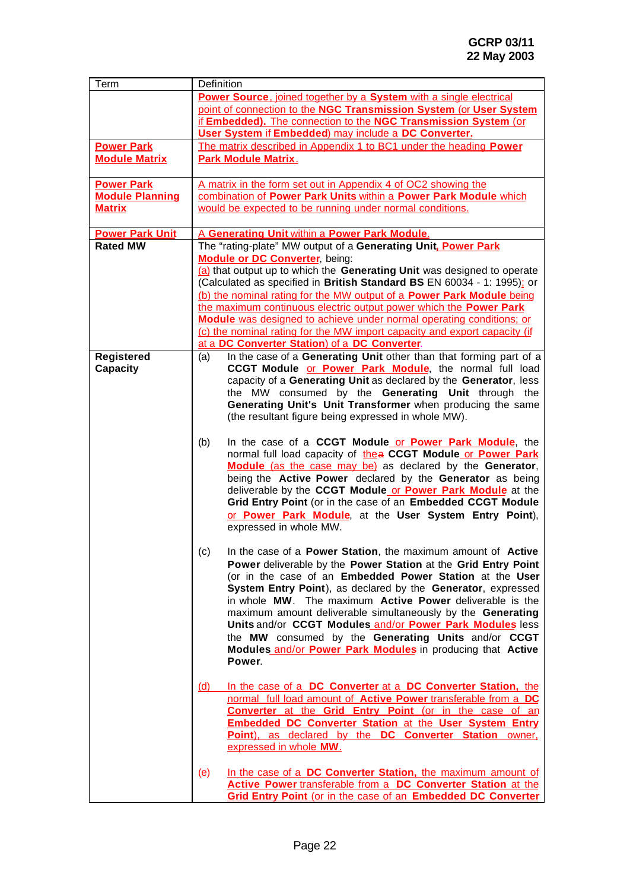| Term | Definition |
|---|---|
| | **Power Source**, joined together by a **System** with a single electrical point of connection to the **NGC Transmission System** (or **User System** if **Embedded). The connection to the **NGC Transmission System** (or **User System** if **Embedded**) may include a **DC Converter.** |
| **Power Park Module Matrix** | The matrix described in Appendix 1 to BC1 under the heading **Power Park Module Matrix**. |
| **Power Park Module Planning Matrix** | A matrix in the form set out in Appendix 4 of OC2 showing the combination of **Power Park Units** within a **Power Park Module** which would be expected to be running under normal conditions. |
| **Power Park Unit** | A **Generating Unit** within a **Power Park Module**. |
| **Rated MW** | The "rating-plate" MW output of a **Generating Unit**, **Power Park Module or DC Converter**, being:<br>(a) that output up to which the **Generating Unit** was designed to operate (Calculated as specified in **British Standard BS** EN 60034 - 1: 1995); or<br>(b) the nominal rating for the MW output of a **Power Park Module** being the maximum continuous electric output power which the **Power Park Module** was designed to achieve under normal operating conditions; or<br>(c) the nominal rating for the MW import capacity and export capacity (if at a **DC Converter Station**) of a **DC Converter**. |
| **Registered Capacity** | (a) In the case of a **Generating Unit** other than that forming part of a **CCGT Module** or **Power Park Module**, the normal full load capacity of a **Generating Unit** as declared by the **Generator**, less the MW consumed by the **Generating Unit** through the **Generating Unit's Unit Transformer** when producing the same (the resultant figure being expressed in whole MW).<br><br>(b) In the case of a **CCGT Module** or **Power Park Module**, the normal full load capacity of thea **CCGT Module** or **Power Park Module** (as the case may be) as declared by the **Generator**, being the **Active Power** declared by the **Generator** as being deliverable by the **CCGT Module** or **Power Park Module** at the **Grid Entry Point** (or in the case of an **Embedded CCGT Module** or **Power Park Module**, at the **User System Entry Point**), expressed in whole MW.<br><br>(c) In the case of a **Power Station**, the maximum amount of **Active Power** deliverable by the **Power Station** at the **Grid Entry Point** (or in the case of an **Embedded Power Station** at the **User System Entry Point**), as declared by the **Generator**, expressed in whole **MW**. The maximum **Active Power** deliverable is the maximum amount deliverable simultaneously by the **Generating Units** and/or **CCGT Modules** and/or **Power Park Modules** less the **MW** consumed by the **Generating Units** and/or **CCGT Modules** and/or **Power Park Modules** in producing that **Active Power**.<br><br>(d) In the case of a **DC Converter** at a **DC Converter Station,** the normal full load amount of **Active Power** transferable from a **DC Converter** at the **Grid Entry Point** (or in the case of an **Embedded DC Converter Station** at the **User System Entry Point**), as declared by the **DC Converter Station** owner, expressed in whole **MW**.<br><br>(e) In the case of a **DC Converter Station,** the maximum amount of **Active Power** transferable from a **DC Converter Station** at the **Grid Entry Point** (or in the case of an **Embedded DC Converter** |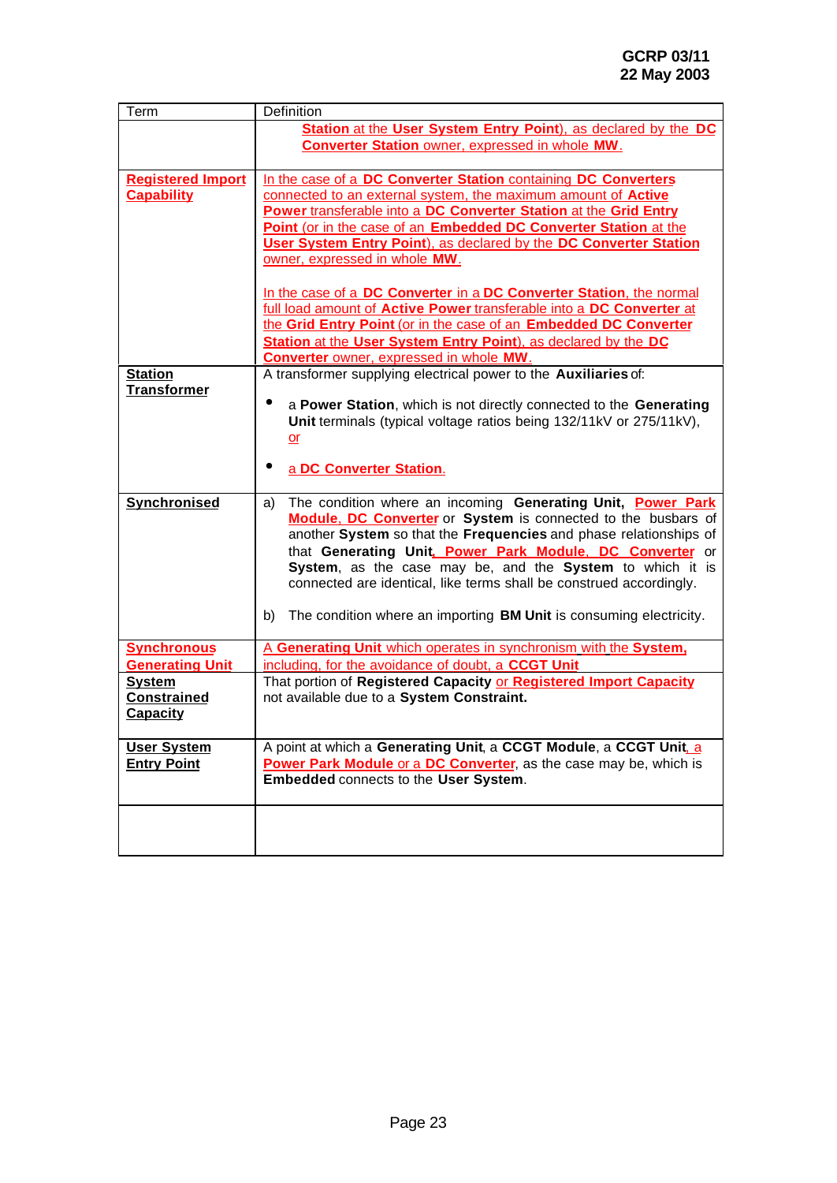| Term | Definition |
|---|---|
| | **Station** at the **User System Entry Point**), as declared by the **DC Converter Station** owner, expressed in whole **MW**. |
| **Registered Import Capability** | In the case of a **DC Converter Station** containing **DC Converters** connected to an external system, the maximum amount of **Active Power** transferable into a **DC Converter Station** at the **Grid Entry Point** (or in the case of an **Embedded DC Converter Station** at the **User System Entry Point**), as declared by the **DC Converter Station** owner, expressed in whole **MW**.<br><br>In the case of a **DC Converter** in a **DC Converter Station**, the normal full load amount of **Active Power** transferable into a **DC Converter** at the **Grid Entry Point** (or in the case of an **Embedded DC Converter Station** at the **User System Entry Point**), as declared by the **DC Converter** owner, expressed in whole **MW**. |
| **Station Transformer** | A transformer supplying electrical power to the **Auxiliaries** of:<br><br>• a **Power Station**, which is not directly connected to the **Generating Unit** terminals (typical voltage ratios being 132/11kV or 275/11kV), or<br><br>• a **DC Converter Station**. |
| **Synchronised** | a) The condition where an incoming **Generating Unit**, **Power Park Module**, **DC Converter** or **System** is connected to the busbars of another **System** so that the **Frequencies** and phase relationships of that **Generating Unit**, **Power Park Module**, **DC Converter** or **System**, as the case may be, and the **System** to which it is connected are identical, like terms shall be construed accordingly.<br><br>b) The condition where an importing **BM Unit** is consuming electricity. |
| **Synchronous Generating Unit** | A **Generating Unit** which operates in synchronism with the **System**, including, for the avoidance of doubt, a **CCGT Unit** |
| **System Constrained Capacity** | That portion of **Registered Capacity** or **Registered Import Capacity** not available due to a **System Constraint.** |
| **User System Entry Point** | A point at which a **Generating Unit**, a **CCGT Module**, a **CCGT Unit**, a **Power Park Module** or a **DC Converter**, as the case may be, which is **Embedded** connects to the **User System**. |
| | |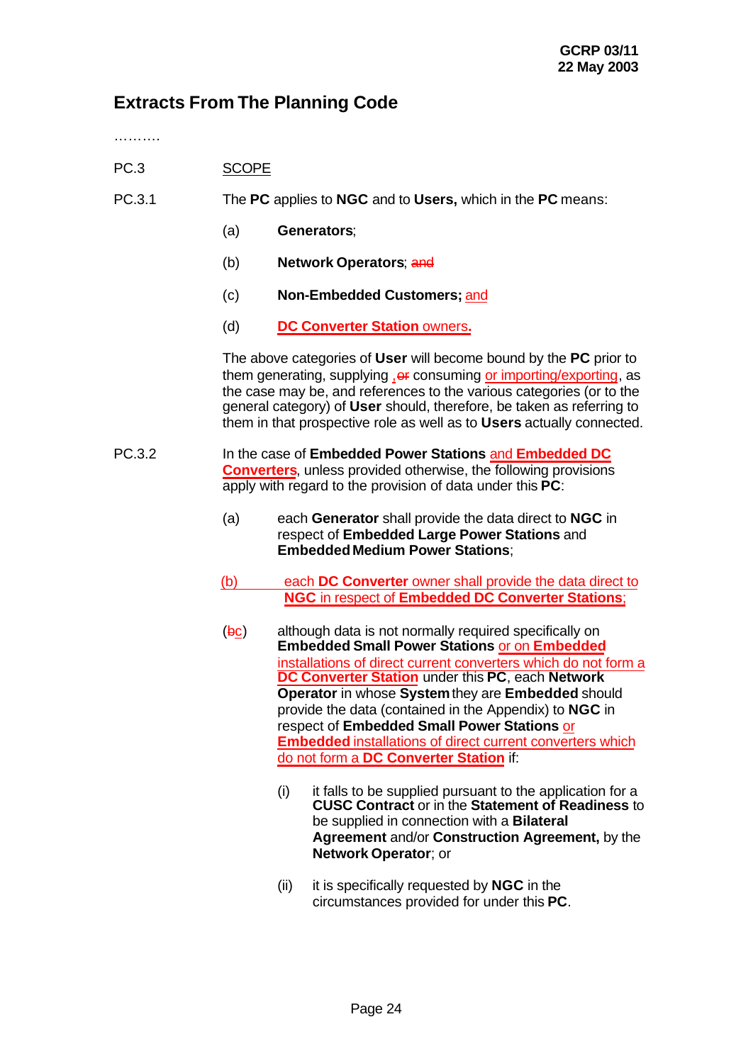**GCRP 03/11**
**22 May 2003**

## Extracts From The Planning Code

……….

PC.3 SCOPE

PC.3.1 The **PC** applies to **NGC** and to **Users,** which in the **PC** means:

(a) **Generators**;

(b) **Network Operators**; ~~and~~

(c) **Non-Embedded Customers;** and

(d) **DC Converter Station** owners**.**

The above categories of **User** will become bound by the **PC** prior to them generating, supplying , ~~or~~ consuming or importing/exporting, as the case may be, and references to the various categories (or to the general category) of **User** should, therefore, be taken as referring to them in that prospective role as well as to **Users** actually connected.

PC.3.2 In the case of **Embedded Power Stations** and **Embedded DC Converters**, unless provided otherwise, the following provisions apply with regard to the provision of data under this **PC**:

(a) each **Generator** shall provide the data direct to **NGC** in respect of **Embedded Large Power Stations** and **Embedded Medium Power Stations**;

(b) each **DC Converter** owner shall provide the data direct to **NGC** in respect of **Embedded DC Converter Stations**;

(~~b~~c) although data is not normally required specifically on **Embedded Small Power Stations** or on **Embedded** installations of direct current converters which do not form a **DC Converter Station** under this **PC**, each **Network Operator** in whose **System** they are **Embedded** should provide the data (contained in the Appendix) to **NGC** in respect of **Embedded Small Power Stations** or **Embedded** installations of direct current converters which do not form a **DC Converter Station** if:

(i) it falls to be supplied pursuant to the application for a **CUSC Contract** or in the **Statement of Readiness** to be supplied in connection with a **Bilateral Agreement** and/or **Construction Agreement,** by the **Network Operator**; or

(ii) it is specifically requested by **NGC** in the circumstances provided for under this **PC**.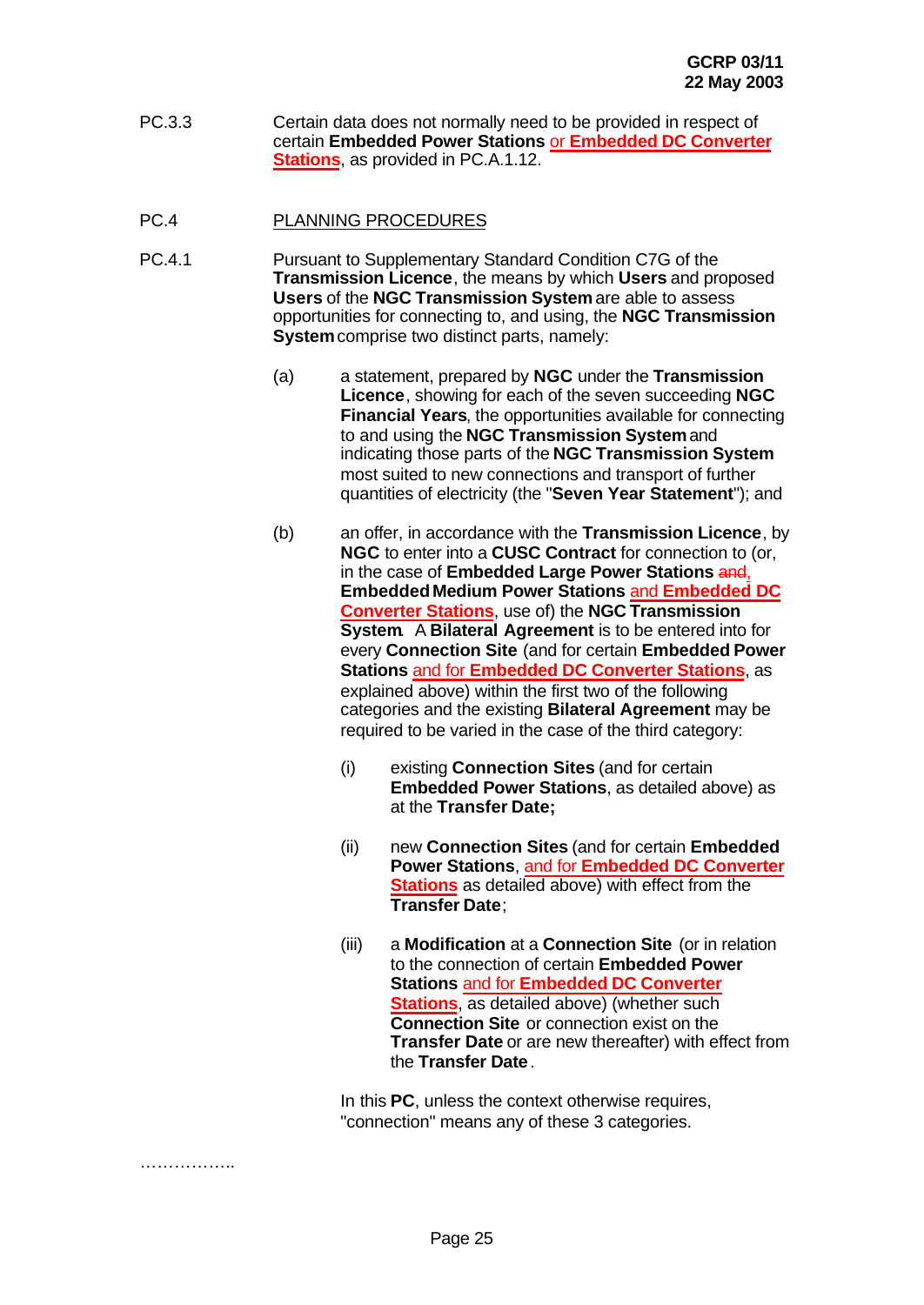PC.3.3 Certain data does not normally need to be provided in respect of certain **Embedded Power Stations** or **Embedded DC Converter Stations**, as provided in PC.A.1.12.

PC.4 PLANNING PROCEDURES

PC.4.1 Pursuant to Supplementary Standard Condition C7G of the **Transmission Licence**, the means by which **Users** and proposed **Users** of the **NGC Transmission System** are able to assess opportunities for connecting to, and using, the **NGC Transmission System** comprise two distinct parts, namely:

(a) a statement, prepared by **NGC** under the **Transmission Licence**, showing for each of the seven succeeding **NGC Financial Years**, the opportunities available for connecting to and using the **NGC Transmission System** and indicating those parts of the **NGC Transmission System** most suited to new connections and transport of further quantities of electricity (the "**Seven Year Statement**"); and

(b) an offer, in accordance with the **Transmission Licence**, by **NGC** to enter into a **CUSC Contract** for connection to (or, in the case of **Embedded Large Power Stations** ~~and~~, **Embedded Medium Power Stations** and **Embedded DC Converter Stations**, use of) the **NGC Transmission System**. A **Bilateral Agreement** is to be entered into for every **Connection Site** (and for certain **Embedded Power Stations** and for **Embedded DC Converter Stations**, as explained above) within the first two of the following categories and the existing **Bilateral Agreement** may be required to be varied in the case of the third category:

(i) existing **Connection Sites** (and for certain **Embedded Power Stations**, as detailed above) as at the **Transfer Date;**

(ii) new **Connection Sites** (and for certain **Embedded Power Stations**, and for **Embedded DC Converter Stations** as detailed above) with effect from the **Transfer Date**;

(iii) a **Modification** at a **Connection Site** (or in relation to the connection of certain **Embedded Power Stations** and for **Embedded DC Converter Stations**, as detailed above) (whether such **Connection Site** or connection exist on the **Transfer Date** or are new thereafter) with effect from the **Transfer Date**.

In this **PC**, unless the context otherwise requires, "connection" means any of these 3 categories.

……………..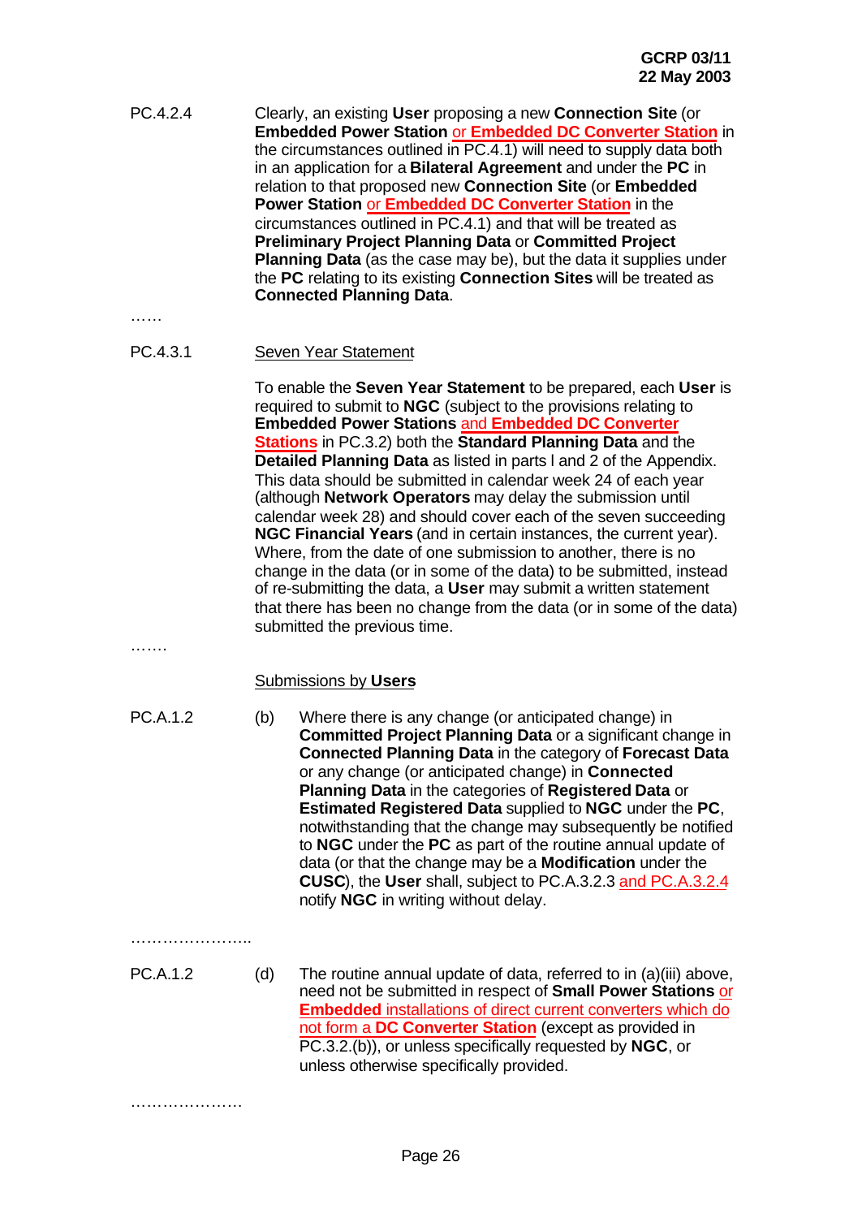PC.4.2.4 Clearly, an existing **User** proposing a new **Connection Site** (or **Embedded Power Station** or **Embedded DC Converter Station** in the circumstances outlined in PC.4.1) will need to supply data both in an application for a **Bilateral Agreement** and under the **PC** in relation to that proposed new **Connection Site** (or **Embedded Power Station** or **Embedded DC Converter Station** in the circumstances outlined in PC.4.1) and that will be treated as **Preliminary Project Planning Data** or **Committed Project Planning Data** (as the case may be), but the data it supplies under the **PC** relating to its existing **Connection Sites** will be treated as **Connected Planning Data**.

……

PC.4.3.1 Seven Year Statement

To enable the **Seven Year Statement** to be prepared, each **User** is required to submit to **NGC** (subject to the provisions relating to **Embedded Power Stations** and **Embedded DC Converter Stations** in PC.3.2) both the **Standard Planning Data** and the **Detailed Planning Data** as listed in parts I and 2 of the Appendix. This data should be submitted in calendar week 24 of each year (although **Network Operators** may delay the submission until calendar week 28) and should cover each of the seven succeeding **NGC Financial Years** (and in certain instances, the current year). Where, from the date of one submission to another, there is no change in the data (or in some of the data) to be submitted, instead of re-submitting the data, a **User** may submit a written statement that there has been no change from the data (or in some of the data) submitted the previous time.

…….

Submissions by **Users**

PC.A.1.2 (b) Where there is any change (or anticipated change) in **Committed Project Planning Data** or a significant change in **Connected Planning Data** in the category of **Forecast Data** or any change (or anticipated change) in **Connected Planning Data** in the categories of **Registered Data** or **Estimated Registered Data** supplied to **NGC** under the **PC**, notwithstanding that the change may subsequently be notified to **NGC** under the **PC** as part of the routine annual update of data (or that the change may be a **Modification** under the **CUSC**), the **User** shall, subject to PC.A.3.2.3 and PC.A.3.2.4 notify **NGC** in writing without delay.

…………………..

PC.A.1.2 (d) The routine annual update of data, referred to in (a)(iii) above, need not be submitted in respect of **Small Power Stations** or **Embedded** installations of direct current converters which do not form a **DC Converter Station** (except as provided in PC.3.2.(b)), or unless specifically requested by **NGC**, or unless otherwise specifically provided.

…………………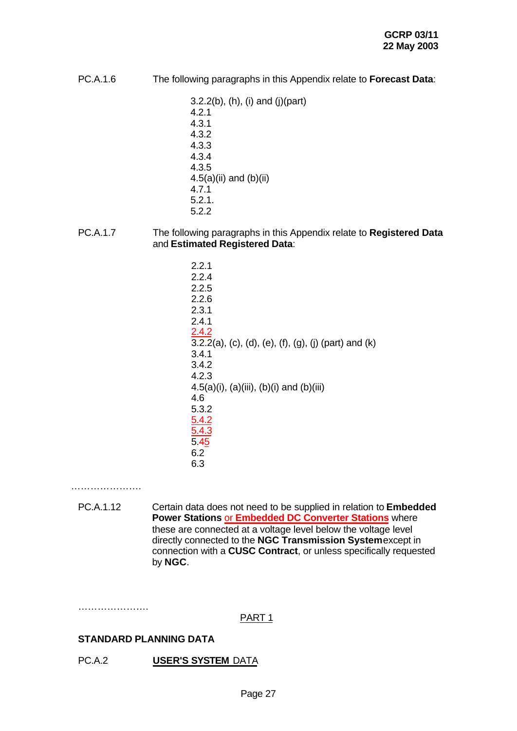PC.A.1.6 The following paragraphs in this Appendix relate to **Forecast Data**:

3.2.2(b), (h), (i) and (j)(part)
4.2.1
4.3.1
4.3.2
4.3.3
4.3.4
4.3.5
4.5(a)(ii) and (b)(ii)
4.7.1
5.2.1.
5.2.2

PC.A.1.7 The following paragraphs in this Appendix relate to **Registered Data** and **Estimated Registered Data**:

2.2.1
2.2.4
2.2.5
2.2.6
2.3.1
2.4.1
2.4.2
3.2.2(a), (c), (d), (e), (f), (g), (j) (part) and (k)
3.4.1
3.4.2
4.2.3
4.5(a)(i), (a)(iii), (b)(i) and (b)(iii)
4.6
5.3.2
5.4.2
5.4.3
5.45
6.2
6.3

…………………

PC.A.1.12 Certain data does not need to be supplied in relation to **Embedded Power Stations** or **Embedded DC Converter Stations** where these are connected at a voltage level below the voltage level directly connected to the **NGC Transmission System** except in connection with a **CUSC Contract**, or unless specifically requested by **NGC**.

…………………

PART 1

**STANDARD PLANNING DATA**

PC.A.2 **USER'S SYSTEM** DATA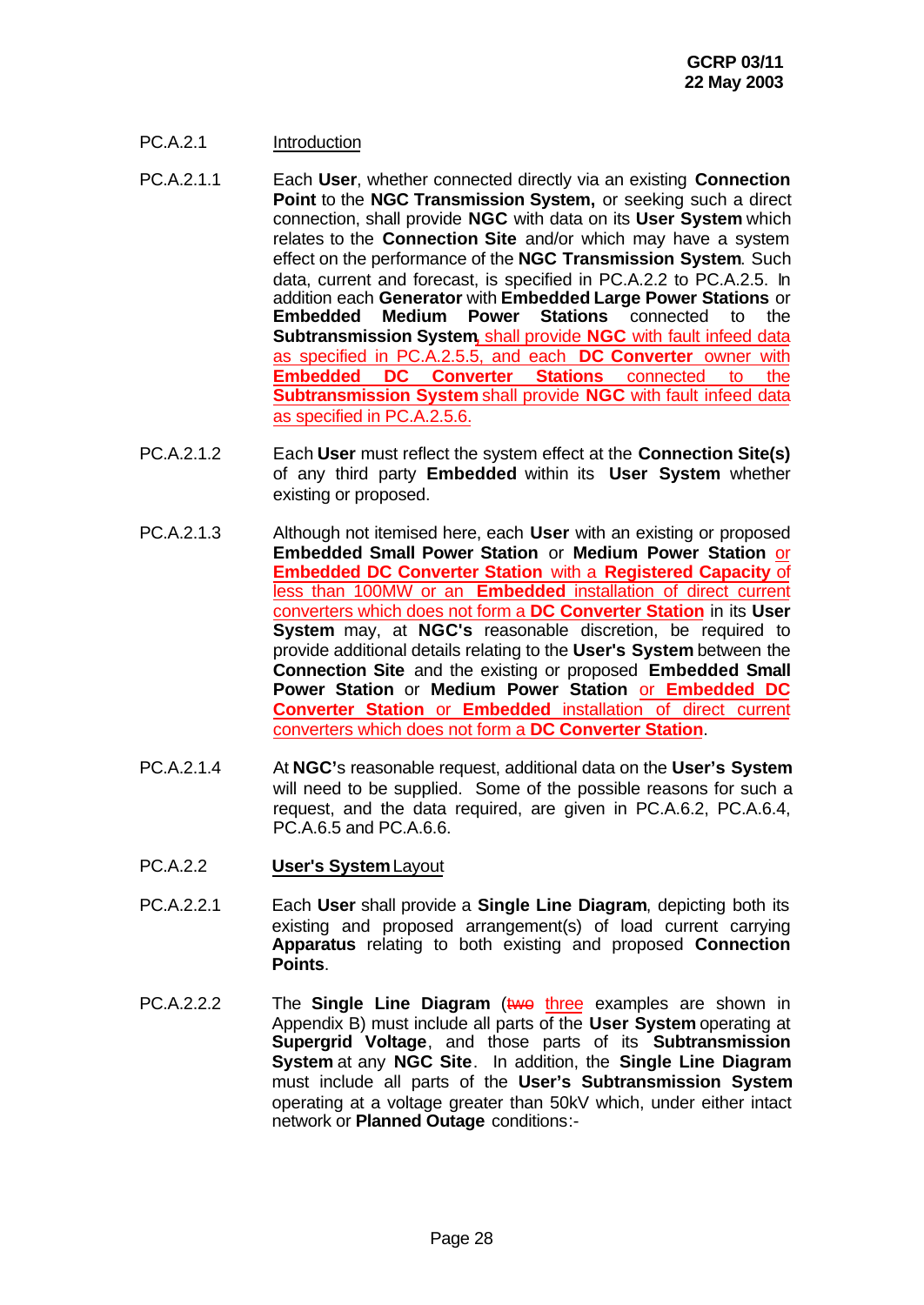PC.A.2.1 Introduction

PC.A.2.1.1 Each **User**, whether connected directly via an existing **Connection Point** to the **NGC Transmission System,** or seeking such a direct connection, shall provide **NGC** with data on its **User System** which relates to the **Connection Site** and/or which may have a system effect on the performance of the **NGC Transmission System**. Such data, current and forecast, is specified in PC.A.2.2 to PC.A.2.5. In addition each **Generator** with **Embedded Large Power Stations** or **Embedded Medium Power Stations** connected to the **Subtransmission System**, shall provide **NGC** with fault infeed data as specified in PC.A.2.5.5, and each **DC Converter** owner with **Embedded DC Converter Stations** connected to the **Subtransmission System** shall provide **NGC** with fault infeed data as specified in PC.A.2.5.6.

PC.A.2.1.2 Each **User** must reflect the system effect at the **Connection Site(s)** of any third party **Embedded** within its **User System** whether existing or proposed.

PC.A.2.1.3 Although not itemised here, each **User** with an existing or proposed **Embedded Small Power Station** or **Medium Power Station** or **Embedded DC Converter Station** with a **Registered Capacity** of less than 100MW or an **Embedded** installation of direct current converters which does not form a **DC Converter Station** in its **User System** may, at **NGC's** reasonable discretion, be required to provide additional details relating to the **User's System** between the **Connection Site** and the existing or proposed **Embedded Small Power Station** or **Medium Power Station** or **Embedded DC Converter Station** or **Embedded** installation of direct current converters which does not form a **DC Converter Station**.

PC.A.2.1.4 At **NGC's** reasonable request, additional data on the **User's System** will need to be supplied. Some of the possible reasons for such a request, and the data required, are given in PC.A.6.2, PC.A.6.4, PC.A.6.5 and PC.A.6.6.

PC.A.2.2 **User's System** Layout

PC.A.2.2.1 Each **User** shall provide a **Single Line Diagram**, depicting both its existing and proposed arrangement(s) of load current carrying **Apparatus** relating to both existing and proposed **Connection Points**.

PC.A.2.2.2 The **Single Line Diagram** (~~two~~ three examples are shown in Appendix B) must include all parts of the **User System** operating at **Supergrid Voltage**, and those parts of its **Subtransmission System** at any **NGC Site**. In addition, the **Single Line Diagram** must include all parts of the **User's Subtransmission System** operating at a voltage greater than 50kV which, under either intact network or **Planned Outage** conditions:-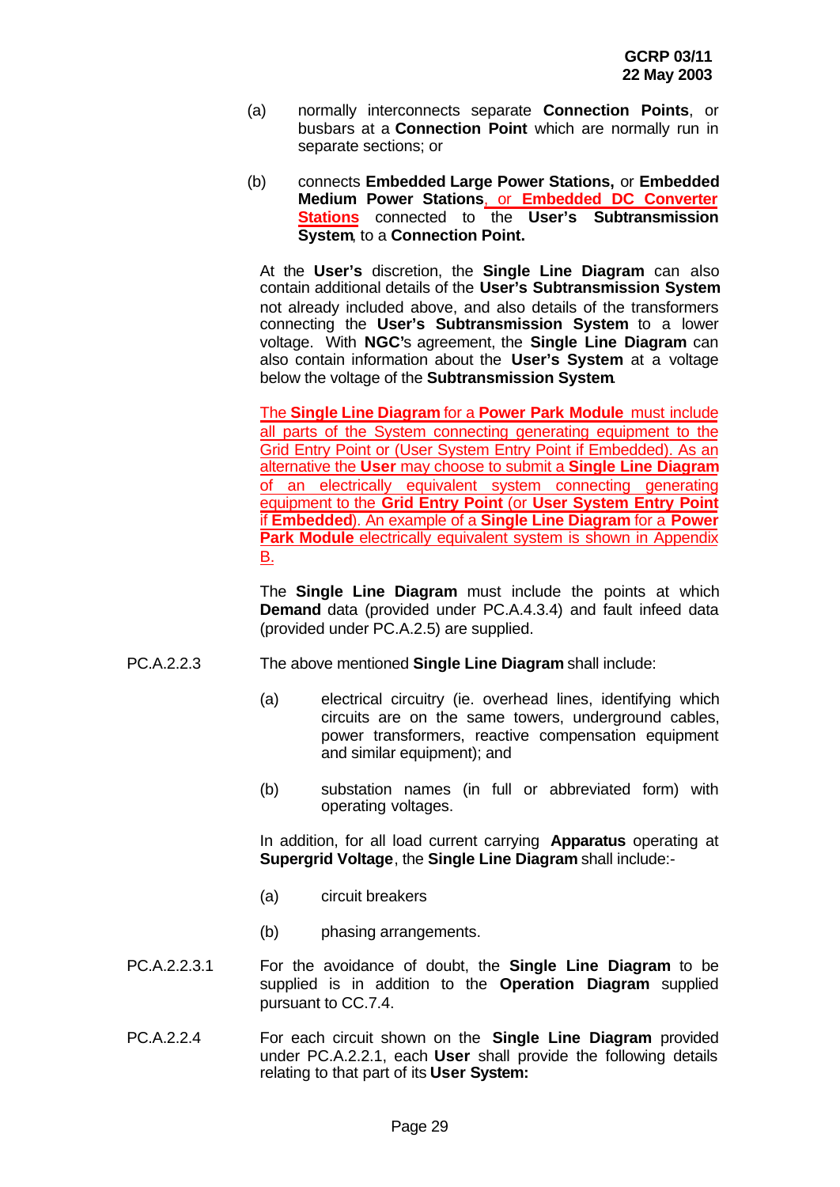(a) normally interconnects separate **Connection Points**, or busbars at a **Connection Point** which are normally run in separate sections; or

(b) connects **Embedded Large Power Stations,** or **Embedded Medium Power Stations**, or **Embedded DC Converter Stations** connected to the **User's Subtransmission System**, to a **Connection Point.**

At the **User's** discretion, the **Single Line Diagram** can also contain additional details of the **User's Subtransmission System** not already included above, and also details of the transformers connecting the **User's Subtransmission System** to a lower voltage. With **NGC'**s agreement, the **Single Line Diagram** can also contain information about the **User's System** at a voltage below the voltage of the **Subtransmission System**.

The **Single Line Diagram** for a **Power Park Module** must include all parts of the System connecting generating equipment to the Grid Entry Point or (User System Entry Point if Embedded). As an alternative the **User** may choose to submit a **Single Line Diagram** of an electrically equivalent system connecting generating equipment to the **Grid Entry Point** (or **User System Entry Point** if **Embedded**). An example of a **Single Line Diagram** for a **Power Park Module** electrically equivalent system is shown in Appendix B.

The **Single Line Diagram** must include the points at which **Demand** data (provided under PC.A.4.3.4) and fault infeed data (provided under PC.A.2.5) are supplied.

PC.A.2.2.3 The above mentioned **Single Line Diagram** shall include:

(a) electrical circuitry (ie. overhead lines, identifying which circuits are on the same towers, underground cables, power transformers, reactive compensation equipment and similar equipment); and

(b) substation names (in full or abbreviated form) with operating voltages.

In addition, for all load current carrying **Apparatus** operating at **Supergrid Voltage**, the **Single Line Diagram** shall include:-

(a) circuit breakers

(b) phasing arrangements.

PC.A.2.2.3.1 For the avoidance of doubt, the **Single Line Diagram** to be supplied is in addition to the **Operation Diagram** supplied pursuant to CC.7.4.

PC.A.2.2.4 For each circuit shown on the **Single Line Diagram** provided under PC.A.2.2.1, each **User** shall provide the following details relating to that part of its **User System:**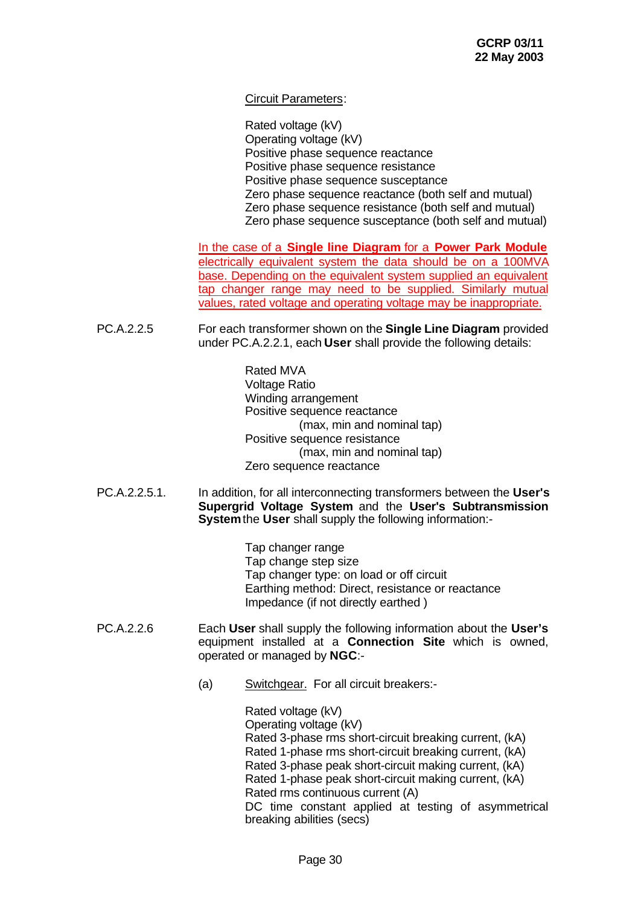Circuit Parameters:

Rated voltage (kV)
Operating voltage (kV)
Positive phase sequence reactance
Positive phase sequence resistance
Positive phase sequence susceptance
Zero phase sequence reactance (both self and mutual)
Zero phase sequence resistance (both self and mutual)
Zero phase sequence susceptance (both self and mutual)

In the case of a **Single line Diagram** for a **Power Park Module** electrically equivalent system the data should be on a 100MVA base. Depending on the equivalent system supplied an equivalent tap changer range may need to be supplied. Similarly mutual values, rated voltage and operating voltage may be inappropriate.

PC.A.2.2.5 For each transformer shown on the **Single Line Diagram** provided under PC.A.2.2.1, each **User** shall provide the following details:

Rated MVA
Voltage Ratio
Winding arrangement
Positive sequence reactance
(max, min and nominal tap)
Positive sequence resistance
(max, min and nominal tap)
Zero sequence reactance

PC.A.2.2.5.1. In addition, for all interconnecting transformers between the **User's Supergrid Voltage System** and the **User's Subtransmission System** the **User** shall supply the following information:-

Tap changer range
Tap change step size
Tap changer type: on load or off circuit
Earthing method: Direct, resistance or reactance
Impedance (if not directly earthed )

PC.A.2.2.6 Each **User** shall supply the following information about the **User's** equipment installed at a **Connection Site** which is owned, operated or managed by **NGC**:-

(a) Switchgear. For all circuit breakers:-

Rated voltage (kV)
Operating voltage (kV)
Rated 3-phase rms short-circuit breaking current, (kA)
Rated 1-phase rms short-circuit breaking current, (kA)
Rated 3-phase peak short-circuit making current, (kA)
Rated 1-phase peak short-circuit making current, (kA)
Rated rms continuous current (A)
DC time constant applied at testing of asymmetrical breaking abilities (secs)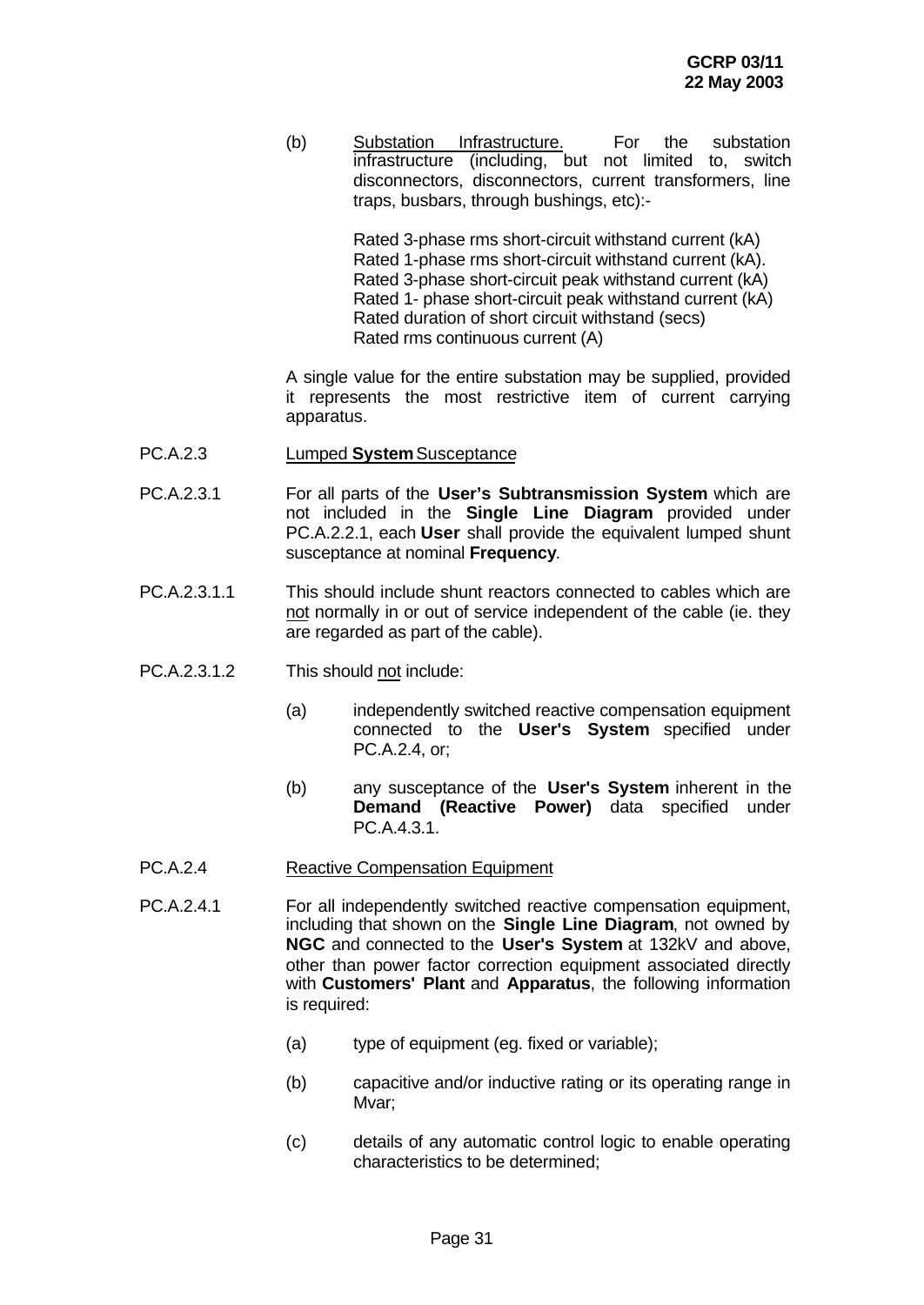(b) Substation Infrastructure. For the substation infrastructure (including, but not limited to, switch disconnectors, disconnectors, current transformers, line traps, busbars, through bushings, etc):-

Rated 3-phase rms short-circuit withstand current (kA)
Rated 1-phase rms short-circuit withstand current (kA).
Rated 3-phase short-circuit peak withstand current (kA)
Rated 1- phase short-circuit peak withstand current (kA)
Rated duration of short circuit withstand (secs)
Rated rms continuous current (A)

A single value for the entire substation may be supplied, provided it represents the most restrictive item of current carrying apparatus.

PC.A.2.3 Lumped **System** Susceptance

PC.A.2.3.1 For all parts of the **User's Subtransmission System** which are not included in the **Single Line Diagram** provided under PC.A.2.2.1, each **User** shall provide the equivalent lumped shunt susceptance at nominal **Frequency**.

PC.A.2.3.1.1 This should include shunt reactors connected to cables which are not normally in or out of service independent of the cable (ie. they are regarded as part of the cable).

PC.A.2.3.1.2 This should not include:

(a) independently switched reactive compensation equipment connected to the **User's System** specified under PC.A.2.4, or;

(b) any susceptance of the **User's System** inherent in the **Demand (Reactive Power)** data specified under PC.A.4.3.1.

PC.A.2.4 Reactive Compensation Equipment

PC.A.2.4.1 For all independently switched reactive compensation equipment, including that shown on the **Single Line Diagram**, not owned by **NGC** and connected to the **User's System** at 132kV and above, other than power factor correction equipment associated directly with **Customers' Plant** and **Apparatus**, the following information is required:

(a) type of equipment (eg. fixed or variable);

(b) capacitive and/or inductive rating or its operating range in Mvar;

(c) details of any automatic control logic to enable operating characteristics to be determined;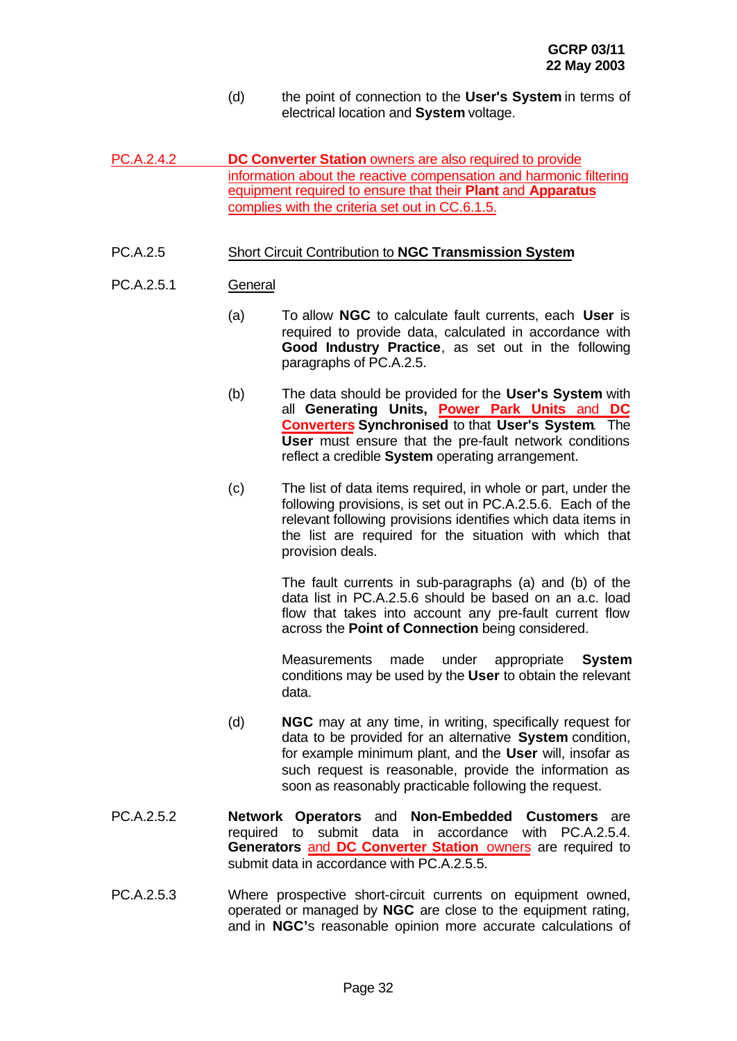(d) the point of connection to the **User's System** in terms of electrical location and **System** voltage.

PC.A.2.4.2 **DC Converter Station** owners are also required to provide information about the reactive compensation and harmonic filtering equipment required to ensure that their **Plant** and **Apparatus** complies with the criteria set out in CC.6.1.5.

PC.A.2.5 Short Circuit Contribution to **NGC Transmission System**

PC.A.2.5.1 General

(a) To allow **NGC** to calculate fault currents, each **User** is required to provide data, calculated in accordance with **Good Industry Practice**, as set out in the following paragraphs of PC.A.2.5.

(b) The data should be provided for the **User's System** with all **Generating Units, Power Park Units** and **DC Converters Synchronised** to that **User's System**. The **User** must ensure that the pre-fault network conditions reflect a credible **System** operating arrangement.

(c) The list of data items required, in whole or part, under the following provisions, is set out in PC.A.2.5.6. Each of the relevant following provisions identifies which data items in the list are required for the situation with which that provision deals.

The fault currents in sub-paragraphs (a) and (b) of the data list in PC.A.2.5.6 should be based on an a.c. load flow that takes into account any pre-fault current flow across the **Point of Connection** being considered.

Measurements made under appropriate **System** conditions may be used by the **User** to obtain the relevant data.

(d) **NGC** may at any time, in writing, specifically request for data to be provided for an alternative **System** condition, for example minimum plant, and the **User** will, insofar as such request is reasonable, provide the information as soon as reasonably practicable following the request.

PC.A.2.5.2 **Network Operators** and **Non-Embedded Customers** are required to submit data in accordance with PC.A.2.5.4. **Generators** and **DC Converter Station** owners are required to submit data in accordance with PC.A.2.5.5.

PC.A.2.5.3 Where prospective short-circuit currents on equipment owned, operated or managed by **NGC** are close to the equipment rating, and in **NGC'**s reasonable opinion more accurate calculations of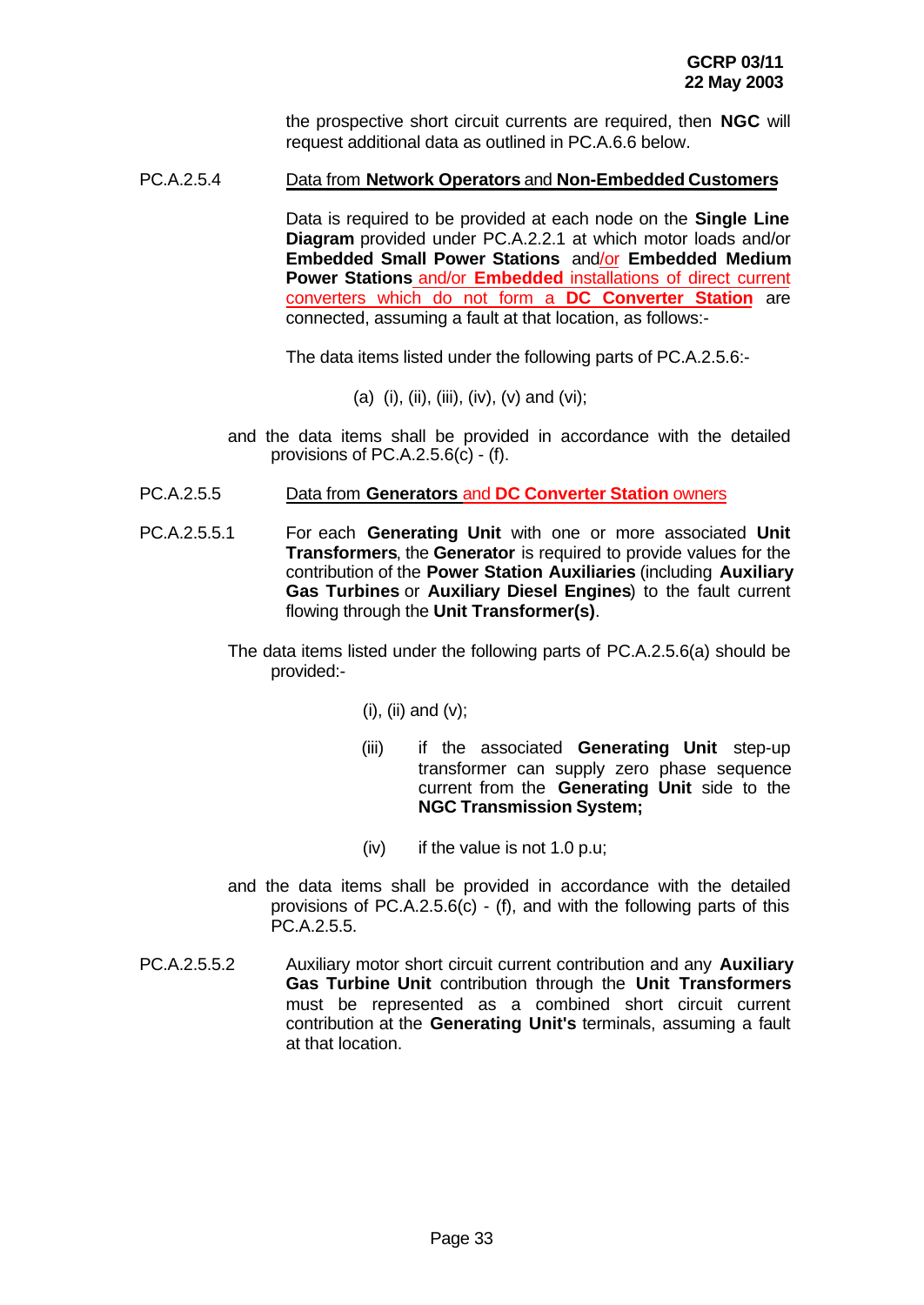the prospective short circuit currents are required, then **NGC** will request additional data as outlined in PC.A.6.6 below.

PC.A.2.5.4 Data from **Network Operators** and **Non-Embedded Customers**

Data is required to be provided at each node on the **Single Line Diagram** provided under PC.A.2.2.1 at which motor loads and/or **Embedded Small Power Stations** and/or **Embedded Medium Power Stations** and/or **Embedded** installations of direct current converters which do not form a **DC Converter Station** are connected, assuming a fault at that location, as follows:-

The data items listed under the following parts of PC.A.2.5.6:-

(a) (i), (ii), (iii), (iv), (v) and (vi);

and the data items shall be provided in accordance with the detailed provisions of PC.A.2.5.6(c) - (f).

PC.A.2.5.5 Data from **Generators** and **DC Converter Station** owners

PC.A.2.5.5.1 For each **Generating Unit** with one or more associated **Unit Transformers**, the **Generator** is required to provide values for the contribution of the **Power Station Auxiliaries** (including **Auxiliary Gas Turbines** or **Auxiliary Diesel Engines**) to the fault current flowing through the **Unit Transformer(s)**.

The data items listed under the following parts of PC.A.2.5.6(a) should be provided:-

(i), (ii) and (v);

(iii) if the associated **Generating Unit** step-up transformer can supply zero phase sequence current from the **Generating Unit** side to the **NGC Transmission System;**

(iv) if the value is not 1.0 p.u;

and the data items shall be provided in accordance with the detailed provisions of PC.A.2.5.6(c) - (f), and with the following parts of this PC.A.2.5.5.

PC.A.2.5.5.2 Auxiliary motor short circuit current contribution and any **Auxiliary Gas Turbine Unit** contribution through the **Unit Transformers** must be represented as a combined short circuit current contribution at the **Generating Unit's** terminals, assuming a fault at that location.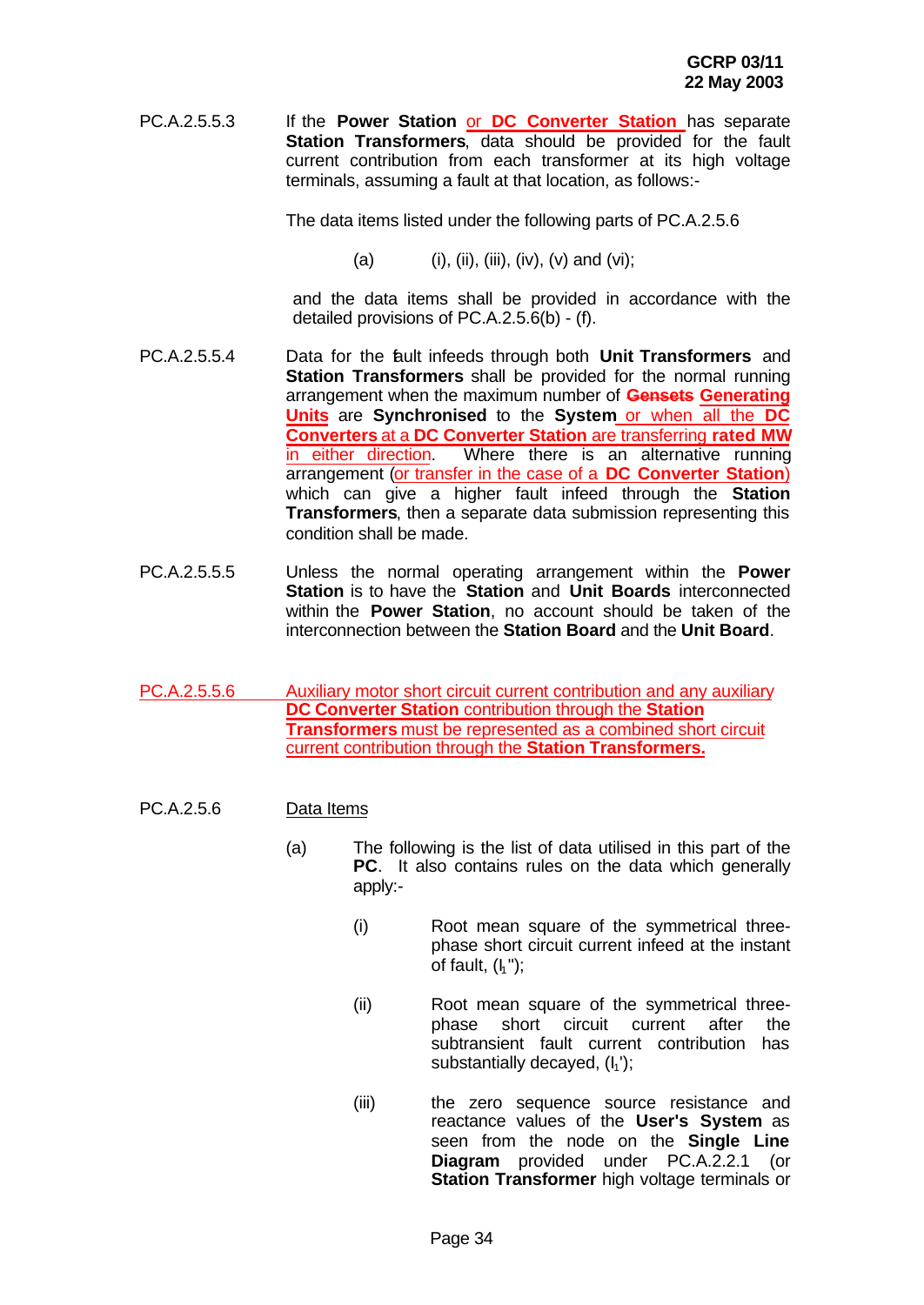PC.A.2.5.5.3 If the **Power Station** or **DC Converter Station** has separate **Station Transformers**, data should be provided for the fault current contribution from each transformer at its high voltage terminals, assuming a fault at that location, as follows:-

The data items listed under the following parts of PC.A.2.5.6

(a) (i), (ii), (iii), (iv), (v) and (vi);

and the data items shall be provided in accordance with the detailed provisions of PC.A.2.5.6(b) - (f).

PC.A.2.5.5.4 Data for the fault infeeds through both **Unit Transformers** and **Station Transformers** shall be provided for the normal running arrangement when the maximum number of ~~**Gensets**~~ **Generating Units** are **Synchronised** to the **System** or when all the **DC Converters** at a **DC Converter Station** are transferring **rated MW** in either direction. Where there is an alternative running arrangement (or transfer in the case of a **DC Converter Station**) which can give a higher fault infeed through the **Station Transformers**, then a separate data submission representing this condition shall be made.

PC.A.2.5.5.5 Unless the normal operating arrangement within the **Power Station** is to have the **Station** and **Unit Boards** interconnected within the **Power Station**, no account should be taken of the interconnection between the **Station Board** and the **Unit Board**.

PC.A.2.5.5.6 Auxiliary motor short circuit current contribution and any auxiliary **DC Converter Station** contribution through the **Station Transformers** must be represented as a combined short circuit current contribution through the **Station Transformers.**

PC.A.2.5.6 Data Items

(a) The following is the list of data utilised in this part of the **PC**. It also contains rules on the data which generally apply:-

(i) Root mean square of the symmetrical three-phase short circuit current infeed at the instant of fault, ($I_1''$);

(ii) Root mean square of the symmetrical three-phase short circuit current after the subtransient fault current contribution has substantially decayed, ($I_1'$);

(iii) the zero sequence source resistance and reactance values of the **User's System** as seen from the node on the **Single Line Diagram** provided under PC.A.2.2.1 (or **Station Transformer** high voltage terminals or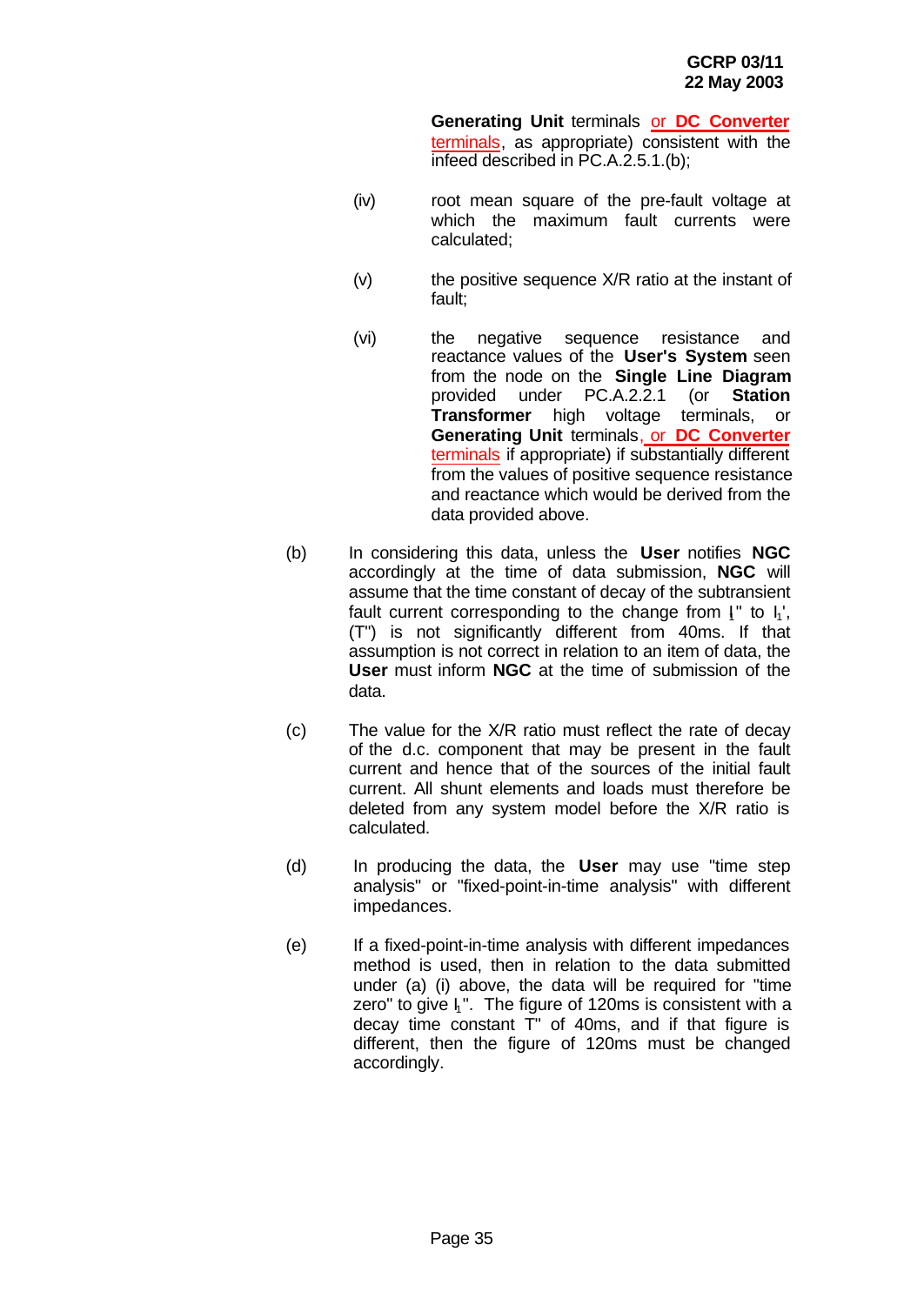**Generating Unit** terminals or **DC Converter** terminals, as appropriate) consistent with the infeed described in PC.A.2.5.1.(b);

(iv) root mean square of the pre-fault voltage at which the maximum fault currents were calculated;

(v) the positive sequence X/R ratio at the instant of fault;

(vi) the negative sequence resistance and reactance values of the **User's System** seen from the node on the **Single Line Diagram** provided under PC.A.2.2.1 (or **Station Transformer** high voltage terminals, or **Generating Unit** terminals, or **DC Converter** terminals if appropriate) if substantially different from the values of positive sequence resistance and reactance which would be derived from the data provided above.

(b) In considering this data, unless the **User** notifies **NGC** accordingly at the time of data submission, **NGC** will assume that the time constant of decay of the subtransient fault current corresponding to the change from $I_1$" to $I_1$', (T") is not significantly different from 40ms. If that assumption is not correct in relation to an item of data, the **User** must inform **NGC** at the time of submission of the data.

(c) The value for the X/R ratio must reflect the rate of decay of the d.c. component that may be present in the fault current and hence that of the sources of the initial fault current. All shunt elements and loads must therefore be deleted from any system model before the X/R ratio is calculated.

(d) In producing the data, the **User** may use "time step analysis" or "fixed-point-in-time analysis" with different impedances.

(e) If a fixed-point-in-time analysis with different impedances method is used, then in relation to the data submitted under (a) (i) above, the data will be required for "time zero" to give $I_1$". The figure of 120ms is consistent with a decay time constant T" of 40ms, and if that figure is different, then the figure of 120ms must be changed accordingly.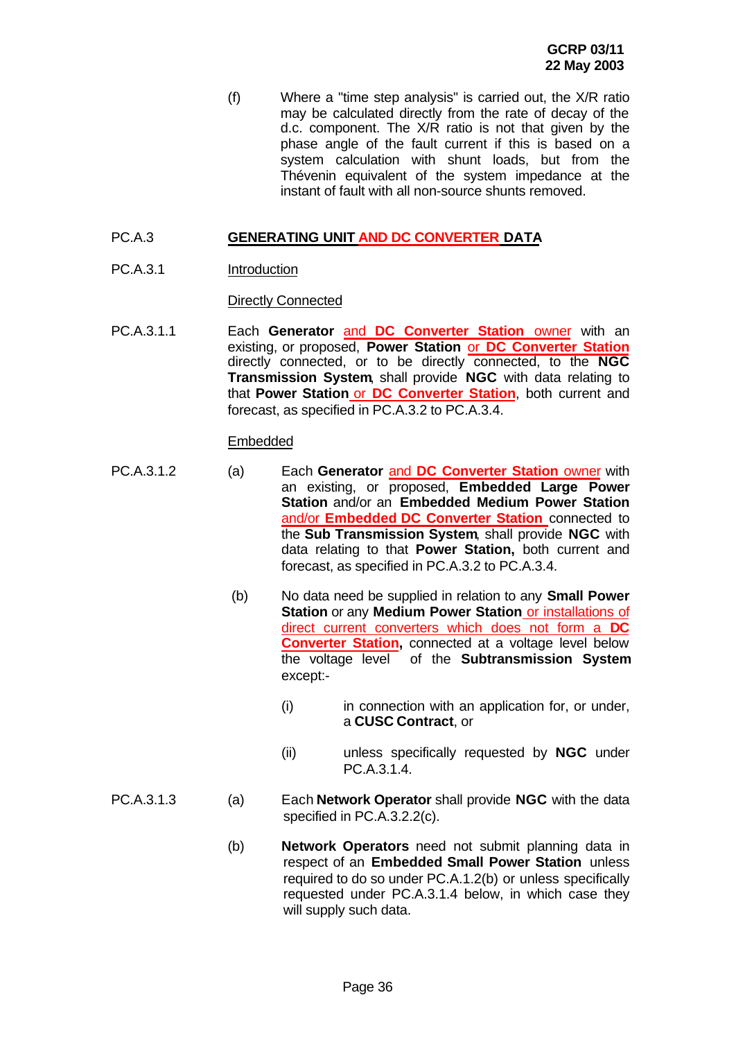(f) Where a "time step analysis" is carried out, the X/R ratio may be calculated directly from the rate of decay of the d.c. component. The X/R ratio is not that given by the phase angle of the fault current if this is based on a system calculation with shunt loads, but from the Thévenin equivalent of the system impedance at the instant of fault with all non-source shunts removed.

## PC.A.3 GENERATING UNIT AND DC CONVERTER DATA

### PC.A.3.1 Introduction

Directly Connected

PC.A.3.1.1 Each **Generator** and **DC Converter Station** owner with an existing, or proposed, **Power Station** or **DC Converter Station** directly connected, or to be directly connected, to the **NGC Transmission System**, shall provide **NGC** with data relating to that **Power Station** or **DC Converter Station**, both current and forecast, as specified in PC.A.3.2 to PC.A.3.4.

Embedded

PC.A.3.1.2 (a) Each **Generator** and **DC Converter Station** owner with an existing, or proposed, **Embedded Large Power Station** and/or an **Embedded Medium Power Station** and/or **Embedded DC Converter Station** connected to the **Sub Transmission System**, shall provide **NGC** with data relating to that **Power Station,** both current and forecast, as specified in PC.A.3.2 to PC.A.3.4.

(b) No data need be supplied in relation to any **Small Power Station** or any **Medium Power Station** or installations of direct current converters which does not form a **DC Converter Station,** connected at a voltage level below the voltage level of the **Subtransmission System** except:-

(i) in connection with an application for, or under, a **CUSC Contract**, or

(ii) unless specifically requested by **NGC** under PC.A.3.1.4.

PC.A.3.1.3 (a) Each **Network Operator** shall provide **NGC** with the data specified in PC.A.3.2.2(c).

(b) **Network Operators** need not submit planning data in respect of an **Embedded Small Power Station** unless required to do so under PC.A.1.2(b) or unless specifically requested under PC.A.3.1.4 below, in which case they will supply such data.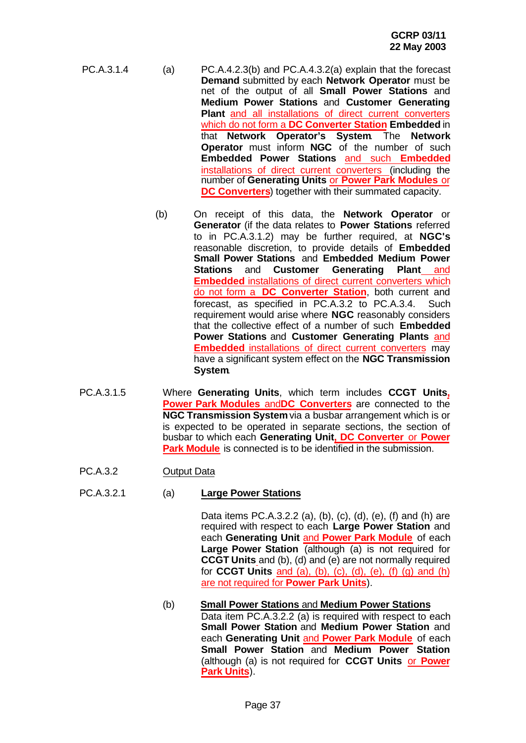PC.A.3.1.4 (a) PC.A.4.2.3(b) and PC.A.4.3.2(a) explain that the forecast **Demand** submitted by each **Network Operator** must be net of the output of all **Small Power Stations** and **Medium Power Stations** and **Customer Generating Plant** and all installations of direct current converters which do not form a **DC Converter Station** **Embedded** in that **Network Operator's System**. The **Network Operator** must inform **NGC** of the number of such **Embedded Power Stations** and such **Embedded** installations of direct current converters (including the number of **Generating Units** or **Power Park Modules** or **DC Converters**) together with their summated capacity.

(b) On receipt of this data, the **Network Operator** or **Generator** (if the data relates to **Power Stations** referred to in PC.A.3.1.2) may be further required, at **NGC's** reasonable discretion, to provide details of **Embedded Small Power Stations** and **Embedded Medium Power Stations** and **Customer Generating Plant** and **Embedded** installations of direct current converters which do not form a **DC Converter Station**, both current and forecast, as specified in PC.A.3.2 to PC.A.3.4. Such requirement would arise where **NGC** reasonably considers that the collective effect of a number of such **Embedded Power Stations** and **Customer Generating Plants** and **Embedded** installations of direct current converters may have a significant system effect on the **NGC Transmission System**.

PC.A.3.1.5 Where **Generating Units**, which term includes **CCGT Units**, **Power Park Modules** and **DC Converters** are connected to the **NGC Transmission System** via a busbar arrangement which is or is expected to be operated in separate sections, the section of busbar to which each **Generating Unit**, **DC Converter** or **Power Park Module** is connected is to be identified in the submission.

PC.A.3.2 Output Data

PC.A.3.2.1 (a) **Large Power Stations**

Data items PC.A.3.2.2 (a), (b), (c), (d), (e), (f) and (h) are required with respect to each **Large Power Station** and each **Generating Unit** and **Power Park Module** of each **Large Power Station** (although (a) is not required for **CCGT Units** and (b), (d) and (e) are not normally required for **CCGT Units** and (a), (b), (c), (d), (e), (f) (g) and (h) are not required for **Power Park Units**).

(b) **Small Power Stations** and **Medium Power Stations**

Data item PC.A.3.2.2 (a) is required with respect to each **Small Power Station** and **Medium Power Station** and each **Generating Unit** and **Power Park Module** of each **Small Power Station** and **Medium Power Station** (although (a) is not required for **CCGT Units** or **Power Park Units**).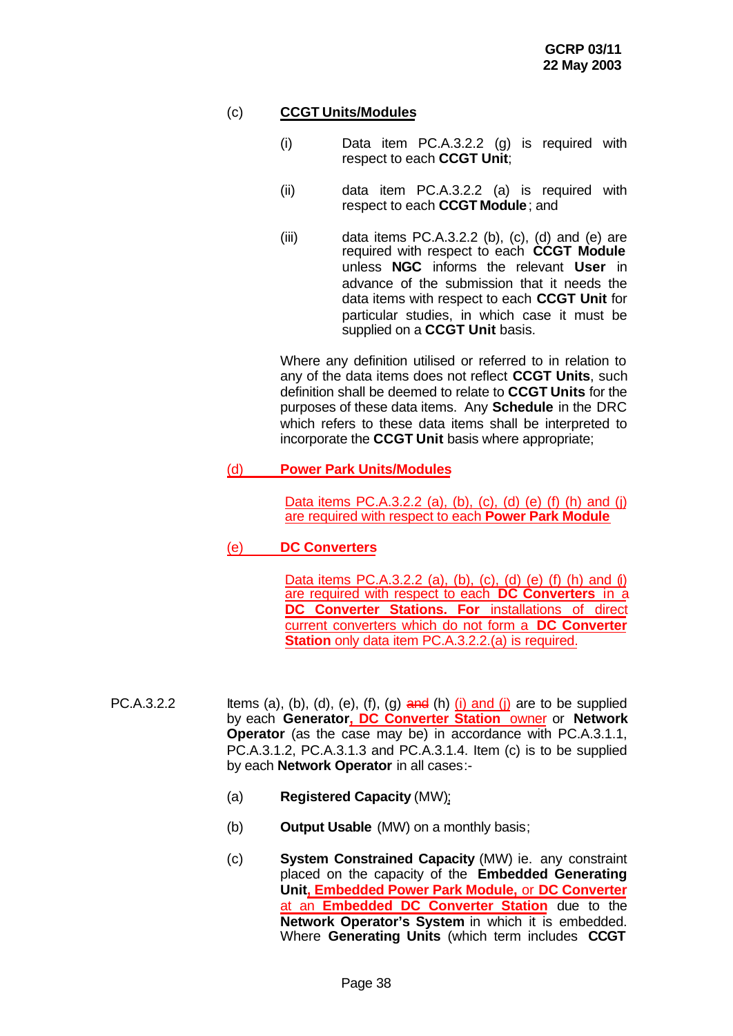(c) **CCGT Units/Modules**

(i) Data item PC.A.3.2.2 (g) is required with respect to each **CCGT Unit**;

(ii) data item PC.A.3.2.2 (a) is required with respect to each **CCGT Module**; and

(iii) data items PC.A.3.2.2 (b), (c), (d) and (e) are required with respect to each **CCGT Module** unless **NGC** informs the relevant **User** in advance of the submission that it needs the data items with respect to each **CCGT Unit** for particular studies, in which case it must be supplied on a **CCGT Unit** basis.

Where any definition utilised or referred to in relation to any of the data items does not reflect **CCGT Units**, such definition shall be deemed to relate to **CCGT Units** for the purposes of these data items. Any **Schedule** in the DRC which refers to these data items shall be interpreted to incorporate the **CCGT Unit** basis where appropriate;

(d) **Power Park Units/Modules**

Data items PC.A.3.2.2 (a), (b), (c), (d) (e) (f) (h) and (j) are required with respect to each **Power Park Module**

(e) **DC Converters**

Data items PC.A.3.2.2 (a), (b), (c), (d) (e) (f) (h) and (i) are required with respect to each **DC Converters** in a **DC Converter Stations. For** installations of direct current converters which do not form a **DC Converter Station** only data item PC.A.3.2.2.(a) is required.

PC.A.3.2.2 Items (a), (b), (d), (e), (f), (g) ~~and~~ (h) (i) and (j) are to be supplied by each **Generator, DC Converter Station** owner or **Network Operator** (as the case may be) in accordance with PC.A.3.1.1, PC.A.3.1.2, PC.A.3.1.3 and PC.A.3.1.4. Item (c) is to be supplied by each **Network Operator** in all cases:-

(a) **Registered Capacity** (MW);

(b) **Output Usable** (MW) on a monthly basis;

(c) **System Constrained Capacity** (MW) ie. any constraint placed on the capacity of the **Embedded Generating Unit, Embedded Power Park Module,** or **DC Converter** at an **Embedded DC Converter Station** due to the **Network Operator's System** in which it is embedded. Where **Generating Units** (which term includes **CCGT**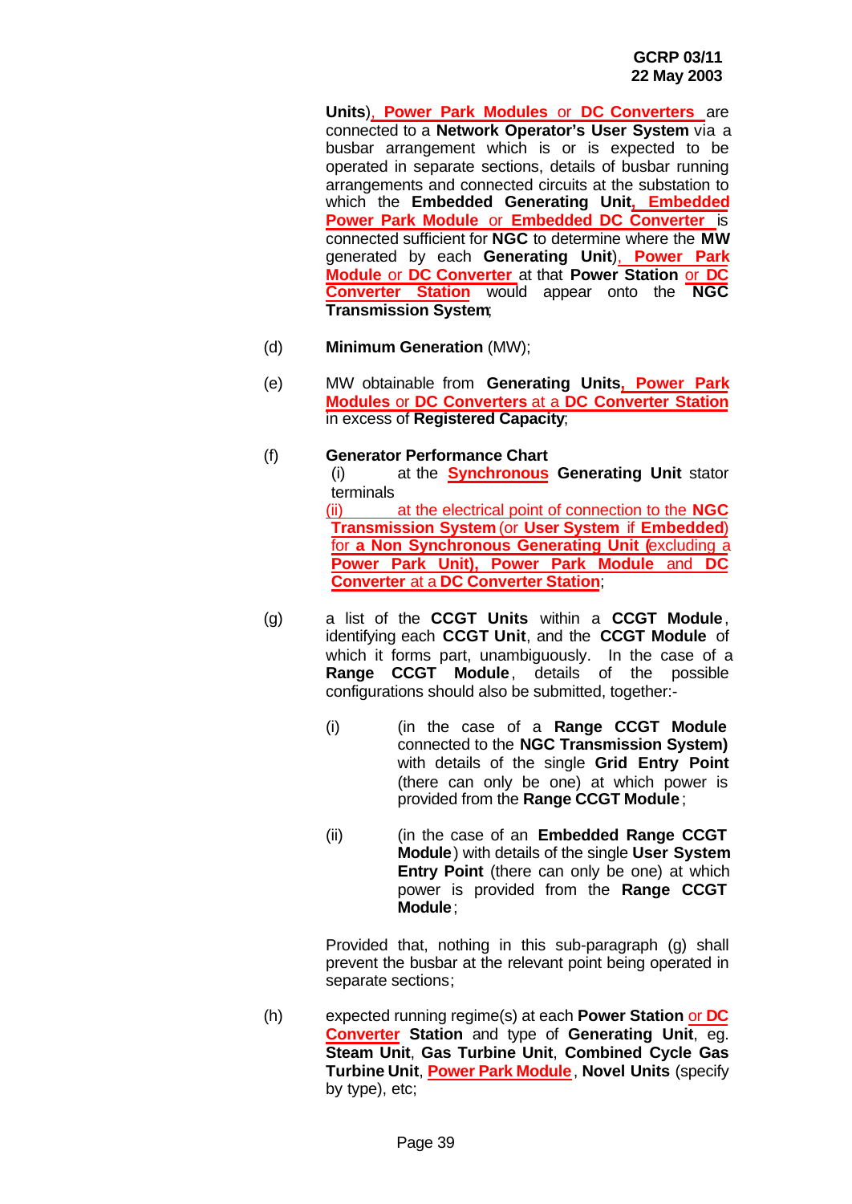**Units**), **Power Park Modules** or **DC Converters** are connected to a **Network Operator's User System** via a busbar arrangement which is or is expected to be operated in separate sections, details of busbar running arrangements and connected circuits at the substation to which the **Embedded Generating Unit**, **Embedded Power Park Module** or **Embedded DC Converter** is connected sufficient for **NGC** to determine where the **MW** generated by each **Generating Unit**), **Power Park Module** or **DC Converter** at that **Power Station** or **DC Converter Station** would appear onto the **NGC Transmission System**;

(d) **Minimum Generation** (MW);

(e) MW obtainable from **Generating Units**, **Power Park Modules** or **DC Converters** at a **DC Converter Station** in excess of **Registered Capacity**;

(f) **Generator Performance Chart**

(i) at the **Synchronous Generating Unit** stator terminals

(ii) at the electrical point of connection to the **NGC Transmission System** (or **User System** if **Embedded**) for **a Non Synchronous Generating Unit** (excluding a **Power Park Unit), Power Park Module** and **DC Converter** at a **DC Converter Station**;

(g) a list of the **CCGT Units** within a **CCGT Module**, identifying each **CCGT Unit**, and the **CCGT Module** of which it forms part, unambiguously. In the case of a **Range CCGT Module**, details of the possible configurations should also be submitted, together:-

(i) (in the case of a **Range CCGT Module** connected to the **NGC Transmission System)** with details of the single **Grid Entry Point** (there can only be one) at which power is provided from the **Range CCGT Module**;

(ii) (in the case of an **Embedded Range CCGT Module**) with details of the single **User System Entry Point** (there can only be one) at which power is provided from the **Range CCGT Module**;

Provided that, nothing in this sub-paragraph (g) shall prevent the busbar at the relevant point being operated in separate sections;

(h) expected running regime(s) at each **Power Station** or **DC Converter Station** and type of **Generating Unit**, eg. **Steam Unit**, **Gas Turbine Unit**, **Combined Cycle Gas Turbine Unit**, **Power Park Module**, **Novel Units** (specify by type), etc;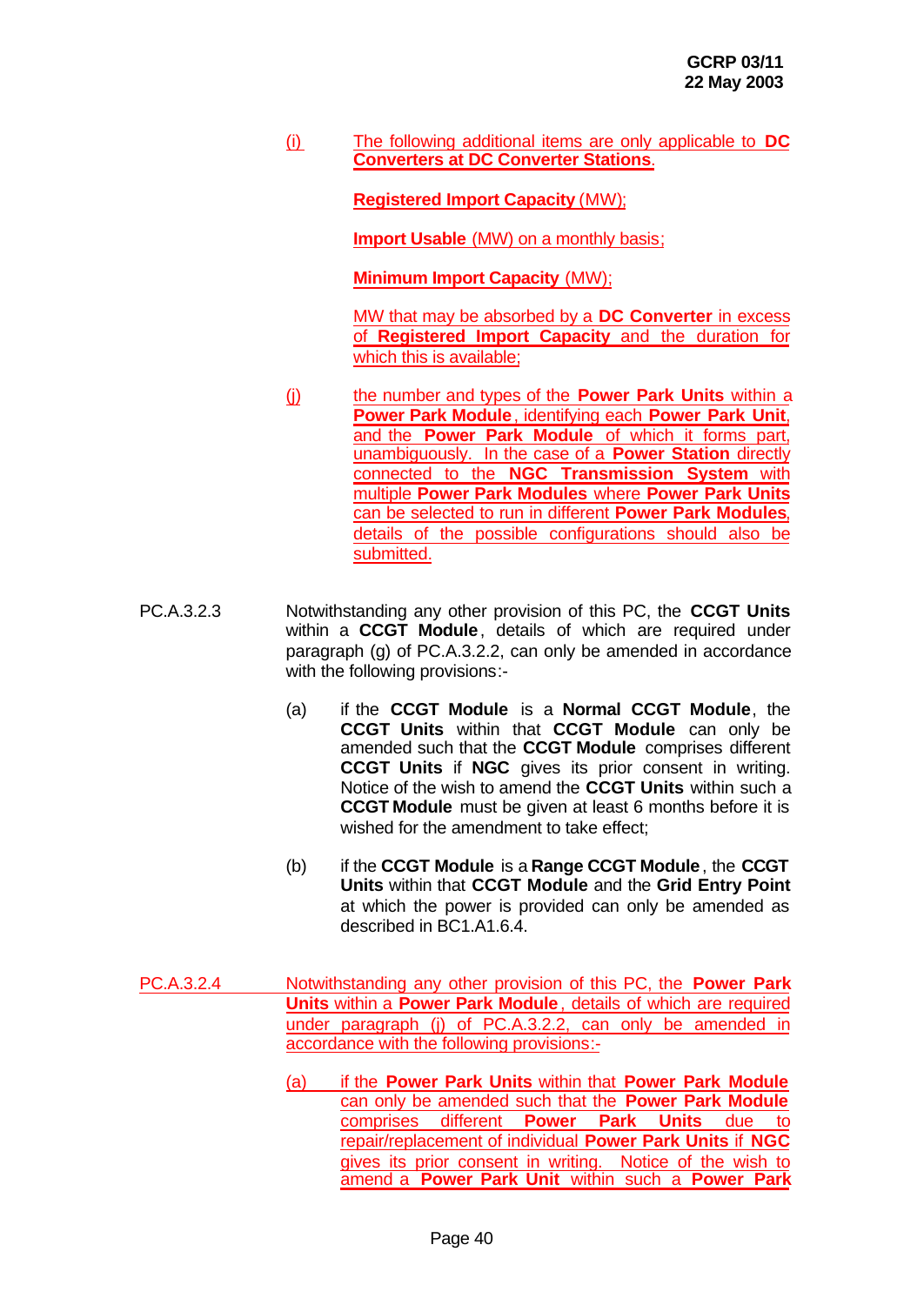(i) The following additional items are only applicable to **DC Converters at DC Converter Stations**.

**Registered Import Capacity** (MW);

**Import Usable** (MW) on a monthly basis;

**Minimum Import Capacity** (MW);

MW that may be absorbed by a **DC Converter** in excess of **Registered Import Capacity** and the duration for which this is available;

(j) the number and types of the **Power Park Units** within a **Power Park Module**, identifying each **Power Park Unit**, and the **Power Park Module** of which it forms part, unambiguously. In the case of a **Power Station** directly connected to the **NGC Transmission System** with multiple **Power Park Modules** where **Power Park Units** can be selected to run in different **Power Park Modules**, details of the possible configurations should also be submitted.

PC.A.3.2.3 Notwithstanding any other provision of this PC, the **CCGT Units** within a **CCGT Module**, details of which are required under paragraph (g) of PC.A.3.2.2, can only be amended in accordance with the following provisions:-

(a) if the **CCGT Module** is a **Normal CCGT Module**, the **CCGT Units** within that **CCGT Module** can only be amended such that the **CCGT Module** comprises different **CCGT Units** if **NGC** gives its prior consent in writing. Notice of the wish to amend the **CCGT Units** within such a **CCGT Module** must be given at least 6 months before it is wished for the amendment to take effect;

(b) if the **CCGT Module** is a **Range CCGT Module**, the **CCGT Units** within that **CCGT Module** and the **Grid Entry Point** at which the power is provided can only be amended as described in BC1.A1.6.4.

PC.A.3.2.4 Notwithstanding any other provision of this PC, the **Power Park Units** within a **Power Park Module**, details of which are required under paragraph (j) of PC.A.3.2.2, can only be amended in accordance with the following provisions:-

(a) if the **Power Park Units** within that **Power Park Module** can only be amended such that the **Power Park Module** comprises different **Power Park Units** due to repair/replacement of individual **Power Park Units** if **NGC** gives its prior consent in writing. Notice of the wish to amend a **Power Park Unit** within such a **Power Park**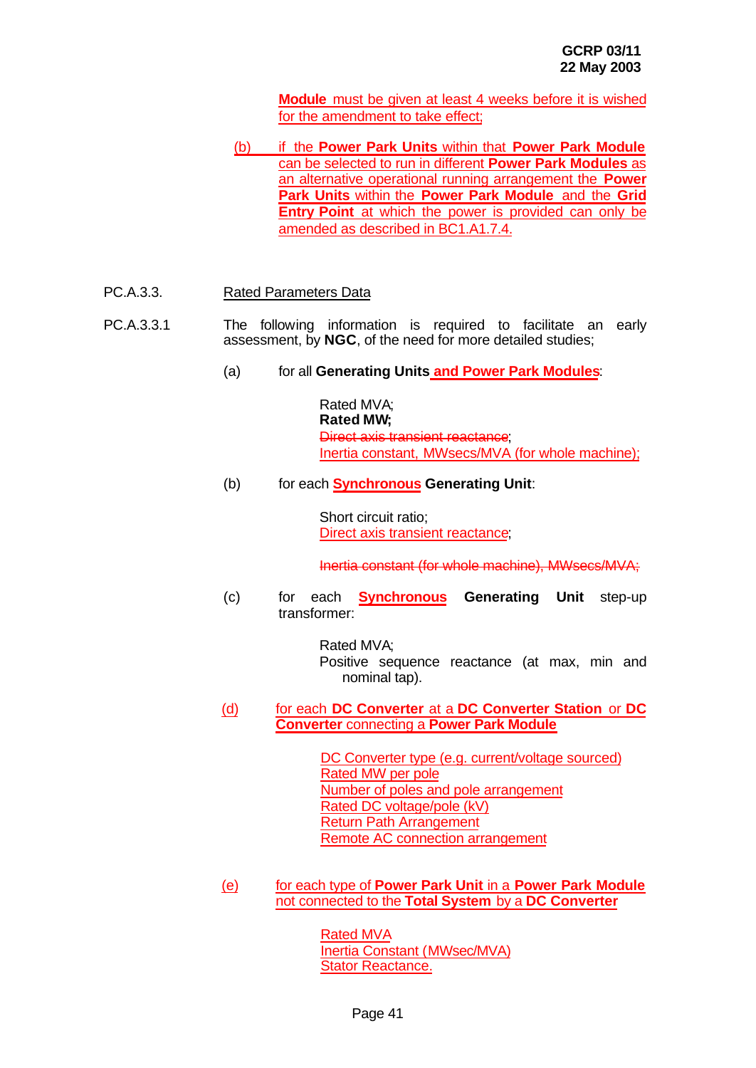**Module** must be given at least 4 weeks before it is wished for the amendment to take effect;

(b) if the **Power Park Units** within that **Power Park Module** can be selected to run in different **Power Park Modules** as an alternative operational running arrangement the **Power Park Units** within the **Power Park Module** and the **Grid Entry Point** at which the power is provided can only be amended as described in BC1.A1.7.4.

PC.A.3.3. Rated Parameters Data

PC.A.3.3.1 The following information is required to facilitate an early assessment, by **NGC**, of the need for more detailed studies;

(a) for all **Generating Units and Power Park Modules**:

Rated MVA;
**Rated MW;**
~~Direct axis transient reactance~~;
Inertia constant, MWsecs/MVA (for whole machine);

(b) for each **Synchronous Generating Unit**:

Short circuit ratio;
Direct axis transient reactance;

~~Inertia constant (for whole machine), MWsecs/MVA;~~

(c) for each **Synchronous Generating Unit** step-up transformer:

Rated MVA;
Positive sequence reactance (at max, min and nominal tap).

(d) for each **DC Converter** at a **DC Converter Station** or **DC Converter** connecting a **Power Park Module**

DC Converter type (e.g. current/voltage sourced)
Rated MW per pole
Number of poles and pole arrangement
Rated DC voltage/pole (kV)
Return Path Arrangement
Remote AC connection arrangement

(e) for each type of **Power Park Unit** in a **Power Park Module** not connected to the **Total System** by a **DC Converter**

Rated MVA
Inertia Constant (MWsec/MVA)
Stator Reactance.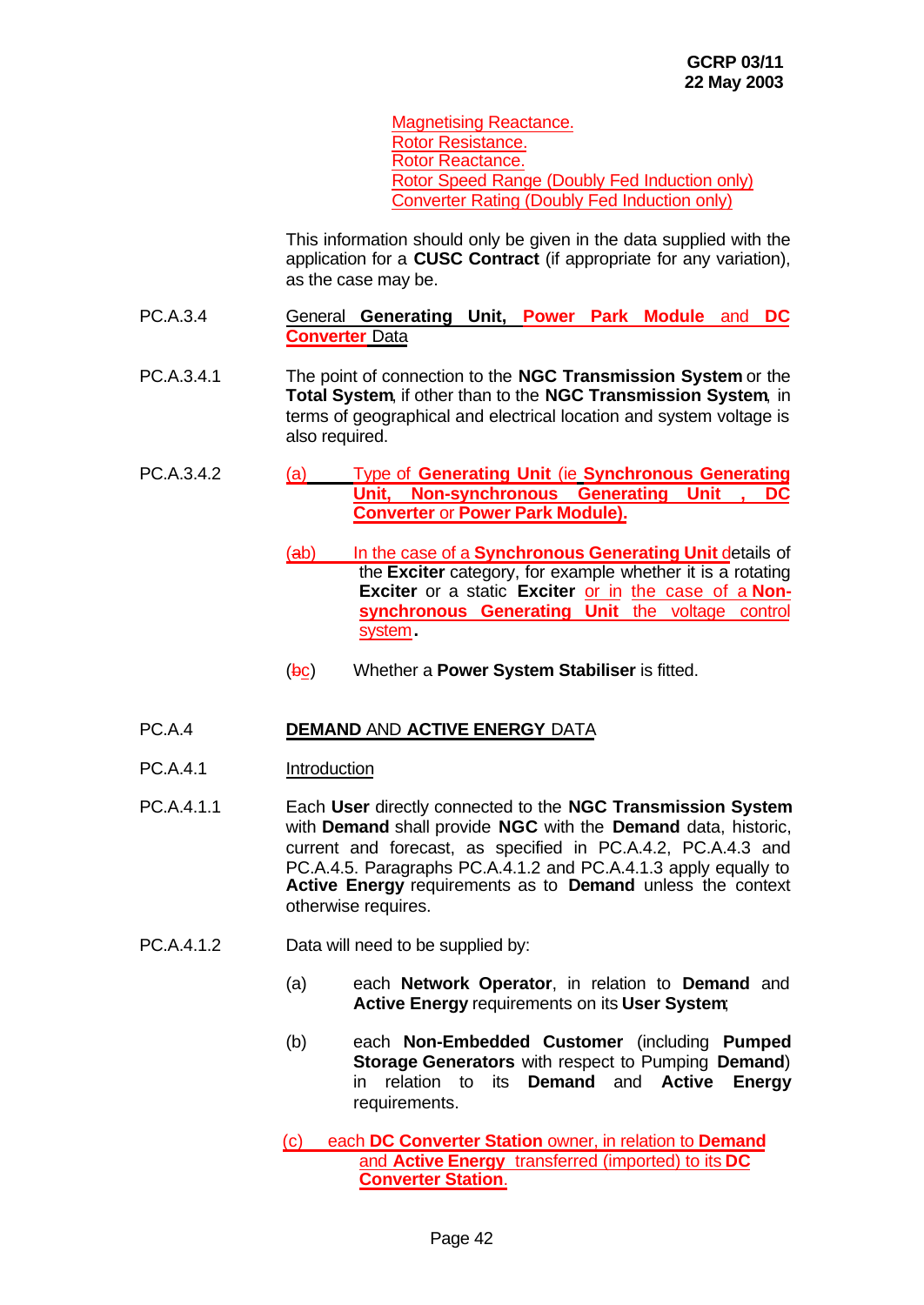Magnetising Reactance.
Rotor Resistance.
Rotor Reactance.
Rotor Speed Range (Doubly Fed Induction only)
Converter Rating (Doubly Fed Induction only)

This information should only be given in the data supplied with the application for a **CUSC Contract** (if appropriate for any variation), as the case may be.

PC.A.3.4 General **Generating Unit, Power Park Module** and **DC Converter** Data

PC.A.3.4.1 The point of connection to the **NGC Transmission System** or the **Total System**, if other than to the **NGC Transmission System**, in terms of geographical and electrical location and system voltage is also required.

PC.A.3.4.2 (a) Type of **Generating Unit** (ie **Synchronous Generating Unit, Non-synchronous Generating Unit , DC Converter** or **Power Park Module).**

(ab) In the case of a **Synchronous Generating Unit** details of the **Exciter** category, for example whether it is a rotating **Exciter** or a static **Exciter** or in the case of a **Non-synchronous Generating Unit** the voltage control system**.**

(bc) Whether a **Power System Stabiliser** is fitted.

## PC.A.4 DEMAND AND ACTIVE ENERGY DATA

PC.A.4.1 Introduction

PC.A.4.1.1 Each **User** directly connected to the **NGC Transmission System** with **Demand** shall provide **NGC** with the **Demand** data, historic, current and forecast, as specified in PC.A.4.2, PC.A.4.3 and PC.A.4.5. Paragraphs PC.A.4.1.2 and PC.A.4.1.3 apply equally to **Active Energy** requirements as to **Demand** unless the context otherwise requires.

PC.A.4.1.2 Data will need to be supplied by:

(a) each **Network Operator**, in relation to **Demand** and **Active Energy** requirements on its **User System**;

(b) each **Non-Embedded Customer** (including **Pumped Storage Generators** with respect to Pumping **Demand**) in relation to its **Demand** and **Active Energy** requirements.

(c) each **DC Converter Station** owner, in relation to **Demand** and **Active Energy** transferred (imported) to its **DC Converter Station**.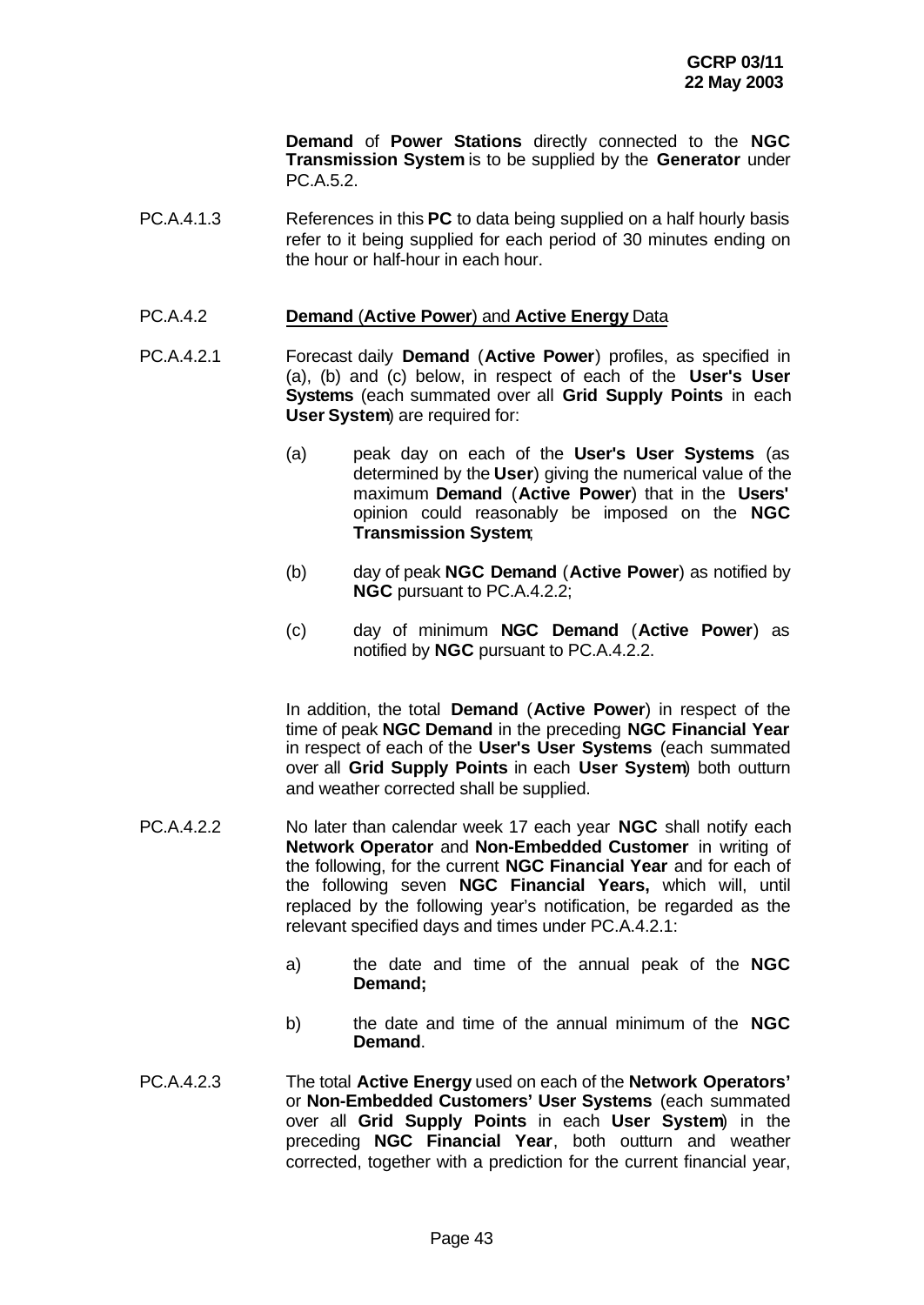**Demand** of **Power Stations** directly connected to the **NGC Transmission System** is to be supplied by the **Generator** under PC.A.5.2.

PC.A.4.1.3 References in this **PC** to data being supplied on a half hourly basis refer to it being supplied for each period of 30 minutes ending on the hour or half-hour in each hour.

PC.A.4.2 **Demand** (**Active Power**) and **Active Energy** Data

PC.A.4.2.1 Forecast daily **Demand** (**Active Power**) profiles, as specified in (a), (b) and (c) below, in respect of each of the **User's User Systems** (each summated over all **Grid Supply Points** in each **User System**) are required for:

(a) peak day on each of the **User's User Systems** (as determined by the **User**) giving the numerical value of the maximum **Demand** (**Active Power**) that in the **Users'** opinion could reasonably be imposed on the **NGC Transmission System**;

(b) day of peak **NGC Demand** (**Active Power**) as notified by **NGC** pursuant to PC.A.4.2.2;

(c) day of minimum **NGC Demand** (**Active Power**) as notified by **NGC** pursuant to PC.A.4.2.2.

In addition, the total **Demand** (**Active Power**) in respect of the time of peak **NGC Demand** in the preceding **NGC Financial Year** in respect of each of the **User's User Systems** (each summated over all **Grid Supply Points** in each **User System**) both outturn and weather corrected shall be supplied.

PC.A.4.2.2 No later than calendar week 17 each year **NGC** shall notify each **Network Operator** and **Non-Embedded Customer** in writing of the following, for the current **NGC Financial Year** and for each of the following seven **NGC Financial Years,** which will, until replaced by the following year's notification, be regarded as the relevant specified days and times under PC.A.4.2.1:

a) the date and time of the annual peak of the **NGC Demand;**

b) the date and time of the annual minimum of the **NGC Demand**.

PC.A.4.2.3 The total **Active Energy** used on each of the **Network Operators'** or **Non-Embedded Customers' User Systems** (each summated over all **Grid Supply Points** in each **User System**) in the preceding **NGC Financial Year**, both outturn and weather corrected, together with a prediction for the current financial year,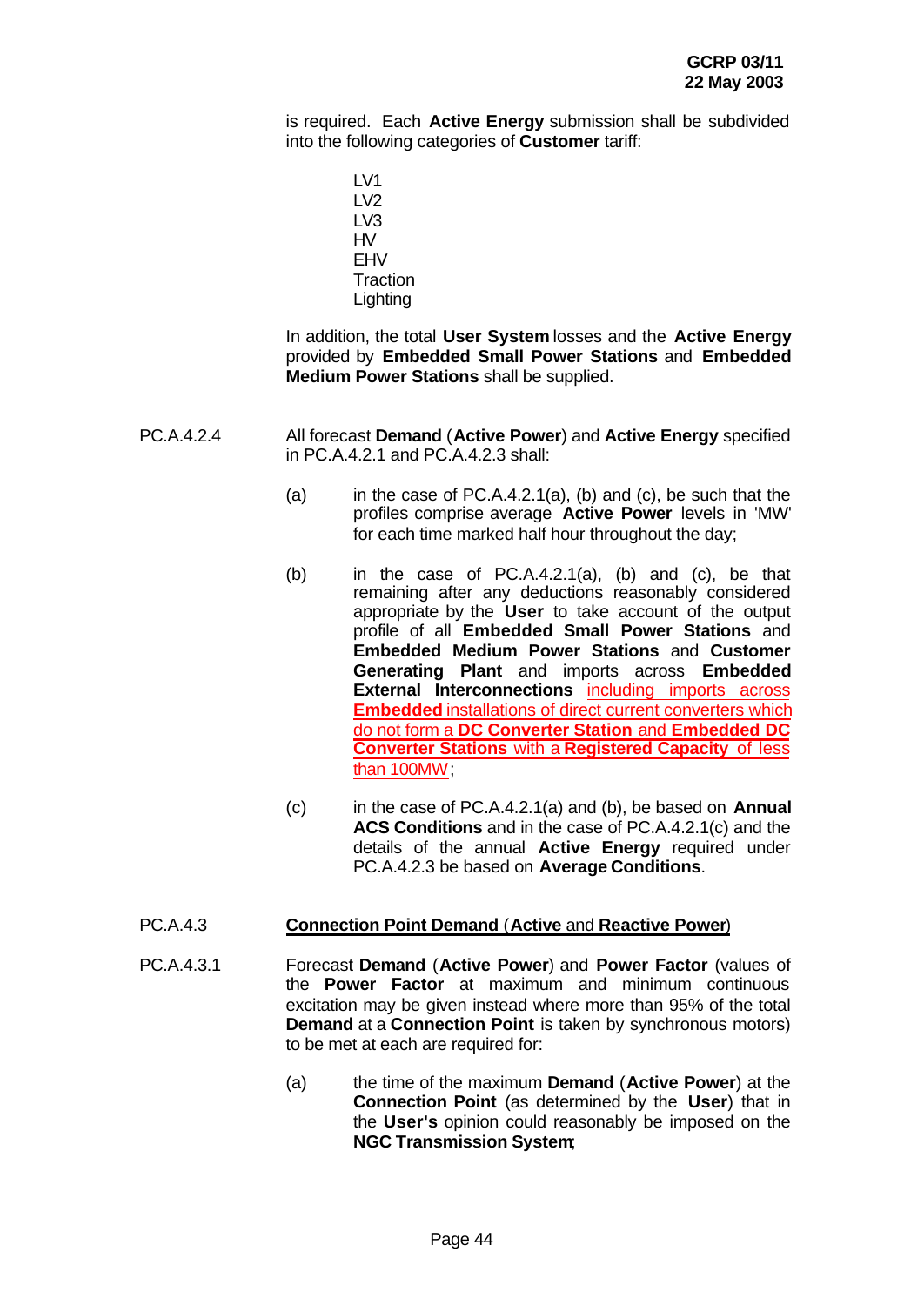is required. Each **Active Energy** submission shall be subdivided into the following categories of **Customer** tariff:

LV1
LV2
LV3
HV
EHV
Traction
Lighting

In addition, the total **User System** losses and the **Active Energy** provided by **Embedded Small Power Stations** and **Embedded Medium Power Stations** shall be supplied.

PC.A.4.2.4 All forecast **Demand** (**Active Power**) and **Active Energy** specified in PC.A.4.2.1 and PC.A.4.2.3 shall:

(a) in the case of PC.A.4.2.1(a), (b) and (c), be such that the profiles comprise average **Active Power** levels in 'MW' for each time marked half hour throughout the day;

(b) in the case of PC.A.4.2.1(a), (b) and (c), be that remaining after any deductions reasonably considered appropriate by the **User** to take account of the output profile of all **Embedded Small Power Stations** and **Embedded Medium Power Stations** and **Customer Generating Plant** and imports across **Embedded External Interconnections** including imports across **Embedded** installations of direct current converters which do not form a **DC Converter Station** and **Embedded DC Converter Stations** with a **Registered Capacity** of less than 100MW;

(c) in the case of PC.A.4.2.1(a) and (b), be based on **Annual ACS Conditions** and in the case of PC.A.4.2.1(c) and the details of the annual **Active Energy** required under PC.A.4.2.3 be based on **Average Conditions**.

PC.A.4.3 **Connection Point Demand** (**Active** and **Reactive Power**)

PC.A.4.3.1 Forecast **Demand** (**Active Power**) and **Power Factor** (values of the **Power Factor** at maximum and minimum continuous excitation may be given instead where more than 95% of the total **Demand** at a **Connection Point** is taken by synchronous motors) to be met at each are required for:

(a) the time of the maximum **Demand** (**Active Power**) at the **Connection Point** (as determined by the **User**) that in the **User's** opinion could reasonably be imposed on the **NGC Transmission System**;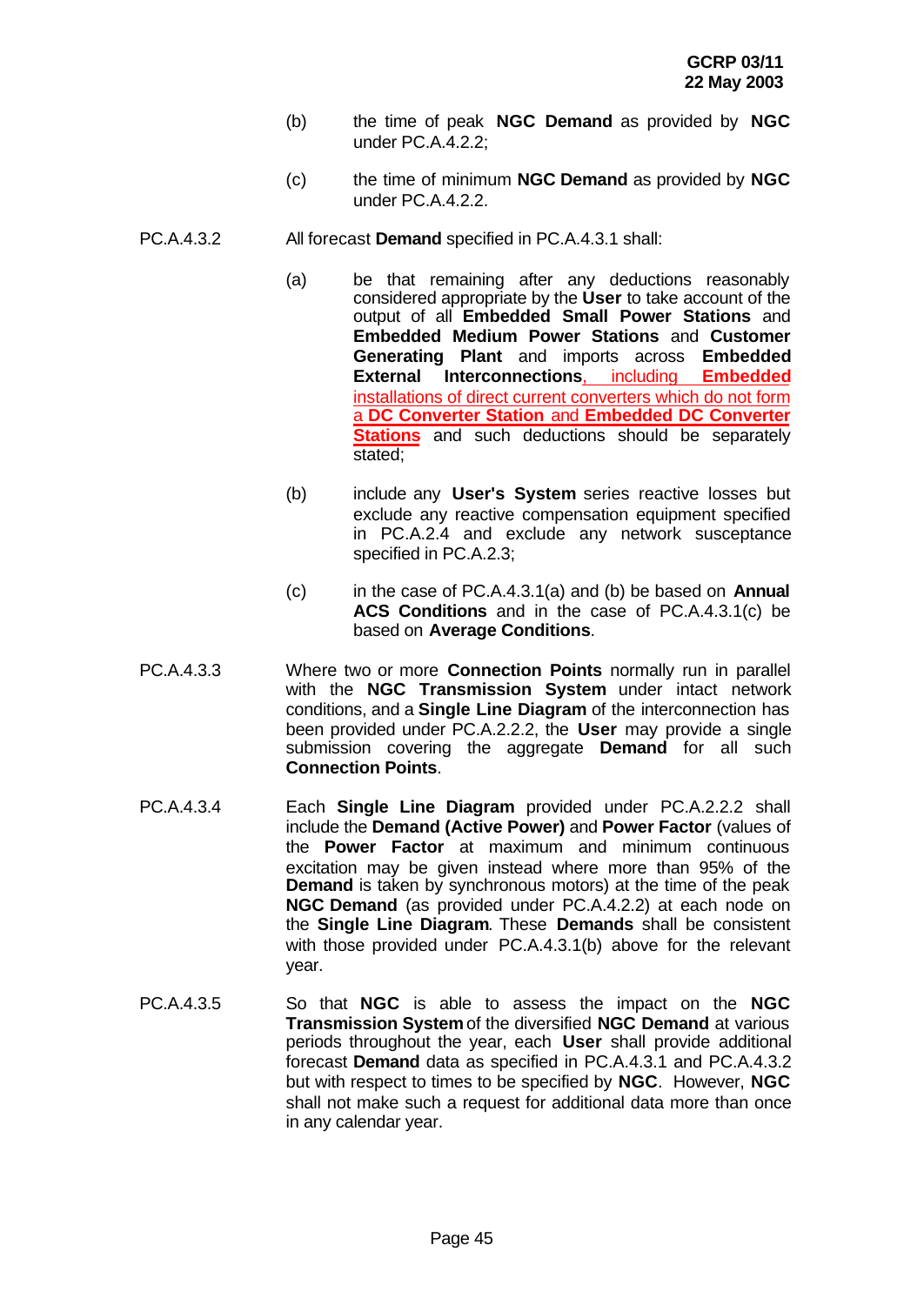(b) the time of peak **NGC Demand** as provided by **NGC** under PC.A.4.2.2;

(c) the time of minimum **NGC Demand** as provided by **NGC** under PC.A.4.2.2.

PC.A.4.3.2 All forecast **Demand** specified in PC.A.4.3.1 shall:

(a) be that remaining after any deductions reasonably considered appropriate by the **User** to take account of the output of all **Embedded Small Power Stations** and **Embedded Medium Power Stations** and **Customer Generating Plant** and imports across **Embedded External Interconnections**, including **Embedded** installations of direct current converters which do not form a **DC Converter Station** and **Embedded DC Converter Stations** and such deductions should be separately stated;

(b) include any **User's System** series reactive losses but exclude any reactive compensation equipment specified in PC.A.2.4 and exclude any network susceptance specified in PC.A.2.3;

(c) in the case of PC.A.4.3.1(a) and (b) be based on **Annual ACS Conditions** and in the case of PC.A.4.3.1(c) be based on **Average Conditions**.

PC.A.4.3.3 Where two or more **Connection Points** normally run in parallel with the **NGC Transmission System** under intact network conditions, and a **Single Line Diagram** of the interconnection has been provided under PC.A.2.2.2, the **User** may provide a single submission covering the aggregate **Demand** for all such **Connection Points**.

PC.A.4.3.4 Each **Single Line Diagram** provided under PC.A.2.2.2 shall include the **Demand (Active Power)** and **Power Factor** (values of the **Power Factor** at maximum and minimum continuous excitation may be given instead where more than 95% of the **Demand** is taken by synchronous motors) at the time of the peak **NGC Demand** (as provided under PC.A.4.2.2) at each node on the **Single Line Diagram**. These **Demands** shall be consistent with those provided under PC.A.4.3.1(b) above for the relevant year.

PC.A.4.3.5 So that **NGC** is able to assess the impact on the **NGC Transmission System** of the diversified **NGC Demand** at various periods throughout the year, each **User** shall provide additional forecast **Demand** data as specified in PC.A.4.3.1 and PC.A.4.3.2 but with respect to times to be specified by **NGC**. However, **NGC** shall not make such a request for additional data more than once in any calendar year.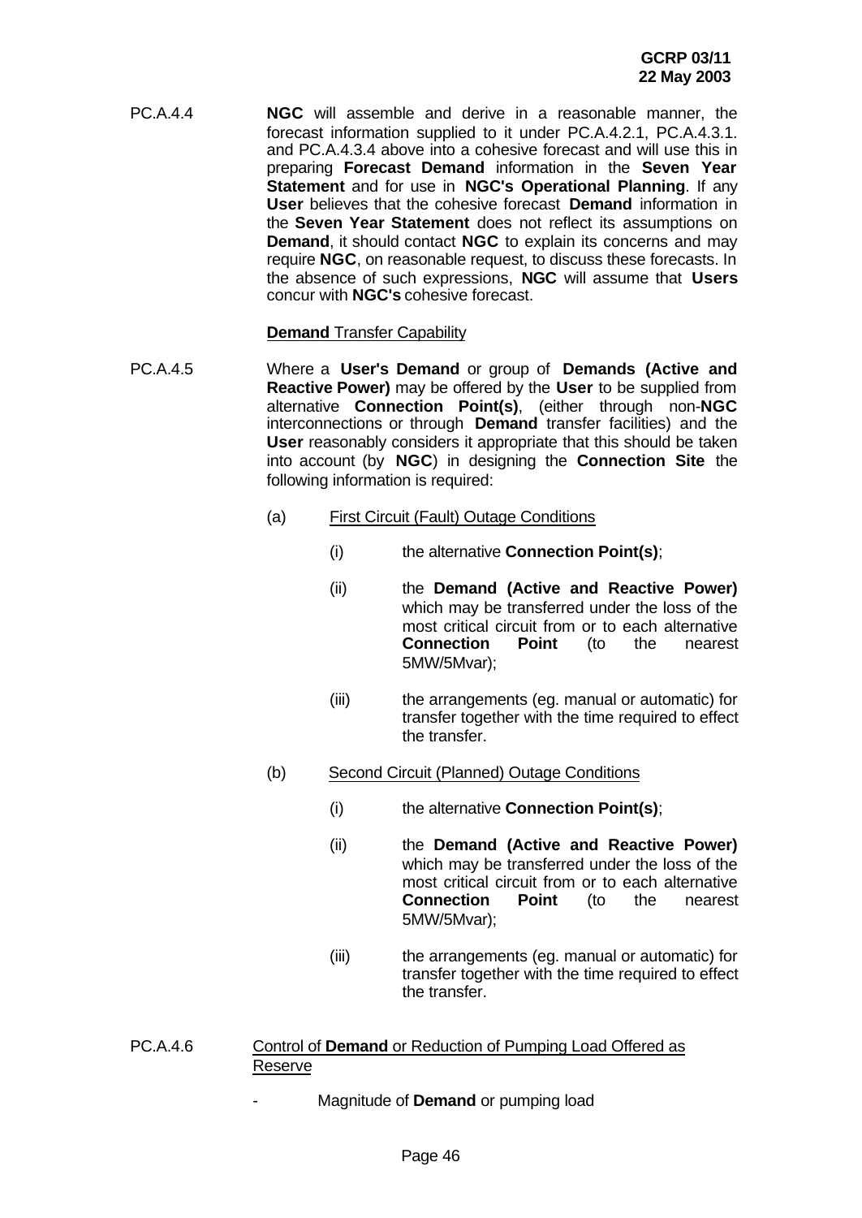PC.A.4.4 **NGC** will assemble and derive in a reasonable manner, the forecast information supplied to it under PC.A.4.2.1, PC.A.4.3.1. and PC.A.4.3.4 above into a cohesive forecast and will use this in preparing **Forecast Demand** information in the **Seven Year Statement** and for use in **NGC's Operational Planning**. If any **User** believes that the cohesive forecast **Demand** information in the **Seven Year Statement** does not reflect its assumptions on **Demand**, it should contact **NGC** to explain its concerns and may require **NGC**, on reasonable request, to discuss these forecasts. In the absence of such expressions, **NGC** will assume that **Users** concur with **NGC's** cohesive forecast.

**Demand** Transfer Capability

PC.A.4.5 Where a **User's Demand** or group of **Demands (Active and Reactive Power)** may be offered by the **User** to be supplied from alternative **Connection Point(s)**, (either through non-**NGC** interconnections or through **Demand** transfer facilities) and the **User** reasonably considers it appropriate that this should be taken into account (by **NGC**) in designing the **Connection Site** the following information is required:

(a) First Circuit (Fault) Outage Conditions

- (i) the alternative **Connection Point(s)**;
- (ii) the **Demand (Active and Reactive Power)** which may be transferred under the loss of the most critical circuit from or to each alternative **Connection Point** (to the nearest 5MW/5Mvar);
- (iii) the arrangements (eg. manual or automatic) for transfer together with the time required to effect the transfer.

(b) Second Circuit (Planned) Outage Conditions

- (i) the alternative **Connection Point(s)**;
- (ii) the **Demand (Active and Reactive Power)** which may be transferred under the loss of the most critical circuit from or to each alternative **Connection Point** (to the nearest 5MW/5Mvar);
- (iii) the arrangements (eg. manual or automatic) for transfer together with the time required to effect the transfer.

PC.A.4.6 Control of **Demand** or Reduction of Pumping Load Offered as Reserve

- Magnitude of **Demand** or pumping load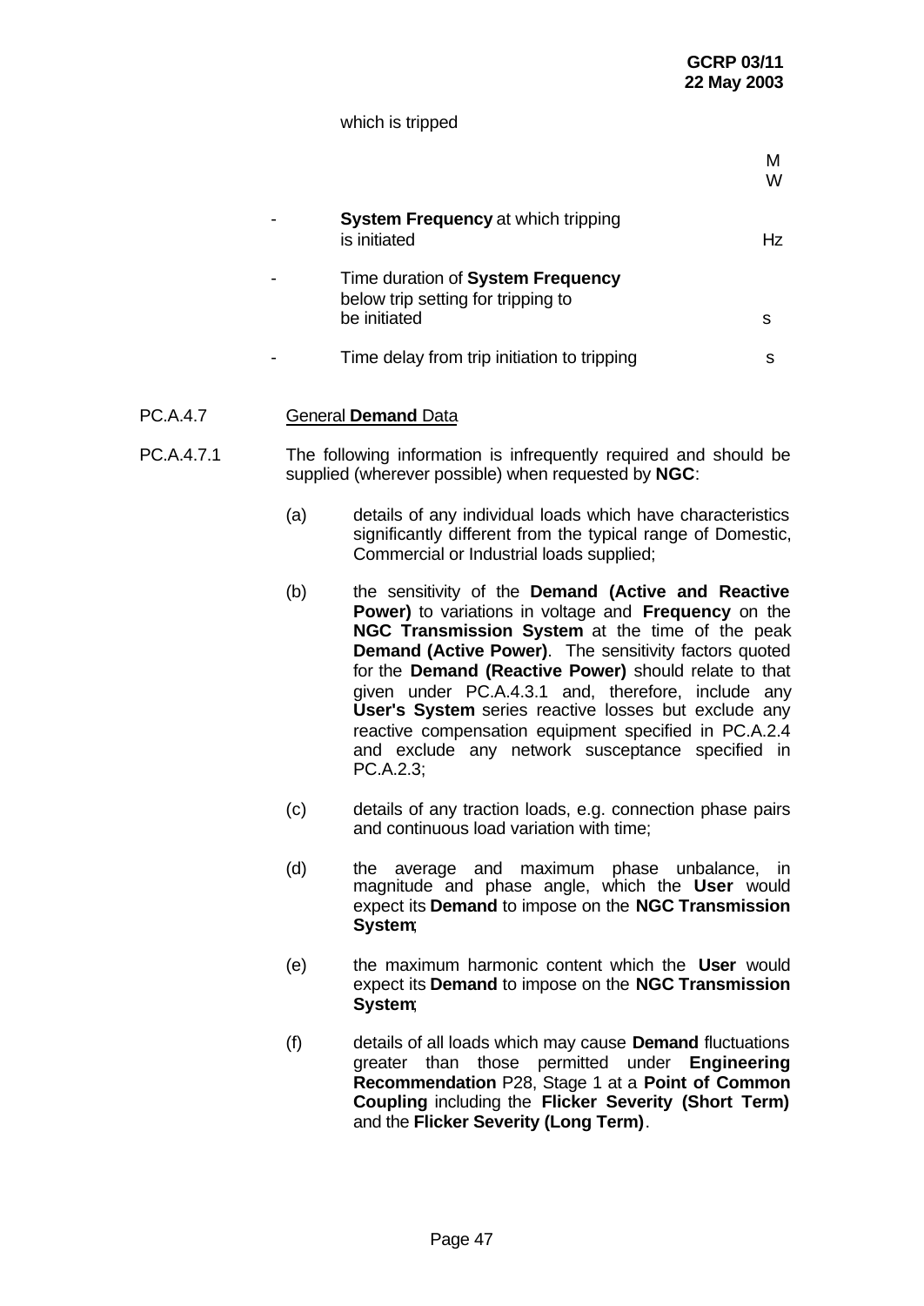which is tripped

| | | |
|---|---|---|
| | | MW |
| - | **System Frequency** at which tripping is initiated | Hz |
| - | Time duration of **System Frequency** below trip setting for tripping to be initiated | s |
| - | Time delay from trip initiation to tripping | s |

PC.A.4.7 General **Demand** Data

PC.A.4.7.1 The following information is infrequently required and should be supplied (wherever possible) when requested by **NGC**:

(a) details of any individual loads which have characteristics significantly different from the typical range of Domestic, Commercial or Industrial loads supplied;

(b) the sensitivity of the **Demand (Active and Reactive Power)** to variations in voltage and **Frequency** on the **NGC Transmission System** at the time of the peak **Demand (Active Power)**. The sensitivity factors quoted for the **Demand (Reactive Power)** should relate to that given under PC.A.4.3.1 and, therefore, include any **User's System** series reactive losses but exclude any reactive compensation equipment specified in PC.A.2.4 and exclude any network susceptance specified in PC.A.2.3;

(c) details of any traction loads, e.g. connection phase pairs and continuous load variation with time;

(d) the average and maximum phase unbalance, in magnitude and phase angle, which the **User** would expect its **Demand** to impose on the **NGC Transmission System**;

(e) the maximum harmonic content which the **User** would expect its **Demand** to impose on the **NGC Transmission System**;

(f) details of all loads which may cause **Demand** fluctuations greater than those permitted under **Engineering Recommendation** P28, Stage 1 at a **Point of Common Coupling** including the **Flicker Severity (Short Term)** and the **Flicker Severity (Long Term)**.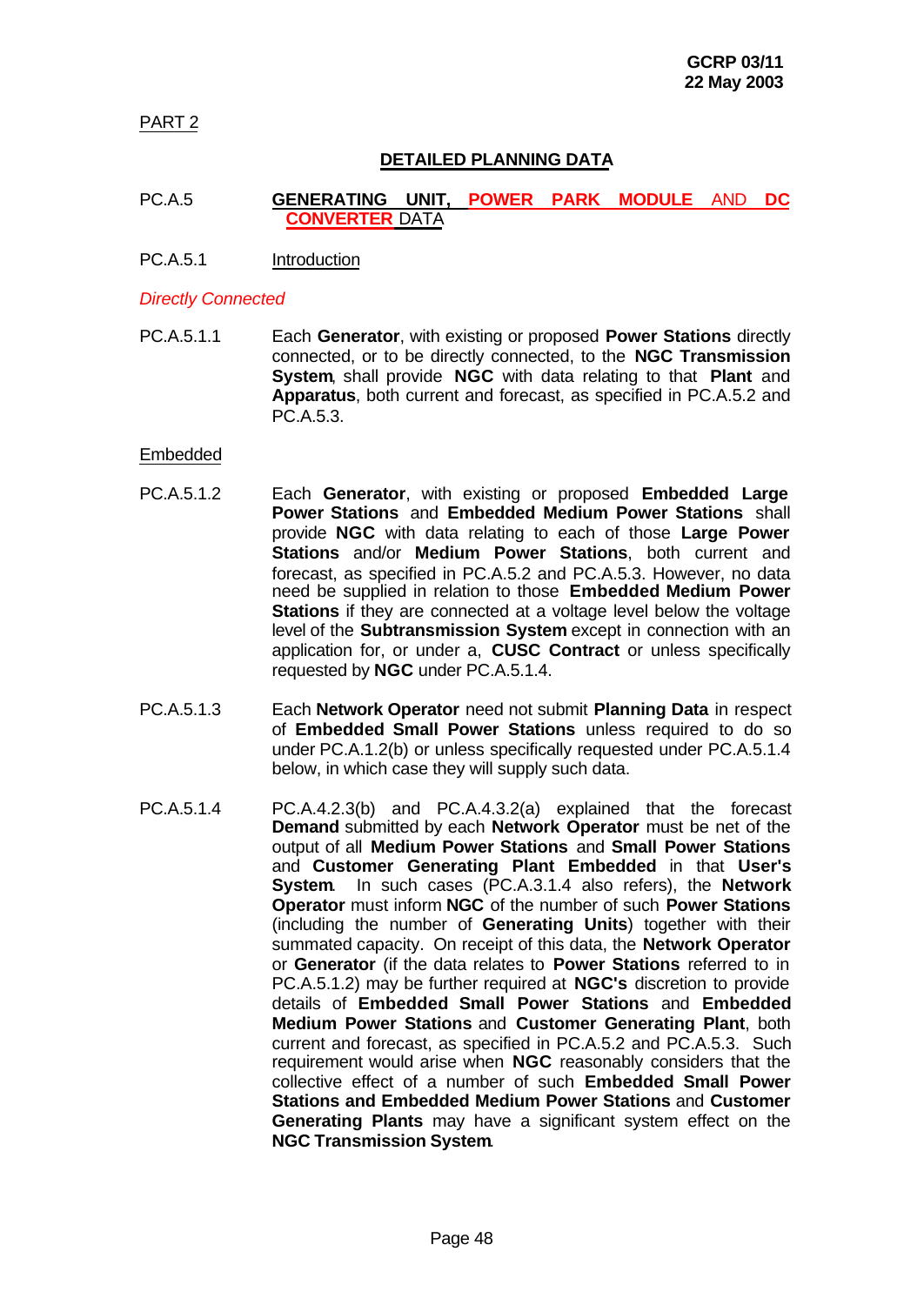PART 2

## DETAILED PLANNING DATA

### PC.A.5 GENERATING UNIT, POWER PARK MODULE AND DC CONVERTER DATA

#### PC.A.5.1 Introduction

*Directly Connected*

PC.A.5.1.1 Each **Generator**, with existing or proposed **Power Stations** directly connected, or to be directly connected, to the **NGC Transmission System**, shall provide **NGC** with data relating to that **Plant** and **Apparatus**, both current and forecast, as specified in PC.A.5.2 and PC.A.5.3.

Embedded

PC.A.5.1.2 Each **Generator**, with existing or proposed **Embedded Large Power Stations** and **Embedded Medium Power Stations** shall provide **NGC** with data relating to each of those **Large Power Stations** and/or **Medium Power Stations**, both current and forecast, as specified in PC.A.5.2 and PC.A.5.3. However, no data need be supplied in relation to those **Embedded Medium Power Stations** if they are connected at a voltage level below the voltage level of the **Subtransmission System** except in connection with an application for, or under a, **CUSC Contract** or unless specifically requested by **NGC** under PC.A.5.1.4.

PC.A.5.1.3 Each **Network Operator** need not submit **Planning Data** in respect of **Embedded Small Power Stations** unless required to do so under PC.A.1.2(b) or unless specifically requested under PC.A.5.1.4 below, in which case they will supply such data.

PC.A.5.1.4 PC.A.4.2.3(b) and PC.A.4.3.2(a) explained that the forecast **Demand** submitted by each **Network Operator** must be net of the output of all **Medium Power Stations** and **Small Power Stations** and **Customer Generating Plant Embedded** in that **User's System**. In such cases (PC.A.3.1.4 also refers), the **Network Operator** must inform **NGC** of the number of such **Power Stations** (including the number of **Generating Units**) together with their summated capacity. On receipt of this data, the **Network Operator** or **Generator** (if the data relates to **Power Stations** referred to in PC.A.5.1.2) may be further required at **NGC's** discretion to provide details of **Embedded Small Power Stations** and **Embedded Medium Power Stations** and **Customer Generating Plant**, both current and forecast, as specified in PC.A.5.2 and PC.A.5.3. Such requirement would arise when **NGC** reasonably considers that the collective effect of a number of such **Embedded Small Power Stations and Embedded Medium Power Stations** and **Customer Generating Plants** may have a significant system effect on the **NGC Transmission System**.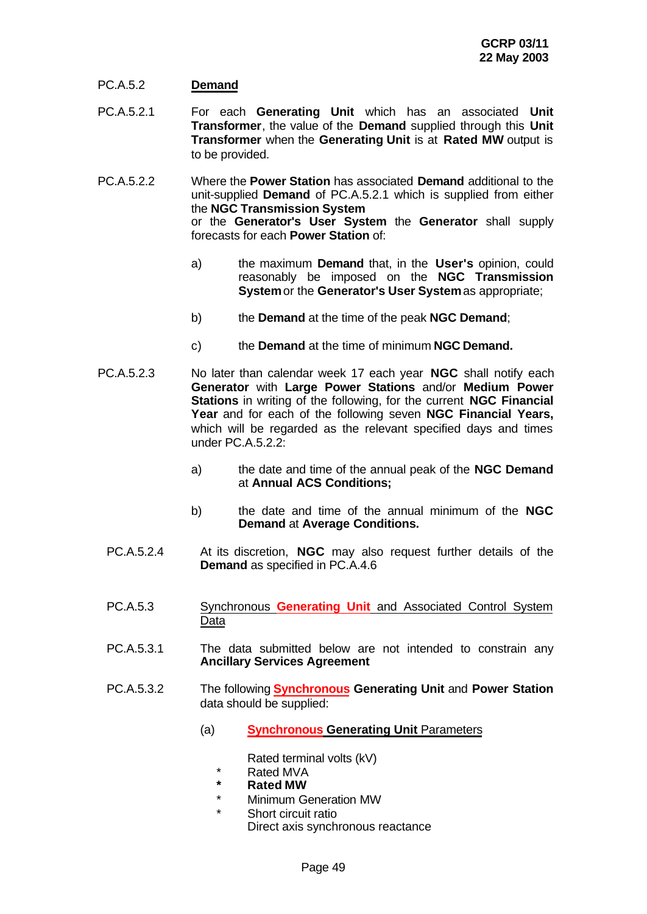PC.A.5.2 **Demand**

PC.A.5.2.1 For each **Generating Unit** which has an associated **Unit Transformer**, the value of the **Demand** supplied through this **Unit Transformer** when the **Generating Unit** is at **Rated MW** output is to be provided.

PC.A.5.2.2 Where the **Power Station** has associated **Demand** additional to the unit-supplied **Demand** of PC.A.5.2.1 which is supplied from either the **NGC Transmission System** or the **Generator's User System** the **Generator** shall supply forecasts for each **Power Station** of:

a) the maximum **Demand** that, in the **User's** opinion, could reasonably be imposed on the **NGC Transmission System** or the **Generator's User System** as appropriate;

b) the **Demand** at the time of the peak **NGC Demand**;

c) the **Demand** at the time of minimum **NGC Demand.**

PC.A.5.2.3 No later than calendar week 17 each year **NGC** shall notify each **Generator** with **Large Power Stations** and/or **Medium Power Stations** in writing of the following, for the current **NGC Financial Year** and for each of the following seven **NGC Financial Years,** which will be regarded as the relevant specified days and times under PC.A.5.2.2:

a) the date and time of the annual peak of the **NGC Demand** at **Annual ACS Conditions;**

b) the date and time of the annual minimum of the **NGC Demand** at **Average Conditions.**

PC.A.5.2.4 At its discretion, **NGC** may also request further details of the **Demand** as specified in PC.A.4.6

PC.A.5.3 Synchronous **Generating Unit** and Associated Control System Data

PC.A.5.3.1 The data submitted below are not intended to constrain any **Ancillary Services Agreement**

PC.A.5.3.2 The following **Synchronous Generating Unit** and **Power Station** data should be supplied:

(a) **Synchronous Generating Unit** Parameters

Rated terminal volts (kV)
* Rated MVA
* **Rated MW**
* Minimum Generation MW
* Short circuit ratio

Direct axis synchronous reactance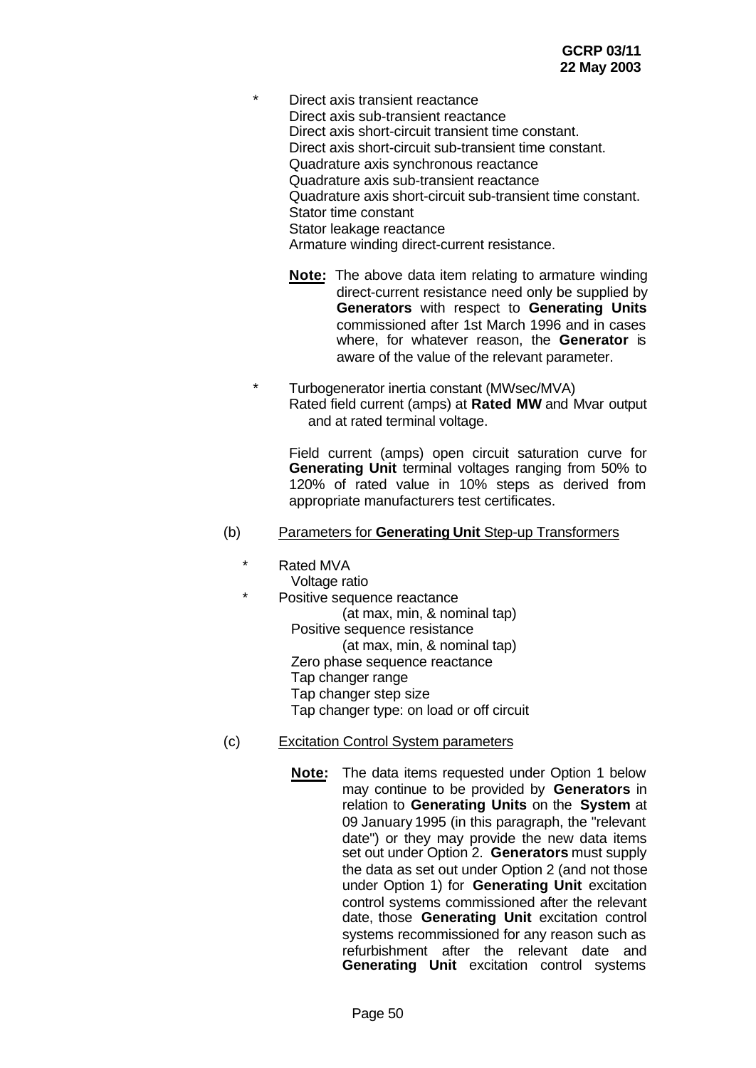\* Direct axis transient reactance
Direct axis sub-transient reactance
Direct axis short-circuit transient time constant.
Direct axis short-circuit sub-transient time constant.
Quadrature axis synchronous reactance
Quadrature axis sub-transient reactance
Quadrature axis short-circuit sub-transient time constant.
Stator time constant
Stator leakage reactance
Armature winding direct-current resistance.

> **Note:** The above data item relating to armature winding direct-current resistance need only be supplied by **Generators** with respect to **Generating Units** commissioned after 1st March 1996 and in cases where, for whatever reason, the **Generator** is aware of the value of the relevant parameter.

\* Turbogenerator inertia constant (MWsec/MVA)
Rated field current (amps) at **Rated MW** and Mvar output and at rated terminal voltage.

Field current (amps) open circuit saturation curve for **Generating Unit** terminal voltages ranging from 50% to 120% of rated value in 10% steps as derived from appropriate manufacturers test certificates.

(b) Parameters for **Generating Unit** Step-up Transformers

\* Rated MVA
Voltage ratio

\* Positive sequence reactance
(at max, min, & nominal tap)
Positive sequence resistance
(at max, min, & nominal tap)
Zero phase sequence reactance
Tap changer range
Tap changer step size
Tap changer type: on load or off circuit

(c) Excitation Control System parameters

> **Note:** The data items requested under Option 1 below may continue to be provided by **Generators** in relation to **Generating Units** on the **System** at 09 January 1995 (in this paragraph, the "relevant date") or they may provide the new data items set out under Option 2. **Generators** must supply the data as set out under Option 2 (and not those under Option 1) for **Generating Unit** excitation control systems commissioned after the relevant date, those **Generating Unit** excitation control systems recommissioned for any reason such as refurbishment after the relevant date and **Generating Unit** excitation control systems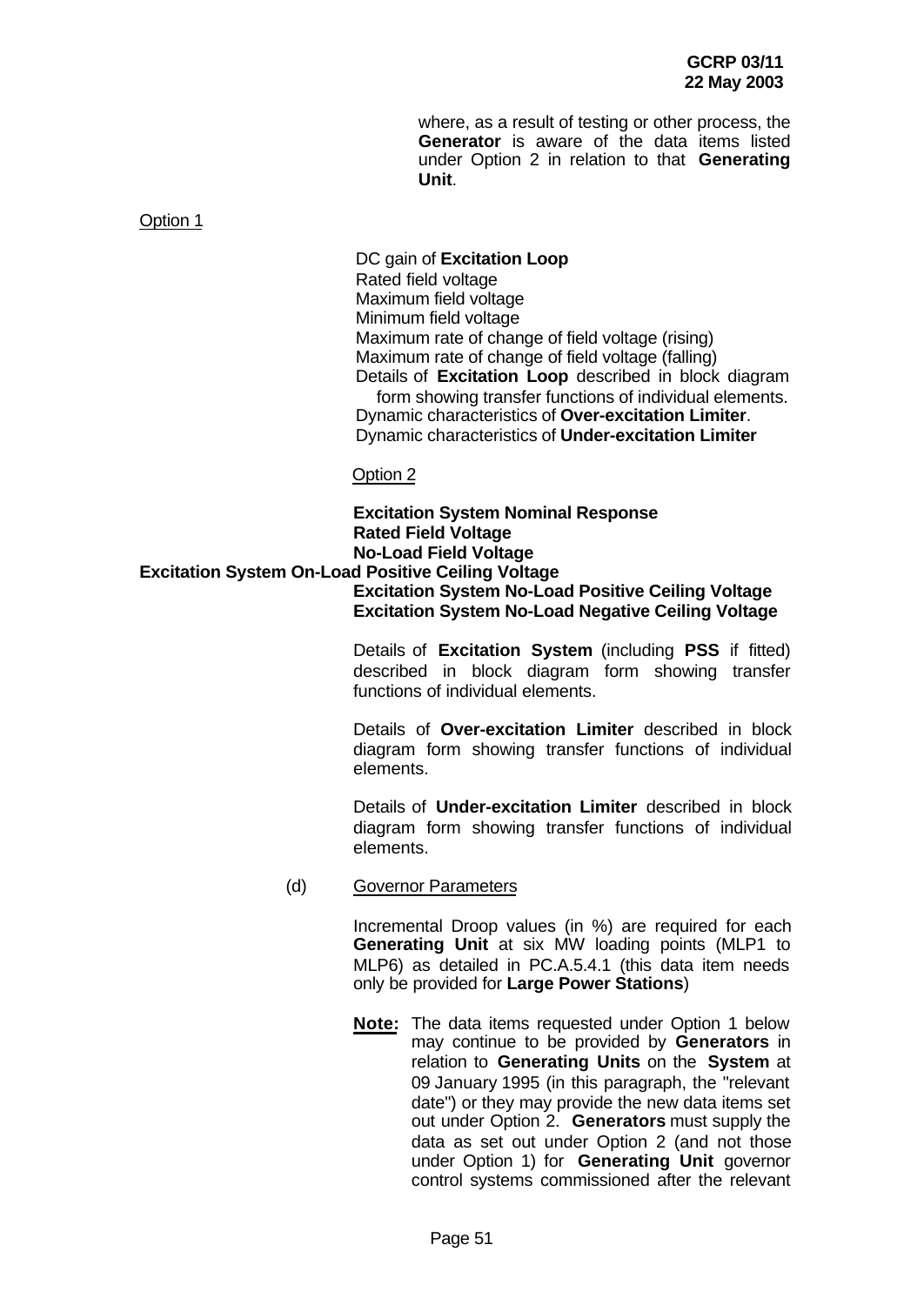where, as a result of testing or other process, the **Generator** is aware of the data items listed under Option 2 in relation to that **Generating Unit**.

Option 1

DC gain of **Excitation Loop**
Rated field voltage
Maximum field voltage
Minimum field voltage
Maximum rate of change of field voltage (rising)
Maximum rate of change of field voltage (falling)
Details of **Excitation Loop** described in block diagram form showing transfer functions of individual elements.
Dynamic characteristics of **Over-excitation Limiter**.
Dynamic characteristics of **Under-excitation Limiter**

Option 2

**Excitation System Nominal Response**
**Rated Field Voltage**
**No-Load Field Voltage**
**Excitation System On-Load Positive Ceiling Voltage**
**Excitation System No-Load Positive Ceiling Voltage**
**Excitation System No-Load Negative Ceiling Voltage**

Details of **Excitation System** (including **PSS** if fitted) described in block diagram form showing transfer functions of individual elements.

Details of **Over-excitation Limiter** described in block diagram form showing transfer functions of individual elements.

Details of **Under-excitation Limiter** described in block diagram form showing transfer functions of individual elements.

(d) Governor Parameters

Incremental Droop values (in %) are required for each **Generating Unit** at six MW loading points (MLP1 to MLP6) as detailed in PC.A.5.4.1 (this data item needs only be provided for **Large Power Stations**)

**Note:** The data items requested under Option 1 below may continue to be provided by **Generators** in relation to **Generating Units** on the **System** at 09 January 1995 (in this paragraph, the "relevant date") or they may provide the new data items set out under Option 2. **Generators** must supply the data as set out under Option 2 (and not those under Option 1) for **Generating Unit** governor control systems commissioned after the relevant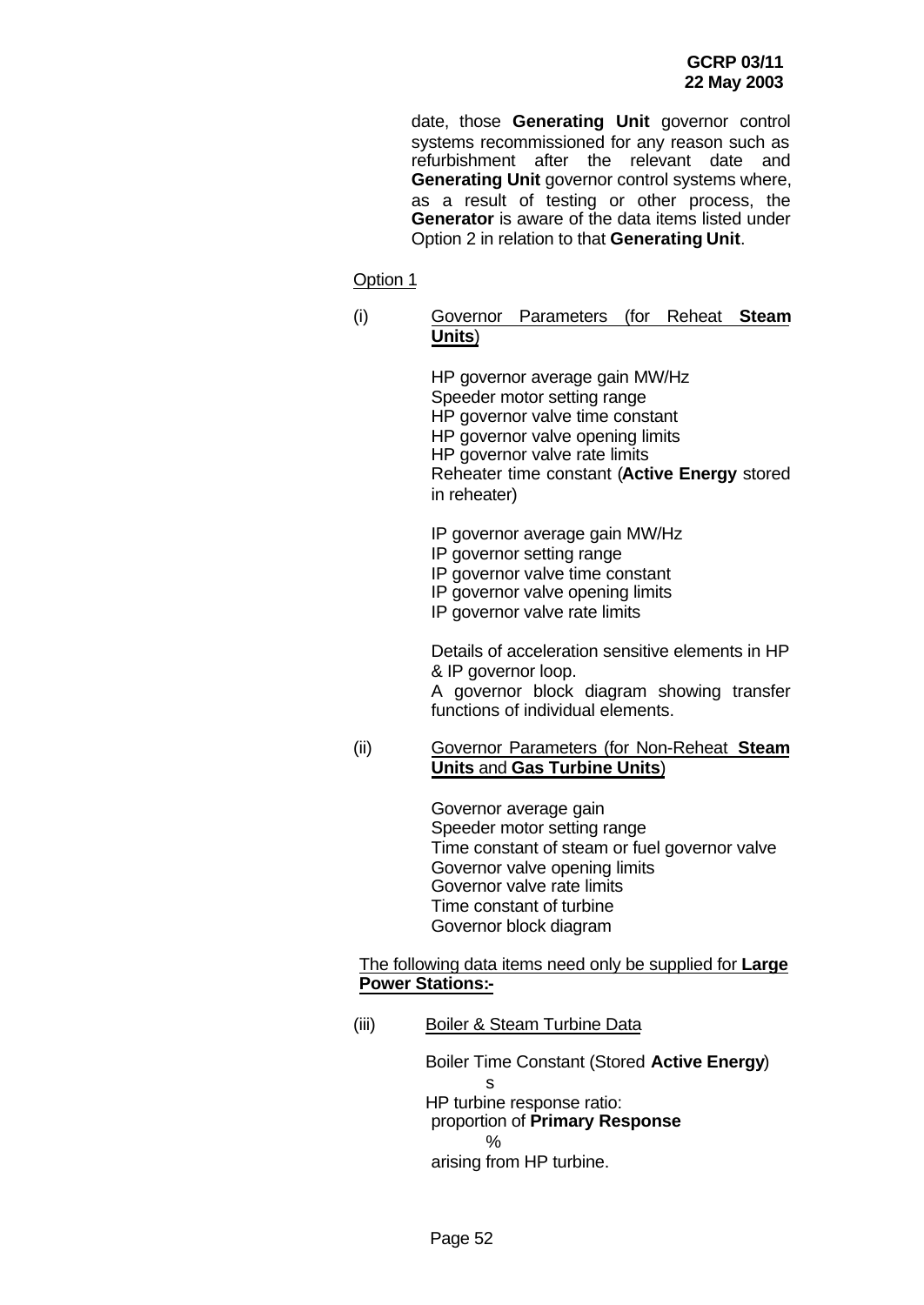date, those **Generating Unit** governor control systems recommissioned for any reason such as refurbishment after the relevant date and **Generating Unit** governor control systems where, as a result of testing or other process, the **Generator** is aware of the data items listed under Option 2 in relation to that **Generating Unit**.

Option 1

(i) Governor Parameters (for Reheat **Steam Units**)

HP governor average gain MW/Hz
Speeder motor setting range
HP governor valve time constant
HP governor valve opening limits
HP governor valve rate limits
Reheater time constant (**Active Energy** stored in reheater)

IP governor average gain MW/Hz
IP governor setting range
IP governor valve time constant
IP governor valve opening limits
IP governor valve rate limits

Details of acceleration sensitive elements in HP & IP governor loop.
A governor block diagram showing transfer functions of individual elements.

(ii) Governor Parameters (for Non-Reheat **Steam Units** and **Gas Turbine Units**)

Governor average gain
Speeder motor setting range
Time constant of steam or fuel governor valve
Governor valve opening limits
Governor valve rate limits
Time constant of turbine
Governor block diagram

The following data items need only be supplied for **Large Power Stations:-**

(iii) Boiler & Steam Turbine Data

Boiler Time Constant (Stored **Active Energy**) s

HP turbine response ratio: proportion of **Primary Response** % arising from HP turbine.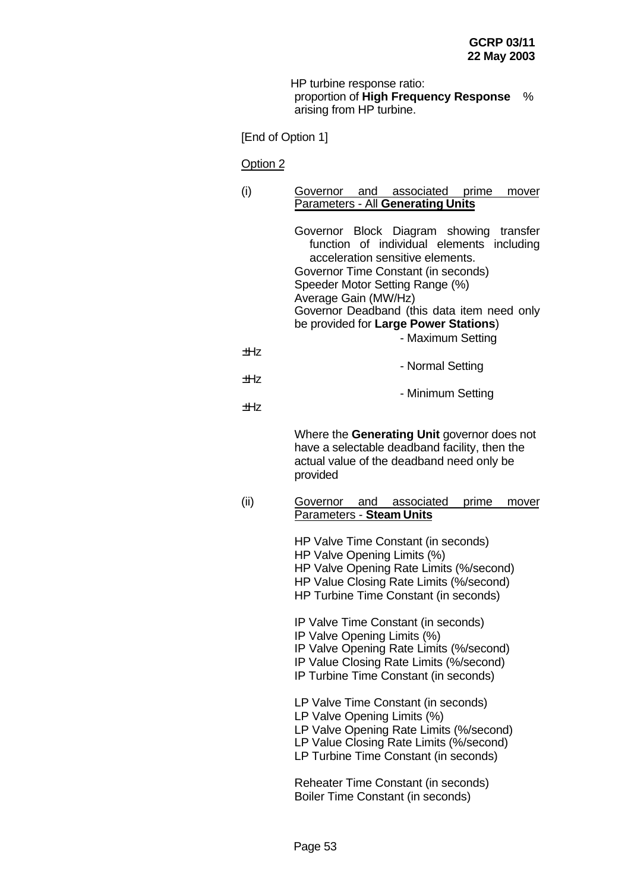HP turbine response ratio:
proportion of **High Frequency Response** arising from HP turbine. %

[End of Option 1]

Option 2

(i) Governor and associated prime mover Parameters - All **Generating Units**

Governor Block Diagram showing transfer function of individual elements including acceleration sensitive elements.
Governor Time Constant (in seconds)
Speeder Motor Setting Range (%)
Average Gain (MW/Hz)
Governor Deadband (this data item need only be provided for **Large Power Stations**)

- Maximum Setting ±Hz
- Normal Setting ±Hz
- Minimum Setting ±Hz

Where the **Generating Unit** governor does not have a selectable deadband facility, then the actual value of the deadband need only be provided

(ii) Governor and associated prime mover Parameters - **Steam Units**

HP Valve Time Constant (in seconds)
HP Valve Opening Limits (%)
HP Valve Opening Rate Limits (%/second)
HP Value Closing Rate Limits (%/second)
HP Turbine Time Constant (in seconds)

IP Valve Time Constant (in seconds)
IP Valve Opening Limits (%)
IP Valve Opening Rate Limits (%/second)
IP Value Closing Rate Limits (%/second)
IP Turbine Time Constant (in seconds)

LP Valve Time Constant (in seconds)
LP Valve Opening Limits (%)
LP Valve Opening Rate Limits (%/second)
LP Value Closing Rate Limits (%/second)
LP Turbine Time Constant (in seconds)

Reheater Time Constant (in seconds)
Boiler Time Constant (in seconds)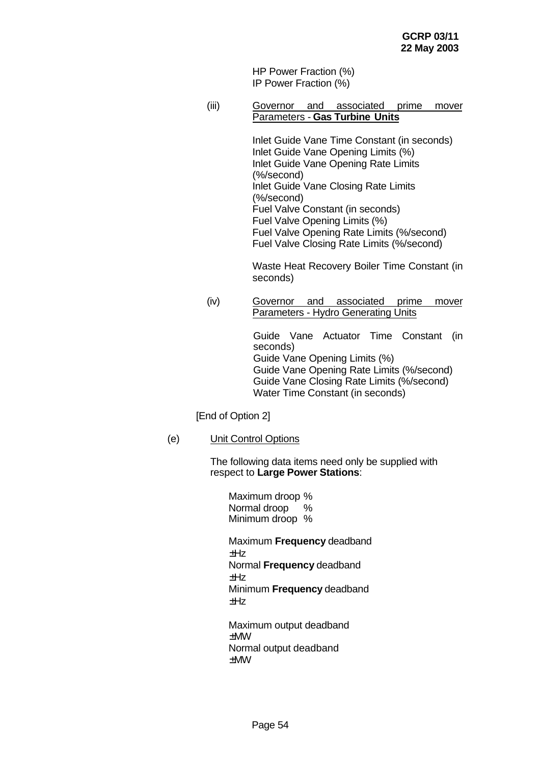HP Power Fraction (%)
IP Power Fraction (%)

(iii) Governor and associated prime mover Parameters - **Gas Turbine Units**

Inlet Guide Vane Time Constant (in seconds)
Inlet Guide Vane Opening Limits (%)
Inlet Guide Vane Opening Rate Limits (%/second)
Inlet Guide Vane Closing Rate Limits (%/second)
Fuel Valve Constant (in seconds)
Fuel Valve Opening Limits (%)
Fuel Valve Opening Rate Limits (%/second)
Fuel Valve Closing Rate Limits (%/second)

Waste Heat Recovery Boiler Time Constant (in seconds)

(iv) Governor and associated prime mover Parameters - Hydro Generating Units

Guide Vane Actuator Time Constant (in seconds)
Guide Vane Opening Limits (%)
Guide Vane Opening Rate Limits (%/second)
Guide Vane Closing Rate Limits (%/second)
Water Time Constant (in seconds)

[End of Option 2]

(e) Unit Control Options

The following data items need only be supplied with respect to **Large Power Stations**:

Maximum droop %
Normal droop %
Minimum droop %

Maximum **Frequency** deadband ±Hz
Normal **Frequency** deadband ±Hz
Minimum **Frequency** deadband ±Hz

Maximum output deadband ±MW
Normal output deadband ±MW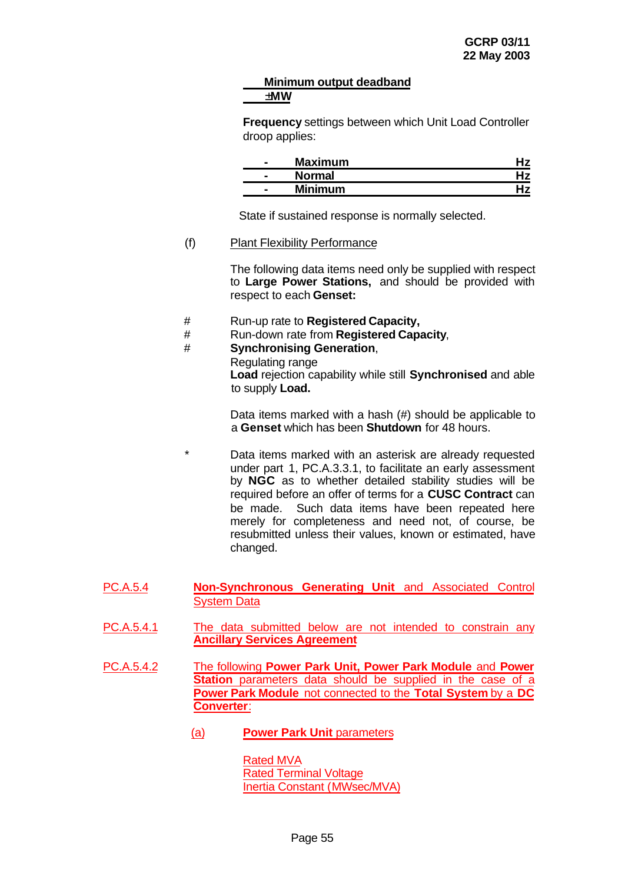Minimum output deadband ±MW

**Frequency** settings between which Unit Load Controller droop applies:

| | | |
|---|---|---|
| - | **Maximum** | **Hz** |
| - | **Normal** | **Hz** |
| - | **Minimum** | **Hz** |

State if sustained response is normally selected.

(f) Plant Flexibility Performance

The following data items need only be supplied with respect to **Large Power Stations,** and should be provided with respect to each **Genset:**

- # Run-up rate to **Registered Capacity,**
- # Run-down rate from **Registered Capacity**,
- # **Synchronising Generation**,
- Regulating range
- **Load** rejection capability while still **Synchronised** and able to supply **Load.**

Data items marked with a hash (#) should be applicable to a **Genset** which has been **Shutdown** for 48 hours.

\* Data items marked with an asterisk are already requested under part 1, PC.A.3.3.1, to facilitate an early assessment by **NGC** as to whether detailed stability studies will be required before an offer of terms for a **CUSC Contract** can be made. Such data items have been repeated here merely for completeness and need not, of course, be resubmitted unless their values, known or estimated, have changed.

PC.A.5.4 **Non-Synchronous Generating Unit** and Associated Control System Data

PC.A.5.4.1 The data submitted below are not intended to constrain any **Ancillary Services Agreement**

PC.A.5.4.2 The following **Power Park Unit, Power Park Module** and **Power Station** parameters data should be supplied in the case of a **Power Park Module** not connected to the **Total System** by a **DC Converter**:

(a) **Power Park Unit** parameters

Rated MVA
Rated Terminal Voltage
Inertia Constant (MWsec/MVA)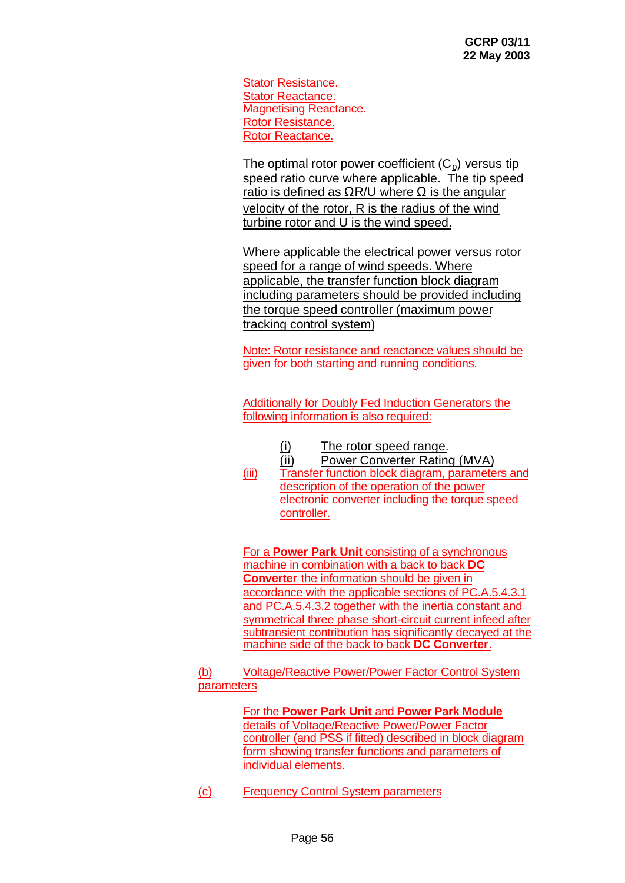Stator Resistance.
Stator Reactance.
Magnetising Reactance.
Rotor Resistance.
Rotor Reactance.

The optimal rotor power coefficient ($C_p$) versus tip speed ratio curve where applicable. The tip speed ratio is defined as ΩR/U where Ω is the angular velocity of the rotor, R is the radius of the wind turbine rotor and U is the wind speed.

Where applicable the electrical power versus rotor speed for a range of wind speeds. Where applicable, the transfer function block diagram including parameters should be provided including the torque speed controller (maximum power tracking control system)

Note: Rotor resistance and reactance values should be given for both starting and running conditions.

Additionally for Doubly Fed Induction Generators the following information is also required:

(i) The rotor speed range.
(ii) Power Converter Rating (MVA)
(iii) Transfer function block diagram, parameters and description of the operation of the power electronic converter including the torque speed controller.

For a **Power Park Unit** consisting of a synchronous machine in combination with a back to back **DC Converter** the information should be given in accordance with the applicable sections of PC.A.5.4.3.1 and PC.A.5.4.3.2 together with the inertia constant and symmetrical three phase short-circuit current infeed after subtransient contribution has significantly decayed at the machine side of the back to back **DC Converter**.

(b) Voltage/Reactive Power/Power Factor Control System parameters

For the **Power Park Unit** and **Power Park Module** details of Voltage/Reactive Power/Power Factor controller (and PSS if fitted) described in block diagram form showing transfer functions and parameters of individual elements.

(c) Frequency Control System parameters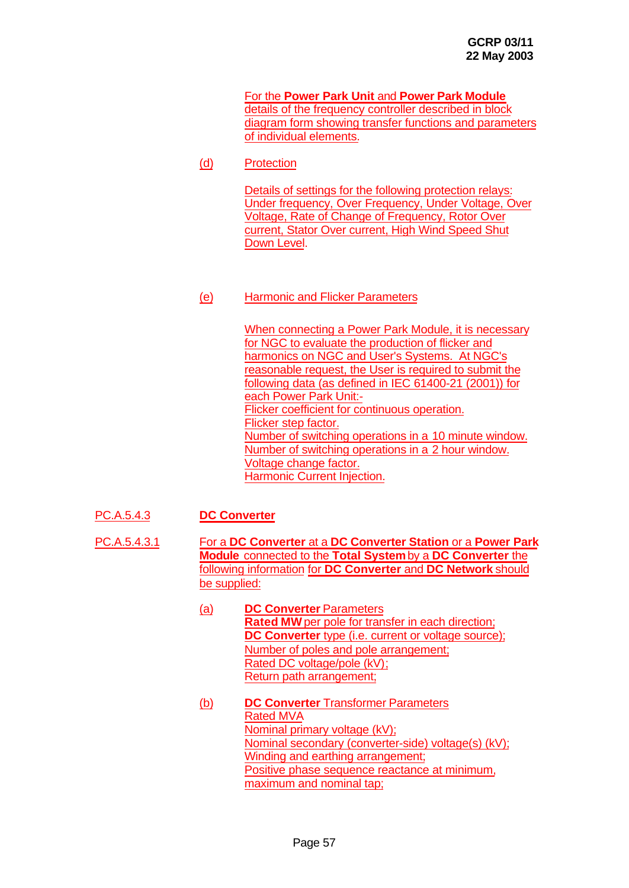For the **Power Park Unit** and **Power Park Module** details of the frequency controller described in block diagram form showing transfer functions and parameters of individual elements.

(d) Protection

Details of settings for the following protection relays: Under frequency, Over Frequency, Under Voltage, Over Voltage, Rate of Change of Frequency, Rotor Over current, Stator Over current, High Wind Speed Shut Down Level.

(e) Harmonic and Flicker Parameters

When connecting a Power Park Module, it is necessary for NGC to evaluate the production of flicker and harmonics on NGC and User's Systems. At NGC's reasonable request, the User is required to submit the following data (as defined in IEC 61400-21 (2001)) for each Power Park Unit:-
Flicker coefficient for continuous operation.
Flicker step factor.
Number of switching operations in a 10 minute window.
Number of switching operations in a 2 hour window.
Voltage change factor.
Harmonic Current Injection.

PC.A.5.4.3 **DC Converter**

PC.A.5.4.3.1 For a **DC Converter** at a **DC Converter Station** or a **Power Park Module** connected to the **Total System** by a **DC Converter** the following information for **DC Converter** and **DC Network** should be supplied:

(a) **DC Converter** Parameters
**Rated MW** per pole for transfer in each direction;
**DC Converter** type (i.e. current or voltage source);
Number of poles and pole arrangement;
Rated DC voltage/pole (kV);
Return path arrangement;

(b) **DC Converter** Transformer Parameters
Rated MVA
Nominal primary voltage (kV);
Nominal secondary (converter-side) voltage(s) (kV);
Winding and earthing arrangement;
Positive phase sequence reactance at minimum, maximum and nominal tap;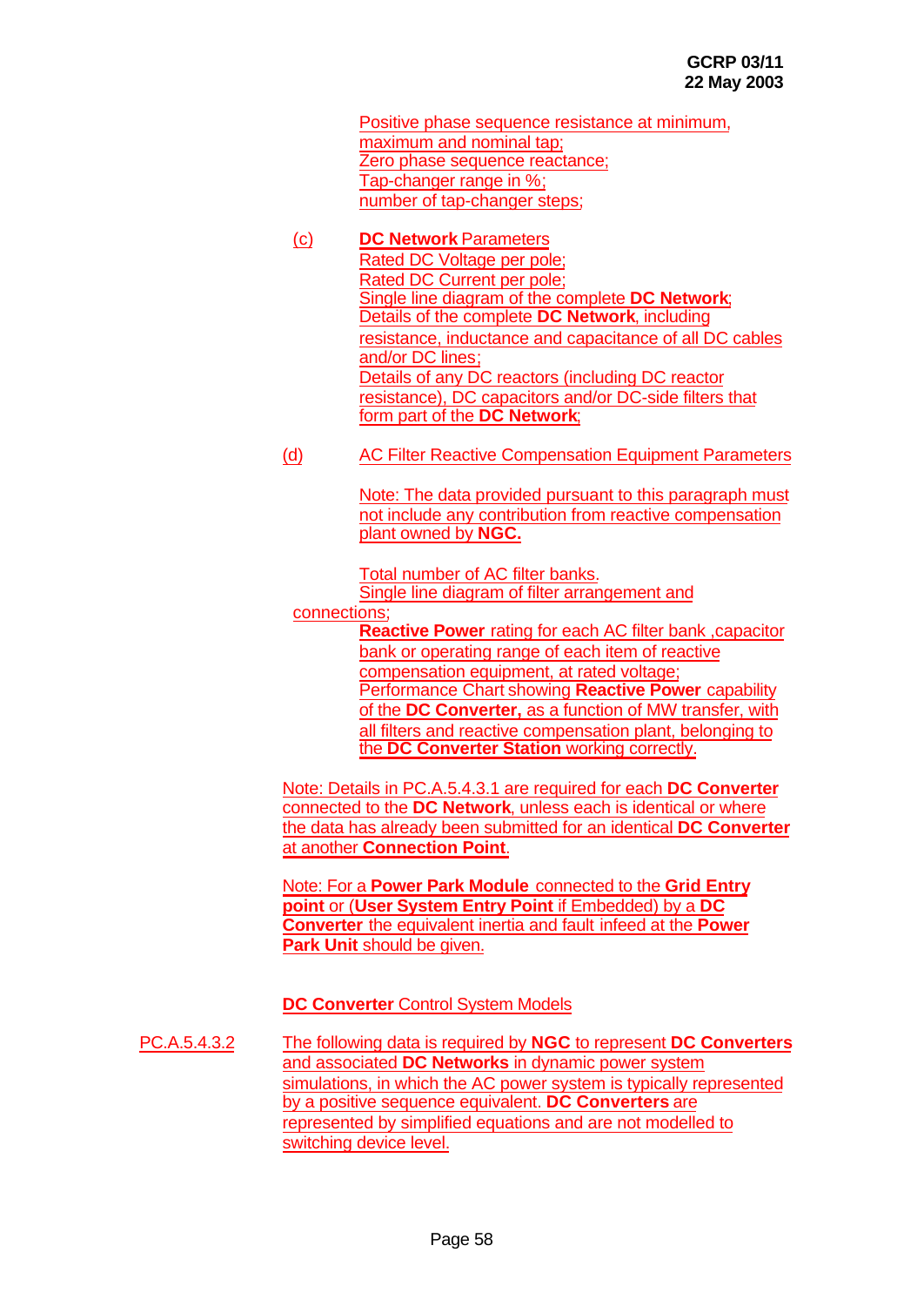Positive phase sequence resistance at minimum, maximum and nominal tap;
Zero phase sequence reactance;
Tap-changer range in %;
number of tap-changer steps;

(c) **DC Network** Parameters
Rated DC Voltage per pole;
Rated DC Current per pole;
Single line diagram of the complete **DC Network**;
Details of the complete **DC Network**, including resistance, inductance and capacitance of all DC cables and/or DC lines;
Details of any DC reactors (including DC reactor resistance), DC capacitors and/or DC-side filters that form part of the **DC Network**;

(d) AC Filter Reactive Compensation Equipment Parameters

Note: The data provided pursuant to this paragraph must not include any contribution from reactive compensation plant owned by **NGC.**

Total number of AC filter banks.
Single line diagram of filter arrangement and connections;
**Reactive Power** rating for each AC filter bank ,capacitor bank or operating range of each item of reactive compensation equipment, at rated voltage;
Performance Chart showing **Reactive Power** capability of the **DC Converter,** as a function of MW transfer, with all filters and reactive compensation plant, belonging to the **DC Converter Station** working correctly.

Note: Details in PC.A.5.4.3.1 are required for each **DC Converter** connected to the **DC Network**, unless each is identical or where the data has already been submitted for an identical **DC Converter** at another **Connection Point**.

Note: For a **Power Park Module** connected to the **Grid Entry point** or (**User System Entry Point** if Embedded) by a **DC Converter** the equivalent inertia and fault infeed at the **Power Park Unit** should be given.

**DC Converter** Control System Models

PC.A.5.4.3.2 The following data is required by **NGC** to represent **DC Converters** and associated **DC Networks** in dynamic power system simulations, in which the AC power system is typically represented by a positive sequence equivalent. **DC Converters** are represented by simplified equations and are not modelled to switching device level.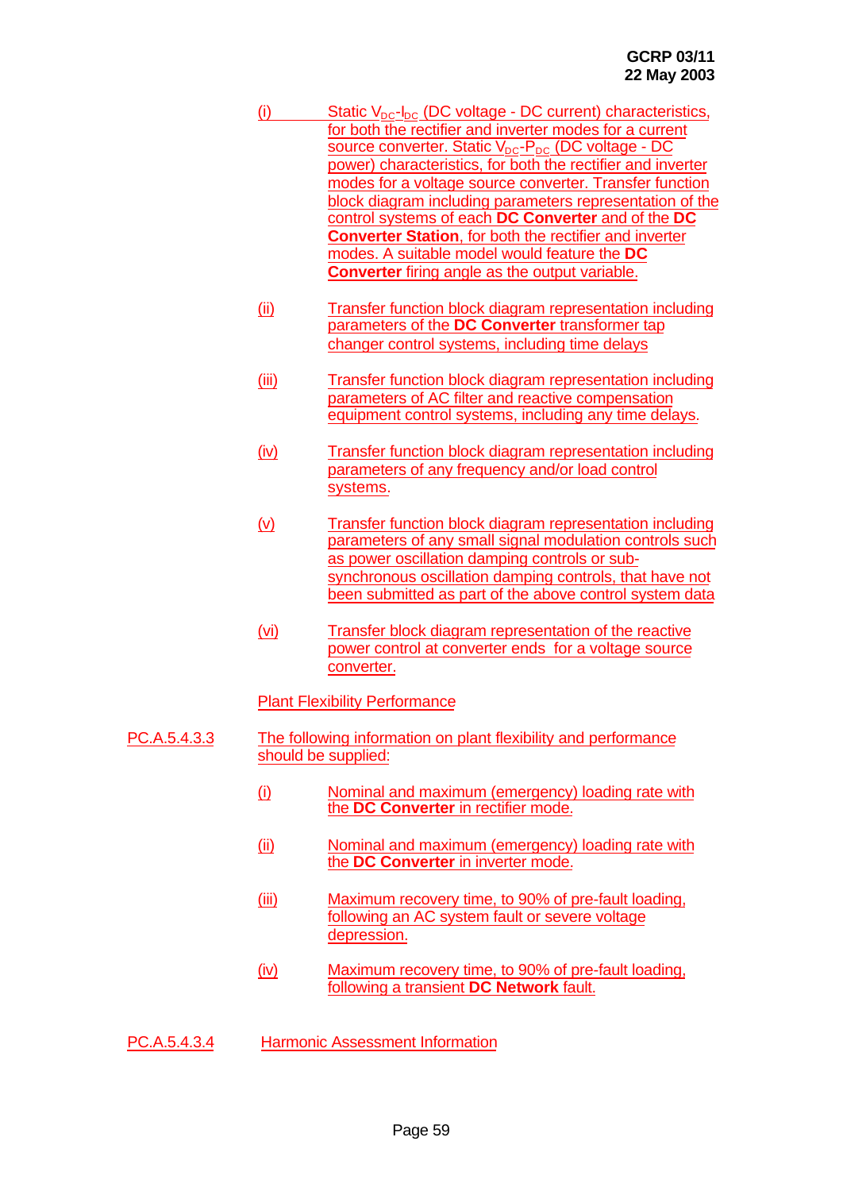(i) Static $V_{DC}$-$I_{DC}$ (DC voltage - DC current) characteristics, for both the rectifier and inverter modes for a current source converter. Static $V_{DC}$-$P_{DC}$ (DC voltage - DC power) characteristics, for both the rectifier and inverter modes for a voltage source converter. Transfer function block diagram including parameters representation of the control systems of each **DC Converter** and of the **DC Converter Station**, for both the rectifier and inverter modes. A suitable model would feature the **DC Converter** firing angle as the output variable.

(ii) Transfer function block diagram representation including parameters of the **DC Converter** transformer tap changer control systems, including time delays

(iii) Transfer function block diagram representation including parameters of AC filter and reactive compensation equipment control systems, including any time delays.

(iv) Transfer function block diagram representation including parameters of any frequency and/or load control systems.

(v) Transfer function block diagram representation including parameters of any small signal modulation controls such as power oscillation damping controls or sub-synchronous oscillation damping controls, that have not been submitted as part of the above control system data

(vi) Transfer block diagram representation of the reactive power control at converter ends for a voltage source converter.

Plant Flexibility Performance

PC.A.5.4.3.3 The following information on plant flexibility and performance should be supplied:

(i) Nominal and maximum (emergency) loading rate with the **DC Converter** in rectifier mode.

(ii) Nominal and maximum (emergency) loading rate with the **DC Converter** in inverter mode.

(iii) Maximum recovery time, to 90% of pre-fault loading, following an AC system fault or severe voltage depression.

(iv) Maximum recovery time, to 90% of pre-fault loading, following a transient **DC Network** fault.

PC.A.5.4.3.4 Harmonic Assessment Information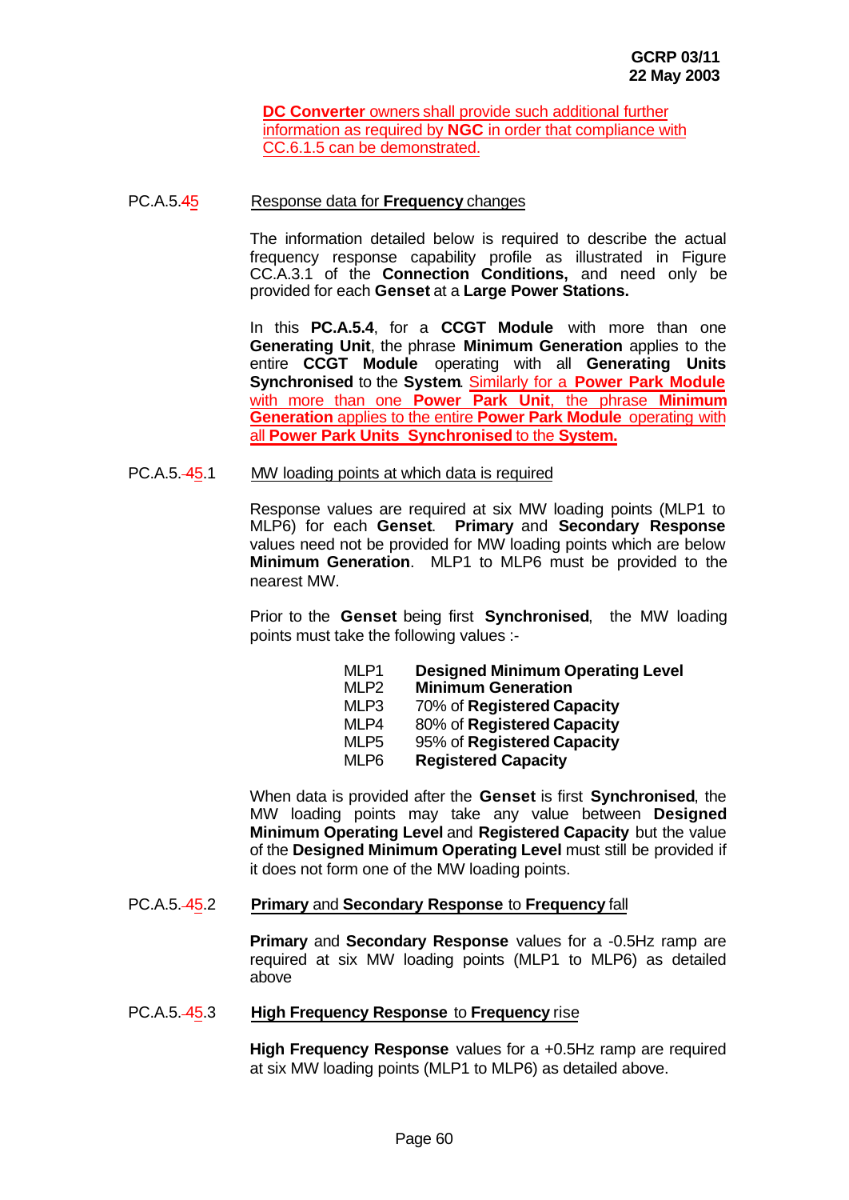DC Converter owners shall provide such additional further information as required by **NGC** in order that compliance with CC.6.1.5 can be demonstrated.

PC.A.5.45 Response data for **Frequency** changes

The information detailed below is required to describe the actual frequency response capability profile as illustrated in Figure CC.A.3.1 of the **Connection Conditions,** and need only be provided for each **Genset** at a **Large Power Stations.**

In this **PC.A.5.4**, for a **CCGT Module** with more than one **Generating Unit**, the phrase **Minimum Generation** applies to the entire **CCGT Module** operating with all **Generating Units Synchronised** to the **System**. Similarly for a **Power Park Module** with more than one **Power Park Unit**, the phrase **Minimum Generation** applies to the entire **Power Park Module** operating with all **Power Park Units Synchronised** to the **System.**

PC.A.5.45.1 MW loading points at which data is required

Response values are required at six MW loading points (MLP1 to MLP6) for each **Genset**. **Primary** and **Secondary Response** values need not be provided for MW loading points which are below **Minimum Generation**. MLP1 to MLP6 must be provided to the nearest MW.

Prior to the **Genset** being first **Synchronised**, the MW loading points must take the following values :-

| | |
|---|---|
| MLP1 | **Designed Minimum Operating Level** |
| MLP2 | **Minimum Generation** |
| MLP3 | 70% of **Registered Capacity** |
| MLP4 | 80% of **Registered Capacity** |
| MLP5 | 95% of **Registered Capacity** |
| MLP6 | **Registered Capacity** |

When data is provided after the **Genset** is first **Synchronised**, the MW loading points may take any value between **Designed Minimum Operating Level** and **Registered Capacity** but the value of the **Designed Minimum Operating Level** must still be provided if it does not form one of the MW loading points.

PC.A.5.45.2 **Primary** and **Secondary Response** to **Frequency** fall

**Primary** and **Secondary Response** values for a -0.5Hz ramp are required at six MW loading points (MLP1 to MLP6) as detailed above

PC.A.5.45.3 **High Frequency Response** to **Frequency** rise

**High Frequency Response** values for a +0.5Hz ramp are required at six MW loading points (MLP1 to MLP6) as detailed above.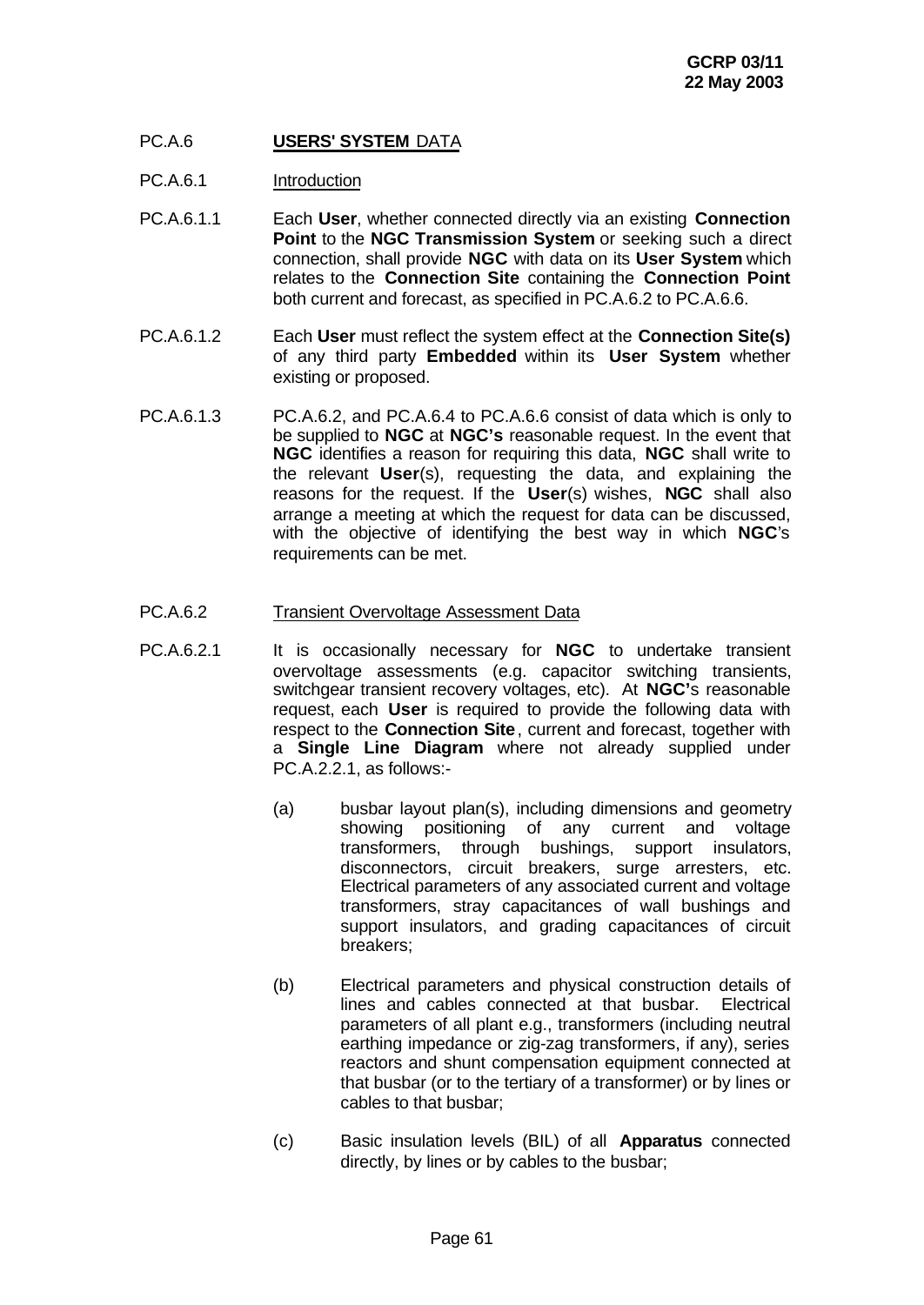PC.A.6 **USERS' SYSTEM** DATA

PC.A.6.1 Introduction

PC.A.6.1.1 Each **User**, whether connected directly via an existing **Connection Point** to the **NGC Transmission System** or seeking such a direct connection, shall provide **NGC** with data on its **User System** which relates to the **Connection Site** containing the **Connection Point** both current and forecast, as specified in PC.A.6.2 to PC.A.6.6.

PC.A.6.1.2 Each **User** must reflect the system effect at the **Connection Site(s)** of any third party **Embedded** within its **User System** whether existing or proposed.

PC.A.6.1.3 PC.A.6.2, and PC.A.6.4 to PC.A.6.6 consist of data which is only to be supplied to **NGC** at **NGC's** reasonable request. In the event that **NGC** identifies a reason for requiring this data, **NGC** shall write to the relevant **User**(s), requesting the data, and explaining the reasons for the request. If the **User**(s) wishes, **NGC** shall also arrange a meeting at which the request for data can be discussed, with the objective of identifying the best way in which **NGC**'s requirements can be met.

PC.A.6.2 Transient Overvoltage Assessment Data

PC.A.6.2.1 It is occasionally necessary for **NGC** to undertake transient overvoltage assessments (e.g. capacitor switching transients, switchgear transient recovery voltages, etc). At **NGC's** reasonable request, each **User** is required to provide the following data with respect to the **Connection Site**, current and forecast, together with a **Single Line Diagram** where not already supplied under PC.A.2.2.1, as follows:-

(a) busbar layout plan(s), including dimensions and geometry showing positioning of any current and voltage transformers, through bushings, support insulators, disconnectors, circuit breakers, surge arresters, etc. Electrical parameters of any associated current and voltage transformers, stray capacitances of wall bushings and support insulators, and grading capacitances of circuit breakers;

(b) Electrical parameters and physical construction details of lines and cables connected at that busbar. Electrical parameters of all plant e.g., transformers (including neutral earthing impedance or zig-zag transformers, if any), series reactors and shunt compensation equipment connected at that busbar (or to the tertiary of a transformer) or by lines or cables to that busbar;

(c) Basic insulation levels (BIL) of all **Apparatus** connected directly, by lines or by cables to the busbar;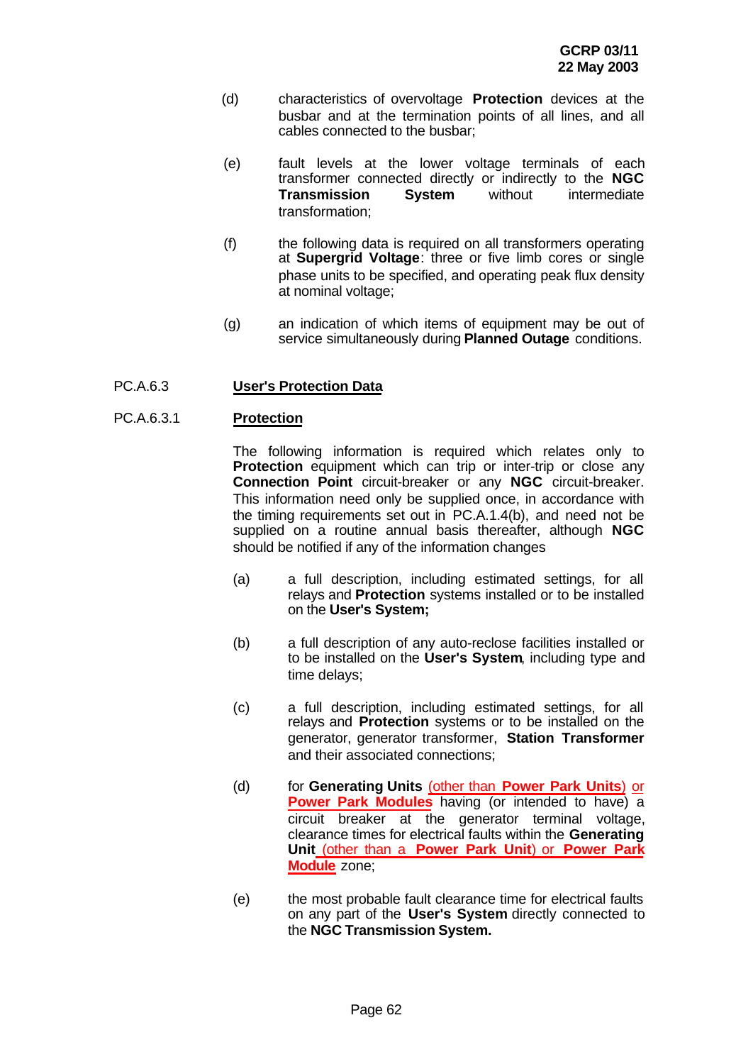(d) characteristics of overvoltage **Protection** devices at the busbar and at the termination points of all lines, and all cables connected to the busbar;

(e) fault levels at the lower voltage terminals of each transformer connected directly or indirectly to the **NGC Transmission System** without intermediate transformation;

(f) the following data is required on all transformers operating at **Supergrid Voltage**: three or five limb cores or single phase units to be specified, and operating peak flux density at nominal voltage;

(g) an indication of which items of equipment may be out of service simultaneously during **Planned Outage** conditions.

PC.A.6.3 **User's Protection Data**

PC.A.6.3.1 **Protection**

The following information is required which relates only to **Protection** equipment which can trip or inter-trip or close any **Connection Point** circuit-breaker or any **NGC** circuit-breaker. This information need only be supplied once, in accordance with the timing requirements set out in PC.A.1.4(b), and need not be supplied on a routine annual basis thereafter, although **NGC** should be notified if any of the information changes

(a) a full description, including estimated settings, for all relays and **Protection** systems installed or to be installed on the **User's System;**

(b) a full description of any auto-reclose facilities installed or to be installed on the **User's System**, including type and time delays;

(c) a full description, including estimated settings, for all relays and **Protection** systems or to be installed on the generator, generator transformer, **Station Transformer** and their associated connections;

(d) for **Generating Units** (other than **Power Park Units**) or **Power Park Modules** having (or intended to have) a circuit breaker at the generator terminal voltage, clearance times for electrical faults within the **Generating Unit** (other than a **Power Park Unit**) or **Power Park Module** zone;

(e) the most probable fault clearance time for electrical faults on any part of the **User's System** directly connected to the **NGC Transmission System.**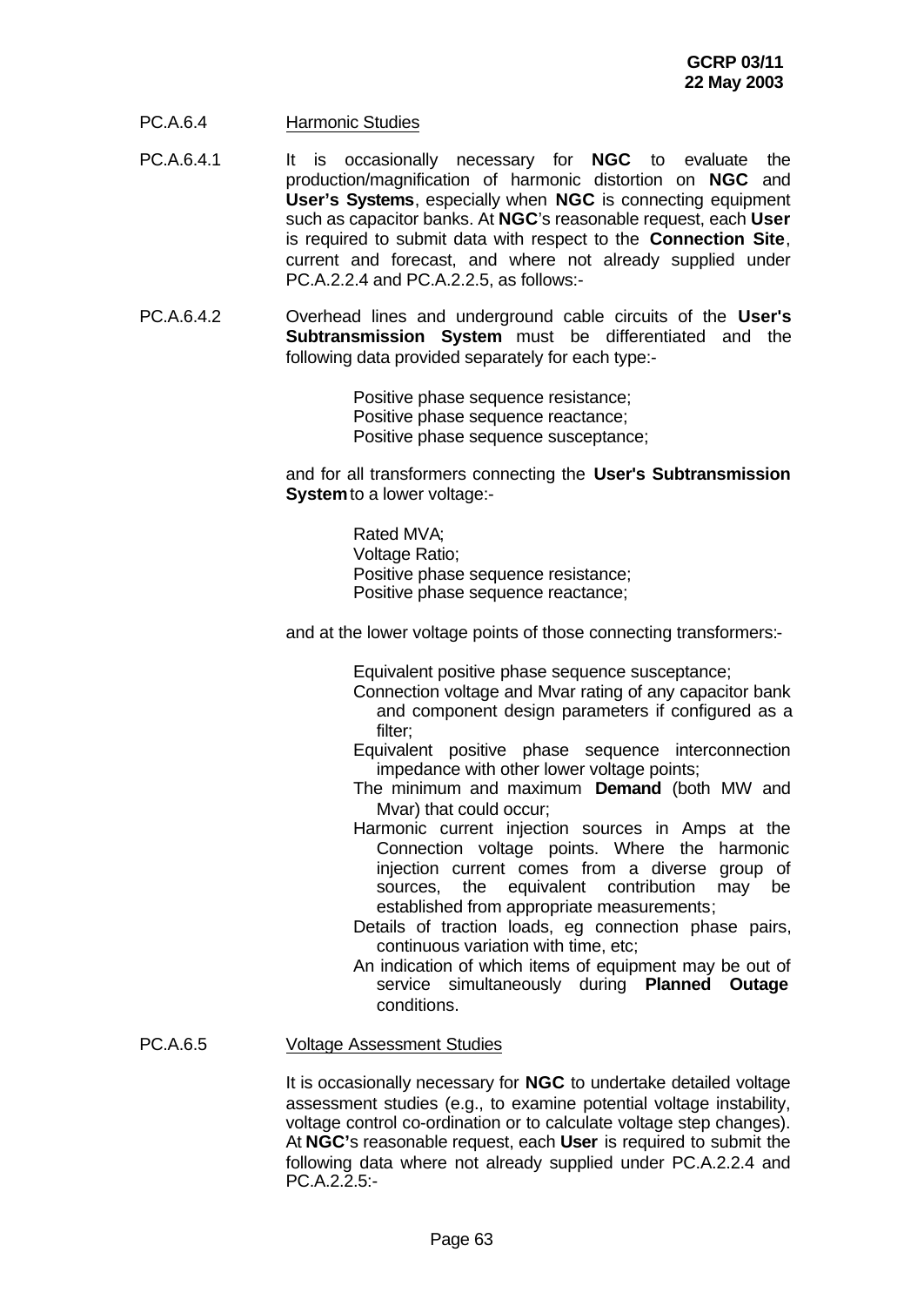PC.A.6.4 Harmonic Studies

PC.A.6.4.1 It is occasionally necessary for **NGC** to evaluate the production/magnification of harmonic distortion on **NGC** and **User's Systems**, especially when **NGC** is connecting equipment such as capacitor banks. At **NGC**'s reasonable request, each **User** is required to submit data with respect to the **Connection Site**, current and forecast, and where not already supplied under PC.A.2.2.4 and PC.A.2.2.5, as follows:-

PC.A.6.4.2 Overhead lines and underground cable circuits of the **User's Subtransmission System** must be differentiated and the following data provided separately for each type:-

Positive phase sequence resistance;
Positive phase sequence reactance;
Positive phase sequence susceptance;

and for all transformers connecting the **User's Subtransmission System** to a lower voltage:-

Rated MVA;
Voltage Ratio;
Positive phase sequence resistance;
Positive phase sequence reactance;

and at the lower voltage points of those connecting transformers:-

Equivalent positive phase sequence susceptance;
Connection voltage and Mvar rating of any capacitor bank and component design parameters if configured as a filter;
Equivalent positive phase sequence interconnection impedance with other lower voltage points;
The minimum and maximum **Demand** (both MW and Mvar) that could occur;
Harmonic current injection sources in Amps at the Connection voltage points. Where the harmonic injection current comes from a diverse group of sources, the equivalent contribution may be established from appropriate measurements;
Details of traction loads, eg connection phase pairs, continuous variation with time, etc;
An indication of which items of equipment may be out of service simultaneously during **Planned Outage** conditions.

PC.A.6.5 Voltage Assessment Studies

It is occasionally necessary for **NGC** to undertake detailed voltage assessment studies (e.g., to examine potential voltage instability, voltage control co-ordination or to calculate voltage step changes). At **NGC's** reasonable request, each **User** is required to submit the following data where not already supplied under PC.A.2.2.4 and PC.A.2.2.5:-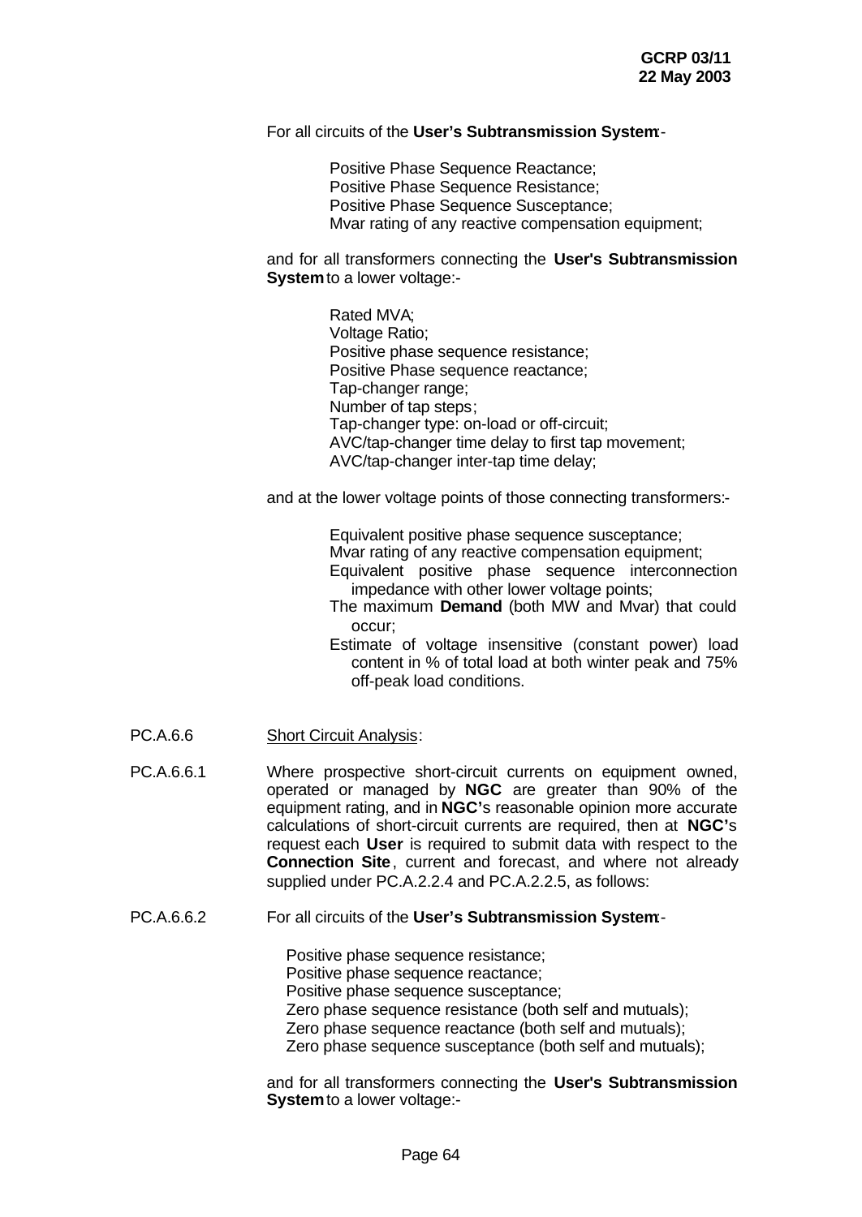For all circuits of the **User's Subtransmission System**:-

Positive Phase Sequence Reactance;
Positive Phase Sequence Resistance;
Positive Phase Sequence Susceptance;
Mvar rating of any reactive compensation equipment;

and for all transformers connecting the **User's Subtransmission System** to a lower voltage:-

Rated MVA;
Voltage Ratio;
Positive phase sequence resistance;
Positive Phase sequence reactance;
Tap-changer range;
Number of tap steps;
Tap-changer type: on-load or off-circuit;
AVC/tap-changer time delay to first tap movement;
AVC/tap-changer inter-tap time delay;

and at the lower voltage points of those connecting transformers:-

Equivalent positive phase sequence susceptance;
Mvar rating of any reactive compensation equipment;
Equivalent positive phase sequence interconnection impedance with other lower voltage points;
The maximum **Demand** (both MW and Mvar) that could occur;
Estimate of voltage insensitive (constant power) load content in % of total load at both winter peak and 75% off-peak load conditions.

PC.A.6.6 Short Circuit Analysis:

PC.A.6.6.1 Where prospective short-circuit currents on equipment owned, operated or managed by **NGC** are greater than 90% of the equipment rating, and in **NGC's** reasonable opinion more accurate calculations of short-circuit currents are required, then at **NGC's** request each **User** is required to submit data with respect to the **Connection Site**, current and forecast, and where not already supplied under PC.A.2.2.4 and PC.A.2.2.5, as follows:

PC.A.6.6.2 For all circuits of the **User's Subtransmission System**:-

Positive phase sequence resistance;
Positive phase sequence reactance;
Positive phase sequence susceptance;
Zero phase sequence resistance (both self and mutuals);
Zero phase sequence reactance (both self and mutuals);
Zero phase sequence susceptance (both self and mutuals);

and for all transformers connecting the **User's Subtransmission System** to a lower voltage:-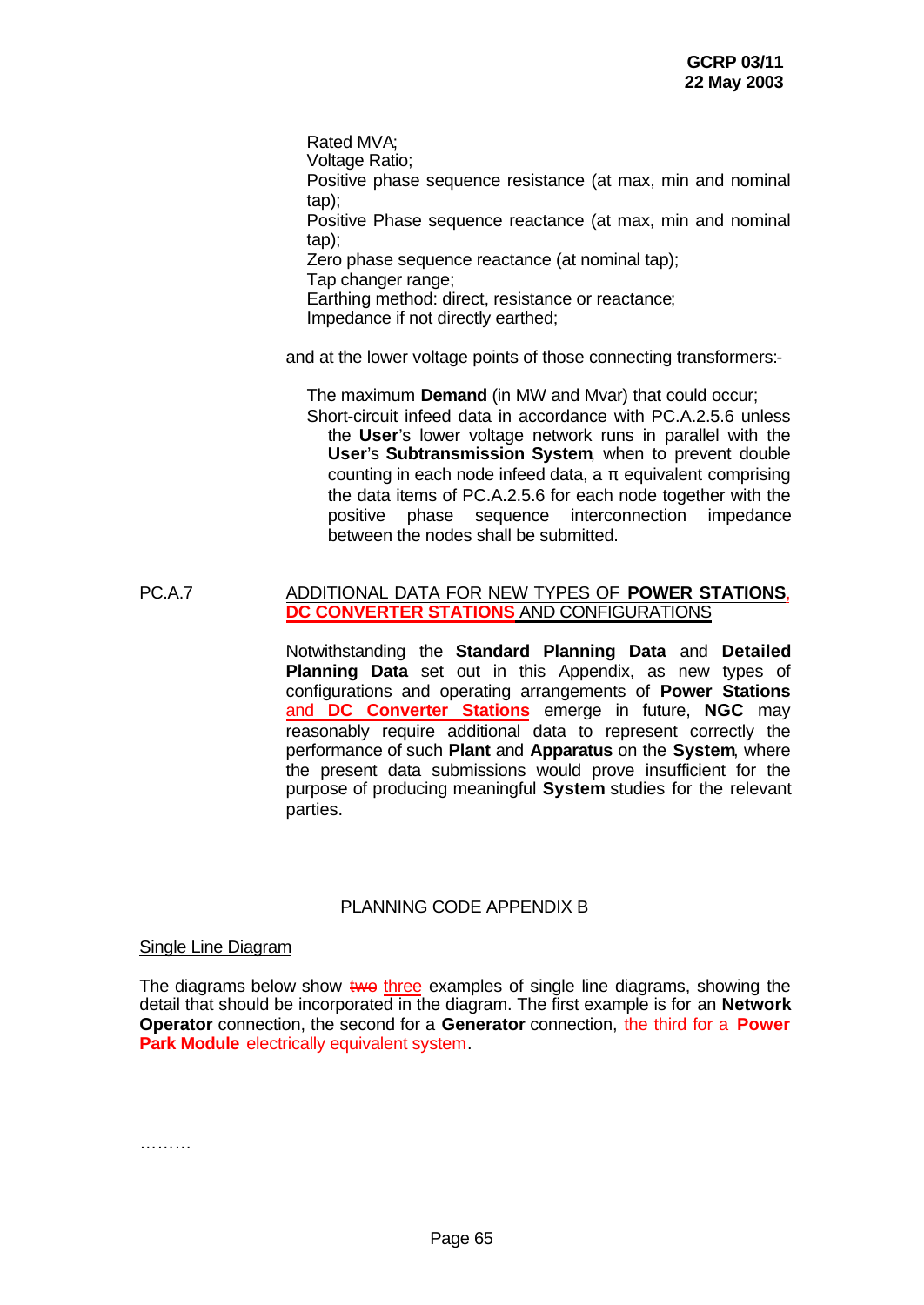Rated MVA;
Voltage Ratio;
Positive phase sequence resistance (at max, min and nominal tap);
Positive Phase sequence reactance (at max, min and nominal tap);
Zero phase sequence reactance (at nominal tap);
Tap changer range;
Earthing method: direct, resistance or reactance;
Impedance if not directly earthed;

and at the lower voltage points of those connecting transformers:-

The maximum **Demand** (in MW and Mvar) that could occur;
Short-circuit infeed data in accordance with PC.A.2.5.6 unless the **User**'s lower voltage network runs in parallel with the **User**'s **Subtransmission System**, when to prevent double counting in each node infeed data, a π equivalent comprising the data items of PC.A.2.5.6 for each node together with the positive phase sequence interconnection impedance between the nodes shall be submitted.

PC.A.7 ADDITIONAL DATA FOR NEW TYPES OF **POWER STATIONS**, **DC CONVERTER STATIONS** AND CONFIGURATIONS

Notwithstanding the **Standard Planning Data** and **Detailed Planning Data** set out in this Appendix, as new types of configurations and operating arrangements of **Power Stations** and **DC Converter Stations** emerge in future, **NGC** may reasonably require additional data to represent correctly the performance of such **Plant** and **Apparatus** on the **System**, where the present data submissions would prove insufficient for the purpose of producing meaningful **System** studies for the relevant parties.

PLANNING CODE APPENDIX B

Single Line Diagram

The diagrams below show ~~two~~ three examples of single line diagrams, showing the detail that should be incorporated in the diagram. The first example is for an **Network Operator** connection, the second for a **Generator** connection, the third for a **Power Park Module** electrically equivalent system.

………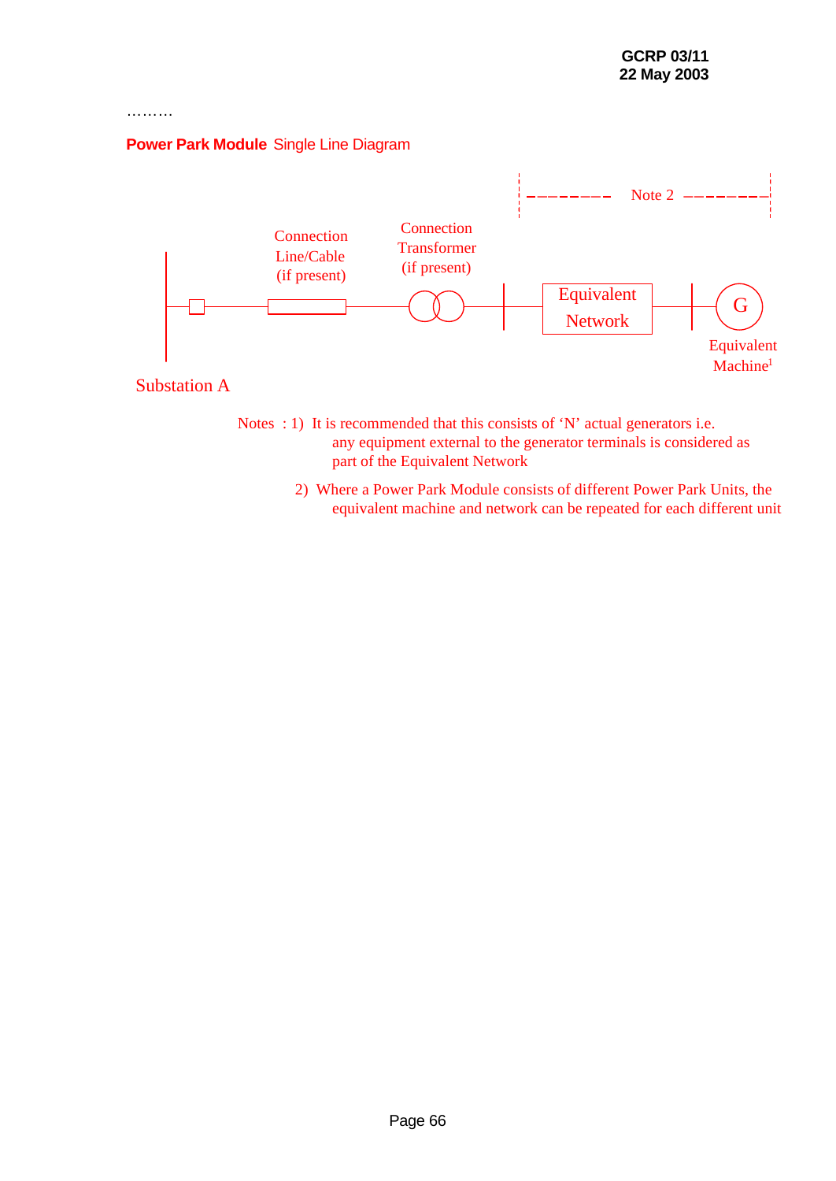………

**Power Park Module** Single Line Diagram

Note 2

Connection Line/Cable (if present)

Connection Transformer (if present)

Equivalent Network

G

Equivalent Machine[1]

Substation A

Notes : 1) It is recommended that this consists of 'N' actual generators i.e. any equipment external to the generator terminals is considered as part of the Equivalent Network

2) Where a Power Park Module consists of different Power Park Units, the equivalent machine and network can be repeated for each different unit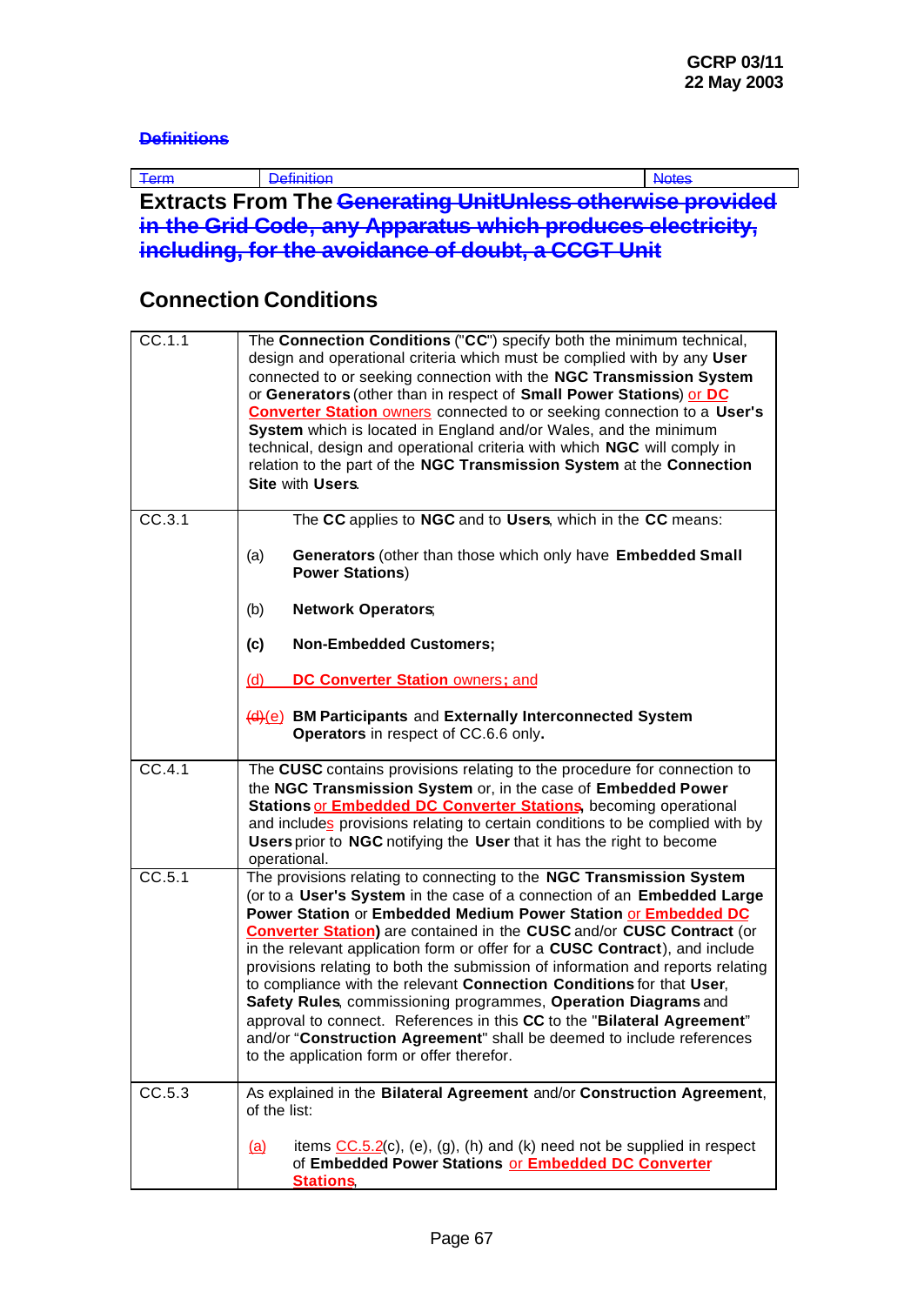~~Definitions~~

| ~~Term~~ | ~~Definition~~ | ~~Notes~~ |
|---|---|---|

## Extracts From The ~~Generating UnitUnless otherwise provided in the Grid Code, any Apparatus which produces electricity, including, for the avoidance of doubt, a CCGT Unit~~

## Connection Conditions

| | |
|---|---|
| CC.1.1 | The **Connection Conditions** ("**CC**") specify both the minimum technical, design and operational criteria which must be complied with by any **User** connected to or seeking connection with the **NGC Transmission System** or **Generators** (other than in respect of **Small Power Stations**) or **DC Converter Station** owners connected to or seeking connection to a **User's System** which is located in England and/or Wales, and the minimum technical, design and operational criteria with which **NGC** will comply in relation to the part of the **NGC Transmission System** at the **Connection Site** with **Users**. |
| CC.3.1 | The **CC** applies to **NGC** and to **Users**, which in the **CC** means:<br><br>(a) **Generators** (other than those which only have **Embedded Small Power Stations**)<br><br>(b) **Network Operators**;<br><br>**(c)** **Non-Embedded Customers;**<br><br>(d) **DC Converter Station** owners**;** and<br><br>~~(d)~~(e) **BM Participants** and **Externally Interconnected System Operators** in respect of CC.6.6 only**.** |
| CC.4.1 | The **CUSC** contains provisions relating to the procedure for connection to the **NGC Transmission System** or, in the case of **Embedded Power Stations** or **Embedded DC Converter Stations**, becoming operational and includes provisions relating to certain conditions to be complied with by **Users** prior to **NGC** notifying the **User** that it has the right to become operational. |
| CC.5.1 | The provisions relating to connecting to the **NGC Transmission System** (or to a **User's System** in the case of a connection of an **Embedded Large Power Station** or **Embedded Medium Power Station** or **Embedded DC Converter Station)** are contained in the **CUSC** and/or **CUSC Contract** (or in the relevant application form or offer for a **CUSC Contract**), and include provisions relating to both the submission of information and reports relating to compliance with the relevant **Connection Conditions** for that **User**, **Safety Rules**, commissioning programmes, **Operation Diagrams** and approval to connect. References in this **CC** to the "**Bilateral Agreement**" and/or "**Construction Agreement**" shall be deemed to include references to the application form or offer therefor. |
| CC.5.3 | As explained in the **Bilateral Agreement** and/or **Construction Agreement**, of the list:<br><br>(a) items CC.5.2(c), (e), (g), (h) and (k) need not be supplied in respect of **Embedded Power Stations** or **Embedded DC Converter Stations**, |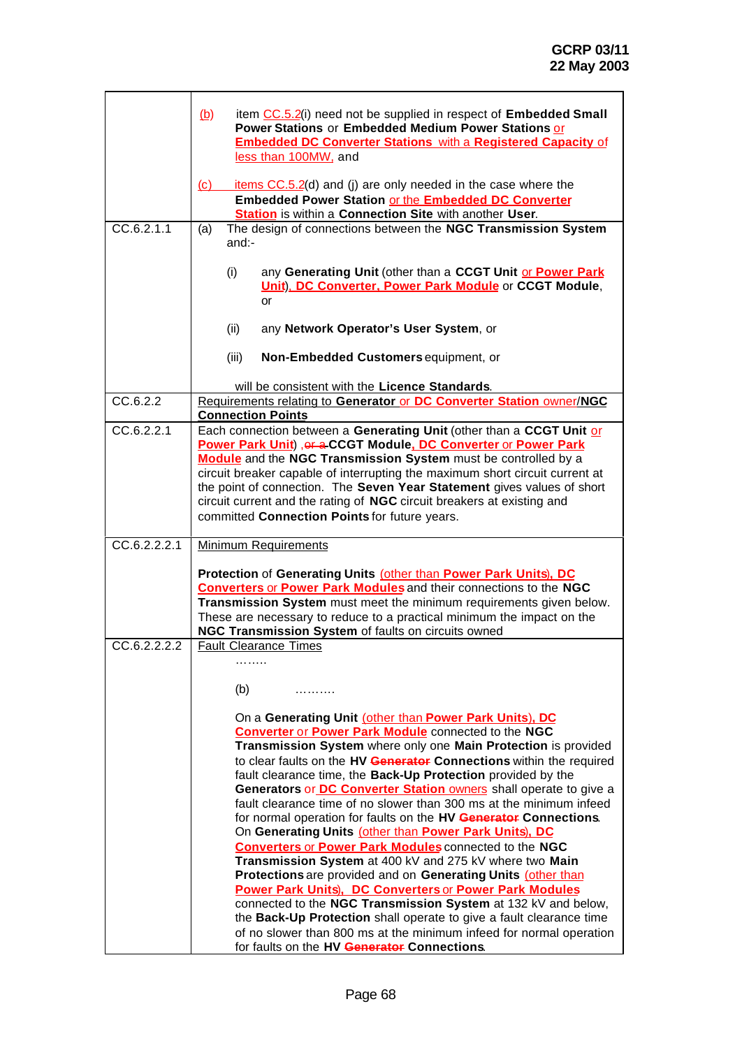| | |
|---|---|
| | (b) item CC.5.2(i) need not be supplied in respect of **Embedded Small Power Stations** or **Embedded Medium Power Stations** or **Embedded DC Converter Stations** with a **Registered Capacity** of less than 100MW, and<br><br>(c) items CC.5.2(d) and (j) are only needed in the case where the **Embedded Power Station** or the **Embedded DC Converter Station** is within a **Connection Site** with another **User**. |
| CC.6.2.1.1 | (a) The design of connections between the **NGC Transmission System** and:-<br><br>(i) any **Generating Unit** (other than a **CCGT Unit** or **Power Park Unit**), **DC Converter, Power Park Module** or **CCGT Module**, or<br><br>(ii) any **Network Operator's User System**, or<br><br>(iii) **Non-Embedded Customers** equipment, or<br><br>will be consistent with the **Licence Standards**. |
| CC.6.2.2 | Requirements relating to **Generator** or **DC Converter Station** owner/**NGC Connection Points** |
| CC.6.2.2.1 | Each connection between a **Generating Unit** (other than a **CCGT Unit** or **Power Park Unit**) ,~~or a~~ **CCGT Module, DC Converter** or **Power Park Module** and the **NGC Transmission System** must be controlled by a circuit breaker capable of interrupting the maximum short circuit current at the point of connection. The **Seven Year Statement** gives values of short circuit current and the rating of **NGC** circuit breakers at existing and committed **Connection Points** for future years. |
| CC.6.2.2.2.1 | Minimum Requirements<br><br>**Protection** of **Generating Units** (other than **Power Park Units**), **DC Converters** or **Power Park Modules** and their connections to the **NGC Transmission System** must meet the minimum requirements given below. These are necessary to reduce to a practical minimum the impact on the **NGC Transmission System** of faults on circuits owned |
| CC.6.2.2.2.2 | Fault Clearance Times<br>……..<br><br>(b) ……….<br><br>On a **Generating Unit** (other than **Power Park Units**), **DC Converter** or **Power Park Module** connected to the **NGC Transmission System** where only one **Main Protection** is provided to clear faults on the **HV** ~~**Generator**~~ **Connections** within the required fault clearance time, the **Back-Up Protection** provided by the **Generators** or **DC Converter Station** owners shall operate to give a fault clearance time of no slower than 300 ms at the minimum infeed for normal operation for faults on the **HV** ~~**Generator**~~ **Connections**. On **Generating Units** (other than **Power Park Units**), **DC Converters** or **Power Park Modules** connected to the **NGC Transmission System** at 400 kV and 275 kV where two **Main Protections** are provided and on **Generating Units** (other than **Power Park Units**), **DC Converters** or **Power Park Modules** connected to the **NGC Transmission System** at 132 kV and below, the **Back-Up Protection** shall operate to give a fault clearance time of no slower than 800 ms at the minimum infeed for normal operation for faults on the **HV** ~~**Generator**~~ **Connections**. |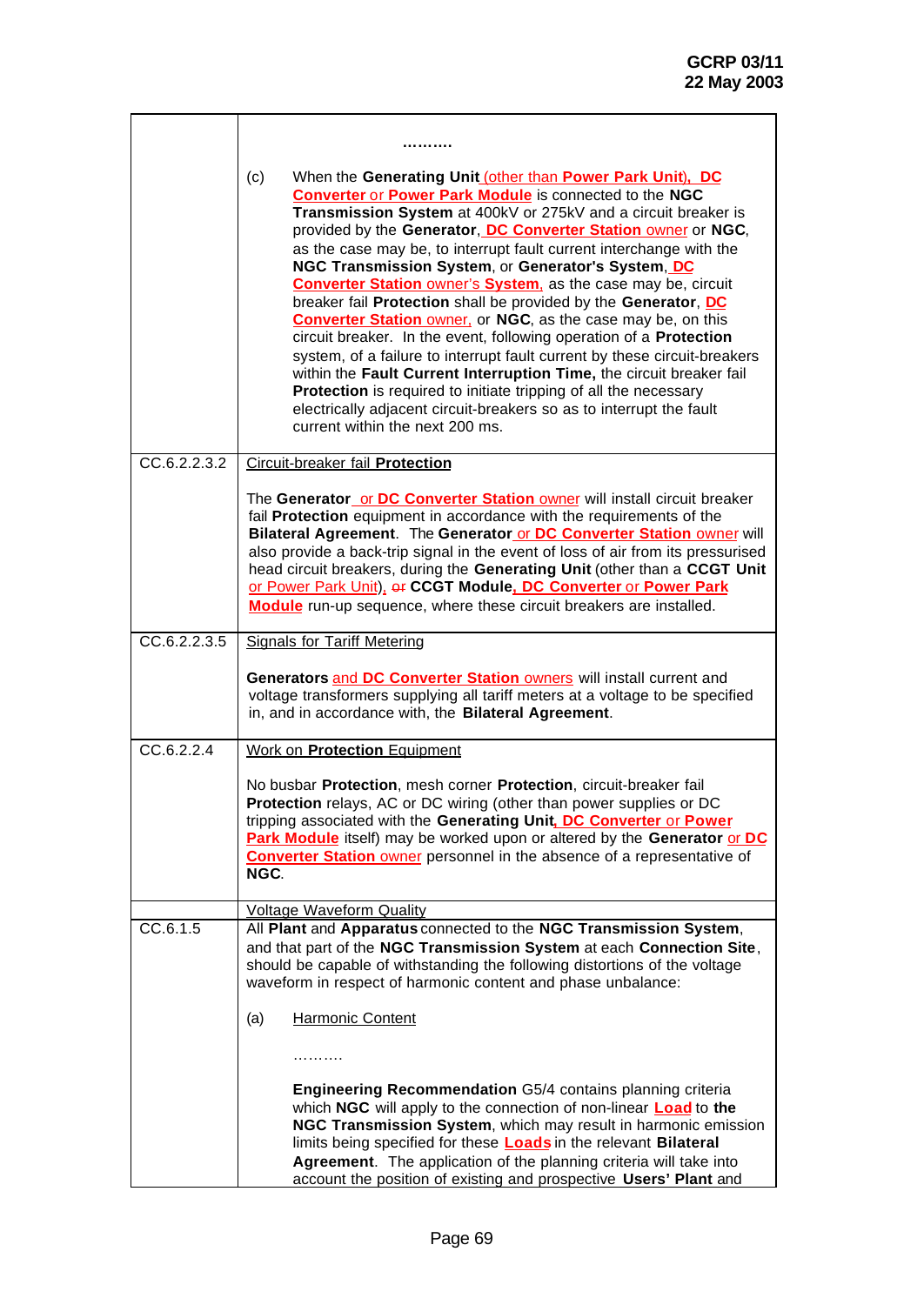| | |
|---|---|
| | ………. |
| | (c) When the **Generating Unit** (other than **Power Park Unit**), **DC Converter** or **Power Park Module** is connected to the **NGC Transmission System** at 400kV or 275kV and a circuit breaker is provided by the **Generator**, **DC Converter Station** owner or **NGC**, as the case may be, to interrupt fault current interchange with the **NGC Transmission System**, or **Generator's System**, **DC Converter Station** owner's **System**, as the case may be, circuit breaker fail **Protection** shall be provided by the **Generator**, **DC Converter Station** owner, or **NGC**, as the case may be, on this circuit breaker. In the event, following operation of a **Protection** system, of a failure to interrupt fault current by these circuit-breakers within the **Fault Current Interruption Time,** the circuit breaker fail **Protection** is required to initiate tripping of all the necessary electrically adjacent circuit-breakers so as to interrupt the fault current within the next 200 ms. |
| CC.6.2.2.3.2 | Circuit-breaker fail **Protection**<br><br>The **Generator** or **DC Converter Station** owner will install circuit breaker fail **Protection** equipment in accordance with the requirements of the **Bilateral Agreement**. The **Generator** or **DC Converter Station** owner will also provide a back-trip signal in the event of loss of air from its pressurised head circuit breakers, during the **Generating Unit** (other than a **CCGT Unit** or Power Park Unit), ~~or~~ **CCGT Module**, **DC Converter** or **Power Park Module** run-up sequence, where these circuit breakers are installed. |
| CC.6.2.2.3.5 | Signals for Tariff Metering<br><br>**Generators** and **DC Converter Station** owners will install current and voltage transformers supplying all tariff meters at a voltage to be specified in, and in accordance with, the **Bilateral Agreement**. |
| CC.6.2.2.4 | Work on **Protection** Equipment<br><br>No busbar **Protection**, mesh corner **Protection**, circuit-breaker fail **Protection** relays, AC or DC wiring (other than power supplies or DC tripping associated with the **Generating Unit**, **DC Converter** or **Power Park Module** itself) may be worked upon or altered by the **Generator** or **DC Converter Station** owner personnel in the absence of a representative of **NGC**. |
| | Voltage Waveform Quality |
| CC.6.1.5 | All **Plant** and **Apparatus** connected to the **NGC Transmission System**, and that part of the **NGC Transmission System** at each **Connection Site**, should be capable of withstanding the following distortions of the voltage waveform in respect of harmonic content and phase unbalance:<br><br>(a) Harmonic Content<br><br>……….<br><br>**Engineering Recommendation** G5/4 contains planning criteria which **NGC** will apply to the connection of non-linear **Load** to **the NGC Transmission System**, which may result in harmonic emission limits being specified for these **Loads** in the relevant **Bilateral Agreement**. The application of the planning criteria will take into account the position of existing and prospective **Users' Plant** and |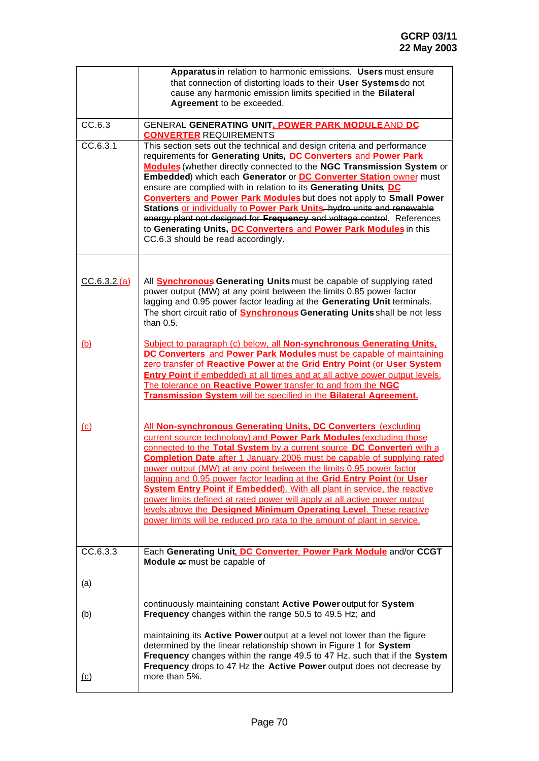| | |
|---|---|
| | **Apparatus** in relation to harmonic emissions. **Users** must ensure that connection of distorting loads to their **User Systems** do not cause any harmonic emission limits specified in the **Bilateral Agreement** to be exceeded. |
| CC.6.3 | GENERAL **GENERATING UNIT, POWER PARK MODULE** AND **DC CONVERTER** REQUIREMENTS |
| CC.6.3.1 | This section sets out the technical and design criteria and performance requirements for **Generating Units, DC Converters** and **Power Park Modules** (whether directly connected to the **NGC Transmission System** or **Embedded**) which each **Generator** or **DC Converter Station** owner must ensure are complied with in relation to its **Generating Units**, **DC Converters** and **Power Park Modules** but does not apply to **Small Power Stations** or individually to **Power Park Units**~~, hydro units and renewable energy plant not designed for **Frequency** and voltage control~~. References to **Generating Units, DC Converters** and **Power Park Modules** in this CC.6.3 should be read accordingly. |
| CC.6.3.2.(a) | All **Synchronous Generating Units** must be capable of supplying rated power output (MW) at any point between the limits 0.85 power factor lagging and 0.95 power factor leading at the **Generating Unit** terminals. The short circuit ratio of **Synchronous Generating Units** shall be not less than 0.5. |
| (b) | Subject to paragraph (c) below, all **Non-synchronous Generating Units, DC Converters** and **Power Park Modules** must be capable of maintaining zero transfer of **Reactive Power** at the **Grid Entry Point** (or **User System Entry Point** if embedded) at all times and at all active power output levels. The tolerance on **Reactive Power** transfer to and from the **NGC Transmission System** will be specified in the **Bilateral Agreement.** |
| (c) | All **Non-synchronous Generating Units, DC Converters** (excluding current source technology) and **Power Park Modules** (excluding those connected to the **Total System** by a current source **DC Converter**) with a **Completion Date** after 1 January 2006 must be capable of supplying rated power output (MW) at any point between the limits 0.95 power factor lagging and 0.95 power factor leading at the **Grid Entry Point** (or **User System Entry Point** if **Embedded**). With all plant in service, the reactive power limits defined at rated power will apply at all active power output levels above the **Designed Minimum Operating Level**. These reactive power limits will be reduced pro rata to the amount of plant in service. |
| CC.6.3.3 | Each **Generating Unit, DC Converter**, **Power Park Module** and/or **CCGT Module** ~~or~~ must be capable of |
| (a) | continuously maintaining constant **Active Power** output for **System Frequency** changes within the range 50.5 to 49.5 Hz; and |
| (b) | maintaining its **Active Power** output at a level not lower than the figure determined by the linear relationship shown in Figure 1 for **System Frequency** changes within the range 49.5 to 47 Hz, such that if the **System Frequency** drops to 47 Hz the **Active Power** output does not decrease by more than 5%. |
| (c) | |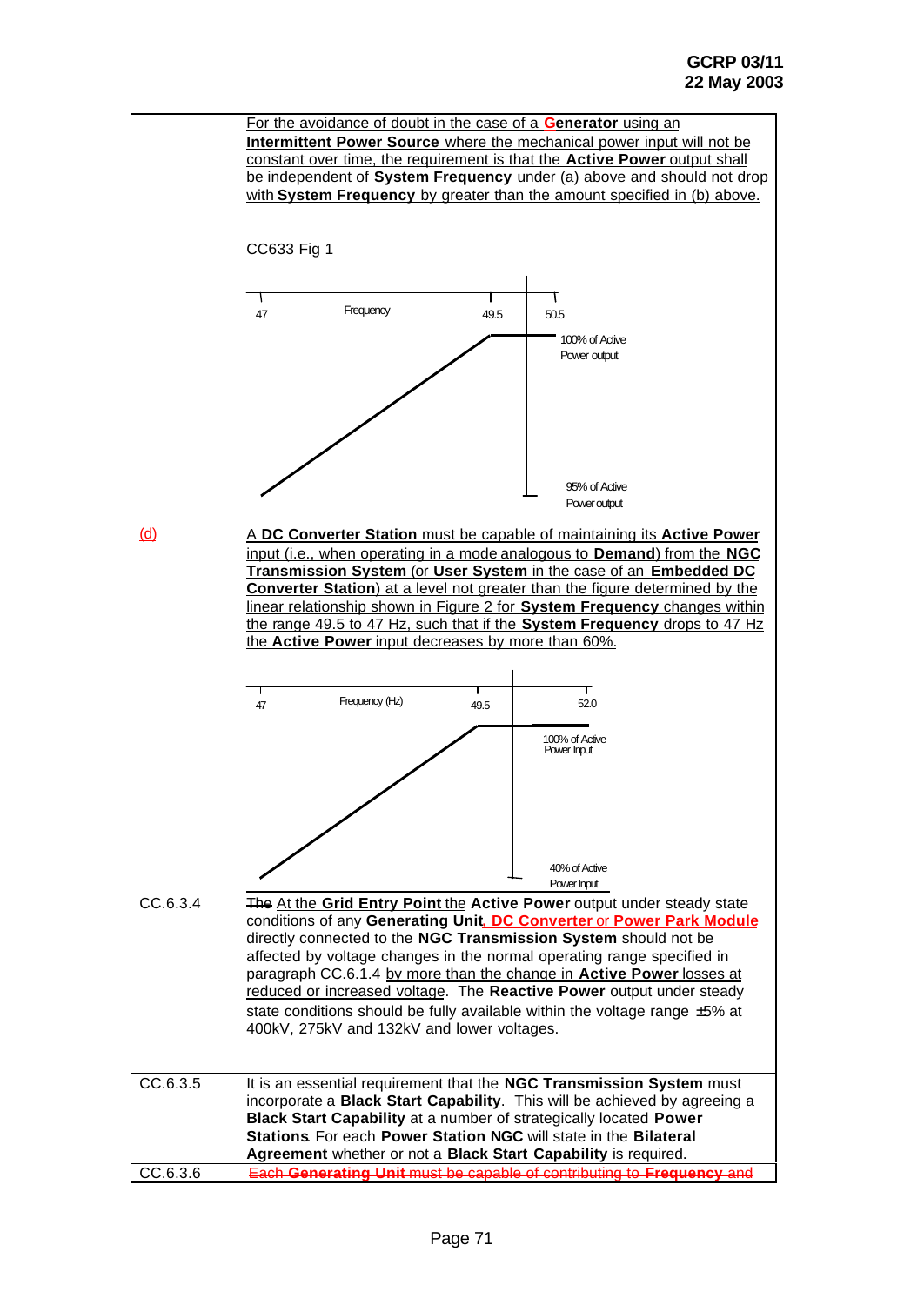| | |
|---|---|
| | For the avoidance of doubt in the case of a **Generator** using an **Intermittent Power Source** where the mechanical power input will not be constant over time, the requirement is that the **Active Power** output shall be independent of **System Frequency** under (a) above and should not drop with **System Frequency** by greater than the amount specified in (b) above.<br><br>CC633 Fig 1<br><br>47 Frequency 49.5 50.5<br>100% of Active Power output<br>95% of Active Power output |
| (d) | A **DC Converter Station** must be capable of maintaining its **Active Power** input (i.e., when operating in a mode analogous to **Demand**) from the **NGC Transmission System** (or **User System** in the case of an **Embedded DC Converter Station**) at a level not greater than the figure determined by the linear relationship shown in Figure 2 for **System Frequency** changes within the range 49.5 to 47 Hz, such that if the **System Frequency** drops to 47 Hz the **Active Power** input decreases by more than 60%.<br><br>47 Frequency (Hz) 49.5 52.0<br>100% of Active Power Input<br>40% of Active Power Input |
| CC.6.3.4 | ~~The~~ At the **Grid Entry Point** the **Active Power** output under steady state conditions of any **Generating Unit**, **DC Converter** or **Power Park Module** directly connected to the **NGC Transmission System** should not be affected by voltage changes in the normal operating range specified in paragraph CC.6.1.4 by more than the change in **Active Power** losses at reduced or increased voltage. The **Reactive Power** output under steady state conditions should be fully available within the voltage range ±5% at 400kV, 275kV and 132kV and lower voltages. |
| CC.6.3.5 | It is an essential requirement that the **NGC Transmission System** must incorporate a **Black Start Capability**. This will be achieved by agreeing a **Black Start Capability** at a number of strategically located **Power Stations**. For each **Power Station NGC** will state in the **Bilateral Agreement** whether or not a **Black Start Capability** is required. |
| CC.6.3.6 | ~~Each **Generating Unit** must be capable of contributing to **Frequency** and~~ |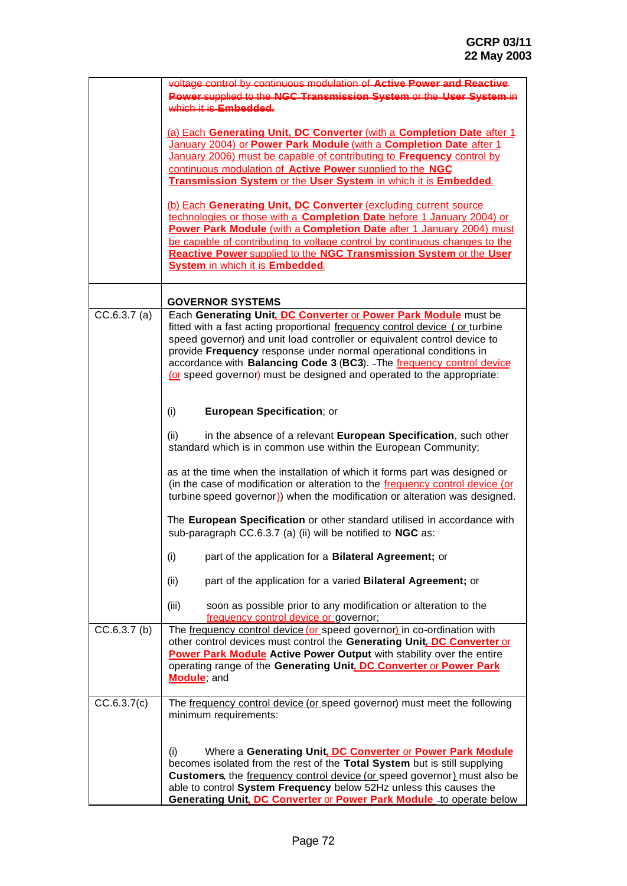| | |
|---|---|
| | ~~voltage control by continuous modulation of **Active Power and Reactive Power** supplied to the **NGC Transmission System** or the **User System** in which it is **Embedded**.~~<br><br>(a) Each **Generating Unit, DC Converter** (with a **Completion Date** after 1 January 2004) or **Power Park Module** (with a **Completion Date** after 1 January 2006) must be capable of contributing to **Frequency** control by continuous modulation of **Active Power** supplied to the **NGC Transmission System** or the **User System** in which it is **Embedded**.<br><br>(b) Each **Generating Unit, DC Converter** (excluding current source technologies or those with a **Completion Date** before 1 January 2004) or **Power Park Module** (with a **Completion Date** after 1 January 2004) must be capable of contributing to voltage control by continuous changes to the **Reactive Power** supplied to the **NGC Transmission System** or the **User System** in which it is **Embedded**. |
| | **GOVERNOR SYSTEMS** |
| CC.6.3.7 (a) | Each **Generating Unit**, **DC Converter** or **Power Park Module** must be fitted with a fast acting proportional frequency control device ( or turbine speed governor) and unit load controller or equivalent control device to provide **Frequency** response under normal operational conditions in accordance with **Balancing Code 3** (**BC3**). The frequency control device (or speed governor) must be designed and operated to the appropriate:<br><br>(i) **European Specification**; or<br><br>(ii) in the absence of a relevant **European Specification**, such other standard which is in common use within the European Community;<br><br>as at the time when the installation of which it forms part was designed or (in the case of modification or alteration to the frequency control device (or turbine speed governor)) when the modification or alteration was designed.<br><br>The **European Specification** or other standard utilised in accordance with sub-paragraph CC.6.3.7 (a) (ii) will be notified to **NGC** as:<br><br>(i) part of the application for a **Bilateral Agreement;** or<br><br>(ii) part of the application for a varied **Bilateral Agreement;** or<br><br>(iii) soon as possible prior to any modification or alteration to the frequency control device or governor; |
| CC.6.3.7 (b) | The frequency control device (or speed governor) in co-ordination with other control devices must control the **Generating Unit**, **DC Converter** or **Power Park Module** **Active Power Output** with stability over the entire operating range of the **Generating Unit**, **DC Converter** or **Power Park Module**; and |
| CC.6.3.7(c) | The frequency control device (or speed governor) must meet the following minimum requirements:<br><br>(i) Where a **Generating Unit**, **DC Converter** or **Power Park Module** becomes isolated from the rest of the **Total System** but is still supplying **Customers**, the frequency control device (or speed governor) must also be able to control **System Frequency** below 52Hz unless this causes the **Generating Unit**, **DC Converter** or **Power Park Module** to operate below |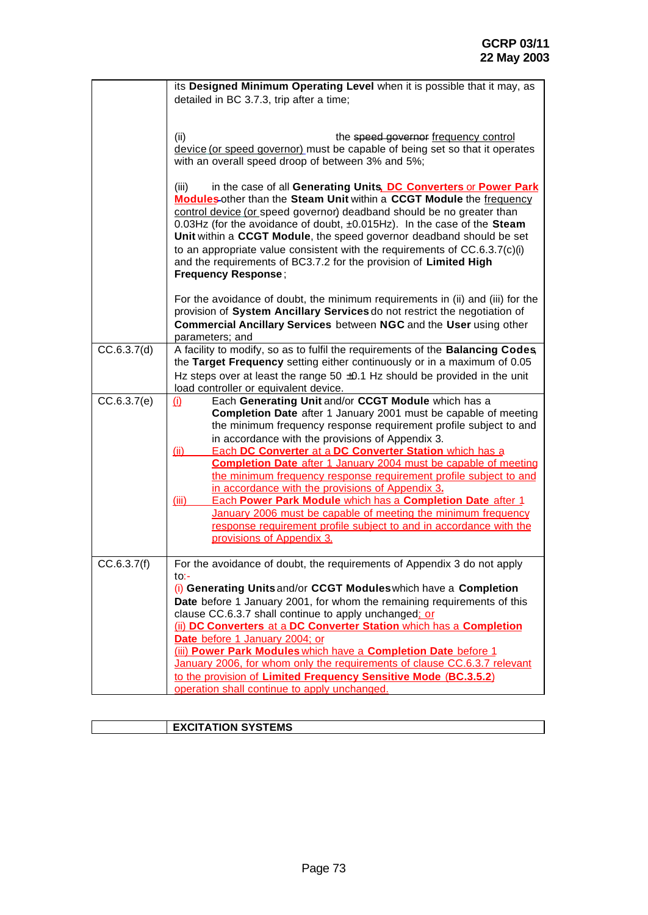| | |
|---|---|
| | its **Designed Minimum Operating Level** when it is possible that it may, as detailed in BC 3.7.3, trip after a time;<br><br>(ii) the ~~speed governor~~ frequency control device (or speed governor) must be capable of being set so that it operates with an overall speed droop of between 3% and 5%;<br><br>(iii) in the case of all **Generating Units**, **DC Converters** or **Power Park Modules** other than the **Steam Unit** within a **CCGT Module** the frequency control device (or speed governor) deadband should be no greater than 0.03Hz (for the avoidance of doubt, ±0.015Hz). In the case of the **Steam Unit** within a **CCGT Module**, the speed governor deadband should be set to an appropriate value consistent with the requirements of CC.6.3.7(c)(i) and the requirements of BC3.7.2 for the provision of **Limited High Frequency Response**;<br><br>For the avoidance of doubt, the minimum requirements in (ii) and (iii) for the provision of **System Ancillary Services** do not restrict the negotiation of **Commercial Ancillary Services** between **NGC** and the **User** using other parameters; and |
| CC.6.3.7(d) | A facility to modify, so as to fulfil the requirements of the **Balancing Codes**, the **Target Frequency** setting either continuously or in a maximum of 0.05 Hz steps over at least the range 50 ±0.1 Hz should be provided in the unit load controller or equivalent device. |
| CC.6.3.7(e) | (i) Each **Generating Unit** and/or **CCGT Module** which has a **Completion Date** after 1 January 2001 must be capable of meeting the minimum frequency response requirement profile subject to and in accordance with the provisions of Appendix 3.<br>(ii) Each **DC Converter** at a **DC Converter Station** which has a **Completion Date** after 1 January 2004 must be capable of meeting the minimum frequency response requirement profile subject to and in accordance with the provisions of Appendix 3.<br>(iii) Each **Power Park Module** which has a **Completion Date** after 1 January 2006 must be capable of meeting the minimum frequency response requirement profile subject to and in accordance with the provisions of Appendix 3. |
| CC.6.3.7(f) | For the avoidance of doubt, the requirements of Appendix 3 do not apply to:-<br>(i) **Generating Units** and/or **CCGT Modules** which have a **Completion Date** before 1 January 2001, for whom the remaining requirements of this clause CC.6.3.7 shall continue to apply unchanged; or<br>(ii) **DC Converters** at a **DC Converter Station** which has a **Completion Date** before 1 January 2004; or<br>(iii) **Power Park Modules** which have a **Completion Date** before 1 January 2006, for whom only the requirements of clause CC.6.3.7 relevant to the provision of **Limited Frequency Sensitive Mode** (**BC.3.5.2**) operation shall continue to apply unchanged. |

| | |
|---|---|
| | **EXCITATION SYSTEMS** |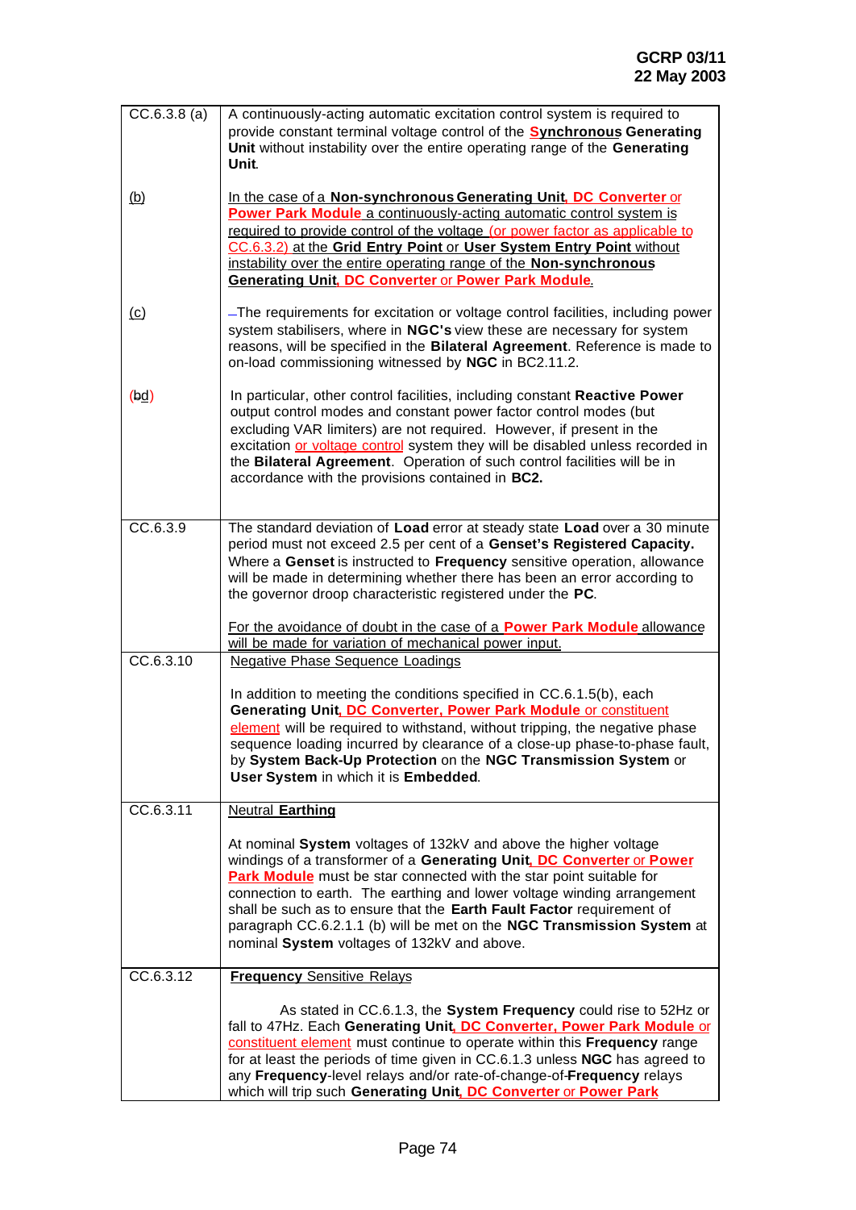| | |
|---|---|
| CC.6.3.8 (a) | A continuously-acting automatic excitation control system is required to provide constant terminal voltage control of the **Synchronous Generating Unit** without instability over the entire operating range of the **Generating Unit**. |
| (b) | In the case of a **Non-synchronous Generating Unit, DC Converter** or **Power Park Module** a continuously-acting automatic control system is required to provide control of the voltage (or power factor as applicable to CC.6.3.2) at the **Grid Entry Point** or **User System Entry Point** without instability over the entire operating range of the **Non-synchronous Generating Unit, DC Converter** or **Power Park Module**. |
| (c) | The requirements for excitation or voltage control facilities, including power system stabilisers, where in **NGC's** view these are necessary for system reasons, will be specified in the **Bilateral Agreement**. Reference is made to on-load commissioning witnessed by **NGC** in BC2.11.2. |
| (bd) | In particular, other control facilities, including constant **Reactive Power** output control modes and constant power factor control modes (but excluding VAR limiters) are not required. However, if present in the excitation or voltage control system they will be disabled unless recorded in the **Bilateral Agreement**. Operation of such control facilities will be in accordance with the provisions contained in **BC2.** |
| CC.6.3.9 | The standard deviation of **Load** error at steady state **Load** over a 30 minute period must not exceed 2.5 per cent of a **Genset's Registered Capacity.** Where a **Genset** is instructed to **Frequency** sensitive operation, allowance will be made in determining whether there has been an error according to the governor droop characteristic registered under the **PC**.<br><br>For the avoidance of doubt in the case of a **Power Park Module** allowance will be made for variation of mechanical power input. |
| CC.6.3.10 | Negative Phase Sequence Loadings<br><br>In addition to meeting the conditions specified in CC.6.1.5(b), each **Generating Unit, DC Converter, Power Park Module** or constituent element will be required to withstand, without tripping, the negative phase sequence loading incurred by clearance of a close-up phase-to-phase fault, by **System Back-Up Protection** on the **NGC Transmission System** or **User System** in which it is **Embedded**. |
| CC.6.3.11 | Neutral **Earthing**<br><br>At nominal **System** voltages of 132kV and above the higher voltage windings of a transformer of a **Generating Unit, DC Converter** or **Power Park Module** must be star connected with the star point suitable for connection to earth. The earthing and lower voltage winding arrangement shall be such as to ensure that the **Earth Fault Factor** requirement of paragraph CC.6.2.1.1 (b) will be met on the **NGC Transmission System** at nominal **System** voltages of 132kV and above. |
| CC.6.3.12 | **Frequency** Sensitive Relays<br><br>As stated in CC.6.1.3, the **System Frequency** could rise to 52Hz or fall to 47Hz. Each **Generating Unit, DC Converter, Power Park Module** or constituent element must continue to operate within this **Frequency** range for at least the periods of time given in CC.6.1.3 unless **NGC** has agreed to any **Frequency**-level relays and/or rate-of-change-of-**Frequency** relays which will trip such **Generating Unit, DC Converter** or **Power Park** |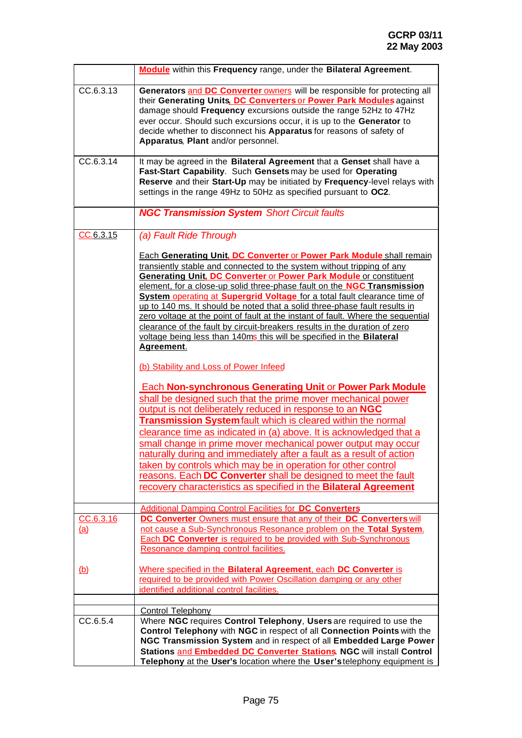| | |
|---|---|
| | **Module** within this **Frequency** range, under the **Bilateral Agreement**. |
| CC.6.3.13 | **Generators** and **DC Converter** owners will be responsible for protecting all their **Generating Units**, **DC Converters** or **Power Park Modules** against damage should **Frequency** excursions outside the range 52Hz to 47Hz ever occur. Should such excursions occur, it is up to the **Generator** to decide whether to disconnect his **Apparatus** for reasons of safety of **Apparatus**, **Plant** and/or personnel. |
| CC.6.3.14 | It may be agreed in the **Bilateral Agreement** that a **Genset** shall have a **Fast-Start Capability**. Such **Gensets** may be used for **Operating Reserve** and their **Start-Up** may be initiated by **Frequency**-level relays with settings in the range 49Hz to 50Hz as specified pursuant to **OC2**. |
| | ***NGC Transmission System*** *Short Circuit faults* |
| CC.6.3.15 | *(a) Fault Ride Through*<br><br>Each **Generating Unit**, **DC Converter** or **Power Park Module** shall remain transiently stable and connected to the system without tripping of any **Generating Unit**, **DC Converter** or **Power Park Module** or constituent element, for a close-up solid three-phase fault on the **NGC Transmission System** operating at **Supergrid Voltage** for a total fault clearance time of up to 140 ms. It should be noted that a solid three-phase fault results in zero voltage at the point of fault at the instant of fault. Where the sequential clearance of the fault by circuit-breakers results in the duration of zero voltage being less than 140ms this will be specified in the **Bilateral Agreement**.<br><br>(b) Stability and Loss of Power Infeed<br><br>Each **Non-synchronous Generating Unit** or **Power Park Module** shall be designed such that the prime mover mechanical power output is not deliberately reduced in response to an **NGC Transmission System** fault which is cleared within the normal clearance time as indicated in (a) above. It is acknowledged that a small change in prime mover mechanical power output may occur naturally during and immediately after a fault as a result of action taken by controls which may be in operation for other control reasons. Each **DC Converter** shall be designed to meet the fault recovery characteristics as specified in the **Bilateral Agreement** |
| | Additional Damping Control Facilities for **DC Converters** |
| CC.6.3.16<br>(a) | **DC Converter** Owners must ensure that any of their **DC Converters** will not cause a Sub-Synchronous Resonance problem on the **Total System**. Each **DC Converter** is required to be provided with Sub-Synchronous Resonance damping control facilities. |
| (b) | Where specified in the **Bilateral Agreement**, each **DC Converter** is required to be provided with Power Oscillation damping or any other identified additional control facilities. |
| | |
| | Control Telephony |
| CC.6.5.4 | Where **NGC** requires **Control Telephony**, **Users** are required to use the **Control Telephony** with **NGC** in respect of all **Connection Points** with the **NGC Transmission System** and in respect of all **Embedded Large Power Stations** and **Embedded DC Converter Stations**. **NGC** will install **Control Telephony** at the **User's** location where the **User's** telephony equipment is |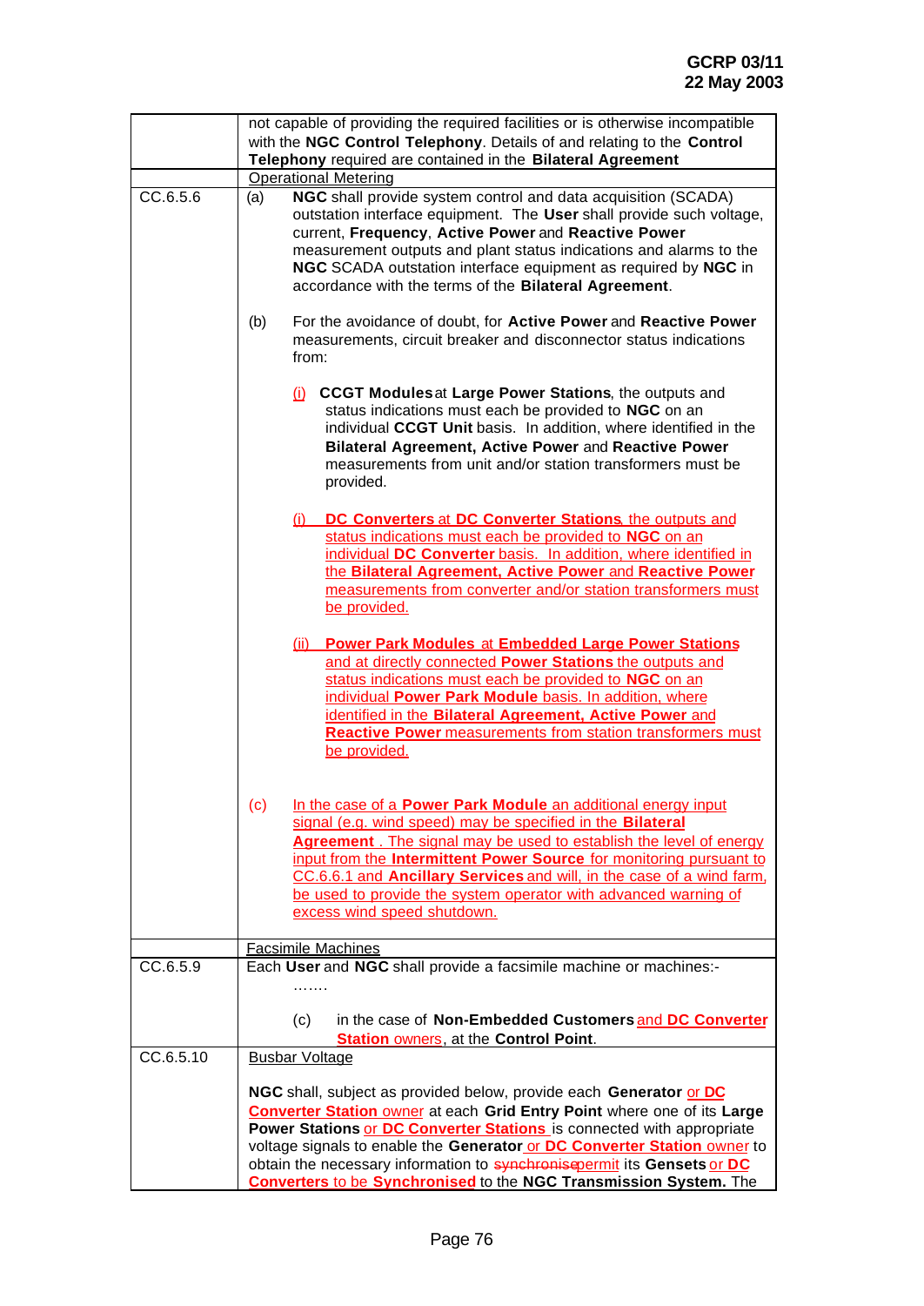| | |
|---|---|
| | not capable of providing the required facilities or is otherwise incompatible with the **NGC Control Telephony**. Details of and relating to the **Control Telephony** required are contained in the **Bilateral Agreement** |
| | Operational Metering |
| CC.6.5.6 | (a) **NGC** shall provide system control and data acquisition (SCADA) outstation interface equipment. The **User** shall provide such voltage, current, **Frequency**, **Active Power** and **Reactive Power** measurement outputs and plant status indications and alarms to the **NGC** SCADA outstation interface equipment as required by **NGC** in accordance with the terms of the **Bilateral Agreement**.<br><br>(b) For the avoidance of doubt, for **Active Power** and **Reactive Power** measurements, circuit breaker and disconnector status indications from:<br><br>(i) **CCGT Modules** at **Large Power Stations**, the outputs and status indications must each be provided to **NGC** on an individual **CCGT Unit** basis. In addition, where identified in the **Bilateral Agreement, Active Power** and **Reactive Power** measurements from unit and/or station transformers must be provided.<br><br>(i) **DC Converters** at **DC Converter Stations**, the outputs and status indications must each be provided to **NGC** on an individual **DC Converter** basis. In addition, where identified in the **Bilateral Agreement, Active Power** and **Reactive Power** measurements from converter and/or station transformers must be provided.<br><br>(ii) **Power Park Modules** at **Embedded Large Power Stations** and at directly connected **Power Stations** the outputs and status indications must each be provided to **NGC** on an individual **Power Park Module** basis. In addition, where identified in the **Bilateral Agreement, Active Power** and **Reactive Power** measurements from station transformers must be provided.<br><br>(c) In the case of a **Power Park Module** an additional energy input signal (e.g. wind speed) may be specified in the **Bilateral Agreement** . The signal may be used to establish the level of energy input from the **Intermittent Power Source** for monitoring pursuant to CC.6.6.1 and **Ancillary Services** and will, in the case of a wind farm, be used to provide the system operator with advanced warning of excess wind speed shutdown. |
| | Facsimile Machines |
| CC.6.5.9 | Each **User** and **NGC** shall provide a facsimile machine or machines:-<br><br>…….<br><br>(c) in the case of **Non-Embedded Customers** and **DC Converter Station** owners, at the **Control Point**. |
| CC.6.5.10 | Busbar Voltage<br><br>**NGC** shall, subject as provided below, provide each **Generator** or **DC Converter Station** owner at each **Grid Entry Point** where one of its **Large Power Stations** or **DC Converter Stations** is connected with appropriate voltage signals to enable the **Generator** or **DC Converter Station** owner to obtain the necessary information to ~~synchronise~~permit its **Gensets** or **DC Converters** to be **Synchronised** to the **NGC Transmission System.** The |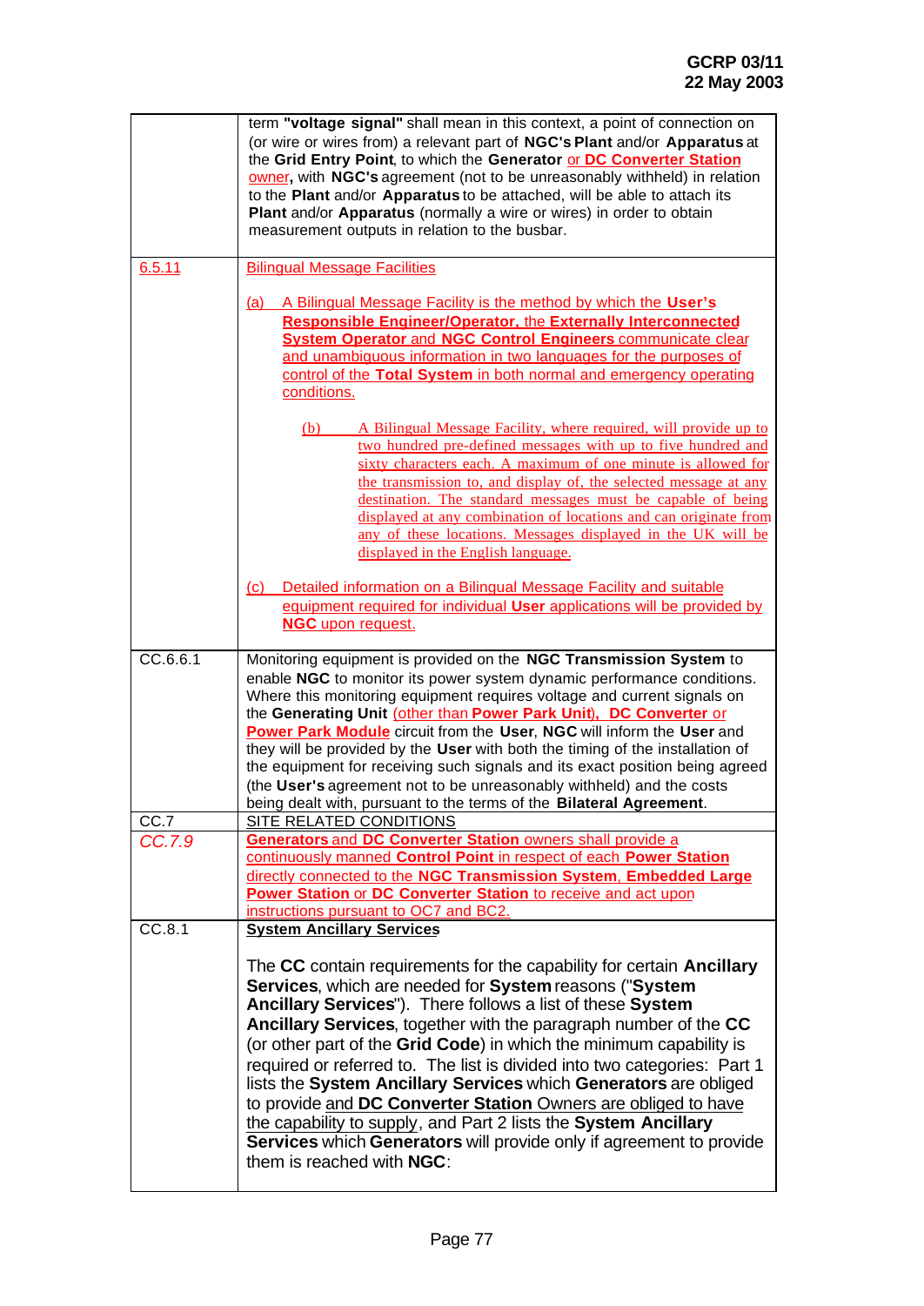| | |
|---|---|
| | term **"voltage signal"** shall mean in this context, a point of connection on (or wire or wires from) a relevant part of **NGC's Plant** and/or **Apparatus** at the **Grid Entry Point**, to which the **Generator** or **DC Converter Station** owner, with **NGC's** agreement (not to be unreasonably withheld) in relation to the **Plant** and/or **Apparatus** to be attached, will be able to attach its **Plant** and/or **Apparatus** (normally a wire or wires) in order to obtain measurement outputs in relation to the busbar. |
| 6.5.11 | Bilingual Message Facilities<br><br>(a) A Bilingual Message Facility is the method by which the **User's Responsible Engineer/Operator**, the **Externally Interconnected System Operator** and **NGC Control Engineers** communicate clear and unambiguous information in two languages for the purposes of control of the **Total System** in both normal and emergency operating conditions.<br><br>(b) A Bilingual Message Facility, where required, will provide up to two hundred pre-defined messages with up to five hundred and sixty characters each. A maximum of one minute is allowed for the transmission to, and display of, the selected message at any destination. The standard messages must be capable of being displayed at any combination of locations and can originate from any of these locations. Messages displayed in the UK will be displayed in the English language.<br><br>(c) Detailed information on a Bilingual Message Facility and suitable equipment required for individual **User** applications will be provided by **NGC** upon request. |
| CC.6.6.1 | Monitoring equipment is provided on the **NGC Transmission System** to enable **NGC** to monitor its power system dynamic performance conditions. Where this monitoring equipment requires voltage and current signals on the **Generating Unit** (other than **Power Park Unit**), **DC Converter** or **Power Park Module** circuit from the **User**, **NGC** will inform the **User** and they will be provided by the **User** with both the timing of the installation of the equipment for receiving such signals and its exact position being agreed (the **User's** agreement not to be unreasonably withheld) and the costs being dealt with, pursuant to the terms of the **Bilateral Agreement**. |
| CC.7 | SITE RELATED CONDITIONS |
| *CC.7.9* | **Generators** and **DC Converter Station** owners shall provide a continuously manned **Control Point** in respect of each **Power Station** directly connected to the **NGC Transmission System**, **Embedded Large Power Station** or **DC Converter Station** to receive and act upon instructions pursuant to OC7 and BC2. |
| CC.8.1 | **System Ancillary Services**<br><br>The **CC** contain requirements for the capability for certain **Ancillary Services**, which are needed for **System** reasons ("**System Ancillary Services**"). There follows a list of these **System Ancillary Services**, together with the paragraph number of the **CC** (or other part of the **Grid Code**) in which the minimum capability is required or referred to. The list is divided into two categories: Part 1 lists the **System Ancillary Services** which **Generators** are obliged to provide and **DC Converter Station** Owners are obliged to have the capability to supply, and Part 2 lists the **System Ancillary Services** which **Generators** will provide only if agreement to provide them is reached with **NGC**: |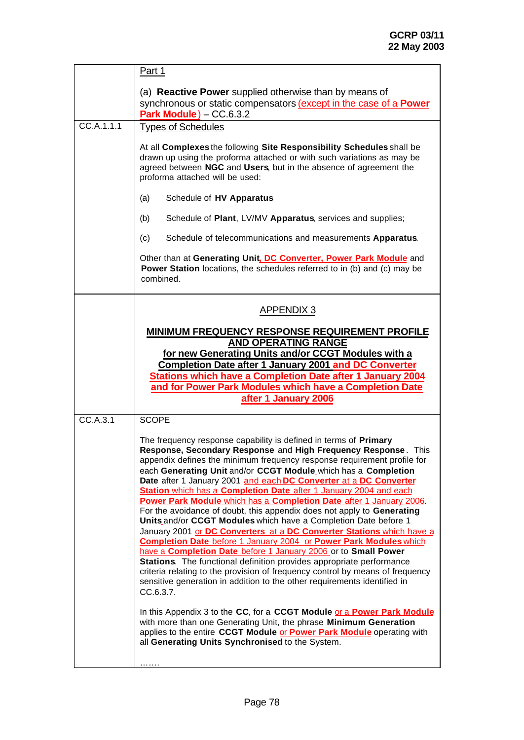| | |
|---|---|
| | Part 1<br><br>(a) **Reactive Power** supplied otherwise than by means of synchronous or static compensators (except in the case of a **Power Park Module**) – CC.6.3.2 |
| CC.A.1.1.1 | Types of Schedules<br><br>At all **Complexes** the following **Site Responsibility Schedules** shall be drawn up using the proforma attached or with such variations as may be agreed between **NGC** and **Users**, but in the absence of agreement the proforma attached will be used:<br><br>(a) Schedule of **HV Apparatus**<br><br>(b) Schedule of **Plant**, LV/MV **Apparatus**, services and supplies;<br><br>(c) Schedule of telecommunications and measurements **Apparatus**.<br><br>Other than at **Generating Unit, DC Converter, Power Park Module** and **Power Station** locations, the schedules referred to in (b) and (c) may be combined. |
| | APPENDIX 3<br><br>**MINIMUM FREQUENCY RESPONSE REQUIREMENT PROFILE AND OPERATING RANGE for new Generating Units and/or CCGT Modules with a Completion Date after 1 January 2001 and DC Converter Stations which have a Completion Date after 1 January 2004 and for Power Park Modules which have a Completion Date after 1 January 2006** |
| CC.A.3.1 | SCOPE<br><br>The frequency response capability is defined in terms of **Primary Response, Secondary Response** and **High Frequency Response**. This appendix defines the minimum frequency response requirement profile for each **Generating Unit** and/or **CCGT Module** which has a **Completion Date** after 1 January 2001 and each **DC Converter** at a **DC Converter Station** which has a **Completion Date** after 1 January 2004 and each **Power Park Module** which has a **Completion Date** after 1 January 2006. For the avoidance of doubt, this appendix does not apply to **Generating Units** and/or **CCGT Modules** which have a Completion Date before 1 January 2001 or **DC Converters** at a **DC Converter Stations** which have a **Completion Date** before 1 January 2004 or **Power Park Modules** which have a **Completion Date** before 1 January 2006 or to **Small Power Stations**. The functional definition provides appropriate performance criteria relating to the provision of frequency control by means of frequency sensitive generation in addition to the other requirements identified in CC.6.3.7.<br><br>In this Appendix 3 to the **CC**, for a **CCGT Module** or a **Power Park Module** with more than one Generating Unit, the phrase **Minimum Generation** applies to the entire **CCGT Module** or **Power Park Module** operating with all **Generating Units Synchronised** to the System.<br><br>……. |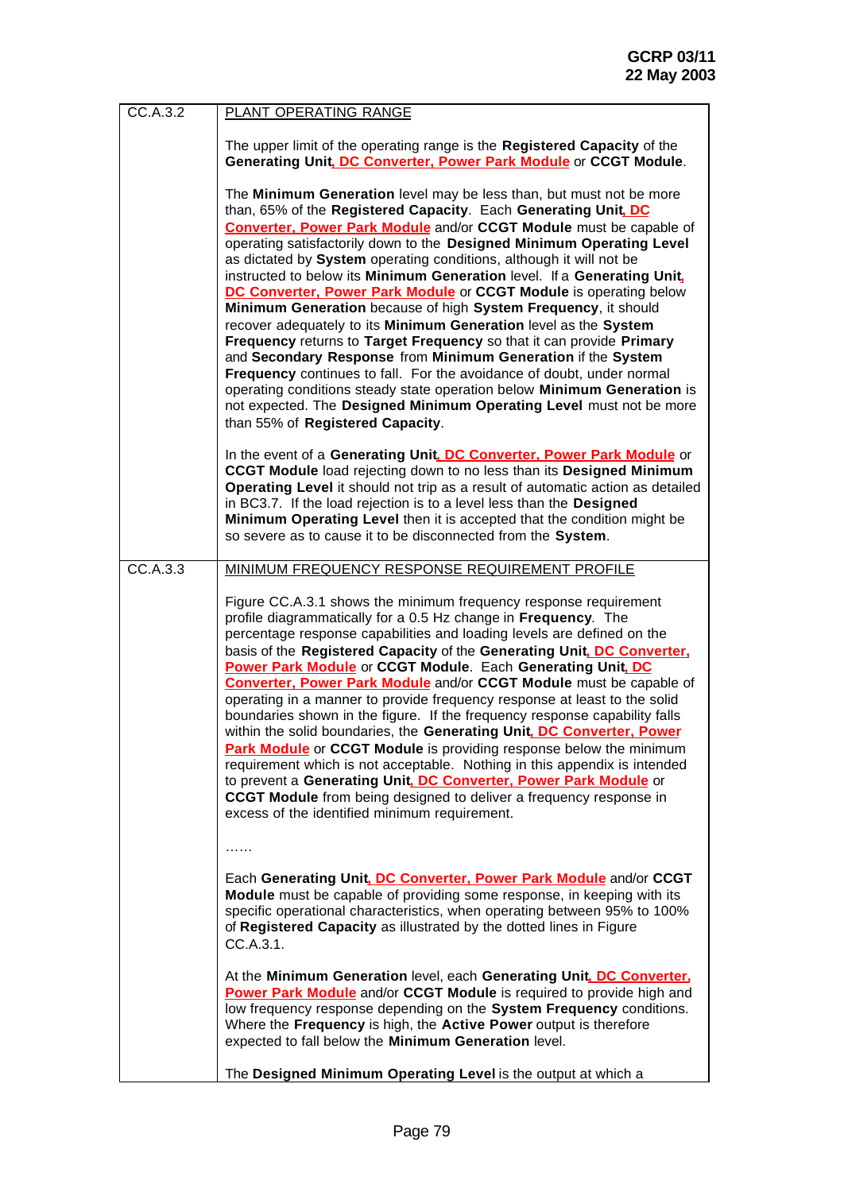| | |
|---|---|
| CC.A.3.2 | PLANT OPERATING RANGE<br><br>The upper limit of the operating range is the **Registered Capacity** of the **Generating Unit**, **DC Converter, Power Park Module** or **CCGT Module**.<br><br>The **Minimum Generation** level may be less than, but must not be more than, 65% of the **Registered Capacity**. Each **Generating Unit**, **DC Converter, Power Park Module** and/or **CCGT Module** must be capable of operating satisfactorily down to the **Designed Minimum Operating Level** as dictated by **System** operating conditions, although it will not be instructed to below its **Minimum Generation** level. If a **Generating Unit**, **DC Converter, Power Park Module** or **CCGT Module** is operating below **Minimum Generation** because of high **System Frequency**, it should recover adequately to its **Minimum Generation** level as the **System Frequency** returns to **Target Frequency** so that it can provide **Primary** and **Secondary Response** from **Minimum Generation** if the **System Frequency** continues to fall. For the avoidance of doubt, under normal operating conditions steady state operation below **Minimum Generation** is not expected. The **Designed Minimum Operating Level** must not be more than 55% of **Registered Capacity**.<br><br>In the event of a **Generating Unit**, **DC Converter, Power Park Module** or **CCGT Module** load rejecting down to no less than its **Designed Minimum Operating Level** it should not trip as a result of automatic action as detailed in BC3.7. If the load rejection is to a level less than the **Designed Minimum Operating Level** then it is accepted that the condition might be so severe as to cause it to be disconnected from the **System**. |
| CC.A.3.3 | MINIMUM FREQUENCY RESPONSE REQUIREMENT PROFILE<br><br>Figure CC.A.3.1 shows the minimum frequency response requirement profile diagrammatically for a 0.5 Hz change in **Frequency**. The percentage response capabilities and loading levels are defined on the basis of the **Registered Capacity** of the **Generating Unit**, **DC Converter, Power Park Module** or **CCGT Module**. Each **Generating Unit**, **DC Converter, Power Park Module** and/or **CCGT Module** must be capable of operating in a manner to provide frequency response at least to the solid boundaries shown in the figure. If the frequency response capability falls within the solid boundaries, the **Generating Unit**, **DC Converter, Power Park Module** or **CCGT Module** is providing response below the minimum requirement which is not acceptable. Nothing in this appendix is intended to prevent a **Generating Unit**, **DC Converter, Power Park Module** or **CCGT Module** from being designed to deliver a frequency response in excess of the identified minimum requirement.<br><br>……<br><br>Each **Generating Unit**, **DC Converter, Power Park Module** and/or **CCGT Module** must be capable of providing some response, in keeping with its specific operational characteristics, when operating between 95% to 100% of **Registered Capacity** as illustrated by the dotted lines in Figure CC.A.3.1.<br><br>At the **Minimum Generation** level, each **Generating Unit**, **DC Converter, Power Park Module** and/or **CCGT Module** is required to provide high and low frequency response depending on the **System Frequency** conditions. Where the **Frequency** is high, the **Active Power** output is therefore expected to fall below the **Minimum Generation** level.<br><br>The **Designed Minimum Operating Level** is the output at which a |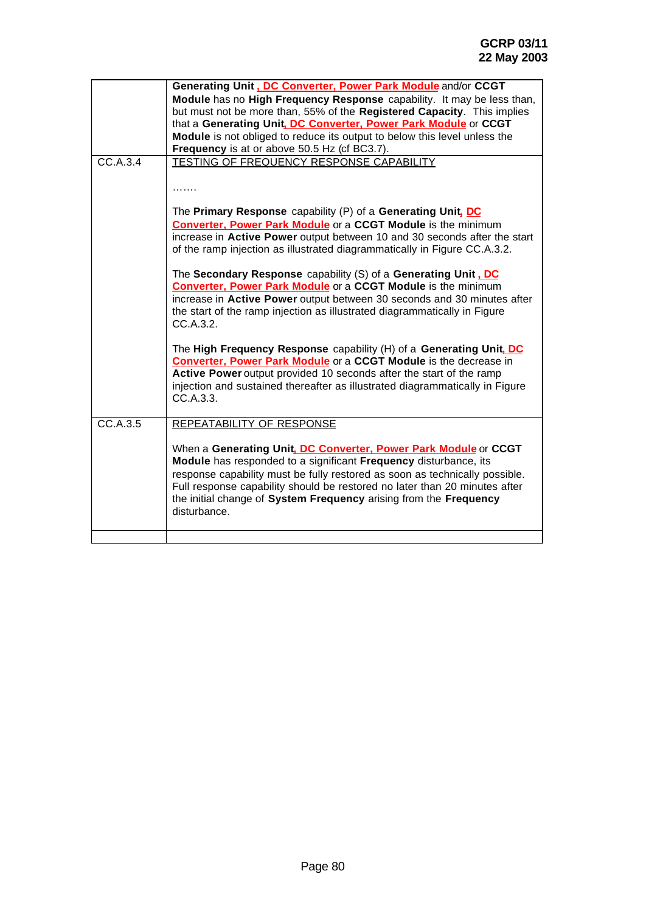|  |  |
|---|---|
|  | **Generating Unit** <u>**, DC Converter, Power Park Module**</u> and/or **CCGT Module** has no **High Frequency Response** capability. It may be less than, but must not be more than, 55% of the **Registered Capacity**. This implies that a **Generating Unit**<u>**, DC Converter, Power Park Module**</u> or **CCGT Module** is not obliged to reduce its output to below this level unless the **Frequency** is at or above 50.5 Hz (cf BC3.7). |
| CC.A.3.4 | <u>TESTING OF FREQUENCY RESPONSE CAPABILITY</u><br><br>…….<br><br>The **Primary Response** capability (P) of a **Generating Unit**<u>**, DC Converter, Power Park Module**</u> or a **CCGT Module** is the minimum increase in **Active Power** output between 10 and 30 seconds after the start of the ramp injection as illustrated diagrammatically in Figure CC.A.3.2.<br><br>The **Secondary Response** capability (S) of a **Generating Unit** <u>**, DC Converter, Power Park Module**</u> or a **CCGT Module** is the minimum increase in **Active Power** output between 30 seconds and 30 minutes after the start of the ramp injection as illustrated diagrammatically in Figure CC.A.3.2.<br><br>The **High Frequency Response** capability (H) of a **Generating Unit**<u>**, DC Converter, Power Park Module**</u> or a **CCGT Module** is the decrease in **Active Power** output provided 10 seconds after the start of the ramp injection and sustained thereafter as illustrated diagrammatically in Figure CC.A.3.3. |
| CC.A.3.5 | <u>REPEATABILITY OF RESPONSE</u><br><br>When a **Generating Unit**<u>**, DC Converter, Power Park Module**</u> or **CCGT Module** has responded to a significant **Frequency** disturbance, its response capability must be fully restored as soon as technically possible. Full response capability should be restored no later than 20 minutes after the initial change of **System Frequency** arising from the **Frequency** disturbance. |
|  |  |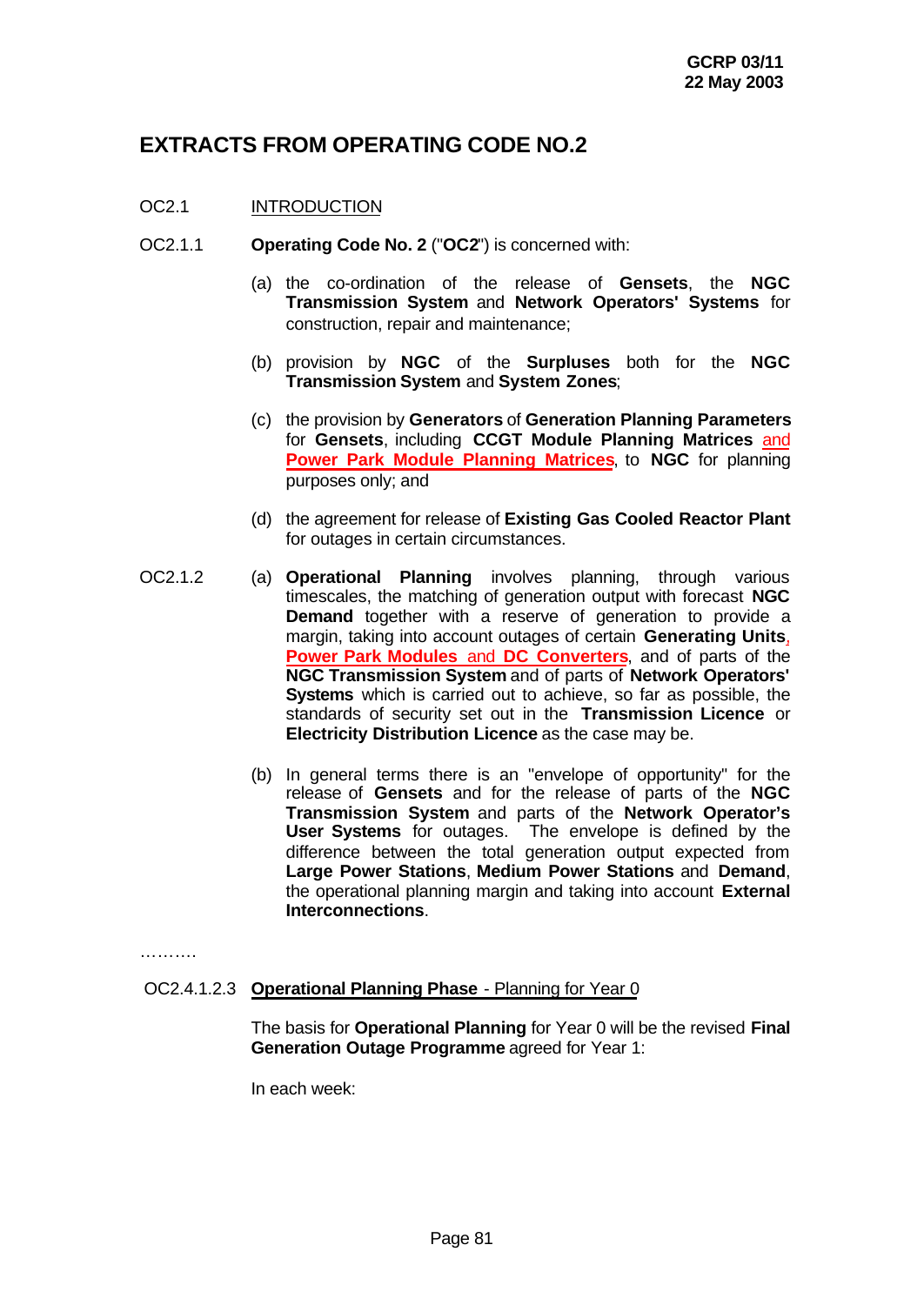GCRP 03/11
22 May 2003

# EXTRACTS FROM OPERATING CODE NO.2

OC2.1 INTRODUCTION

OC2.1.1 **Operating Code No. 2** ("**OC2**") is concerned with:

(a) the co-ordination of the release of **Gensets**, the **NGC Transmission System** and **Network Operators' Systems** for construction, repair and maintenance;

(b) provision by **NGC** of the **Surpluses** both for the **NGC Transmission System** and **System Zones**;

(c) the provision by **Generators** of **Generation Planning Parameters** for **Gensets**, including **CCGT Module Planning Matrices** and **Power Park Module Planning Matrices**, to **NGC** for planning purposes only; and

(d) the agreement for release of **Existing Gas Cooled Reactor Plant** for outages in certain circumstances.

OC2.1.2 (a) **Operational Planning** involves planning, through various timescales, the matching of generation output with forecast **NGC Demand** together with a reserve of generation to provide a margin, taking into account outages of certain **Generating Units**, **Power Park Modules** and **DC Converters**, and of parts of the **NGC Transmission System** and of parts of **Network Operators' Systems** which is carried out to achieve, so far as possible, the standards of security set out in the **Transmission Licence** or **Electricity Distribution Licence** as the case may be.

(b) In general terms there is an "envelope of opportunity" for the release of **Gensets** and for the release of parts of the **NGC Transmission System** and parts of the **Network Operator's User Systems** for outages. The envelope is defined by the difference between the total generation output expected from **Large Power Stations**, **Medium Power Stations** and **Demand**, the operational planning margin and taking into account **External Interconnections**.

……….

OC2.4.1.2.3 **Operational Planning Phase** - Planning for Year 0

The basis for **Operational Planning** for Year 0 will be the revised **Final Generation Outage Programme** agreed for Year 1:

In each week: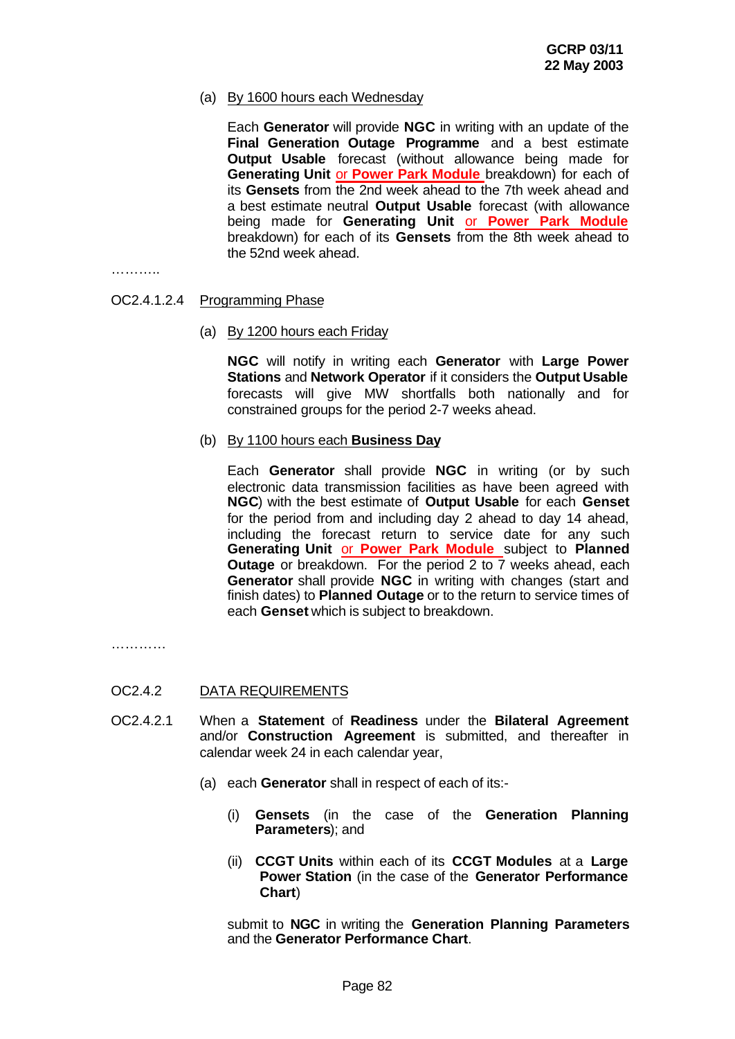(a) By 1600 hours each Wednesday

Each **Generator** will provide **NGC** in writing with an update of the **Final Generation Outage Programme** and a best estimate **Output Usable** forecast (without allowance being made for **Generating Unit** or **Power Park Module** breakdown) for each of its **Gensets** from the 2nd week ahead to the 7th week ahead and a best estimate neutral **Output Usable** forecast (with allowance being made for **Generating Unit** or **Power Park Module** breakdown) for each of its **Gensets** from the 8th week ahead to the 52nd week ahead.

………..

OC2.4.1.2.4 Programming Phase

(a) By 1200 hours each Friday

**NGC** will notify in writing each **Generator** with **Large Power Stations** and **Network Operator** if it considers the **Output Usable** forecasts will give MW shortfalls both nationally and for constrained groups for the period 2-7 weeks ahead.

(b) By 1100 hours each **Business Day**

Each **Generator** shall provide **NGC** in writing (or by such electronic data transmission facilities as have been agreed with **NGC**) with the best estimate of **Output Usable** for each **Genset** for the period from and including day 2 ahead to day 14 ahead, including the forecast return to service date for any such **Generating Unit** or **Power Park Module** subject to **Planned Outage** or breakdown. For the period 2 to 7 weeks ahead, each **Generator** shall provide **NGC** in writing with changes (start and finish dates) to **Planned Outage** or to the return to service times of each **Genset** which is subject to breakdown.

…………

OC2.4.2 DATA REQUIREMENTS

OC2.4.2.1 When a **Statement** of **Readiness** under the **Bilateral Agreement** and/or **Construction Agreement** is submitted, and thereafter in calendar week 24 in each calendar year,

(a) each **Generator** shall in respect of each of its:-

(i) **Gensets** (in the case of the **Generation Planning Parameters**); and

(ii) **CCGT Units** within each of its **CCGT Modules** at a **Large Power Station** (in the case of the **Generator Performance Chart**)

submit to **NGC** in writing the **Generation Planning Parameters** and the **Generator Performance Chart**.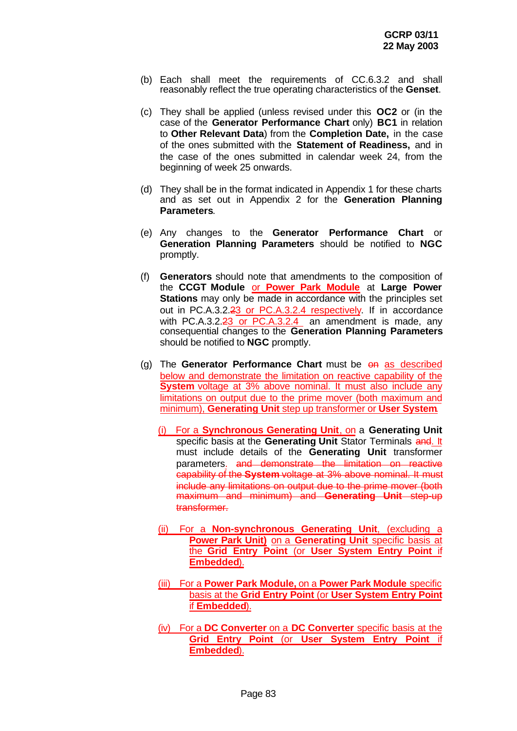(b) Each shall meet the requirements of CC.6.3.2 and shall reasonably reflect the true operating characteristics of the **Genset**.

(c) They shall be applied (unless revised under this **OC2** or (in the case of the **Generator Performance Chart** only) **BC1** in relation to **Other Relevant Data**) from the **Completion Date,** in the case of the ones submitted with the **Statement of Readiness,** and in the case of the ones submitted in calendar week 24, from the beginning of week 25 onwards.

(d) They shall be in the format indicated in Appendix 1 for these charts and as set out in Appendix 2 for the **Generation Planning Parameters**.

(e) Any changes to the **Generator Performance Chart** or **Generation Planning Parameters** should be notified to **NGC** promptly.

(f) **Generators** should note that amendments to the composition of the **CCGT Module** or **Power Park Module** at **Large Power Stations** may only be made in accordance with the principles set out in PC.A.3.2.~~2~~3 or PC.A.3.2.4 respectively. If in accordance with PC.A.3.2.~~2~~3 or PC.A.3.2.4 an amendment is made, any consequential changes to the **Generation Planning Parameters** should be notified to **NGC** promptly.

(g) The **Generator Performance Chart** must be ~~on~~ as described below and demonstrate the limitation on reactive capability of the **System** voltage at 3% above nominal. It must also include any limitations on output due to the prime mover (both maximum and minimum), **Generating Unit** step up transformer or **User System**.

   (i) For a **Synchronous Generating Unit**, on a **Generating Unit** specific basis at the **Generating Unit** Stator Terminals ~~and~~. It must include details of the **Generating Unit** transformer parameters. ~~and demonstrate the limitation on reactive capability of the **System** voltage at 3% above nominal. It must include any limitations on output due to the prime mover (both maximum and minimum) and **Generating Unit** step-up transformer.~~

   (ii) For a **Non-synchronous Generating Unit**, (excluding a **Power Park Unit)** on a **Generating Unit** specific basis at the **Grid Entry Point** (or **User System Entry Point** if **Embedded**).

   (iii) For a **Power Park Module,** on a **Power Park Module** specific basis at the **Grid Entry Point** (or **User System Entry Point** if **Embedded**).

   (iv) For a **DC Converter** on a **DC Converter** specific basis at the **Grid Entry Point** (or **User System Entry Point** if **Embedded**).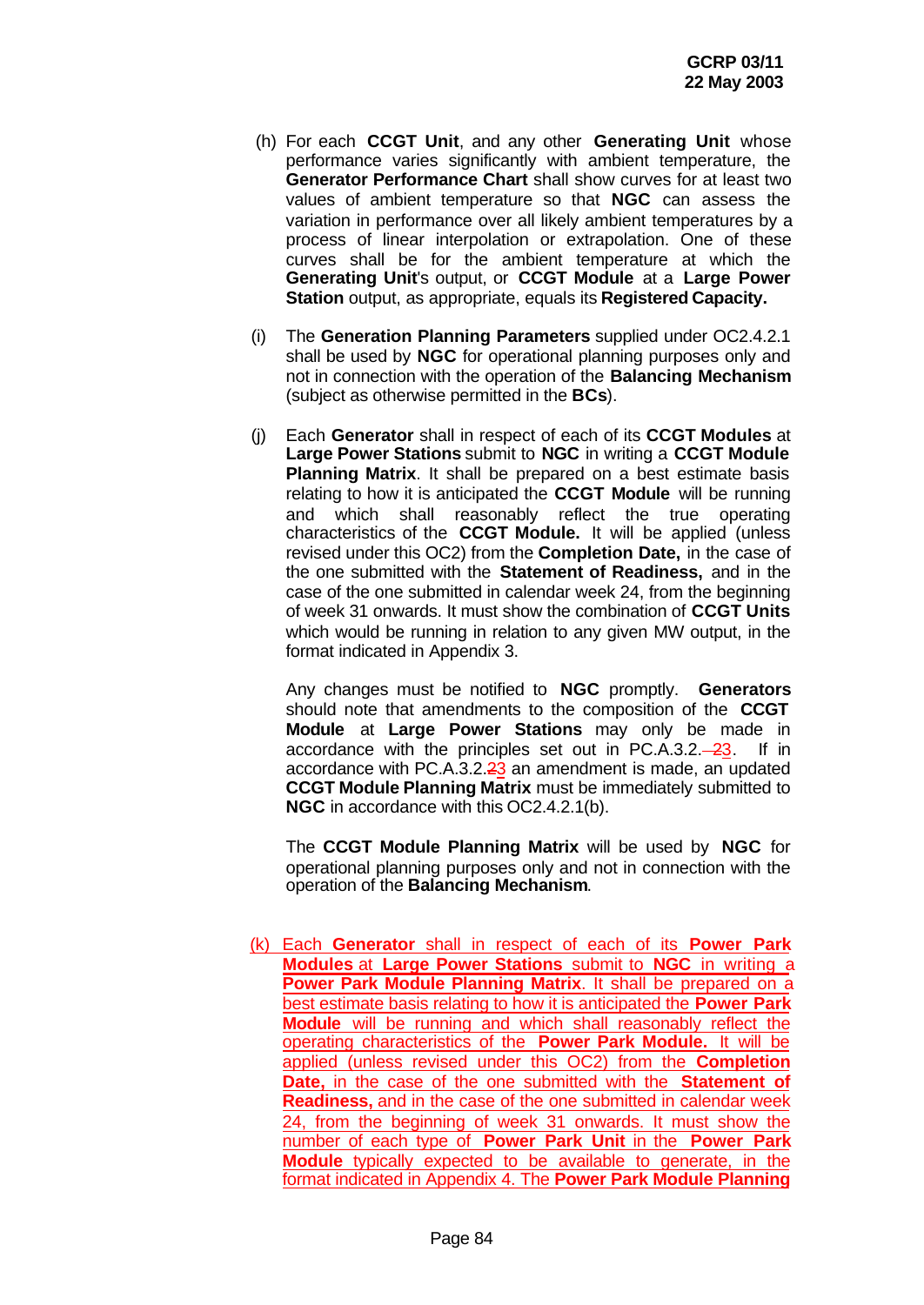(h) For each **CCGT Unit**, and any other **Generating Unit** whose performance varies significantly with ambient temperature, the **Generator Performance Chart** shall show curves for at least two values of ambient temperature so that **NGC** can assess the variation in performance over all likely ambient temperatures by a process of linear interpolation or extrapolation. One of these curves shall be for the ambient temperature at which the **Generating Unit**'s output, or **CCGT Module** at a **Large Power Station** output, as appropriate, equals its **Registered Capacity.**

(i) The **Generation Planning Parameters** supplied under OC2.4.2.1 shall be used by **NGC** for operational planning purposes only and not in connection with the operation of the **Balancing Mechanism** (subject as otherwise permitted in the **BCs**).

(j) Each **Generator** shall in respect of each of its **CCGT Modules** at **Large Power Stations** submit to **NGC** in writing a **CCGT Module Planning Matrix**. It shall be prepared on a best estimate basis relating to how it is anticipated the **CCGT Module** will be running and which shall reasonably reflect the true operating characteristics of the **CCGT Module.** It will be applied (unless revised under this OC2) from the **Completion Date,** in the case of the one submitted with the **Statement of Readiness,** and in the case of the one submitted in calendar week 24, from the beginning of week 31 onwards. It must show the combination of **CCGT Units** which would be running in relation to any given MW output, in the format indicated in Appendix 3.

Any changes must be notified to **NGC** promptly. **Generators** should note that amendments to the composition of the **CCGT Module** at **Large Power Stations** may only be made in accordance with the principles set out in PC.A.3.2.~~2~~3. If in accordance with PC.A.3.2.~~2~~3 an amendment is made, an updated **CCGT Module Planning Matrix** must be immediately submitted to **NGC** in accordance with this OC2.4.2.1(b).

The **CCGT Module Planning Matrix** will be used by **NGC** for operational planning purposes only and not in connection with the operation of the **Balancing Mechanism**.

(k) Each **Generator** shall in respect of each of its **Power Park Modules** at **Large Power Stations** submit to **NGC** in writing a **Power Park Module Planning Matrix**. It shall be prepared on a best estimate basis relating to how it is anticipated the **Power Park Module** will be running and which shall reasonably reflect the operating characteristics of the **Power Park Module.** It will be applied (unless revised under this OC2) from the **Completion Date,** in the case of the one submitted with the **Statement of Readiness,** and in the case of the one submitted in calendar week 24, from the beginning of week 31 onwards. It must show the number of each type of **Power Park Unit** in the **Power Park Module** typically expected to be available to generate, in the format indicated in Appendix 4. The **Power Park Module Planning**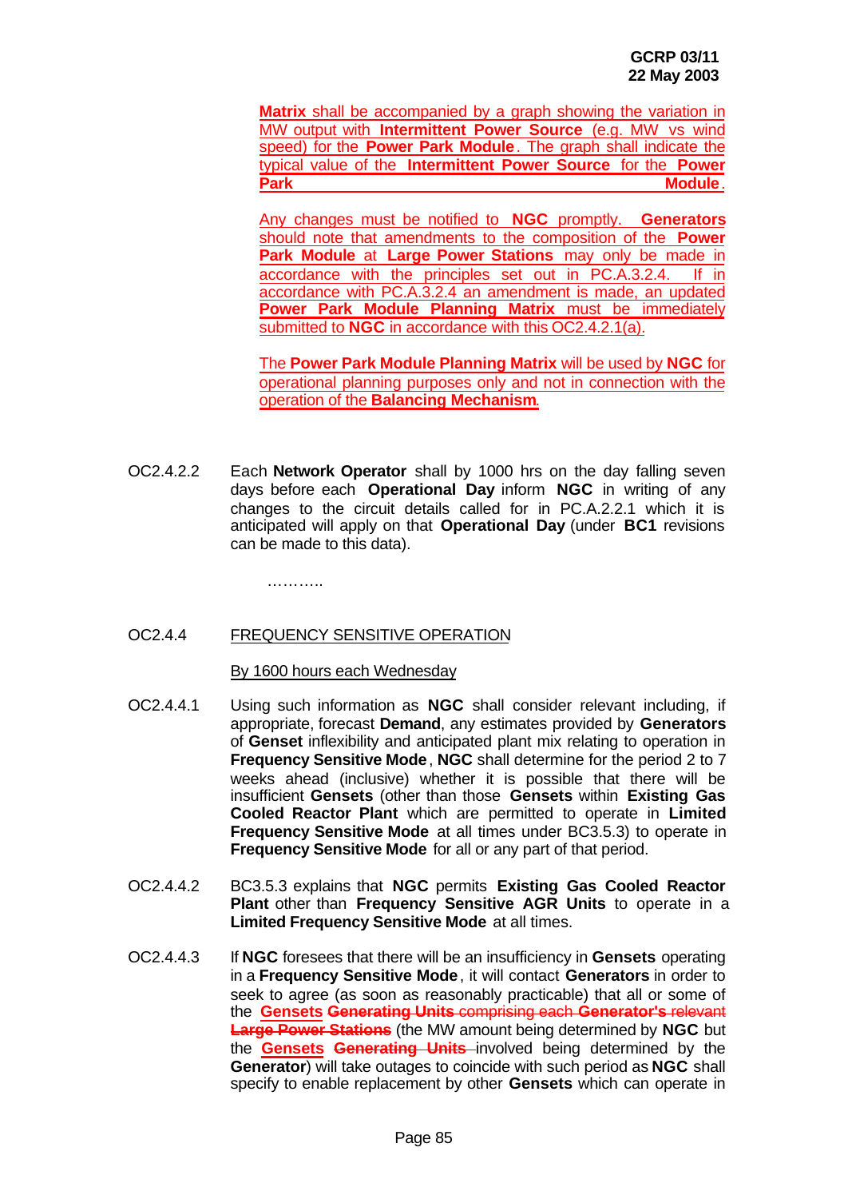**Matrix** shall be accompanied by a graph showing the variation in MW output with **Intermittent Power Source** (e.g. MW vs wind speed) for the **Power Park Module**. The graph shall indicate the typical value of the **Intermittent Power Source** for the **Power Park Module**.

Any changes must be notified to **NGC** promptly. **Generators** should note that amendments to the composition of the **Power Park Module** at **Large Power Stations** may only be made in accordance with the principles set out in PC.A.3.2.4. If in accordance with PC.A.3.2.4 an amendment is made, an updated **Power Park Module Planning Matrix** must be immediately submitted to **NGC** in accordance with this OC2.4.2.1(a).

The **Power Park Module Planning Matrix** will be used by **NGC** for operational planning purposes only and not in connection with the operation of the **Balancing Mechanism**.

OC2.4.2.2 Each **Network Operator** shall by 1000 hrs on the day falling seven days before each **Operational Day** inform **NGC** in writing of any changes to the circuit details called for in PC.A.2.2.1 which it is anticipated will apply on that **Operational Day** (under **BC1** revisions can be made to this data).

………..

OC2.4.4 FREQUENCY SENSITIVE OPERATION

By 1600 hours each Wednesday

OC2.4.4.1 Using such information as **NGC** shall consider relevant including, if appropriate, forecast **Demand**, any estimates provided by **Generators** of **Genset** inflexibility and anticipated plant mix relating to operation in **Frequency Sensitive Mode**, **NGC** shall determine for the period 2 to 7 weeks ahead (inclusive) whether it is possible that there will be insufficient **Gensets** (other than those **Gensets** within **Existing Gas Cooled Reactor Plant** which are permitted to operate in **Limited Frequency Sensitive Mode** at all times under BC3.5.3) to operate in **Frequency Sensitive Mode** for all or any part of that period.

OC2.4.4.2 BC3.5.3 explains that **NGC** permits **Existing Gas Cooled Reactor Plant** other than **Frequency Sensitive AGR Units** to operate in a **Limited Frequency Sensitive Mode** at all times.

OC2.4.4.3 If **NGC** foresees that there will be an insufficiency in **Gensets** operating in a **Frequency Sensitive Mode**, it will contact **Generators** in order to seek to agree (as soon as reasonably practicable) that all or some of the **Gensets** ~~**Generating Units** comprising each **Generator's** relevant **Large Power Stations**~~ (the MW amount being determined by **NGC** but the **Gensets** ~~**Generating Units**~~ involved being determined by the **Generator**) will take outages to coincide with such period as **NGC** shall specify to enable replacement by other **Gensets** which can operate in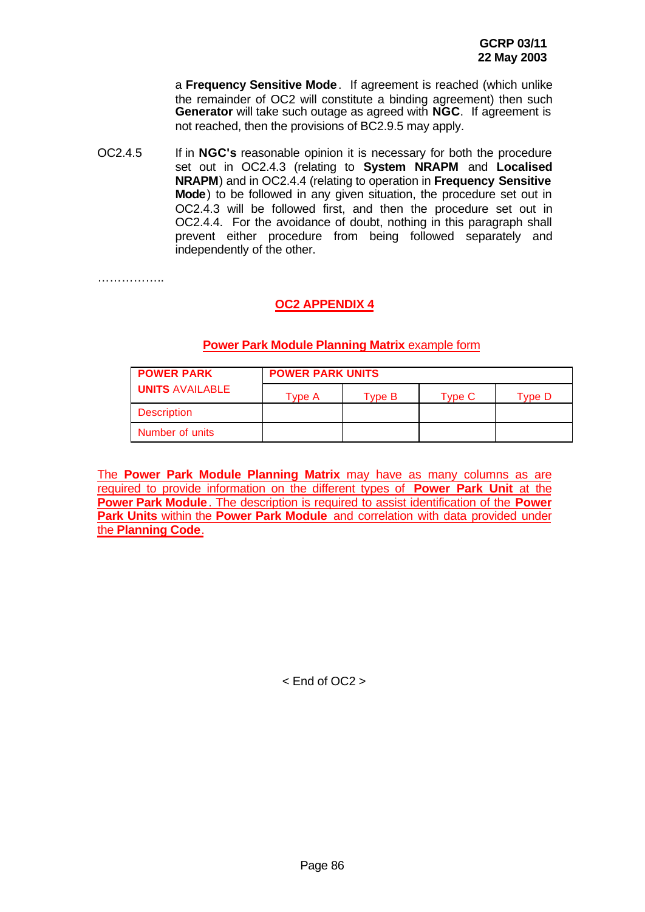a **Frequency Sensitive Mode**. If agreement is reached (which unlike the remainder of OC2 will constitute a binding agreement) then such **Generator** will take such outage as agreed with **NGC**. If agreement is not reached, then the provisions of BC2.9.5 may apply.

OC2.4.5 If in **NGC's** reasonable opinion it is necessary for both the procedure set out in OC2.4.3 (relating to **System NRAPM** and **Localised NRAPM**) and in OC2.4.4 (relating to operation in **Frequency Sensitive Mode**) to be followed in any given situation, the procedure set out in OC2.4.3 will be followed first, and then the procedure set out in OC2.4.4. For the avoidance of doubt, nothing in this paragraph shall prevent either procedure from being followed separately and independently of the other.

……………..

## OC2 APPENDIX 4

**Power Park Module Planning Matrix** example form

| **POWER PARK UNITS** AVAILABLE | **POWER PARK UNITS** | | | |
|---|---|---|---|---|
| | Type A | Type B | Type C | Type D |
| Description | | | | |
| Number of units | | | | |

The **Power Park Module Planning Matrix** may have as many columns as are required to provide information on the different types of **Power Park Unit** at the **Power Park Module**. The description is required to assist identification of the **Power Park Units** within the **Power Park Module** and correlation with data provided under the **Planning Code**.

< End of OC2 >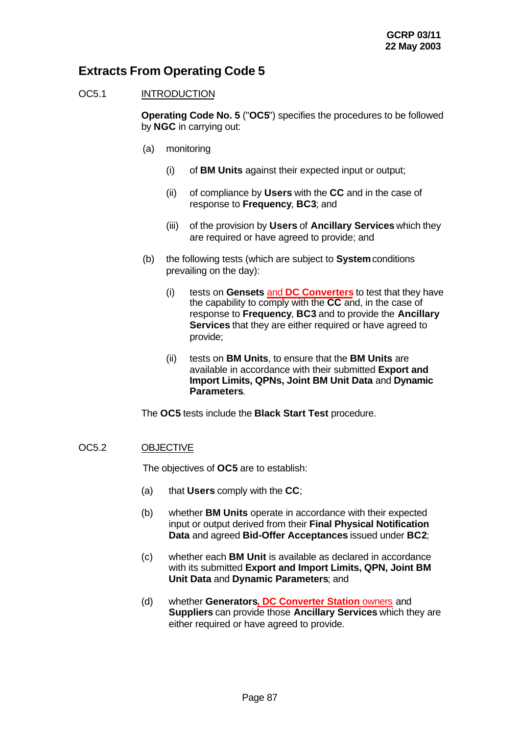## Extracts From Operating Code 5

OC5.1 INTRODUCTION

**Operating Code No. 5** ("**OC5**") specifies the procedures to be followed by **NGC** in carrying out:

(a) monitoring

(i) of **BM Units** against their expected input or output;

(ii) of compliance by **Users** with the **CC** and in the case of response to **Frequency**, **BC3**; and

(iii) of the provision by **Users** of **Ancillary Services** which they are required or have agreed to provide; and

(b) the following tests (which are subject to **System** conditions prevailing on the day):

(i) tests on **Gensets** and **DC Converters** to test that they have the capability to comply with the **CC** and, in the case of response to **Frequency**, **BC3** and to provide the **Ancillary Services** that they are either required or have agreed to provide;

(ii) tests on **BM Units**, to ensure that the **BM Units** are available in accordance with their submitted **Export and Import Limits, QPNs, Joint BM Unit Data** and **Dynamic Parameters**.

The **OC5** tests include the **Black Start Test** procedure.

OC5.2 OBJECTIVE

The objectives of **OC5** are to establish:

(a) that **Users** comply with the **CC**;

(b) whether **BM Units** operate in accordance with their expected input or output derived from their **Final Physical Notification Data** and agreed **Bid-Offer Acceptances** issued under **BC2**;

(c) whether each **BM Unit** is available as declared in accordance with its submitted **Export and Import Limits, QPN, Joint BM Unit Data** and **Dynamic Parameters**; and

(d) whether **Generators**, **DC Converter Station** owners and **Suppliers** can provide those **Ancillary Services** which they are either required or have agreed to provide.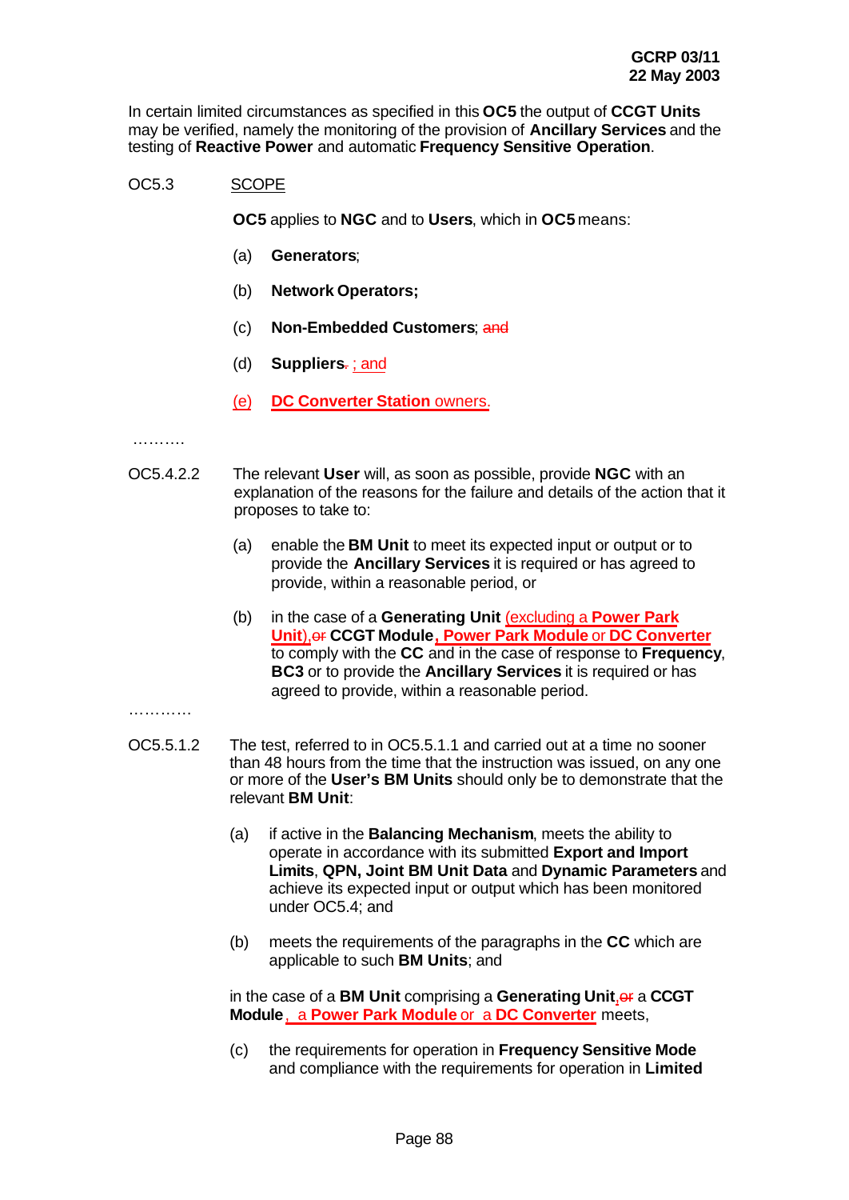In certain limited circumstances as specified in this **OC5** the output of **CCGT Units** may be verified, namely the monitoring of the provision of **Ancillary Services** and the testing of **Reactive Power** and automatic **Frequency Sensitive Operation**.

OC5.3 SCOPE

**OC5** applies to **NGC** and to **Users**, which in **OC5** means:

(a) **Generators**;

(b) **Network Operators;**

(c) **Non-Embedded Customers**; ~~and~~

(d) **Suppliers**~~.~~ ; and

(e) **DC Converter Station** owners.

……….

OC5.4.2.2 The relevant **User** will, as soon as possible, provide **NGC** with an explanation of the reasons for the failure and details of the action that it proposes to take to:

(a) enable the **BM Unit** to meet its expected input or output or to provide the **Ancillary Services** it is required or has agreed to provide, within a reasonable period, or

(b) in the case of a **Generating Unit** (excluding a **Power Park Unit**),~~or~~ **CCGT Module**, **Power Park Module** or **DC Converter** to comply with the **CC** and in the case of response to **Frequency**, **BC3** or to provide the **Ancillary Services** it is required or has agreed to provide, within a reasonable period.

…………

OC5.5.1.2 The test, referred to in OC5.5.1.1 and carried out at a time no sooner than 48 hours from the time that the instruction was issued, on any one or more of the **User's BM Units** should only be to demonstrate that the relevant **BM Unit**:

(a) if active in the **Balancing Mechanism**, meets the ability to operate in accordance with its submitted **Export and Import Limits**, **QPN, Joint BM Unit Data** and **Dynamic Parameters** and achieve its expected input or output which has been monitored under OC5.4; and

(b) meets the requirements of the paragraphs in the **CC** which are applicable to such **BM Units**; and

in the case of a **BM Unit** comprising a **Generating Unit**,~~or~~ a **CCGT Module**, a **Power Park Module** or a **DC Converter** meets,

(c) the requirements for operation in **Frequency Sensitive Mode** and compliance with the requirements for operation in **Limited**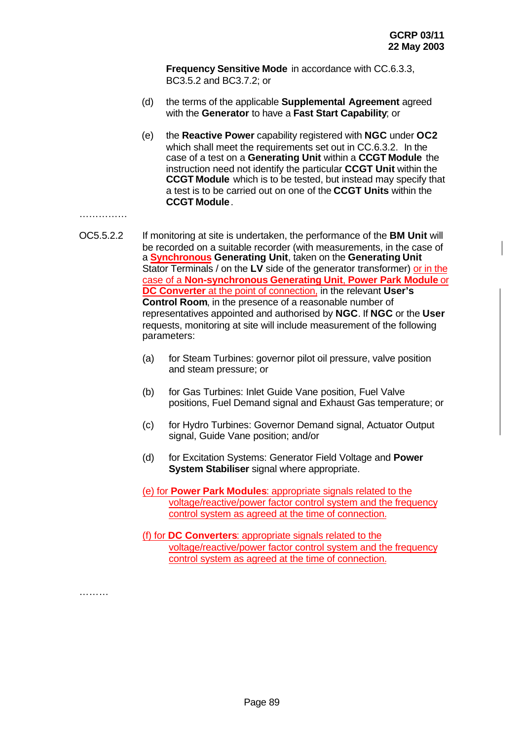**Frequency Sensitive Mode** in accordance with CC.6.3.3, BC3.5.2 and BC3.7.2; or

(d) the terms of the applicable **Supplemental Agreement** agreed with the **Generator** to have a **Fast Start Capability**; or

(e) the **Reactive Power** capability registered with **NGC** under **OC2** which shall meet the requirements set out in CC.6.3.2. In the case of a test on a **Generating Unit** within a **CCGT Module** the instruction need not identify the particular **CCGT Unit** within the **CCGT Module** which is to be tested, but instead may specify that a test is to be carried out on one of the **CCGT Units** within the **CCGT Module**.

……………

OC5.5.2.2 If monitoring at site is undertaken, the performance of the **BM Unit** will be recorded on a suitable recorder (with measurements, in the case of a **Synchronous Generating Unit**, taken on the **Generating Unit** Stator Terminals / on the **LV** side of the generator transformer) or in the case of a **Non-synchronous Generating Unit**, **Power Park Module** or **DC Converter** at the point of connection, in the relevant **User's Control Room**, in the presence of a reasonable number of representatives appointed and authorised by **NGC**. If **NGC** or the **User** requests, monitoring at site will include measurement of the following parameters:

(a) for Steam Turbines: governor pilot oil pressure, valve position and steam pressure; or

(b) for Gas Turbines: Inlet Guide Vane position, Fuel Valve positions, Fuel Demand signal and Exhaust Gas temperature; or

(c) for Hydro Turbines: Governor Demand signal, Actuator Output signal, Guide Vane position; and/or

(d) for Excitation Systems: Generator Field Voltage and **Power System Stabiliser** signal where appropriate.

(e) for **Power Park Modules**: appropriate signals related to the voltage/reactive/power factor control system and the frequency control system as agreed at the time of connection.

(f) for **DC Converters**: appropriate signals related to the voltage/reactive/power factor control system and the frequency control system as agreed at the time of connection.

………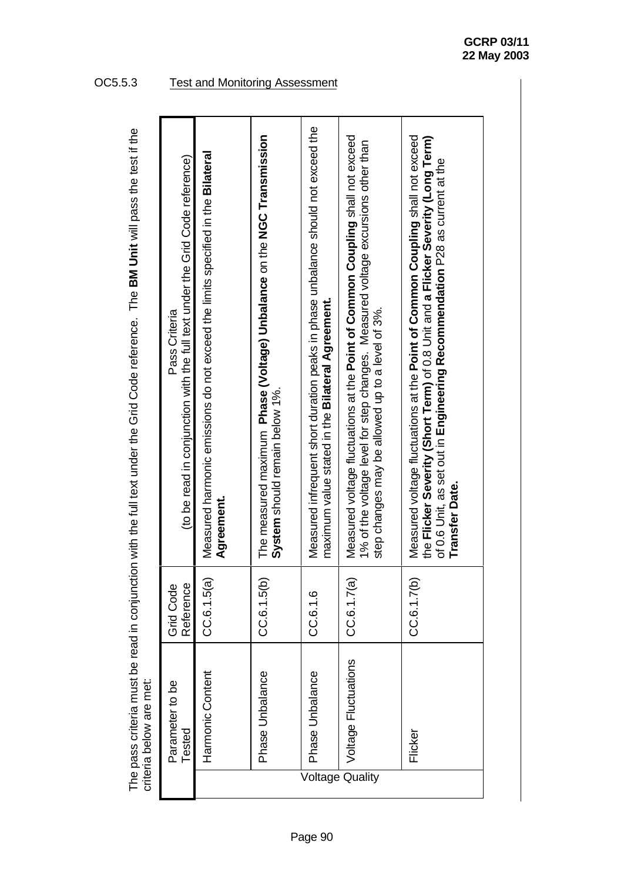OC5.5.3 Test and Monitoring Assessment

The pass criteria must be read in conjunction with the full text under the Grid Code reference. The **BM Unit** will pass the test if the criteria below are met:

| | Parameter to be Tested | Grid Code Reference | Pass Criteria (to be read in conjunction with the full text under the Grid Code reference) |
|---|---|---|---|
| Voltage Quality | Harmonic Content | CC.6.1.5(a) | Measured harmonic emissions do not exceed the limits specified in the **Bilateral Agreement.** |
| | Phase Unbalance | CC.6.1.5(b) | The measured maximum **Phase (Voltage) Unbalance** on the **NGC Transmission System** should remain below 1%. |
| | Phase Unbalance | CC.6.1.6 | Measured infrequent short duration peaks in phase unbalance should not exceed the maximum value stated in the **Bilateral Agreement.** |
| | Voltage Fluctuations | CC.6.1.7(a) | Measured voltage fluctuations at the **Point of Common Coupling** shall not exceed 1% of the voltage level for step changes. Measured voltage excursions other than step changes may be allowed up to a level of 3%. |
| | Flicker | CC.6.1.7(b) | Measured voltage fluctuations at the **Point of Common Coupling** shall not exceed the **Flicker Severity (Short Term)** of 0.8 Unit and a **Flicker Severity (Long Term)** of 0.6 Unit, as set out in **Engineering Recommendation** P28 as current at the **Transfer Date.** |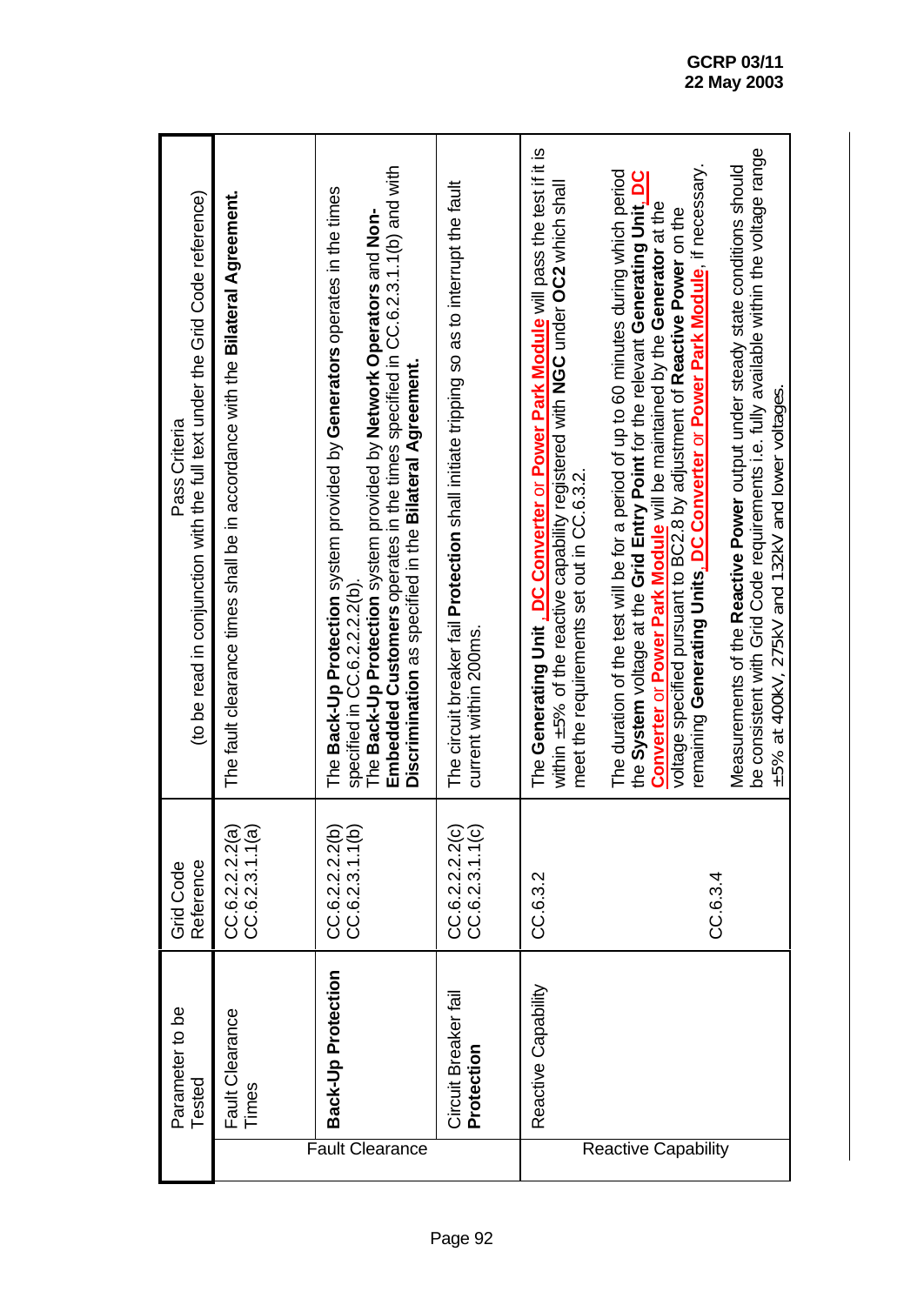| | Parameter to be Tested | Grid Code Reference | Pass Criteria (to be read in conjunction with the full text under the Grid Code reference) |
|---|---|---|---|
| Fault Clearance | Fault Clearance Times | CC.6.2.2.2.2(a) CC.6.2.3.1.1(a) | The fault clearance times shall be in accordance with the **Bilateral Agreement.** |
| | **Back-Up Protection** | CC.6.2.2.2.2(b) CC.6.2.3.1.1(b) | The **Back-Up Protection** system provided by **Generators** operates in the times specified in CC.6.2.2.2.2(b). The **Back-Up Protection** system provided by **Network Operators** and **Non-Embedded Customers** operates in the times specified in CC.6.2.3.1.1(b) and with **Discrimination** as specified in the **Bilateral Agreement.** |
| | Circuit Breaker fail **Protection** | CC.6.2.2.2.2(c) CC.6.2.3.1.1(c) | The circuit breaker fail **Protection** shall initiate tripping so as to interrupt the fault current within 200ms. |
| Reactive Capability | Reactive Capability | CC.6.3.2 | The **Generating Unit**, **DC Converter** or **Power Park Module** will pass the test if it is within ±5% of the reactive capability registered with **NGC** under **OC2** which shall meet the requirements set out in CC.6.3.2. |
| | | | The duration of the test will be for a period of up to 60 minutes during which period the **System** voltage at the **Grid Entry Point** for the relevant **Generating Unit**, **DC Converter** or **Power Park Module** will be maintained by the **Generator** at the voltage specified pursuant to BC2.8 by adjustment of **Reactive Power** on the remaining **Generating Units**, **DC Converter** or **Power Park Module**, if necessary. |
| | | CC.6.3.4 | Measurements of the **Reactive Power** output under steady state conditions should be consistent with Grid Code requirements i.e. fully available within the voltage range ±5% at 400kV, 275kV and 132kV and lower voltages. |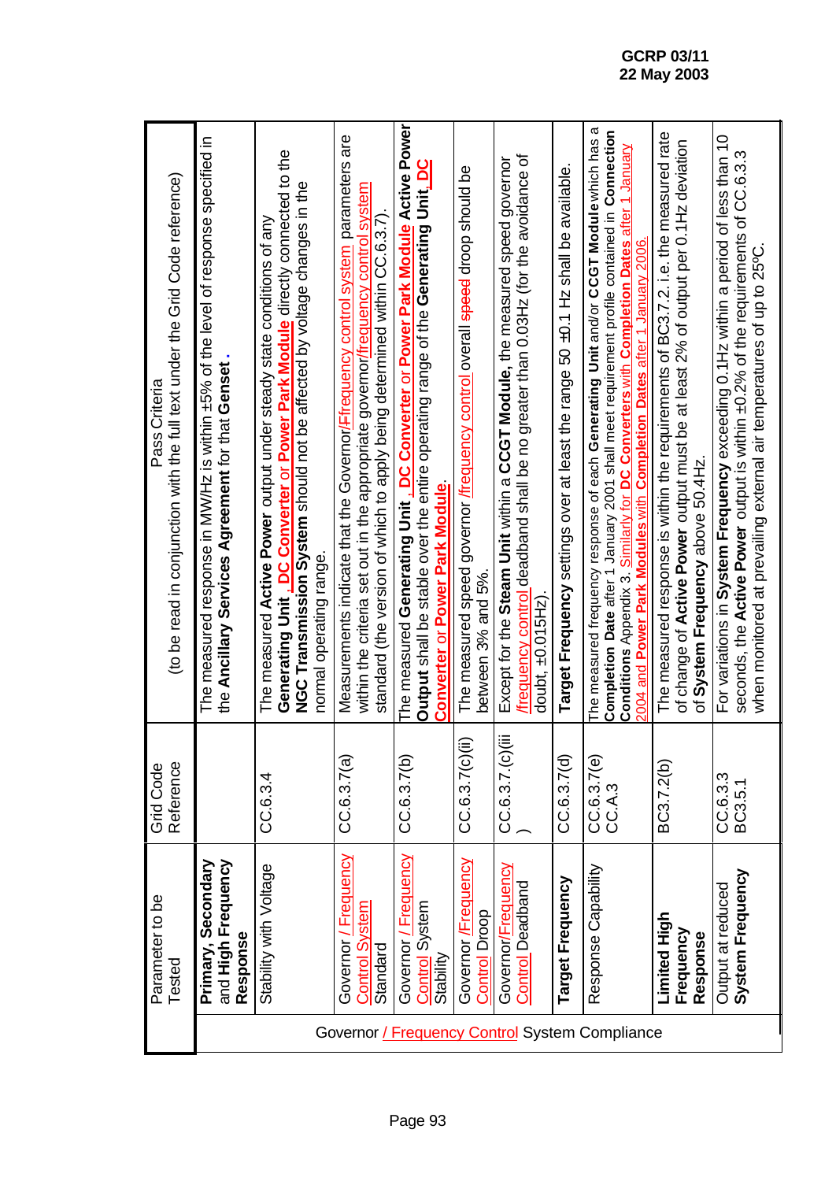| | Parameter to be Tested | Grid Code Reference | Pass Criteria (to be read in conjunction with the full text under the Grid Code reference) |
|---|---|---|---|
| Governor / Frequency Control System Compliance | **Primary, Secondary** and **High Frequency Response** | | The measured response in MW/Hz is within ±5% of the level of response specified in the **Ancillary Services Agreement** for that **Genset**. |
| | Stability with Voltage | CC.6.3.4 | The measured **Active Power** output under steady state conditions of any **Generating Unit**, **DC Converter** or **Power Park Module** directly connected to the **NGC Transmission System** should not be affected by voltage changes in the normal operating range. |
| | Governor / Frequency Control System Standard | CC.6.3.7(a) | Measurements indicate that the Governor/Ffrequency control system parameters are within the criteria set out in the appropriate governor/frequency control system standard (the version of which to apply being determined within CC.6.3.7). |
| | Governor / Frequency Control System Stability | CC.6.3.7(b) | The measured **Generating Unit**, **DC Converter** or **Power Park Module** **Active Power Output** shall be stable over the entire operating range of the **Generating Unit**, **DC Converter** or **Power Park Module**. |
| | Governor /Frequency Control Droop | CC.6.3.7(c)(i) | The measured speed governor /frequency control overall speed droop should be between 3% and 5%. |
| | Governor/Frequency Control Deadband | CC.6.3.7.(c)(iii) | Except for the **Steam Unit** within a **CCGT Module**, the measured speed governor /frequency control deadband shall be no greater than 0.03Hz (for the avoidance of doubt, ±0.015Hz). |
| | **Target Frequency** | CC.6.3.7(d) | **Target Frequency** settings over at least the range 50 ±0.1 Hz shall be available. |
| | Response Capability | CC.6.3.7(e) CC.A.3 | The measured frequency response of each **Generating Unit** and/or **CCGT Module** which has a **Completion Date** after 1 January 2001 shall meet requirement profile contained in **Connection Conditions** Appendix 3. Similarly for **DC Converters** with **Completion Dates** after 1 January 2004 and **Power Park Modules** with **Completion Dates** after 1 January 2006. |
| | **Limited High Frequency Response** | BC3.7.2(b) | The measured response is within the requirements of BC3.7.2. i.e. the measured rate of change of **Active Power** output must be at least 2% of output per 0.1Hz deviation of **System Frequency** above 50.4Hz. |
| | Output at reduced **System Frequency** | CC.6.3.3 BC3.5.1 | For variations in **System Frequency** exceeding 0.1Hz within a period of less than 10 seconds, the **Active Power** output is within ±0.2% of the requirements of CC.6.3.3 when monitored at prevailing external air temperatures of up to 25ºC. |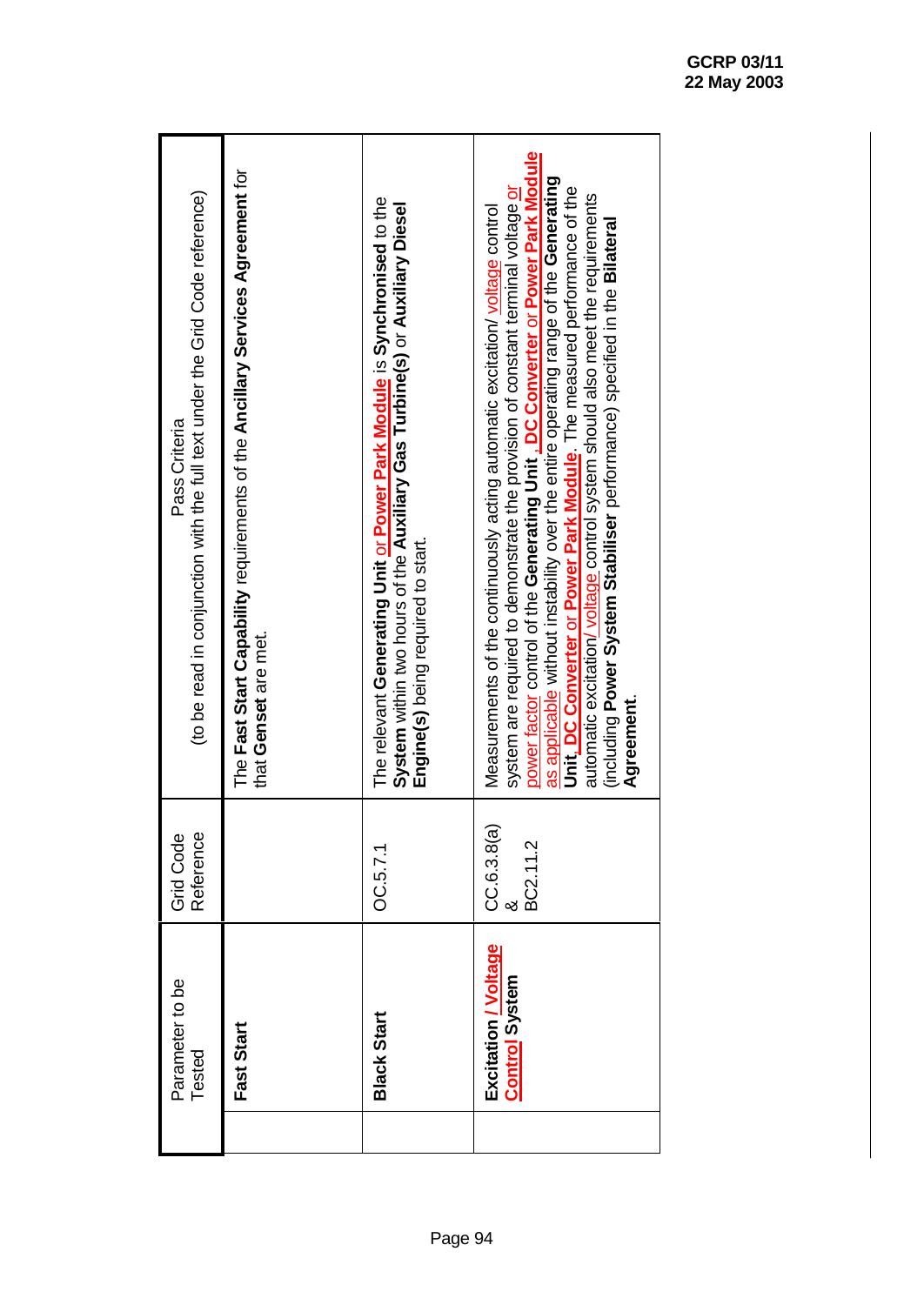| Parameter to be Tested | Grid Code Reference | Pass Criteria (to be read in conjunction with the full text under the Grid Code reference) |
|---|---|---|
| **Fast Start** | | The **Fast Start Capability** requirements of the **Ancillary Services Agreement** for that **Genset** are met. |
| **Black Start** | OC.5.7.1 | The relevant **Generating Unit** or **Power Park Module** is **Synchronised** to the **System** within two hours of the **Auxiliary Gas Turbine(s)** or **Auxiliary Diesel Engine(s)** being required to start. |
| **Excitation / Voltage Control System** | CC.6.3.8(a) & BC2.11.2 | Measurements of the continuously acting automatic excitation/ voltage control system are required to demonstrate the provision of constant terminal voltage or power factor control of the **Generating Unit**, **DC Converter** or **Power Park Module** as applicable without instability over the entire operating range of the **Generating Unit**, **DC Converter** or **Power Park Module**. The measured performance of the automatic excitation/ voltage control system should also meet the requirements (including **Power System Stabiliser** performance) specified in the **Bilateral Agreement**. |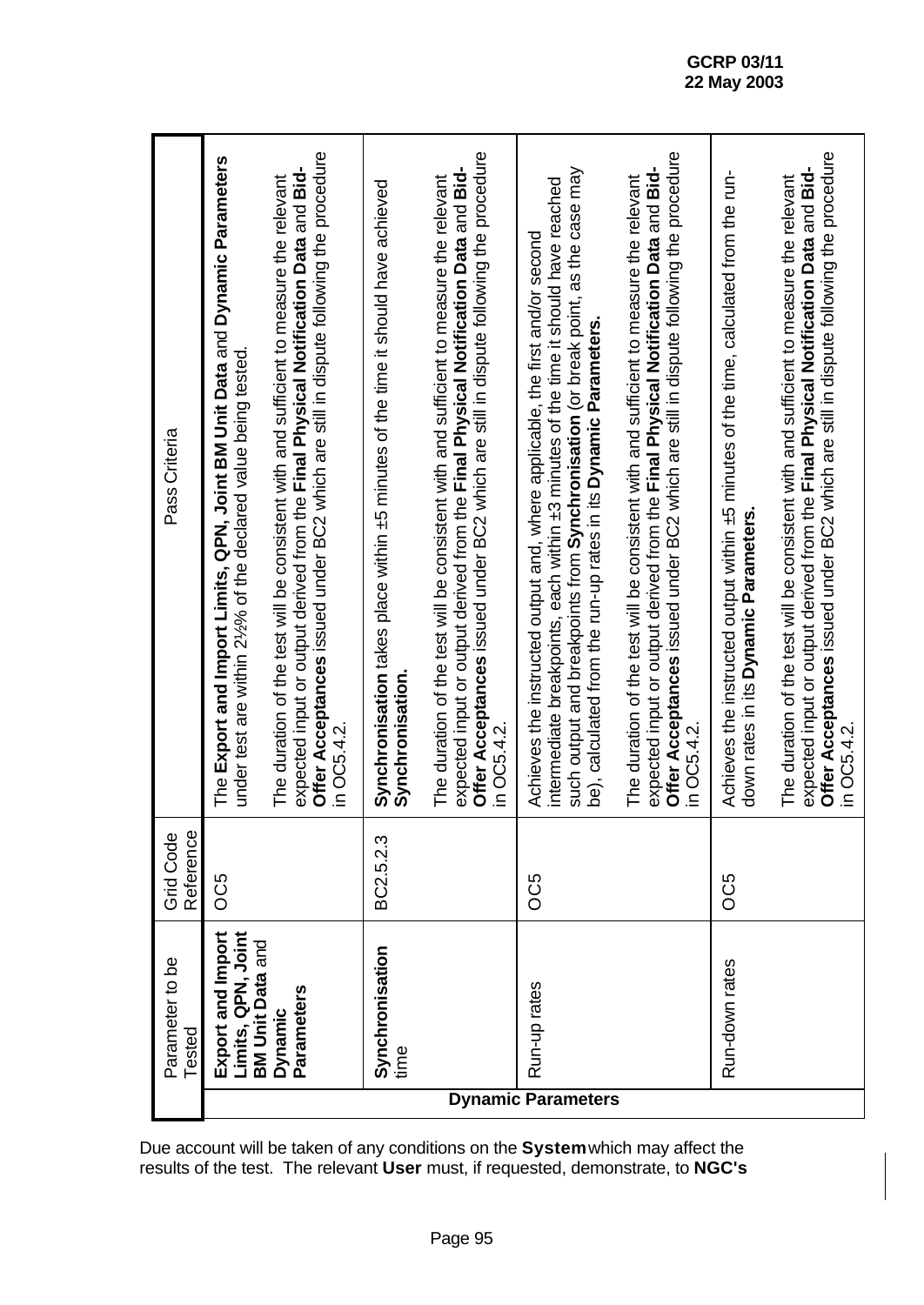| | Parameter to be Tested | Grid Code Reference | Pass Criteria |
|---|---|---|---|
| **Dynamic Parameters** | **Export and Import Limits, QPN, Joint BM Unit Data** and **Dynamic Parameters** | OC5 | The **Export and Import Limits, QPN, Joint BM Unit Data** and **Dynamic Parameters** under test are within 2½% of the declared value being tested.<br><br>The duration of the test will be consistent with and sufficient to measure the relevant expected input or output derived from the **Final Physical Notification Data** and **Bid-Offer Acceptances** issued under BC2 which are still in dispute following the procedure in OC5.4.2. |
| | **Synchronisation** time | BC2.5.2.3 | **Synchronisation** takes place within ±5 minutes of the time it should have achieved **Synchronisation.**<br><br>The duration of the test will be consistent with and sufficient to measure the relevant expected input or output derived from the **Final Physical Notification Data** and **Bid-Offer Acceptances** issued under BC2 which are still in dispute following the procedure in OC5.4.2. |
| | Run-up rates | OC5 | Achieves the instructed output and, where applicable, the first and/or second intermediate breakpoints, each within ±3 minutes of the time it should have reached such output and breakpoints from **Synchronisation** (or break point, as the case may be), calculated from the run-up rates in its **Dynamic Parameters.**<br><br>The duration of the test will be consistent with and sufficient to measure the relevant expected input or output derived from the **Final Physical Notification Data** and **Bid-Offer Acceptances** issued under BC2 which are still in dispute following the procedure in OC5.4.2. |
| | Run-down rates | OC5 | Achieves the instructed output within ±5 minutes of the time, calculated from the run-down rates in its **Dynamic Parameters.**<br><br>The duration of the test will be consistent with and sufficient to measure the relevant expected input or output derived from the **Final Physical Notification Data** and **Bid-Offer Acceptances** issued under BC2 which are still in dispute following the procedure in OC5.4.2. |

Due account will be taken of any conditions on the **System** which may affect the results of the test. The relevant **User** must, if requested, demonstrate, to **NGC's**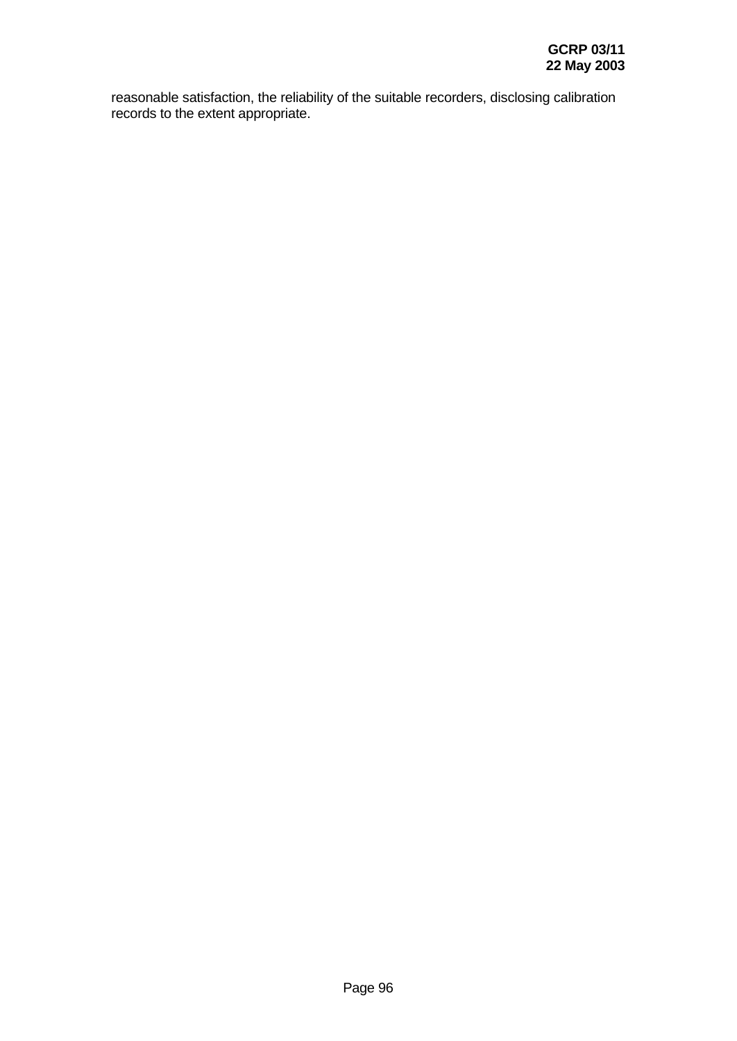reasonable satisfaction, the reliability of the suitable recorders, disclosing calibration records to the extent appropriate.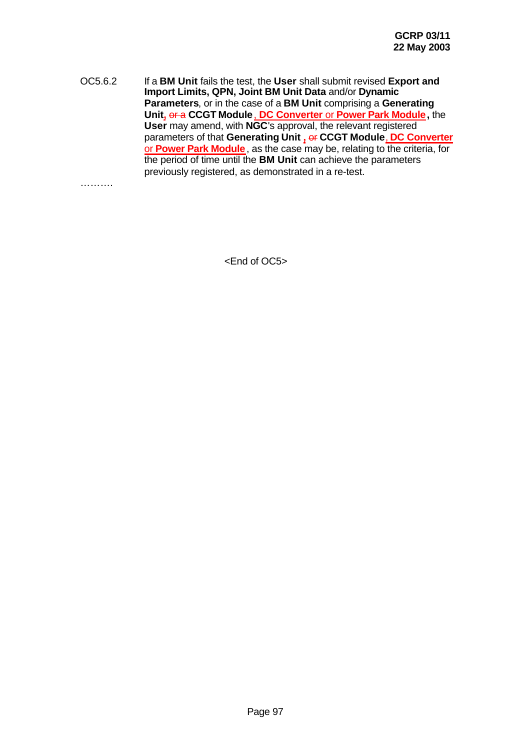OC5.6.2 If a **BM Unit** fails the test, the **User** shall submit revised **Export and Import Limits, QPN, Joint BM Unit Data** and/or **Dynamic Parameters**, or in the case of a **BM Unit** comprising a **Generating Unit**, ~~or a~~ **CCGT Module**, **DC Converter** or **Power Park Module**, the **User** may amend, with **NGC**'s approval, the relevant registered parameters of that **Generating Unit** , ~~or~~ **CCGT Module**, **DC Converter** or **Power Park Module**, as the case may be, relating to the criteria, for the period of time until the **BM Unit** can achieve the parameters previously registered, as demonstrated in a re-test.

……….

<End of OC5>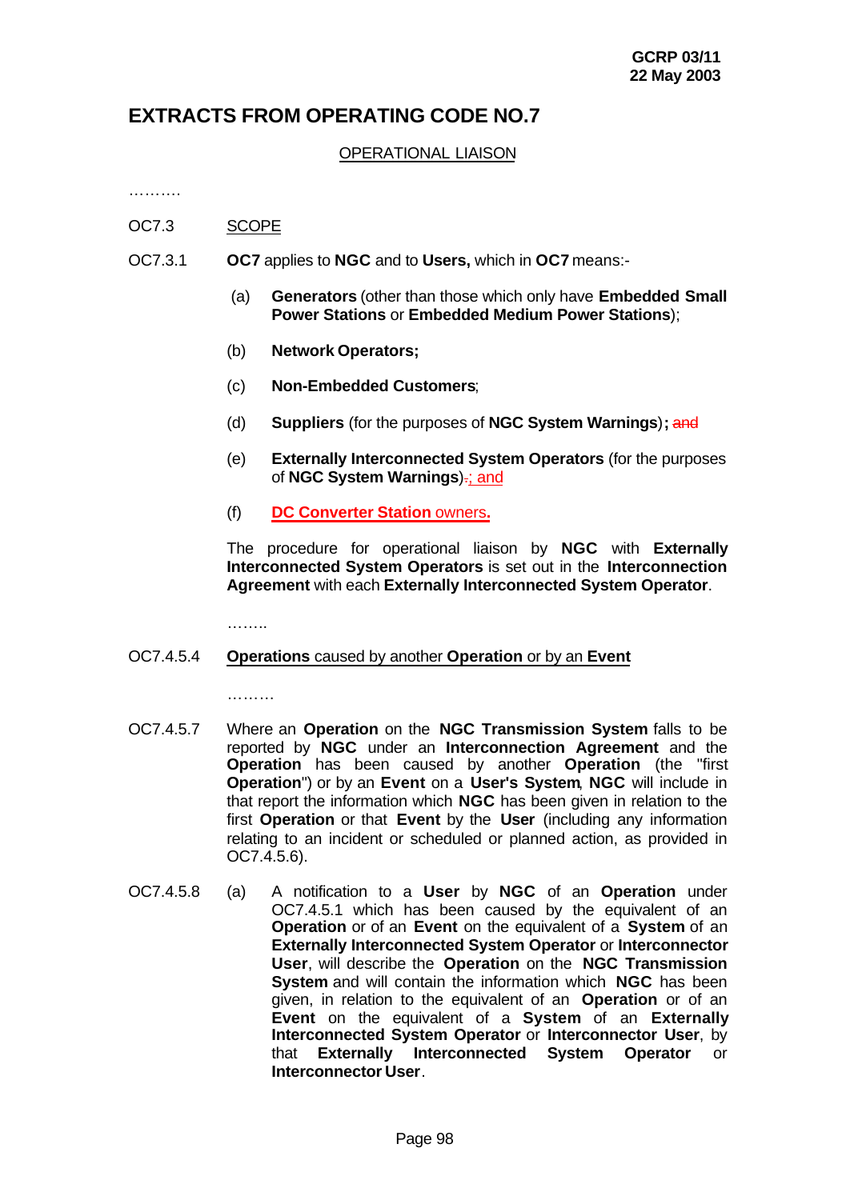**GCRP 03/11**
**22 May 2003**

# EXTRACTS FROM OPERATING CODE NO.7

<u>OPERATIONAL LIAISON</u>

……….

OC7.3 <u>SCOPE</u>

OC7.3.1 **OC7** applies to **NGC** and to **Users,** which in **OC7** means:-

(a) **Generators** (other than those which only have **Embedded Small Power Stations** or **Embedded Medium Power Stations**);

(b) **Network Operators;**

(c) **Non-Embedded Customers**;

(d) **Suppliers** (for the purposes of **NGC System Warnings**)**;** ~~and~~

(e) **Externally Interconnected System Operators** (for the purposes of **NGC System Warnings**)~~.~~<u>; and</u>

(f) <u>**DC Converter Station** owners</u>**.**

The procedure for operational liaison by **NGC** with **Externally Interconnected System Operators** is set out in the **Interconnection Agreement** with each **Externally Interconnected System Operator**.

……..

OC7.4.5.4 <u>**Operations** caused by another **Operation** or by an **Event**</u>

………

OC7.4.5.7 Where an **Operation** on the **NGC Transmission System** falls to be reported by **NGC** under an **Interconnection Agreement** and the **Operation** has been caused by another **Operation** (the "first **Operation**") or by an **Event** on a **User's System**, **NGC** will include in that report the information which **NGC** has been given in relation to the first **Operation** or that **Event** by the **User** (including any information relating to an incident or scheduled or planned action, as provided in OC7.4.5.6).

OC7.4.5.8 (a) A notification to a **User** by **NGC** of an **Operation** under OC7.4.5.1 which has been caused by the equivalent of an **Operation** or of an **Event** on the equivalent of a **System** of an **Externally Interconnected System Operator** or **Interconnector User**, will describe the **Operation** on the **NGC Transmission System** and will contain the information which **NGC** has been given, in relation to the equivalent of an **Operation** or of an **Event** on the equivalent of a **System** of an **Externally Interconnected System Operator** or **Interconnector User**, by that **Externally Interconnected System Operator** or **Interconnector User**.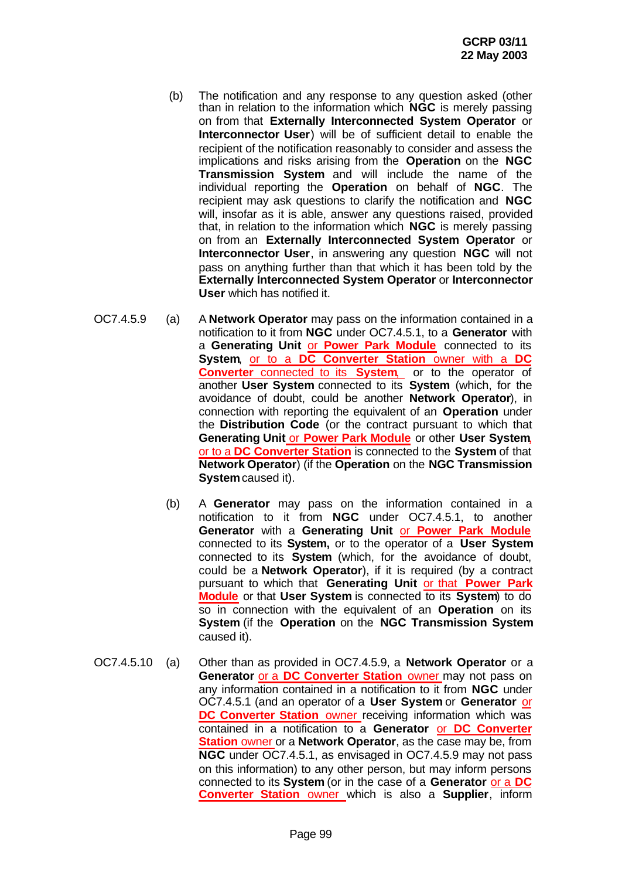(b) The notification and any response to any question asked (other than in relation to the information which **NGC** is merely passing on from that **Externally Interconnected System Operator** or **Interconnector User**) will be of sufficient detail to enable the recipient of the notification reasonably to consider and assess the implications and risks arising from the **Operation** on the **NGC Transmission System** and will include the name of the individual reporting the **Operation** on behalf of **NGC**. The recipient may ask questions to clarify the notification and **NGC** will, insofar as it is able, answer any questions raised, provided that, in relation to the information which **NGC** is merely passing on from an **Externally Interconnected System Operator** or **Interconnector User**, in answering any question **NGC** will not pass on anything further than that which it has been told by the **Externally Interconnected System Operator** or **Interconnector User** which has notified it.

OC7.4.5.9 (a) A **Network Operator** may pass on the information contained in a notification to it from **NGC** under OC7.4.5.1, to a **Generator** with a **Generating Unit** or **Power Park Module** connected to its **System**, or to a **DC Converter Station** owner with a **DC Converter** connected to its **System**, or to the operator of another **User System** connected to its **System** (which, for the avoidance of doubt, could be another **Network Operator**), in connection with reporting the equivalent of an **Operation** under the **Distribution Code** (or the contract pursuant to which that **Generating Unit** or **Power Park Module** or other **User System**, or to a **DC Converter Station** is connected to the **System** of that **Network Operator**) (if the **Operation** on the **NGC Transmission System** caused it).

(b) A **Generator** may pass on the information contained in a notification to it from **NGC** under OC7.4.5.1, to another **Generator** with a **Generating Unit** or **Power Park Module** connected to its **System,** or to the operator of a **User System** connected to its **System** (which, for the avoidance of doubt, could be a **Network Operator**), if it is required (by a contract pursuant to which that **Generating Unit** or that **Power Park Module** or that **User System** is connected to its **System**) to do so in connection with the equivalent of an **Operation** on its **System** (if the **Operation** on the **NGC Transmission System** caused it).

OC7.4.5.10 (a) Other than as provided in OC7.4.5.9, a **Network Operator** or a **Generator** or a **DC Converter Station** owner may not pass on any information contained in a notification to it from **NGC** under OC7.4.5.1 (and an operator of a **User System** or **Generator** or **DC Converter Station** owner receiving information which was contained in a notification to a **Generator** or **DC Converter Station** owner or a **Network Operator**, as the case may be, from **NGC** under OC7.4.5.1, as envisaged in OC7.4.5.9 may not pass on this information) to any other person, but may inform persons connected to its **System** (or in the case of a **Generator** or a **DC Converter Station** owner which is also a **Supplier**, inform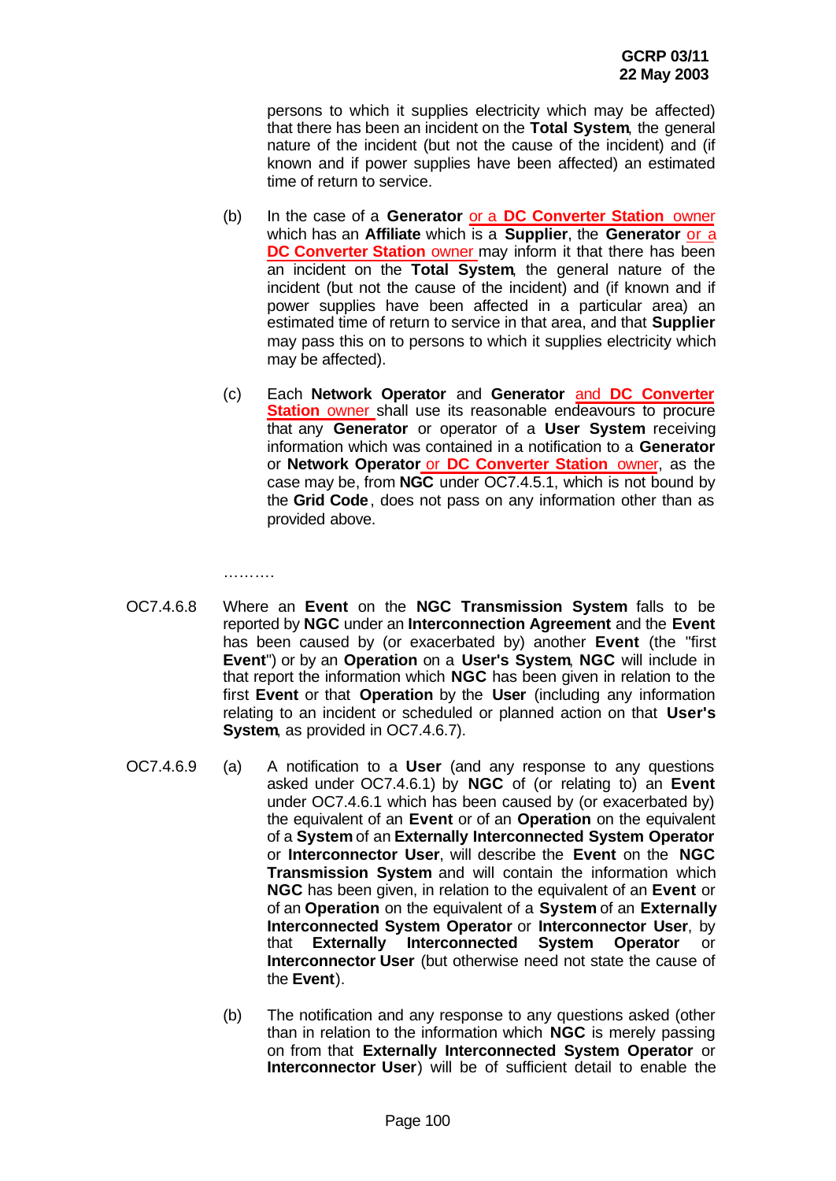persons to which it supplies electricity which may be affected) that there has been an incident on the **Total System**, the general nature of the incident (but not the cause of the incident) and (if known and if power supplies have been affected) an estimated time of return to service.

(b) In the case of a **Generator** or a **DC Converter Station** owner which has an **Affiliate** which is a **Supplier**, the **Generator** or a **DC Converter Station** owner may inform it that there has been an incident on the **Total System**, the general nature of the incident (but not the cause of the incident) and (if known and if power supplies have been affected in a particular area) an estimated time of return to service in that area, and that **Supplier** may pass this on to persons to which it supplies electricity which may be affected).

(c) Each **Network Operator** and **Generator** and **DC Converter Station** owner shall use its reasonable endeavours to procure that any **Generator** or operator of a **User System** receiving information which was contained in a notification to a **Generator** or **Network Operator** or **DC Converter Station** owner, as the case may be, from **NGC** under OC7.4.5.1, which is not bound by the **Grid Code**, does not pass on any information other than as provided above.

……….

OC7.4.6.8 Where an **Event** on the **NGC Transmission System** falls to be reported by **NGC** under an **Interconnection Agreement** and the **Event** has been caused by (or exacerbated by) another **Event** (the "first **Event**") or by an **Operation** on a **User's System**, **NGC** will include in that report the information which **NGC** has been given in relation to the first **Event** or that **Operation** by the **User** (including any information relating to an incident or scheduled or planned action on that **User's System**, as provided in OC7.4.6.7).

OC7.4.6.9 (a) A notification to a **User** (and any response to any questions asked under OC7.4.6.1) by **NGC** of (or relating to) an **Event** under OC7.4.6.1 which has been caused by (or exacerbated by) the equivalent of an **Event** or of an **Operation** on the equivalent of a **System** of an **Externally Interconnected System Operator** or **Interconnector User**, will describe the **Event** on the **NGC Transmission System** and will contain the information which **NGC** has been given, in relation to the equivalent of an **Event** or of an **Operation** on the equivalent of a **System** of an **Externally Interconnected System Operator** or **Interconnector User**, by that **Externally Interconnected System Operator** or **Interconnector User** (but otherwise need not state the cause of the **Event**).

(b) The notification and any response to any questions asked (other than in relation to the information which **NGC** is merely passing on from that **Externally Interconnected System Operator** or **Interconnector User**) will be of sufficient detail to enable the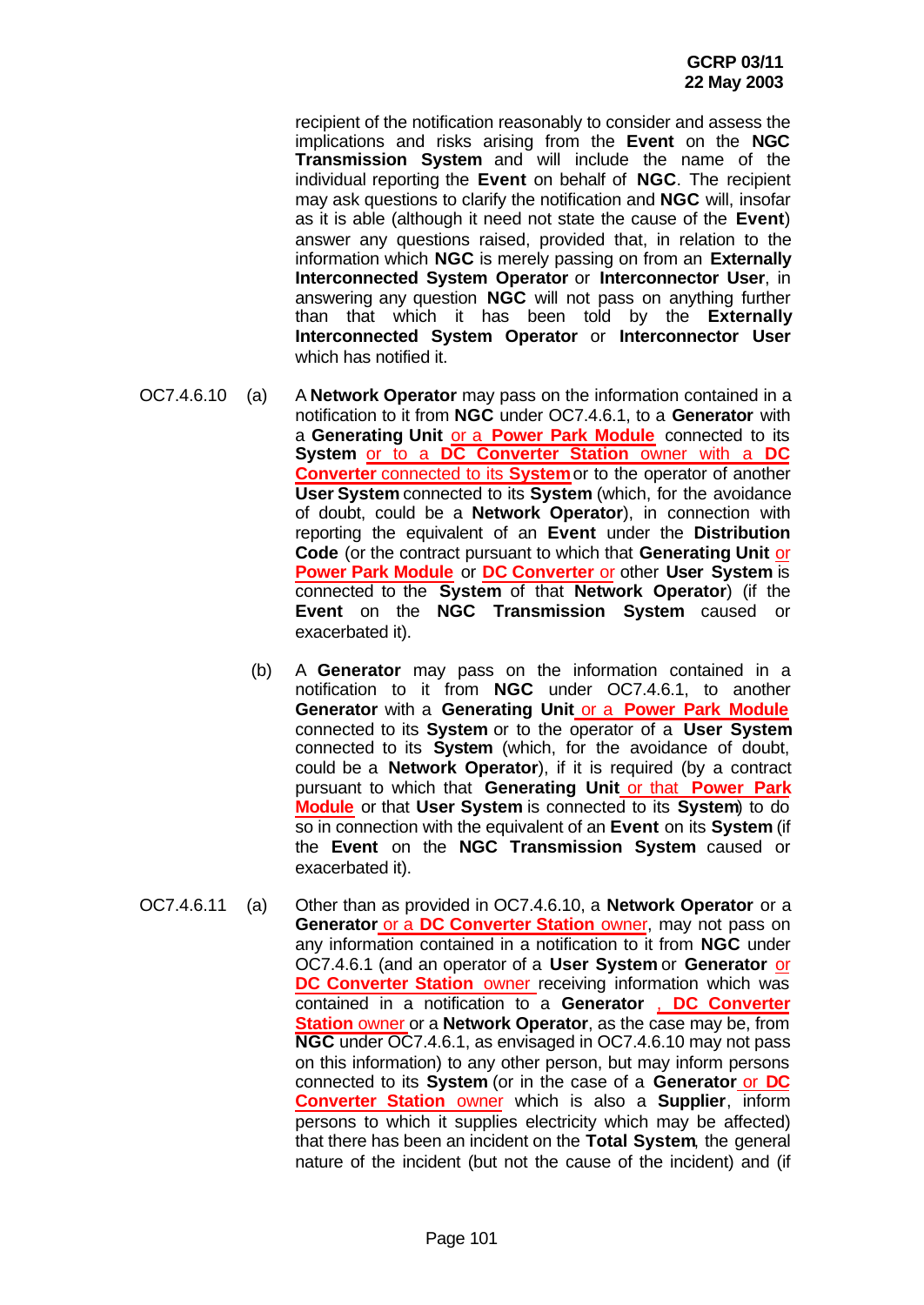recipient of the notification reasonably to consider and assess the implications and risks arising from the **Event** on the **NGC Transmission System** and will include the name of the individual reporting the **Event** on behalf of **NGC**. The recipient may ask questions to clarify the notification and **NGC** will, insofar as it is able (although it need not state the cause of the **Event**) answer any questions raised, provided that, in relation to the information which **NGC** is merely passing on from an **Externally Interconnected System Operator** or **Interconnector User**, in answering any question **NGC** will not pass on anything further than that which it has been told by the **Externally Interconnected System Operator** or **Interconnector User** which has notified it.

OC7.4.6.10 (a) A **Network Operator** may pass on the information contained in a notification to it from **NGC** under OC7.4.6.1, to a **Generator** with a **Generating Unit** or a **Power Park Module** connected to its **System** or to a **DC Converter Station** owner with a **DC Converter** connected to its **System** or to the operator of another **User System** connected to its **System** (which, for the avoidance of doubt, could be a **Network Operator**), in connection with reporting the equivalent of an **Event** under the **Distribution Code** (or the contract pursuant to which that **Generating Unit** or **Power Park Module** or **DC Converter** or other **User System** is connected to the **System** of that **Network Operator**) (if the **Event** on the **NGC Transmission System** caused or exacerbated it).

(b) A **Generator** may pass on the information contained in a notification to it from **NGC** under OC7.4.6.1, to another **Generator** with a **Generating Unit** or a **Power Park Module** connected to its **System** or to the operator of a **User System** connected to its **System** (which, for the avoidance of doubt, could be a **Network Operator**), if it is required (by a contract pursuant to which that **Generating Unit** or that **Power Park Module** or that **User System** is connected to its **System**) to do so in connection with the equivalent of an **Event** on its **System** (if the **Event** on the **NGC Transmission System** caused or exacerbated it).

OC7.4.6.11 (a) Other than as provided in OC7.4.6.10, a **Network Operator** or a **Generator** or a **DC Converter Station** owner, may not pass on any information contained in a notification to it from **NGC** under OC7.4.6.1 (and an operator of a **User System** or **Generator** or **DC Converter Station** owner receiving information which was contained in a notification to a **Generator** , **DC Converter Station** owner or a **Network Operator**, as the case may be, from **NGC** under OC7.4.6.1, as envisaged in OC7.4.6.10 may not pass on this information) to any other person, but may inform persons connected to its **System** (or in the case of a **Generator** or **DC Converter Station** owner which is also a **Supplier**, inform persons to which it supplies electricity which may be affected) that there has been an incident on the **Total System**, the general nature of the incident (but not the cause of the incident) and (if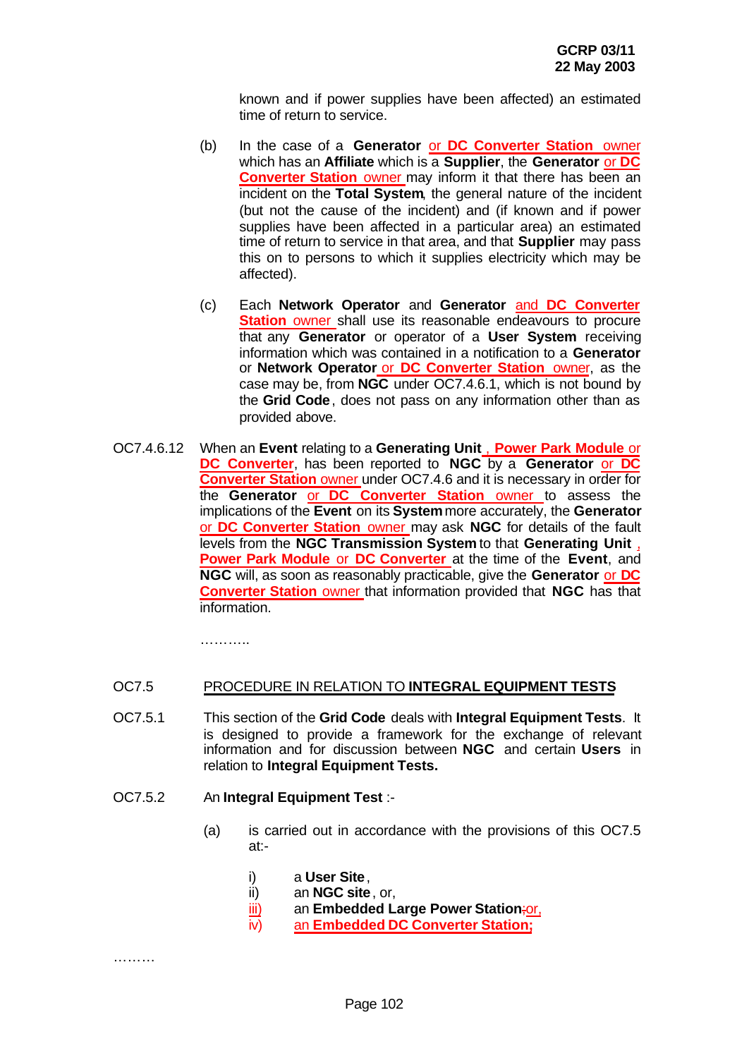known and if power supplies have been affected) an estimated time of return to service.

(b) In the case of a **Generator** or **DC Converter Station** owner which has an **Affiliate** which is a **Supplier**, the **Generator** or **DC Converter Station** owner may inform it that there has been an incident on the **Total System**, the general nature of the incident (but not the cause of the incident) and (if known and if power supplies have been affected in a particular area) an estimated time of return to service in that area, and that **Supplier** may pass this on to persons to which it supplies electricity which may be affected).

(c) Each **Network Operator** and **Generator** and **DC Converter Station** owner shall use its reasonable endeavours to procure that any **Generator** or operator of a **User System** receiving information which was contained in a notification to a **Generator** or **Network Operator** or **DC Converter Station** owner, as the case may be, from **NGC** under OC7.4.6.1, which is not bound by the **Grid Code**, does not pass on any information other than as provided above.

OC7.4.6.12 When an **Event** relating to a **Generating Unit**, **Power Park Module** or **DC Converter**, has been reported to **NGC** by a **Generator** or **DC Converter Station** owner under OC7.4.6 and it is necessary in order for the **Generator** or **DC Converter Station** owner to assess the implications of the **Event** on its **System** more accurately, the **Generator** or **DC Converter Station** owner may ask **NGC** for details of the fault levels from the **NGC Transmission System** to that **Generating Unit**, **Power Park Module** or **DC Converter** at the time of the **Event**, and **NGC** will, as soon as reasonably practicable, give the **Generator** or **DC Converter Station** owner that information provided that **NGC** has that information.

………..

## OC7.5 PROCEDURE IN RELATION TO **INTEGRAL EQUIPMENT TESTS**

OC7.5.1 This section of the **Grid Code** deals with **Integral Equipment Tests**. It is designed to provide a framework for the exchange of relevant information and for discussion between **NGC** and certain **Users** in relation to **Integral Equipment Tests.**

OC7.5.2 An **Integral Equipment Test** :-

(a) is carried out in accordance with the provisions of this OC7.5 at:-

i) a **User Site**,
ii) an **NGC site**, or,
iii) an **Embedded Large Power Station**;or,
iv) an **Embedded DC Converter Station;**

………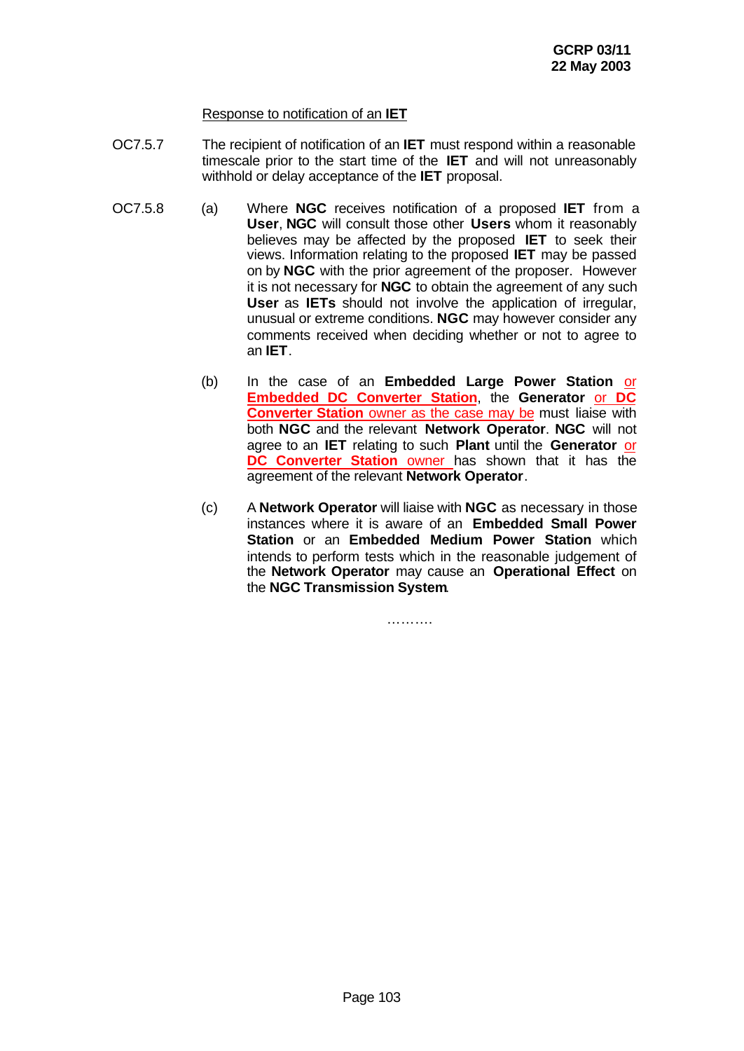Response to notification of an **IET**

OC7.5.7 The recipient of notification of an **IET** must respond within a reasonable timescale prior to the start time of the **IET** and will not unreasonably withhold or delay acceptance of the **IET** proposal.

OC7.5.8 (a) Where **NGC** receives notification of a proposed **IET** from a **User**, **NGC** will consult those other **Users** whom it reasonably believes may be affected by the proposed **IET** to seek their views. Information relating to the proposed **IET** may be passed on by **NGC** with the prior agreement of the proposer. However it is not necessary for **NGC** to obtain the agreement of any such **User** as **IETs** should not involve the application of irregular, unusual or extreme conditions. **NGC** may however consider any comments received when deciding whether or not to agree to an **IET**.

(b) In the case of an **Embedded Large Power Station** or **Embedded DC Converter Station**, the **Generator** or **DC Converter Station** owner as the case may be must liaise with both **NGC** and the relevant **Network Operator**. **NGC** will not agree to an **IET** relating to such **Plant** until the **Generator** or **DC Converter Station** owner has shown that it has the agreement of the relevant **Network Operator**.

(c) A **Network Operator** will liaise with **NGC** as necessary in those instances where it is aware of an **Embedded Small Power Station** or an **Embedded Medium Power Station** which intends to perform tests which in the reasonable judgement of the **Network Operator** may cause an **Operational Effect** on the **NGC Transmission System**.

……….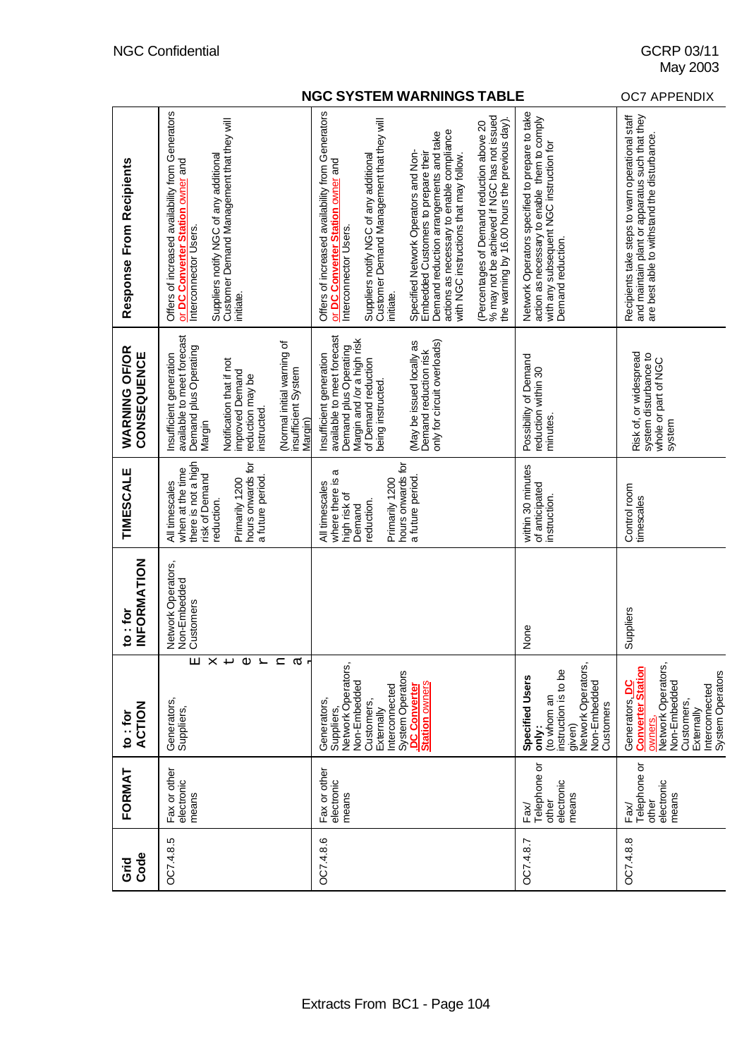## NGC SYSTEM WARNINGS TABLE

OC7 APPENDIX

| Grid Code | FORMAT | to : for ACTION | to : for INFORMATION | TIMESCALE | WARNING OF/OR CONSEQUENCE | Response From Recipients |
|---|---|---|---|---|---|---|
| OC7.4.8.5 | Fax or other electronic means | Generators, Suppliers, Externa | Network Operators, Non-Embedded Customers | All timescales when at the time there is not a high risk of Demand reduction. Primarily 1200 hours onwards for a future period. | Insufficient generation available to meet forecast Demand plus Operating Margin<br><br>Notification that if not improved Demand reduction may be instructed.<br><br>(Normal initial warning of insufficient System Margin) | Offers of increased availability from Generators or **DC Converter Station** owner and Interconnector Users.<br><br>Suppliers notify NGC of any additional Customer Demand Management that they will initiate. |
| OC7.4.8.6 | Fax or other electronic means | Generators, Suppliers, Network Operators, Non-Embedded Customers, Externally Interconnected System Operators **DC Converter Station owners** | | All timescales where there is a high risk of Demand reduction. Primarily 1200 hours onwards for a future period. | Insufficient generation available to meet forecast Demand plus Operating Margin and /or a high risk of Demand reduction being instructed.<br><br>(May be issued locally as Demand reduction risk only for circuit overloads) | Offers of increased availability from Generators or **DC Converter Station** owner and Interconnector Users.<br><br>Suppliers notify NGC of any additional Customer Demand Management that they will initiate.<br><br>Specified Network Operators and Non-Embedded Customers to prepare their Demand reduction arrangements and take actions as necessary to enable compliance with NGC instructions that may follow.<br><br>(Percentages of Demand reduction above 20 % may not be achieved if NGC has not issued the warning by 16.00 hours the previous day). |
| OC7.4.8.7 | Fax/ Telephone or other electronic means | **Specified Users only**: (to whom an instruction is to be given) Network Operators, Non-Embedded Customers | None | within 30 minutes of anticipated instruction. | Possibility of Demand reduction within 30 minutes. | Network Operators specified to prepare to take action as necessary to enable them to comply with any subsequent NGC instruction for Demand reduction. |
| OC7.4.8.8 | Fax/ Telephone or other electronic means | Generators, **DC Converter Station owners**, Network Operators, Non-Embedded Customers, Externally Interconnected System Operators | Suppliers | Control room timescales | Risk of, or widespread system disturbance to whole or part of NGC system | Recipients take steps to warn operational staff and maintain plant or apparatus such that they are best able to withstand the disturbance. |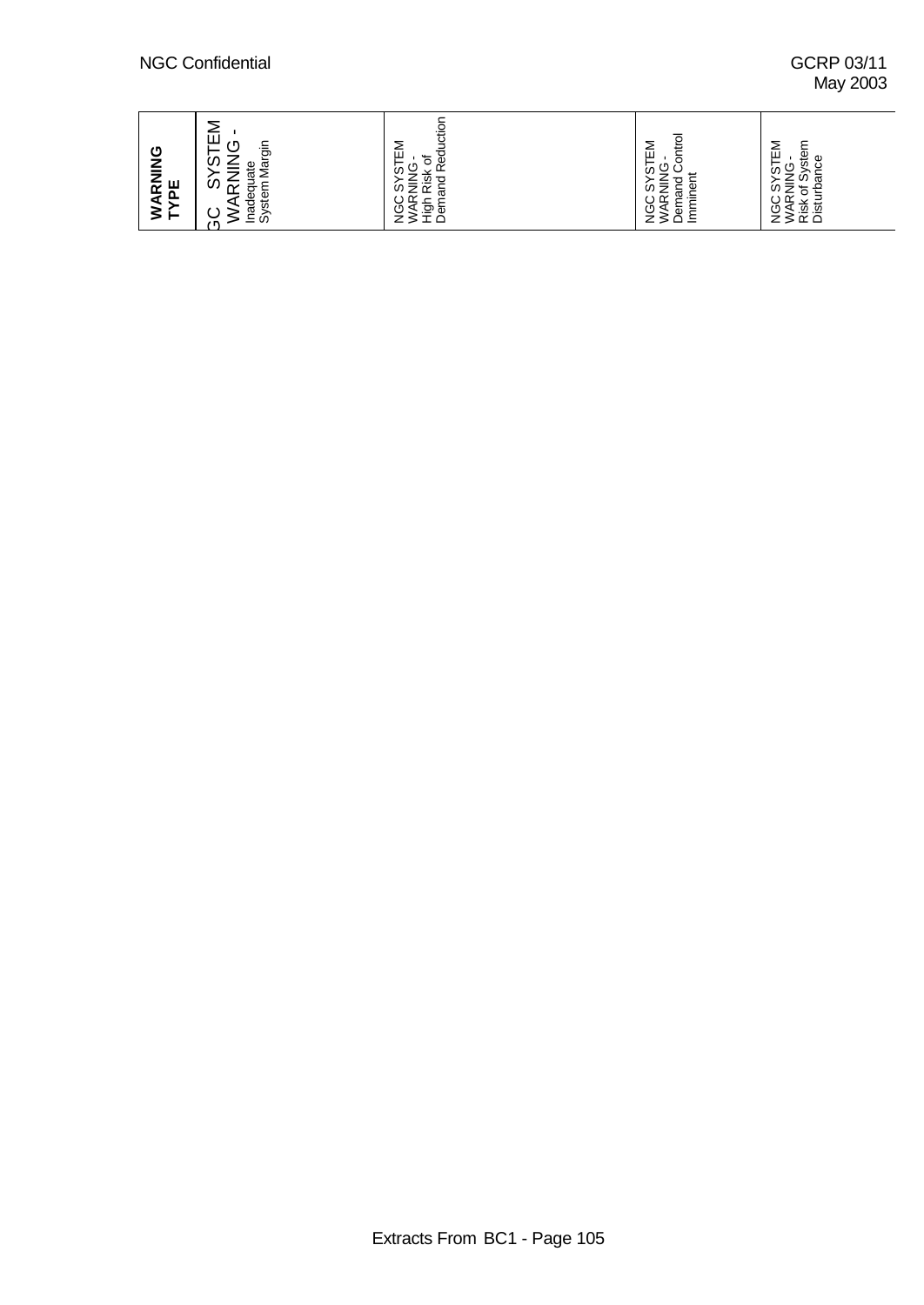| WARNING TYPE | NGC SYSTEM WARNING - Inadequate System Margin | NGC SYSTEM WARNING - High Risk of Demand Reduction | NGC SYSTEM WARNING - Demand Control Imminent | NGC SYSTEM WARNING - Risk of System Disturbance |
| --- | --- | --- | --- | --- |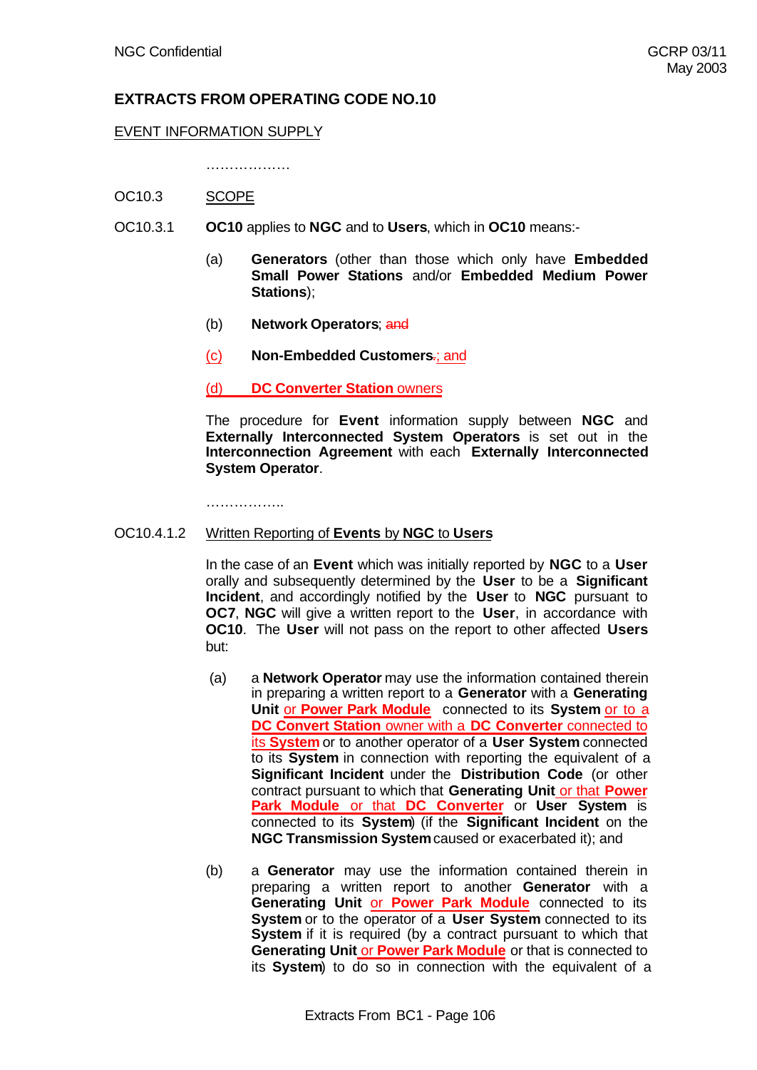## EXTRACTS FROM OPERATING CODE NO.10

EVENT INFORMATION SUPPLY

………………

OC10.3 SCOPE

OC10.3.1 **OC10** applies to **NGC** and to **Users**, which in **OC10** means:-

(a) **Generators** (other than those which only have **Embedded Small Power Stations** and/or **Embedded Medium Power Stations**);

(b) **Network Operators**; ~~and~~

(c) **Non-Embedded Customers**~~.~~; and

(d) **DC Converter Station** owners

The procedure for **Event** information supply between **NGC** and **Externally Interconnected System Operators** is set out in the **Interconnection Agreement** with each **Externally Interconnected System Operator**.

……………..

OC10.4.1.2 Written Reporting of **Events** by **NGC** to **Users**

In the case of an **Event** which was initially reported by **NGC** to a **User** orally and subsequently determined by the **User** to be a **Significant Incident**, and accordingly notified by the **User** to **NGC** pursuant to **OC7**, **NGC** will give a written report to the **User**, in accordance with **OC10**. The **User** will not pass on the report to other affected **Users** but:

(a) a **Network Operator** may use the information contained therein in preparing a written report to a **Generator** with a **Generating Unit** or **Power Park Module** connected to its **System** or to a **DC Convert Station** owner with a **DC Converter** connected to its **System** or to another operator of a **User System** connected to its **System** in connection with reporting the equivalent of a **Significant Incident** under the **Distribution Code** (or other contract pursuant to which that **Generating Unit** or that **Power Park Module** or that **DC Converter** or **User System** is connected to its **System**) (if the **Significant Incident** on the **NGC Transmission System** caused or exacerbated it); and

(b) a **Generator** may use the information contained therein in preparing a written report to another **Generator** with a **Generating Unit** or **Power Park Module** connected to its **System** or to the operator of a **User System** connected to its **System** if it is required (by a contract pursuant to which that **Generating Unit** or **Power Park Module** or that is connected to its **System**) to do so in connection with the equivalent of a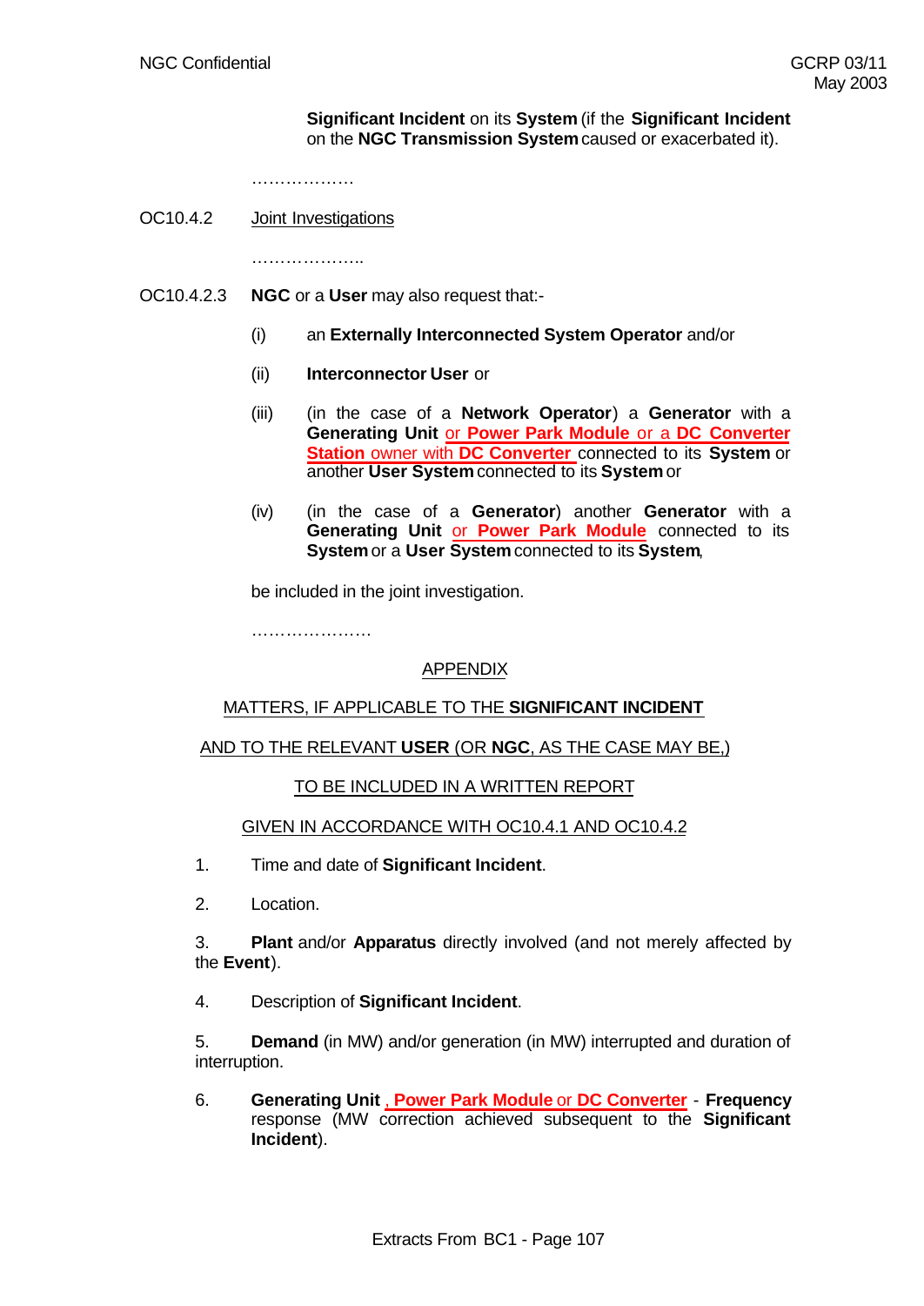**Significant Incident** on its **System** (if the **Significant Incident** on the **NGC Transmission System** caused or exacerbated it).

………………

OC10.4.2 Joint Investigations

………………..

OC10.4.2.3 **NGC** or a **User** may also request that:-

(i) an **Externally Interconnected System Operator** and/or

(ii) **Interconnector User** or

(iii) (in the case of a **Network Operator**) a **Generator** with a **Generating Unit** or **Power Park Module** or a **DC Converter Station** owner with **DC Converter** connected to its **System** or another **User System** connected to its **System** or

(iv) (in the case of a **Generator**) another **Generator** with a **Generating Unit** or **Power Park Module** connected to its **System** or a **User System** connected to its **System**,

be included in the joint investigation.

…………………

APPENDIX

MATTERS, IF APPLICABLE TO THE **SIGNIFICANT INCIDENT**

AND TO THE RELEVANT **USER** (OR **NGC**, AS THE CASE MAY BE,)

TO BE INCLUDED IN A WRITTEN REPORT

GIVEN IN ACCORDANCE WITH OC10.4.1 AND OC10.4.2

1. Time and date of **Significant Incident**.

2. Location.

3. **Plant** and/or **Apparatus** directly involved (and not merely affected by the **Event**).

4. Description of **Significant Incident**.

5. **Demand** (in MW) and/or generation (in MW) interrupted and duration of interruption.

6. **Generating Unit** , **Power Park Module** or **DC Converter** - **Frequency** response (MW correction achieved subsequent to the **Significant Incident**).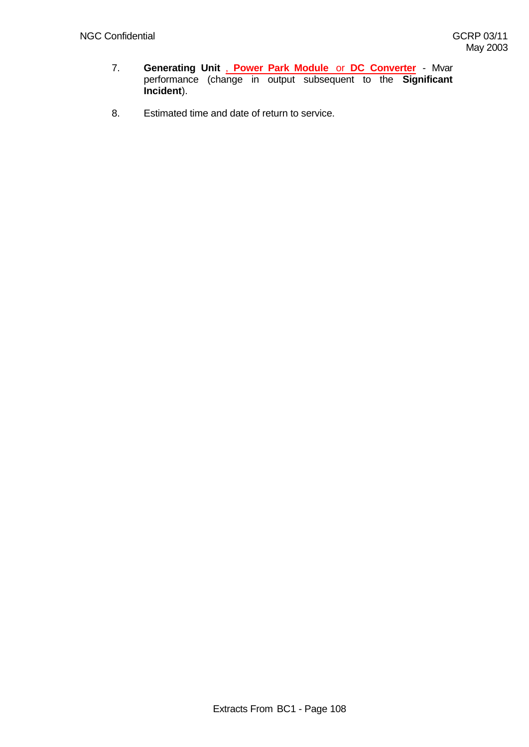7. **Generating Unit** , **Power Park Module** or **DC Converter** - Mvar performance (change in output subsequent to the **Significant Incident**).

8. Estimated time and date of return to service.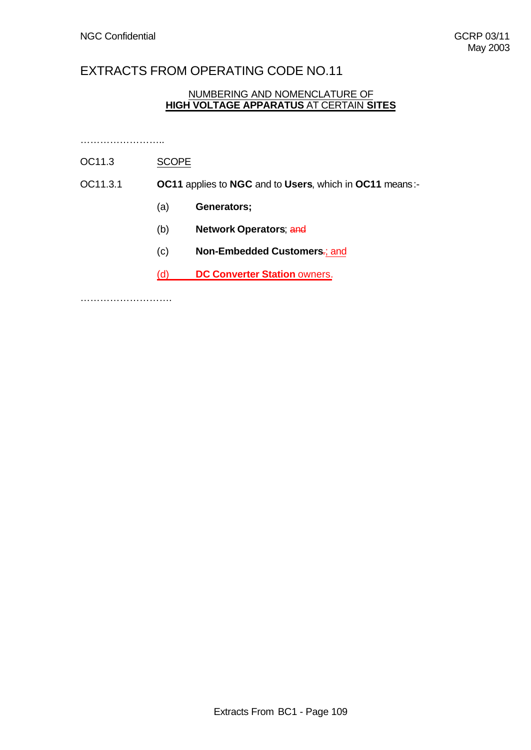# EXTRACTS FROM OPERATING CODE NO.11

## NUMBERING AND NOMENCLATURE OF **HIGH VOLTAGE APPARATUS** AT CERTAIN **SITES**

……………………..

OC11.3 SCOPE

OC11.3.1 **OC11** applies to **NGC** and to **Users**, which in **OC11** means:-

(a) **Generators;**

(b) **Network Operators**; ~~and~~

(c) **Non-Embedded Customers**~~.~~; and

(d) **DC Converter Station** owners.

……………………….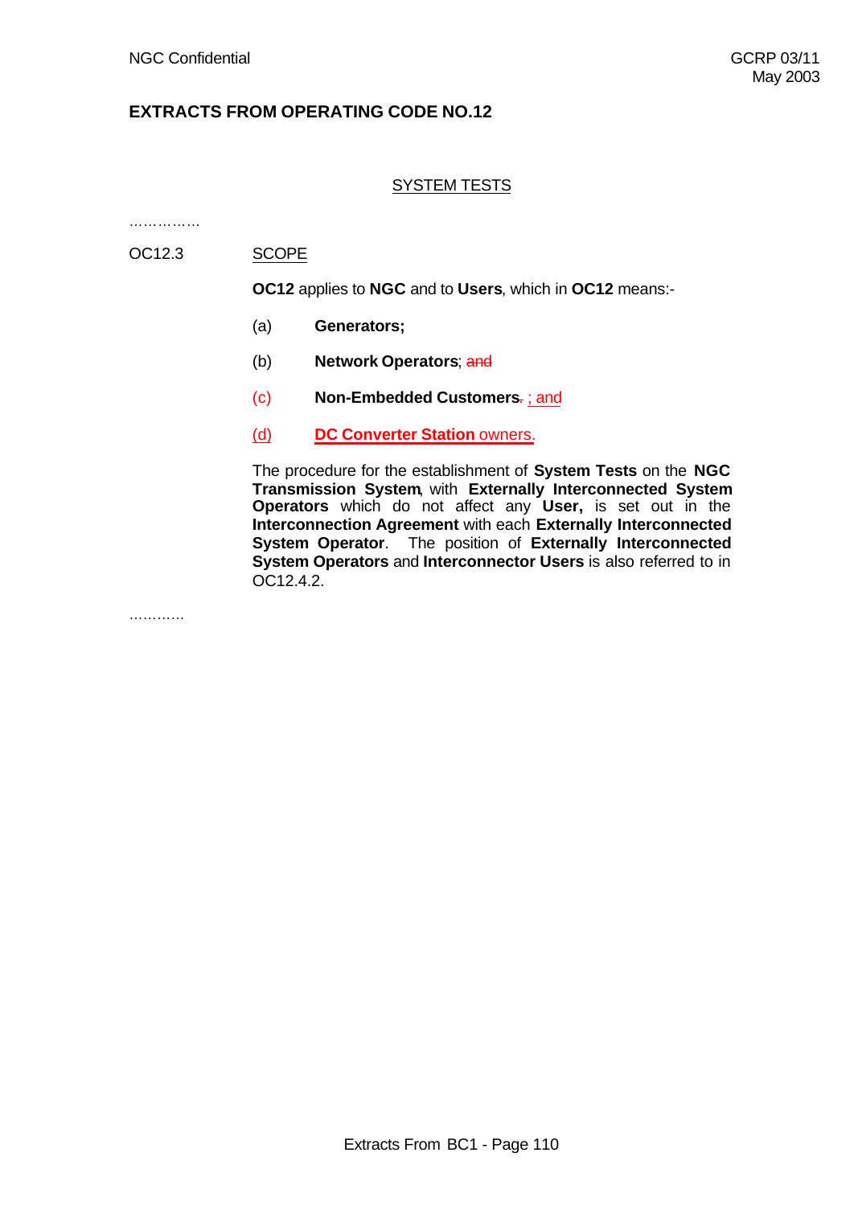**EXTRACTS FROM OPERATING CODE NO.12**

SYSTEM TESTS

……………

OC12.3 SCOPE

**OC12** applies to **NGC** and to **Users**, which in **OC12** means:-

(a) **Generators;**

(b) **Network Operators**; ~~and~~

(c) **Non-Embedded Customers**~~.~~ ; and

(d) **DC Converter Station** owners.

The procedure for the establishment of **System Tests** on the **NGC Transmission System**, with **Externally Interconnected System Operators** which do not affect any **User,** is set out in the **Interconnection Agreement** with each **Externally Interconnected System Operator**. The position of **Externally Interconnected System Operators** and **Interconnector Users** is also referred to in OC12.4.2.

…………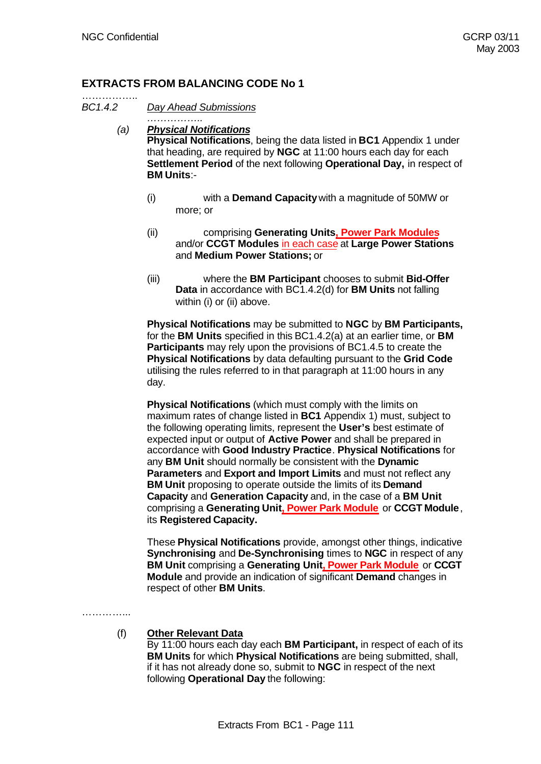## EXTRACTS FROM BALANCING CODE No 1

……………..

*BC1.4.2* *Day Ahead Submissions*

……………..

*(a)* ***Physical Notifications***

**Physical Notifications**, being the data listed in **BC1** Appendix 1 under that heading, are required by **NGC** at 11:00 hours each day for each **Settlement Period** of the next following **Operational Day,** in respect of **BM Units**:-

(i) with a **Demand Capacity** with a magnitude of 50MW or more; or

(ii) comprising **Generating Units, Power Park Modules** and/or **CCGT Modules** in each case at **Large Power Stations** and **Medium Power Stations;** or

(iii) where the **BM Participant** chooses to submit **Bid-Offer Data** in accordance with BC1.4.2(d) for **BM Units** not falling within (i) or (ii) above.

**Physical Notifications** may be submitted to **NGC** by **BM Participants,** for the **BM Units** specified in this BC1.4.2(a) at an earlier time, or **BM Participants** may rely upon the provisions of BC1.4.5 to create the **Physical Notifications** by data defaulting pursuant to the **Grid Code** utilising the rules referred to in that paragraph at 11:00 hours in any day.

**Physical Notifications** (which must comply with the limits on maximum rates of change listed in **BC1** Appendix 1) must, subject to the following operating limits, represent the **User's** best estimate of expected input or output of **Active Power** and shall be prepared in accordance with **Good Industry Practice**. **Physical Notifications** for any **BM Unit** should normally be consistent with the **Dynamic Parameters** and **Export and Import Limits** and must not reflect any **BM Unit** proposing to operate outside the limits of its **Demand Capacity** and **Generation Capacity** and, in the case of a **BM Unit** comprising a **Generating Unit, Power Park Module** or **CCGT Module**, its **Registered Capacity.**

These **Physical Notifications** provide, amongst other things, indicative **Synchronising** and **De-Synchronising** times to **NGC** in respect of any **BM Unit** comprising a **Generating Unit, Power Park Module** or **CCGT Module** and provide an indication of significant **Demand** changes in respect of other **BM Units**.

…………..

(f) **Other Relevant Data**

By 11:00 hours each day each **BM Participant,** in respect of each of its **BM Units** for which **Physical Notifications** are being submitted, shall, if it has not already done so, submit to **NGC** in respect of the next following **Operational Day** the following: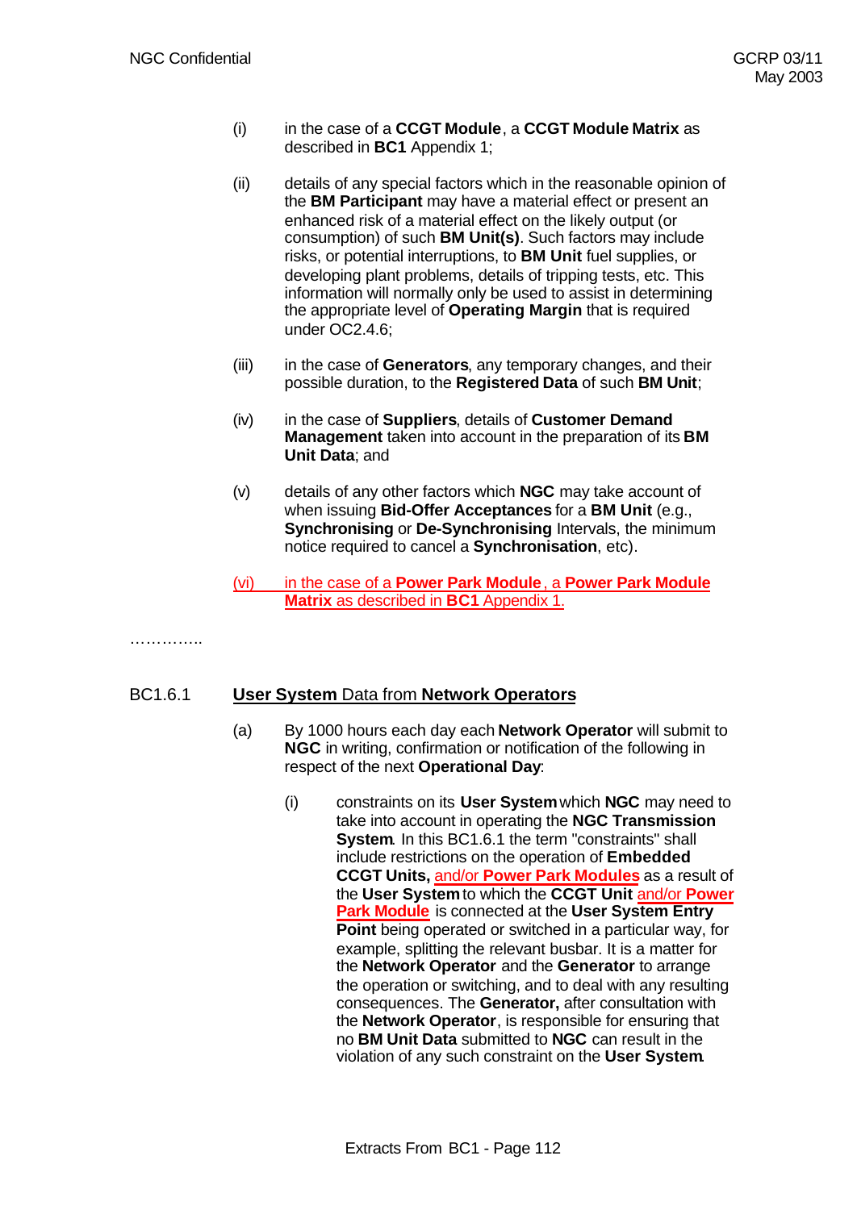(i) in the case of a **CCGT Module**, a **CCGT Module Matrix** as described in **BC1** Appendix 1;

(ii) details of any special factors which in the reasonable opinion of the **BM Participant** may have a material effect or present an enhanced risk of a material effect on the likely output (or consumption) of such **BM Unit(s)**. Such factors may include risks, or potential interruptions, to **BM Unit** fuel supplies, or developing plant problems, details of tripping tests, etc. This information will normally only be used to assist in determining the appropriate level of **Operating Margin** that is required under OC2.4.6;

(iii) in the case of **Generators**, any temporary changes, and their possible duration, to the **Registered Data** of such **BM Unit**;

(iv) in the case of **Suppliers**, details of **Customer Demand Management** taken into account in the preparation of its **BM Unit Data**; and

(v) details of any other factors which **NGC** may take account of when issuing **Bid-Offer Acceptances** for a **BM Unit** (e.g., **Synchronising** or **De-Synchronising** Intervals, the minimum notice required to cancel a **Synchronisation**, etc).

(vi) in the case of a **Power Park Module**, a **Power Park Module Matrix** as described in **BC1** Appendix 1.

…………..

## BC1.6.1 User System Data from Network Operators

(a) By 1000 hours each day each **Network Operator** will submit to **NGC** in writing, confirmation or notification of the following in respect of the next **Operational Day**:

(i) constraints on its **User System** which **NGC** may need to take into account in operating the **NGC Transmission System**. In this BC1.6.1 the term "constraints" shall include restrictions on the operation of **Embedded CCGT Units,** and/or **Power Park Modules** as a result of the **User System** to which the **CCGT Unit** and/or **Power Park Module** is connected at the **User System Entry Point** being operated or switched in a particular way, for example, splitting the relevant busbar. It is a matter for the **Network Operator** and the **Generator** to arrange the operation or switching, and to deal with any resulting consequences. The **Generator,** after consultation with the **Network Operator**, is responsible for ensuring that no **BM Unit Data** submitted to **NGC** can result in the violation of any such constraint on the **User System**.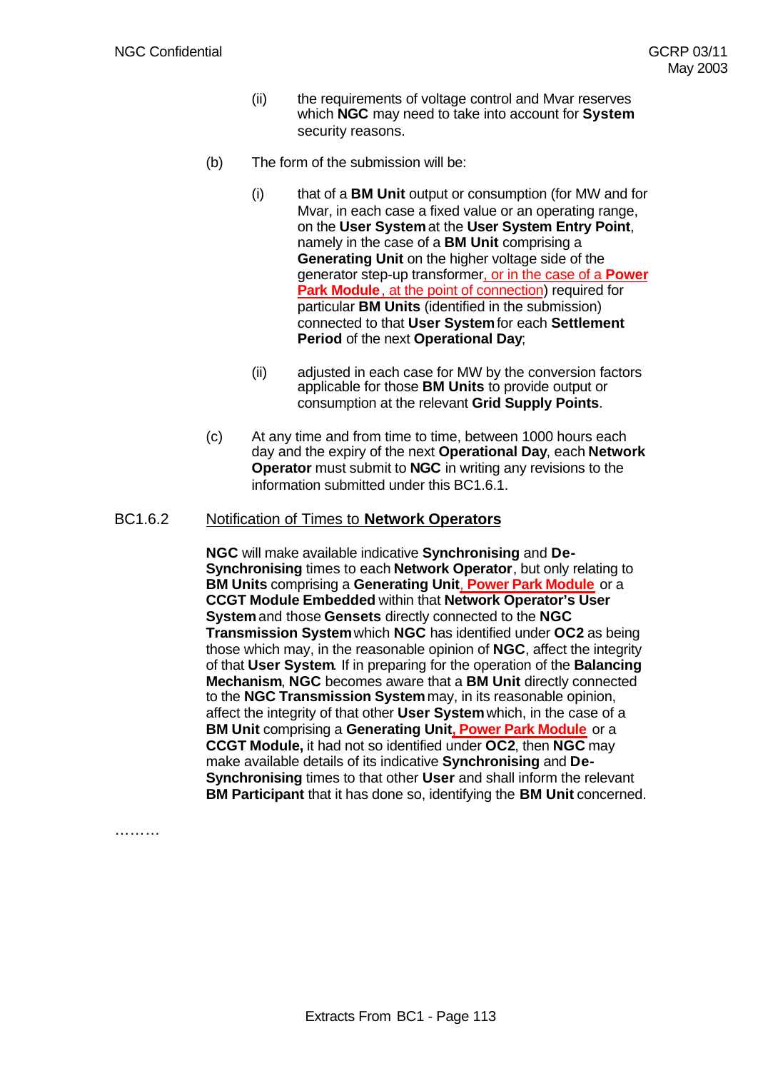(ii) the requirements of voltage control and Mvar reserves which **NGC** may need to take into account for **System** security reasons.

(b) The form of the submission will be:

(i) that of a **BM Unit** output or consumption (for MW and for Mvar, in each case a fixed value or an operating range, on the **User System** at the **User System Entry Point**, namely in the case of a **BM Unit** comprising a **Generating Unit** on the higher voltage side of the generator step-up transformer, or in the case of a **Power Park Module**, at the point of connection) required for particular **BM Units** (identified in the submission) connected to that **User System** for each **Settlement Period** of the next **Operational Day**;

(ii) adjusted in each case for MW by the conversion factors applicable for those **BM Units** to provide output or consumption at the relevant **Grid Supply Points**.

(c) At any time and from time to time, between 1000 hours each day and the expiry of the next **Operational Day**, each **Network Operator** must submit to **NGC** in writing any revisions to the information submitted under this BC1.6.1.

BC1.6.2 Notification of Times to **Network Operators**

**NGC** will make available indicative **Synchronising** and **De-Synchronising** times to each **Network Operator**, but only relating to **BM Units** comprising a **Generating Unit**, **Power Park Module** or a **CCGT Module Embedded** within that **Network Operator's User System** and those **Gensets** directly connected to the **NGC Transmission System** which **NGC** has identified under **OC2** as being those which may, in the reasonable opinion of **NGC**, affect the integrity of that **User System**. If in preparing for the operation of the **Balancing Mechanism**, **NGC** becomes aware that a **BM Unit** directly connected to the **NGC Transmission System** may, in its reasonable opinion, affect the integrity of that other **User System** which, in the case of a **BM Unit** comprising a **Generating Unit**, **Power Park Module** or a **CCGT Module,** it had not so identified under **OC2**, then **NGC** may make available details of its indicative **Synchronising** and **De-Synchronising** times to that other **User** and shall inform the relevant **BM Participant** that it has done so, identifying the **BM Unit** concerned.

………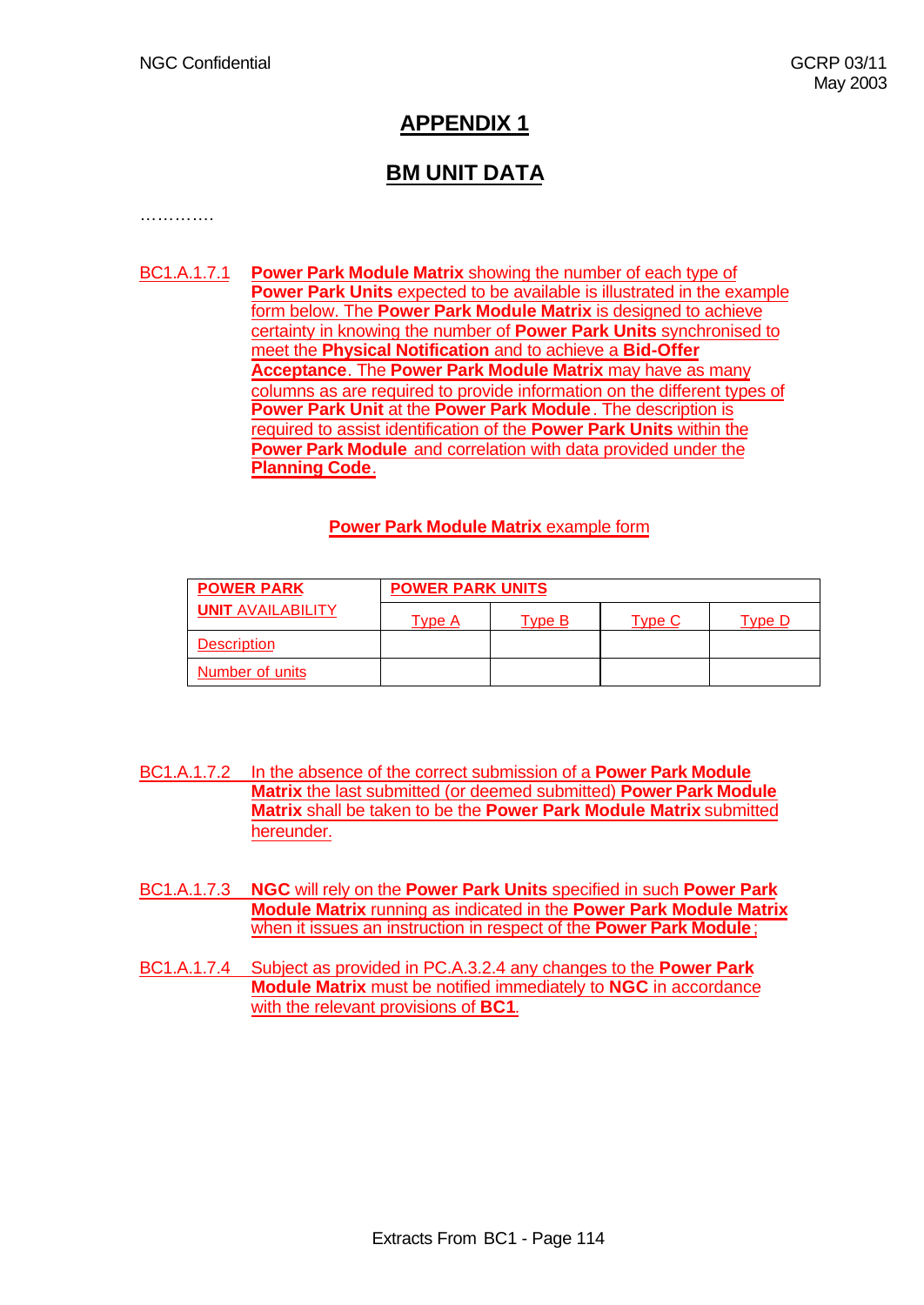# APPENDIX 1

## BM UNIT DATA

………….

BC1.A.1.7.1 **Power Park Module Matrix** showing the number of each type of **Power Park Units** expected to be available is illustrated in the example form below. The **Power Park Module Matrix** is designed to achieve certainty in knowing the number of **Power Park Units** synchronised to meet the **Physical Notification** and to achieve a **Bid-Offer Acceptance**. The **Power Park Module Matrix** may have as many columns as are required to provide information on the different types of **Power Park Unit** at the **Power Park Module**. The description is required to assist identification of the **Power Park Units** within the **Power Park Module** and correlation with data provided under the **Planning Code**.

**Power Park Module Matrix** example form

| **POWER PARK UNIT** AVAILABILITY | **POWER PARK UNITS** | | | |
|---|---|---|---|---|
| | Type A | Type B | Type C | Type D |
| Description | | | | |
| Number of units | | | | |

BC1.A.1.7.2 In the absence of the correct submission of a **Power Park Module Matrix** the last submitted (or deemed submitted) **Power Park Module Matrix** shall be taken to be the **Power Park Module Matrix** submitted hereunder.

BC1.A.1.7.3 **NGC** will rely on the **Power Park Units** specified in such **Power Park Module Matrix** running as indicated in the **Power Park Module Matrix** when it issues an instruction in respect of the **Power Park Module**;

BC1.A.1.7.4 Subject as provided in PC.A.3.2.4 any changes to the **Power Park Module Matrix** must be notified immediately to **NGC** in accordance with the relevant provisions of **BC1**.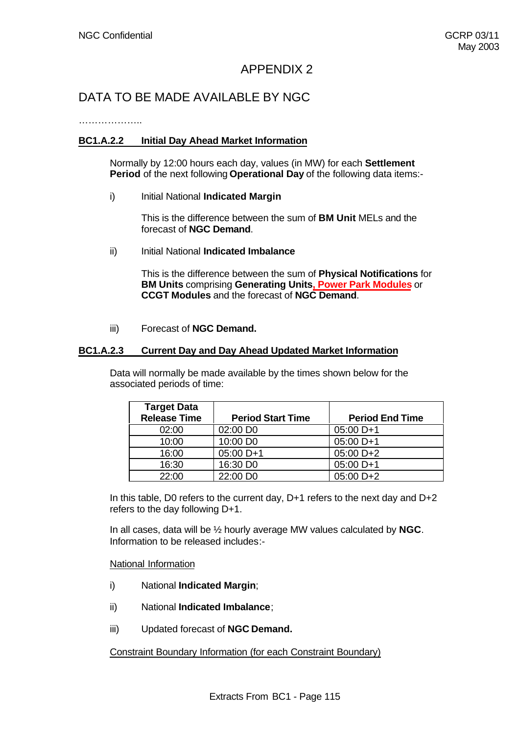# APPENDIX 2

## DATA TO BE MADE AVAILABLE BY NGC

………………..

**BC1.A.2.2 Initial Day Ahead Market Information**

Normally by 12:00 hours each day, values (in MW) for each **Settlement Period** of the next following **Operational Day** of the following data items:-

i) Initial National **Indicated Margin**

This is the difference between the sum of **BM Unit** MELs and the forecast of **NGC Demand**.

ii) Initial National **Indicated Imbalance**

This is the difference between the sum of **Physical Notifications** for **BM Units** comprising **Generating Units**, **Power Park Modules** or **CCGT Modules** and the forecast of **NGC Demand**.

iii) Forecast of **NGC Demand.**

**BC1.A.2.3 Current Day and Day Ahead Updated Market Information**

Data will normally be made available by the times shown below for the associated periods of time:

| Target Data Release Time | Period Start Time | Period End Time |
|---|---|---|
| 02:00 | 02:00 D0 | 05:00 D+1 |
| 10:00 | 10:00 D0 | 05:00 D+1 |
| 16:00 | 05:00 D+1 | 05:00 D+2 |
| 16:30 | 16:30 D0 | 05:00 D+1 |
| 22:00 | 22:00 D0 | 05:00 D+2 |

In this table, D0 refers to the current day, D+1 refers to the next day and D+2 refers to the day following D+1.

In all cases, data will be ½ hourly average MW values calculated by **NGC**. Information to be released includes:-

National Information

i) National **Indicated Margin**;

ii) National **Indicated Imbalance**;

iii) Updated forecast of **NGC Demand.**

Constraint Boundary Information (for each Constraint Boundary)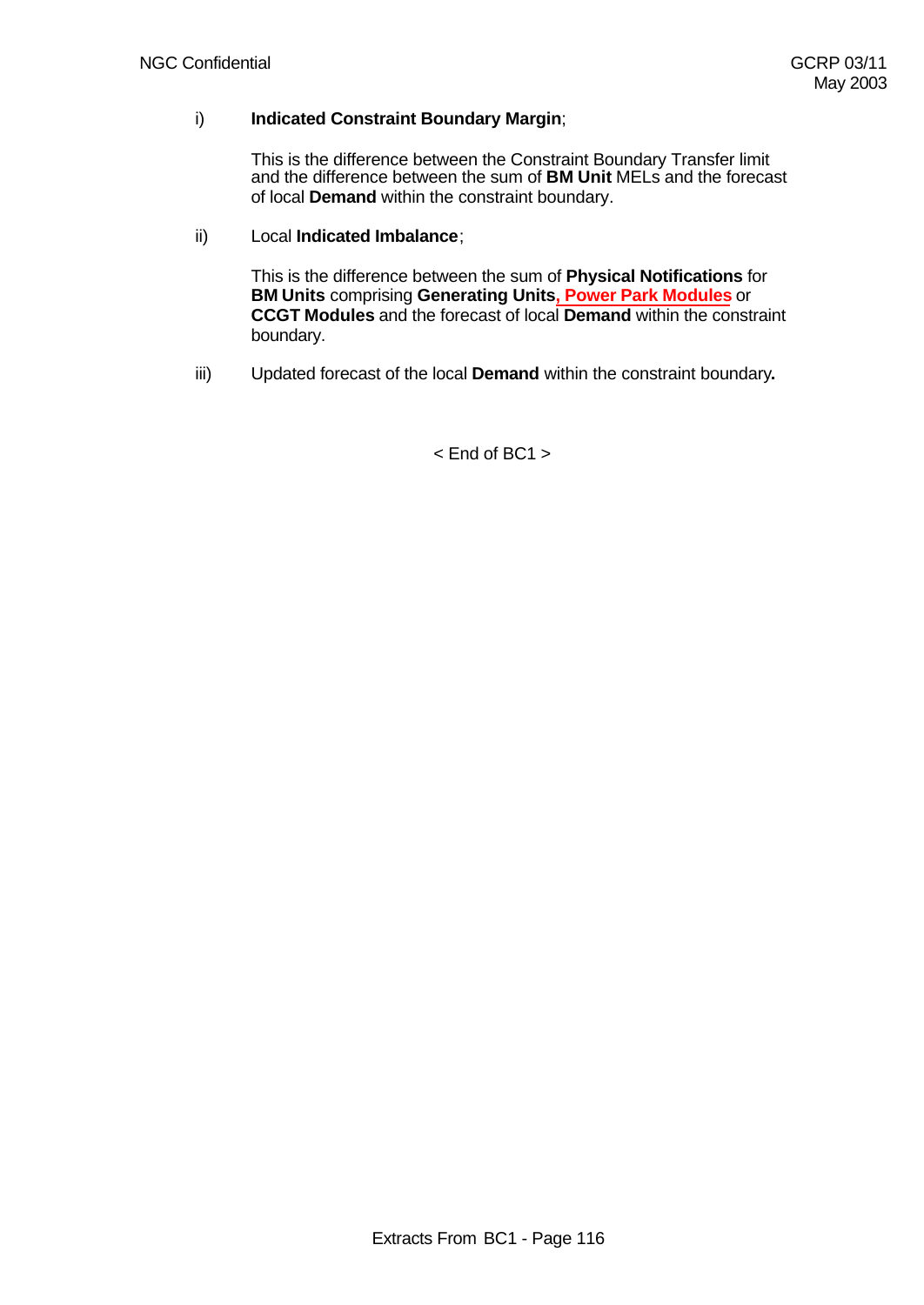i) **Indicated Constraint Boundary Margin**;

This is the difference between the Constraint Boundary Transfer limit and the difference between the sum of **BM Unit** MELs and the forecast of local **Demand** within the constraint boundary.

ii) Local **Indicated Imbalance**;

This is the difference between the sum of **Physical Notifications** for **BM Units** comprising **Generating Units, Power Park Modules** or **CCGT Modules** and the forecast of local **Demand** within the constraint boundary.

iii) Updated forecast of the local **Demand** within the constraint boundary**.**

< End of BC1 >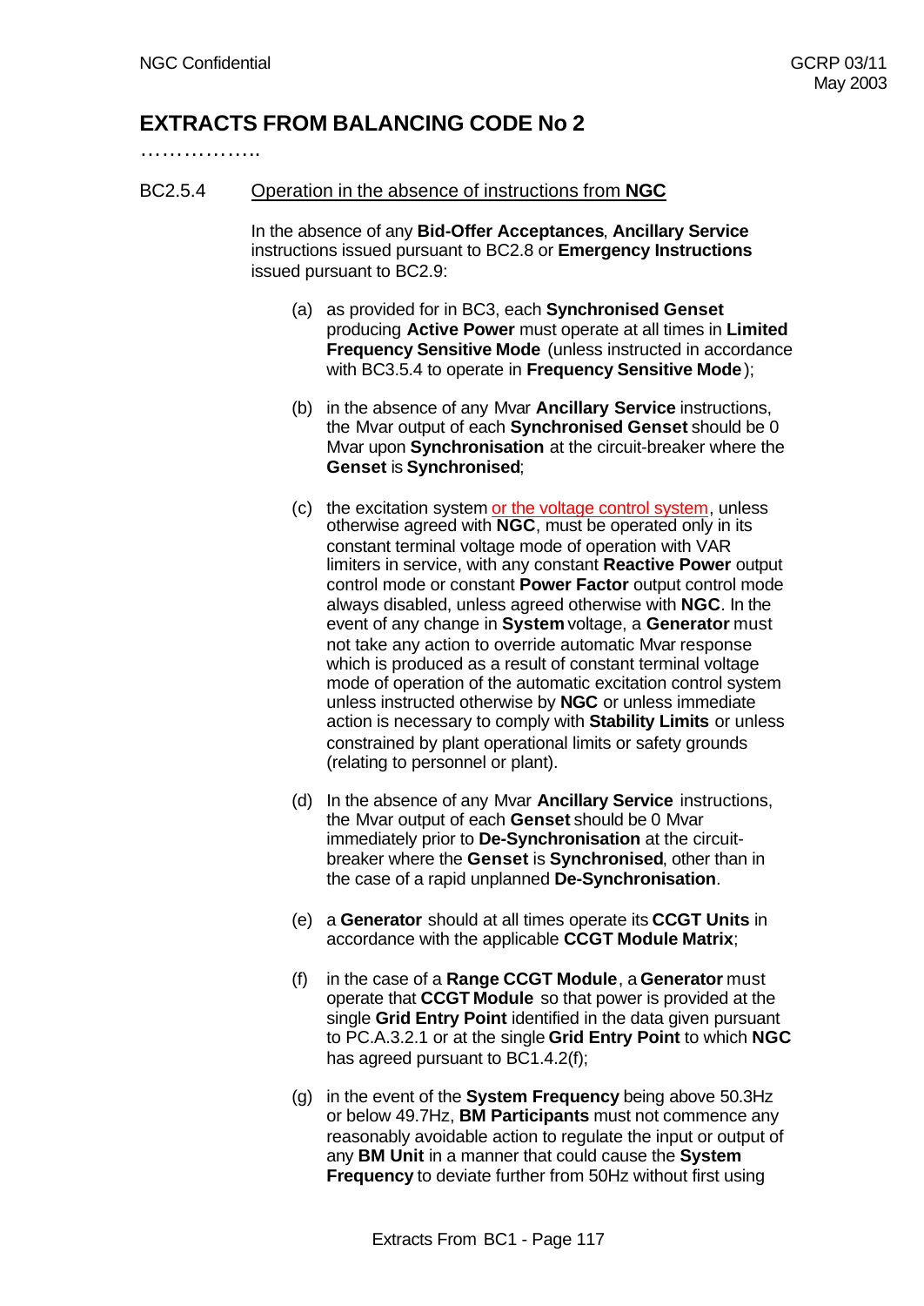# EXTRACTS FROM BALANCING CODE No 2

……………..

BC2.5.4 Operation in the absence of instructions from **NGC**

In the absence of any **Bid-Offer Acceptances**, **Ancillary Service** instructions issued pursuant to BC2.8 or **Emergency Instructions** issued pursuant to BC2.9:

(a) as provided for in BC3, each **Synchronised Genset** producing **Active Power** must operate at all times in **Limited Frequency Sensitive Mode** (unless instructed in accordance with BC3.5.4 to operate in **Frequency Sensitive Mode**);

(b) in the absence of any Mvar **Ancillary Service** instructions, the Mvar output of each **Synchronised Genset** should be 0 Mvar upon **Synchronisation** at the circuit-breaker where the **Genset** is **Synchronised**;

(c) the excitation system or the voltage control system, unless otherwise agreed with **NGC**, must be operated only in its constant terminal voltage mode of operation with VAR limiters in service, with any constant **Reactive Power** output control mode or constant **Power Factor** output control mode always disabled, unless agreed otherwise with **NGC**. In the event of any change in **System** voltage, a **Generator** must not take any action to override automatic Mvar response which is produced as a result of constant terminal voltage mode of operation of the automatic excitation control system unless instructed otherwise by **NGC** or unless immediate action is necessary to comply with **Stability Limits** or unless constrained by plant operational limits or safety grounds (relating to personnel or plant).

(d) In the absence of any Mvar **Ancillary Service** instructions, the Mvar output of each **Genset** should be 0 Mvar immediately prior to **De-Synchronisation** at the circuit-breaker where the **Genset** is **Synchronised**, other than in the case of a rapid unplanned **De-Synchronisation**.

(e) a **Generator** should at all times operate its **CCGT Units** in accordance with the applicable **CCGT Module Matrix**;

(f) in the case of a **Range CCGT Module**, a **Generator** must operate that **CCGT Module** so that power is provided at the single **Grid Entry Point** identified in the data given pursuant to PC.A.3.2.1 or at the single **Grid Entry Point** to which **NGC** has agreed pursuant to BC1.4.2(f);

(g) in the event of the **System Frequency** being above 50.3Hz or below 49.7Hz, **BM Participants** must not commence any reasonably avoidable action to regulate the input or output of any **BM Unit** in a manner that could cause the **System Frequency** to deviate further from 50Hz without first using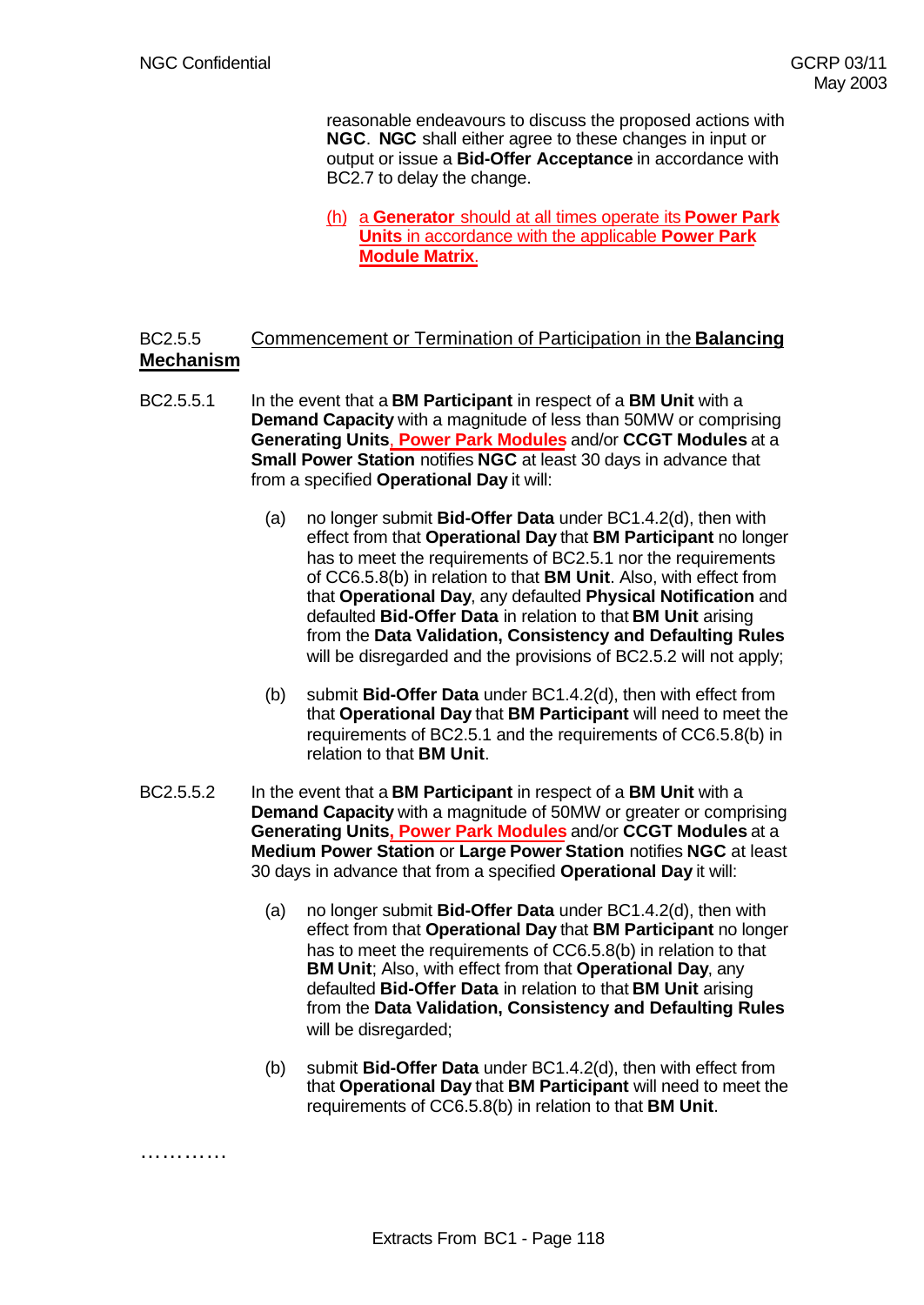reasonable endeavours to discuss the proposed actions with **NGC**. **NGC** shall either agree to these changes in input or output or issue a **Bid-Offer Acceptance** in accordance with BC2.7 to delay the change.

(h) a **Generator** should at all times operate its **Power Park Units** in accordance with the applicable **Power Park Module Matrix**.

BC2.5.5 Commencement or Termination of Participation in the **Balancing Mechanism**

BC2.5.5.1 In the event that a **BM Participant** in respect of a **BM Unit** with a **Demand Capacity** with a magnitude of less than 50MW or comprising **Generating Units**, **Power Park Modules** and/or **CCGT Modules** at a **Small Power Station** notifies **NGC** at least 30 days in advance that from a specified **Operational Day** it will:

(a) no longer submit **Bid-Offer Data** under BC1.4.2(d), then with effect from that **Operational Day** that **BM Participant** no longer has to meet the requirements of BC2.5.1 nor the requirements of CC6.5.8(b) in relation to that **BM Unit**. Also, with effect from that **Operational Day**, any defaulted **Physical Notification** and defaulted **Bid-Offer Data** in relation to that **BM Unit** arising from the **Data Validation, Consistency and Defaulting Rules** will be disregarded and the provisions of BC2.5.2 will not apply;

(b) submit **Bid-Offer Data** under BC1.4.2(d), then with effect from that **Operational Day** that **BM Participant** will need to meet the requirements of BC2.5.1 and the requirements of CC6.5.8(b) in relation to that **BM Unit**.

BC2.5.5.2 In the event that a **BM Participant** in respect of a **BM Unit** with a **Demand Capacity** with a magnitude of 50MW or greater or comprising **Generating Units**, **Power Park Modules** and/or **CCGT Modules** at a **Medium Power Station** or **Large Power Station** notifies **NGC** at least 30 days in advance that from a specified **Operational Day** it will:

(a) no longer submit **Bid-Offer Data** under BC1.4.2(d), then with effect from that **Operational Day** that **BM Participant** no longer has to meet the requirements of CC6.5.8(b) in relation to that **BM Unit**; Also, with effect from that **Operational Day**, any defaulted **Bid-Offer Data** in relation to that **BM Unit** arising from the **Data Validation, Consistency and Defaulting Rules** will be disregarded;

(b) submit **Bid-Offer Data** under BC1.4.2(d), then with effect from that **Operational Day** that **BM Participant** will need to meet the requirements of CC6.5.8(b) in relation to that **BM Unit**.

…………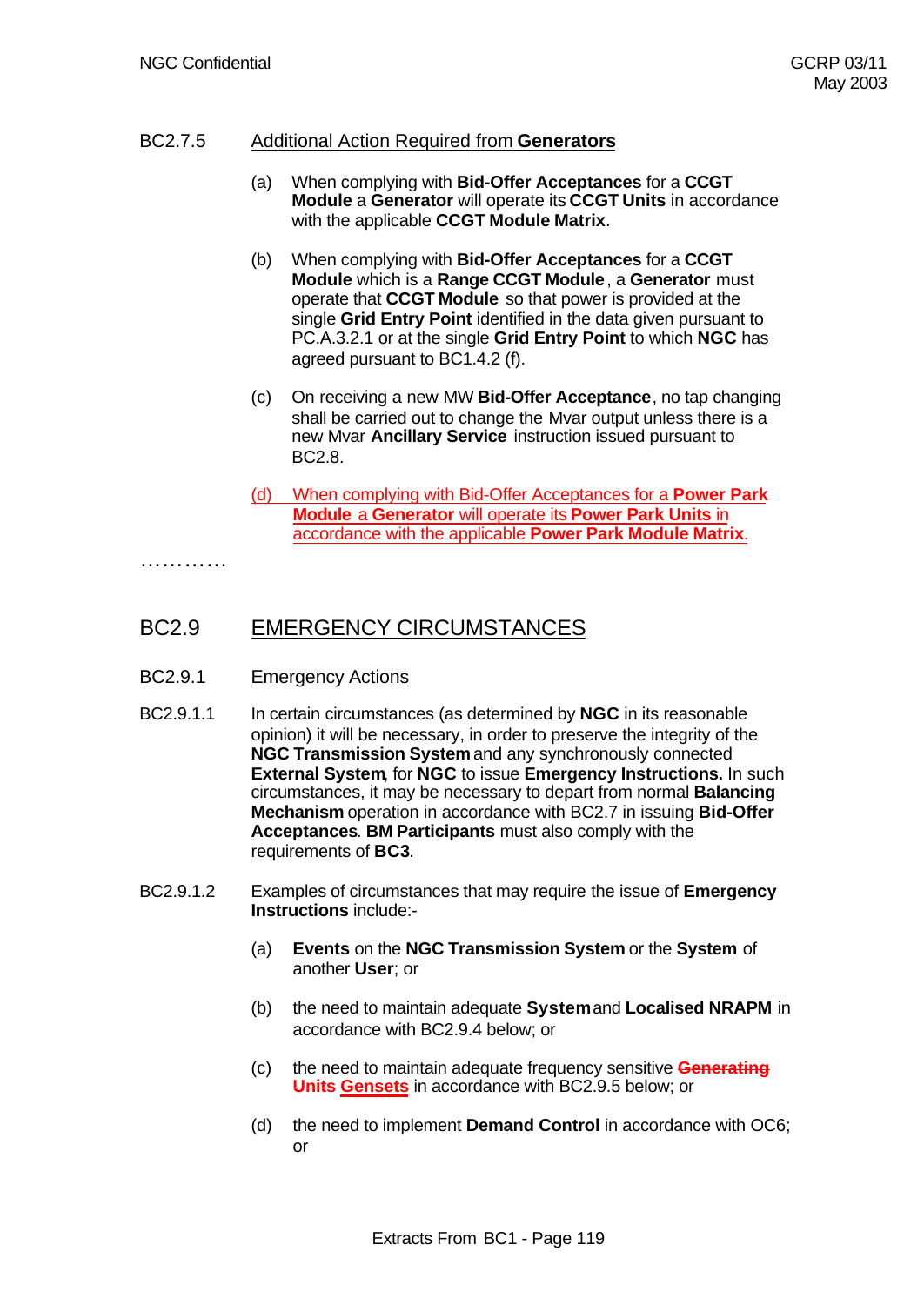BC2.7.5 Additional Action Required from **Generators**

(a) When complying with **Bid-Offer Acceptances** for a **CCGT Module** a **Generator** will operate its **CCGT Units** in accordance with the applicable **CCGT Module Matrix**.

(b) When complying with **Bid-Offer Acceptances** for a **CCGT Module** which is a **Range CCGT Module**, a **Generator** must operate that **CCGT Module** so that power is provided at the single **Grid Entry Point** identified in the data given pursuant to PC.A.3.2.1 or at the single **Grid Entry Point** to which **NGC** has agreed pursuant to BC1.4.2 (f).

(c) On receiving a new MW **Bid-Offer Acceptance**, no tap changing shall be carried out to change the Mvar output unless there is a new Mvar **Ancillary Service** instruction issued pursuant to BC2.8.

(d) When complying with Bid-Offer Acceptances for a **Power Park Module** a **Generator** will operate its **Power Park Units** in accordance with the applicable **Power Park Module Matrix**.

…………

## BC2.9 EMERGENCY CIRCUMSTANCES

### BC2.9.1 Emergency Actions

BC2.9.1.1 In certain circumstances (as determined by **NGC** in its reasonable opinion) it will be necessary, in order to preserve the integrity of the **NGC Transmission System** and any synchronously connected **External System**, for **NGC** to issue **Emergency Instructions.** In such circumstances, it may be necessary to depart from normal **Balancing Mechanism** operation in accordance with BC2.7 in issuing **Bid-Offer Acceptances**. **BM Participants** must also comply with the requirements of **BC3**.

BC2.9.1.2 Examples of circumstances that may require the issue of **Emergency Instructions** include:-

(a) **Events** on the **NGC Transmission System** or the **System** of another **User**; or

(b) the need to maintain adequate **System** and **Localised NRAPM** in accordance with BC2.9.4 below; or

(c) the need to maintain adequate frequency sensitive ~~**Generating Units**~~ **Gensets** in accordance with BC2.9.5 below; or

(d) the need to implement **Demand Control** in accordance with OC6; or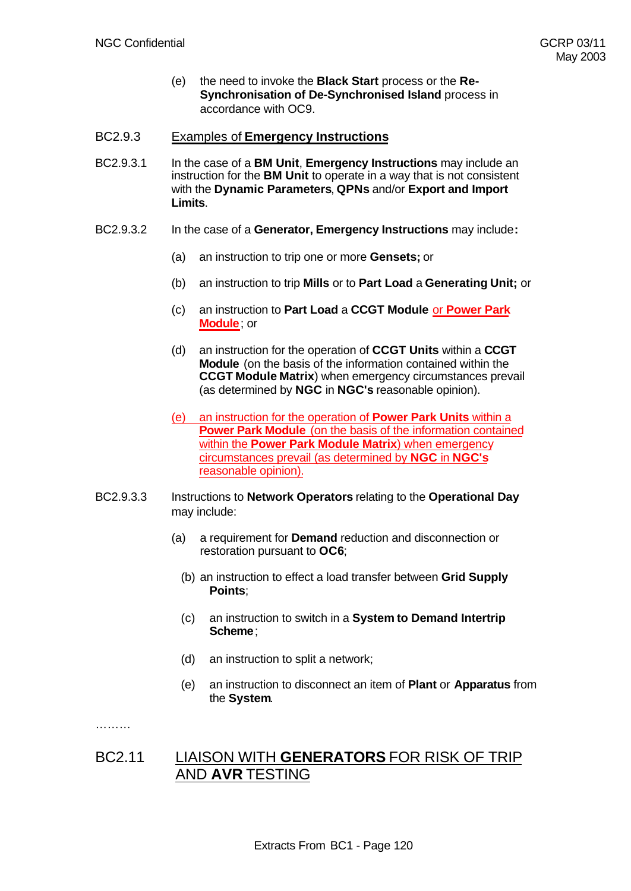(e) the need to invoke the **Black Start** process or the **Re-Synchronisation of De-Synchronised Island** process in accordance with OC9.

BC2.9.3 Examples of **Emergency Instructions**

BC2.9.3.1 In the case of a **BM Unit**, **Emergency Instructions** may include an instruction for the **BM Unit** to operate in a way that is not consistent with the **Dynamic Parameters**, **QPNs** and/or **Export and Import Limits**.

BC2.9.3.2 In the case of a **Generator, Emergency Instructions** may include**:**

(a) an instruction to trip one or more **Gensets;** or

(b) an instruction to trip **Mills** or to **Part Load** a **Generating Unit;** or

(c) an instruction to **Part Load** a **CCGT Module** or **Power Park Module**; or

(d) an instruction for the operation of **CCGT Units** within a **CCGT Module** (on the basis of the information contained within the **CCGT Module Matrix**) when emergency circumstances prevail (as determined by **NGC** in **NGC's** reasonable opinion).

(e) an instruction for the operation of **Power Park Units** within a **Power Park Module** (on the basis of the information contained within the **Power Park Module Matrix**) when emergency circumstances prevail (as determined by **NGC** in **NGC's** reasonable opinion).

BC2.9.3.3 Instructions to **Network Operators** relating to the **Operational Day** may include:

(a) a requirement for **Demand** reduction and disconnection or restoration pursuant to **OC6**;

(b) an instruction to effect a load transfer between **Grid Supply Points**;

(c) an instruction to switch in a **System to Demand Intertrip Scheme**;

(d) an instruction to split a network;

(e) an instruction to disconnect an item of **Plant** or **Apparatus** from the **System**.

………

## BC2.11 LIAISON WITH **GENERATORS** FOR RISK OF TRIP AND **AVR** TESTING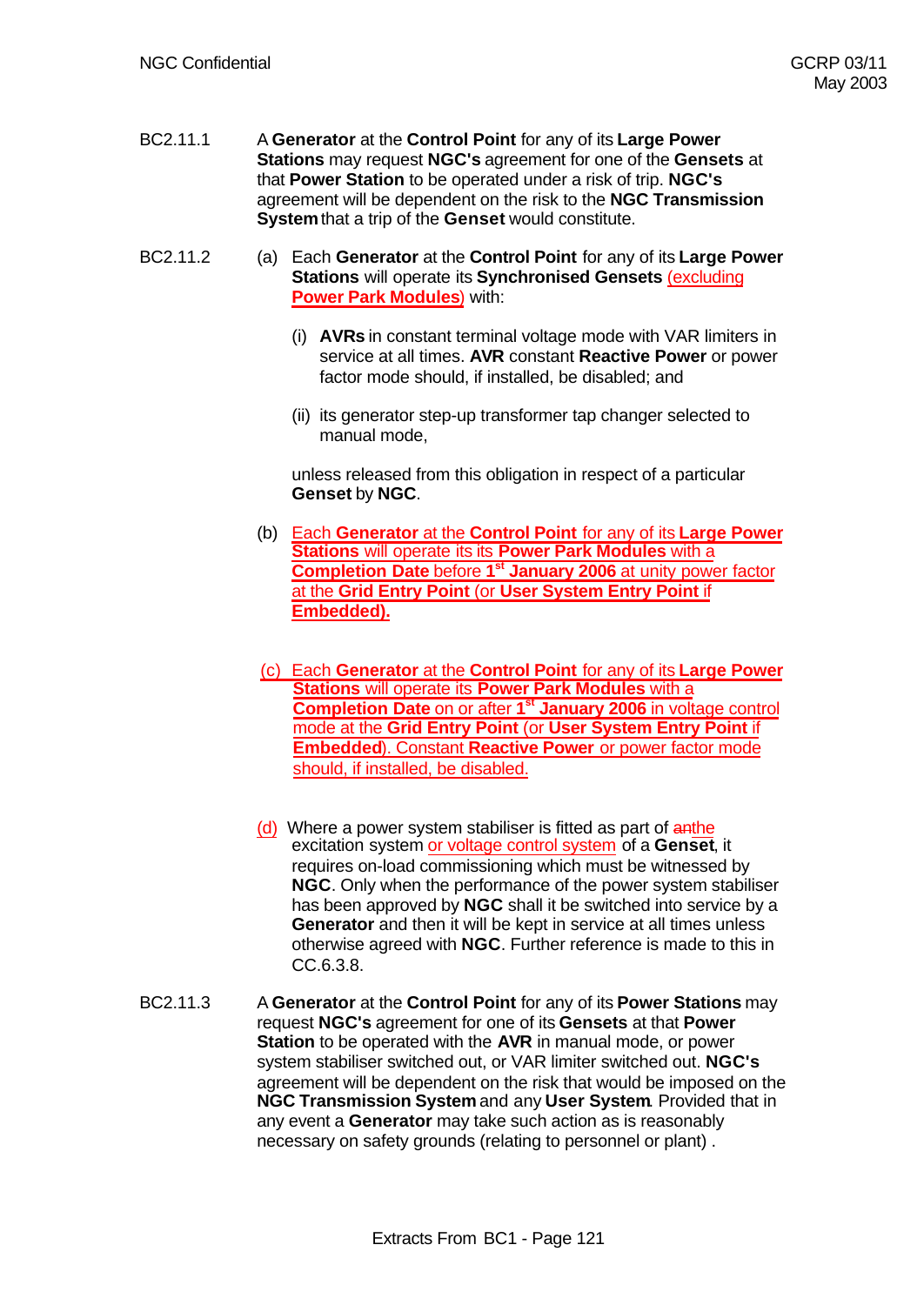BC2.11.1 A **Generator** at the **Control Point** for any of its **Large Power Stations** may request **NGC's** agreement for one of the **Gensets** at that **Power Station** to be operated under a risk of trip. **NGC's** agreement will be dependent on the risk to the **NGC Transmission System** that a trip of the **Genset** would constitute.

BC2.11.2 (a) Each **Generator** at the **Control Point** for any of its **Large Power Stations** will operate its **Synchronised Gensets** (excluding **Power Park Modules**) with:

(i) **AVRs** in constant terminal voltage mode with VAR limiters in service at all times. **AVR** constant **Reactive Power** or power factor mode should, if installed, be disabled; and

(ii) its generator step-up transformer tap changer selected to manual mode,

unless released from this obligation in respect of a particular **Genset** by **NGC**.

(b) Each **Generator** at the **Control Point** for any of its **Large Power Stations** will operate its its **Power Park Modules** with a **Completion Date** before **1st January 2006** at unity power factor at the **Grid Entry Point** (or **User System Entry Point** if **Embedded**).

(c) Each **Generator** at the **Control Point** for any of its **Large Power Stations** will operate its **Power Park Modules** with a **Completion Date** on or after **1st January 2006** in voltage control mode at the **Grid Entry Point** (or **User System Entry Point** if **Embedded**). Constant **Reactive Power** or power factor mode should, if installed, be disabled.

(d) Where a power system stabiliser is fitted as part of ~~an~~the excitation system or voltage control system of a **Genset**, it requires on-load commissioning which must be witnessed by **NGC**. Only when the performance of the power system stabiliser has been approved by **NGC** shall it be switched into service by a **Generator** and then it will be kept in service at all times unless otherwise agreed with **NGC**. Further reference is made to this in CC.6.3.8.

BC2.11.3 A **Generator** at the **Control Point** for any of its **Power Stations** may request **NGC's** agreement for one of its **Gensets** at that **Power Station** to be operated with the **AVR** in manual mode, or power system stabiliser switched out, or VAR limiter switched out. **NGC's** agreement will be dependent on the risk that would be imposed on the **NGC Transmission System** and any **User System**. Provided that in any event a **Generator** may take such action as is reasonably necessary on safety grounds (relating to personnel or plant) .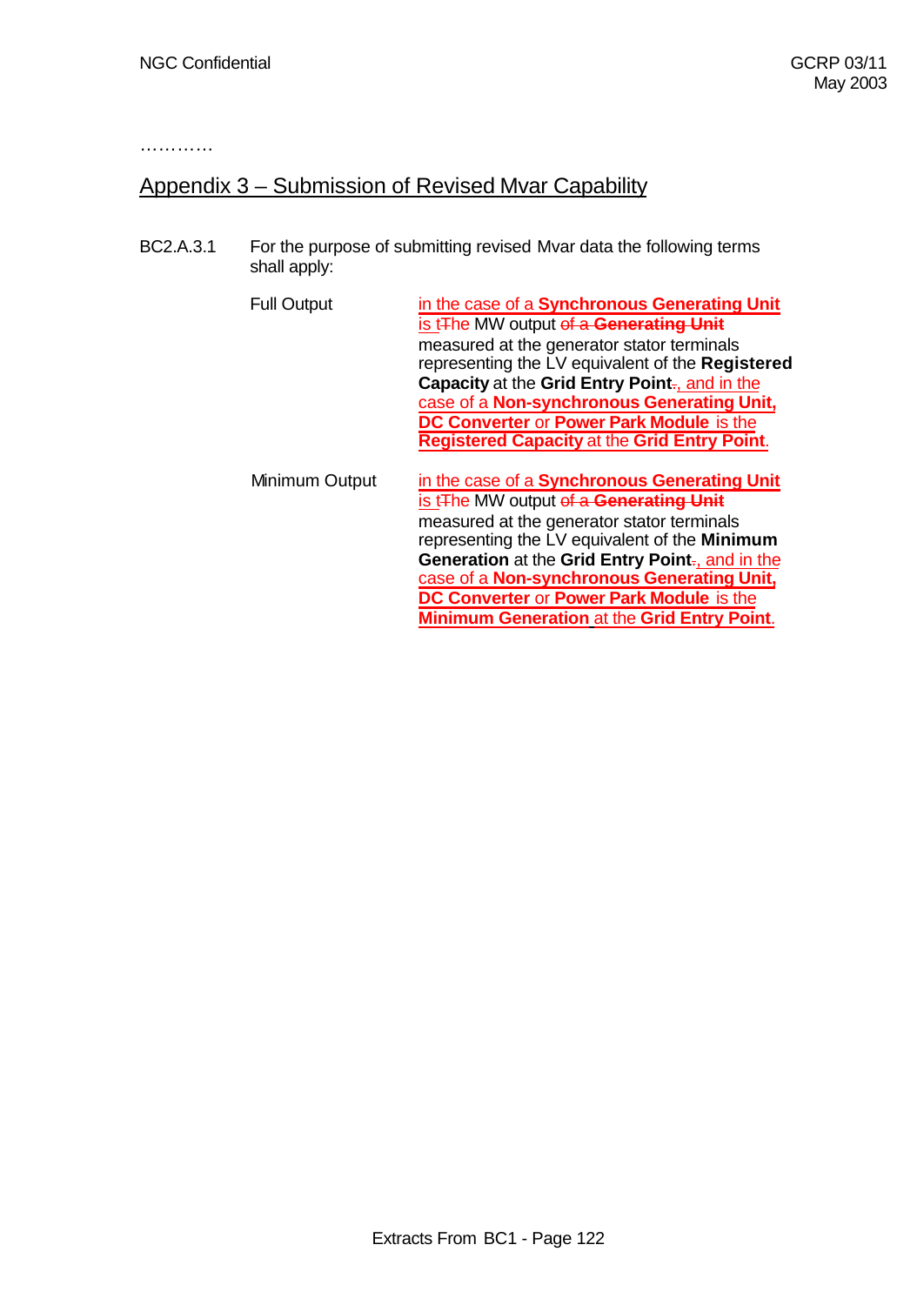…………

## Appendix 3 – Submission of Revised Mvar Capability

BC2.A.3.1 For the purpose of submitting revised Mvar data the following terms shall apply:

| | |
|---|---|
| Full Output | in the case of a **Synchronous Generating Unit** is tThe MW output ~~of a **Generating Unit**~~ measured at the generator stator terminals representing the LV equivalent of the **Registered Capacity** at the **Grid Entry Point**., and in the case of a **Non-synchronous Generating Unit, DC Converter** or **Power Park Module** is the **Registered Capacity** at the **Grid Entry Point**. |
| Minimum Output | in the case of a **Synchronous Generating Unit** is tThe MW output ~~of a **Generating Unit**~~ measured at the generator stator terminals representing the LV equivalent of the **Minimum Generation** at the **Grid Entry Point**., and in the case of a **Non-synchronous Generating Unit, DC Converter** or **Power Park Module** is the **Minimum Generation** at the **Grid Entry Point**. |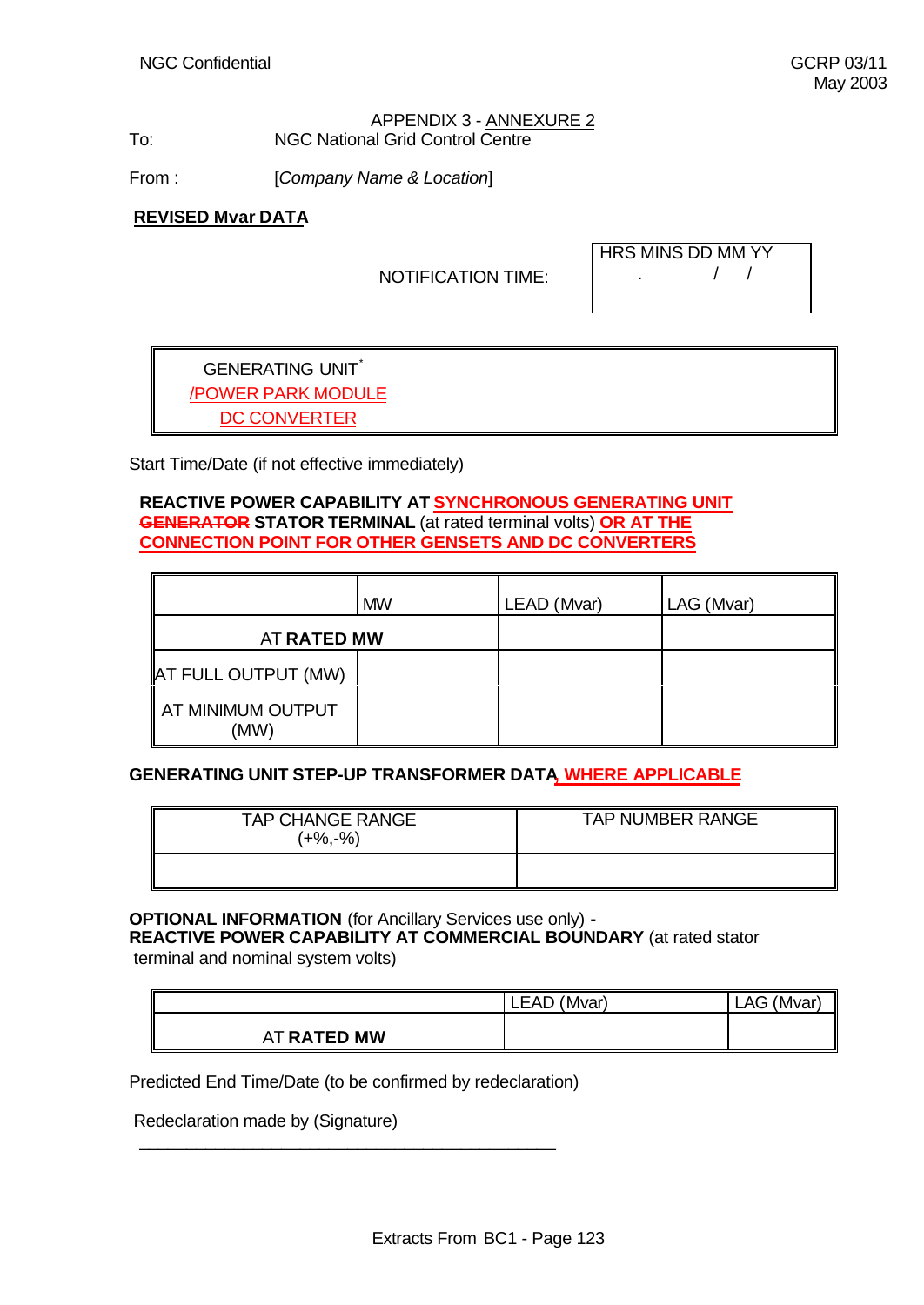APPENDIX 3 - ANNEXURE 2

To: NGC National Grid Control Centre

From : [*Company Name & Location*]

**REVISED Mvar DATA**

NOTIFICATION TIME:

| HRS MINS DD MM YY |
|---|
| .  /  / |

| GENERATING UNIT* /POWER PARK MODULE DC CONVERTER | |
|---|---|

Start Time/Date (if not effective immediately)

**REACTIVE POWER CAPABILITY AT SYNCHRONOUS GENERATING UNIT ~~GENERATOR~~ STATOR TERMINAL** (at rated terminal volts) **OR AT THE CONNECTION POINT FOR OTHER GENSETS AND DC CONVERTERS**

| | MW | LEAD (Mvar) | LAG (Mvar) |
|---|---|---|---|
| AT **RATED MW** | | | |
| AT FULL OUTPUT (MW) | | | |
| AT MINIMUM OUTPUT (MW) | | | |

**GENERATING UNIT STEP-UP TRANSFORMER DATA, WHERE APPLICABLE**

| TAP CHANGE RANGE (+%,-%) | TAP NUMBER RANGE |
|---|---|
| | |

**OPTIONAL INFORMATION** (for Ancillary Services use only) **-**
**REACTIVE POWER CAPABILITY AT COMMERCIAL BOUNDARY** (at rated stator terminal and nominal system volts)

| | LEAD (Mvar) | LAG (Mvar) |
|---|---|---|
| AT **RATED MW** | | |

Predicted End Time/Date (to be confirmed by redeclaration)

Redeclaration made by (Signature)

_____________________________________________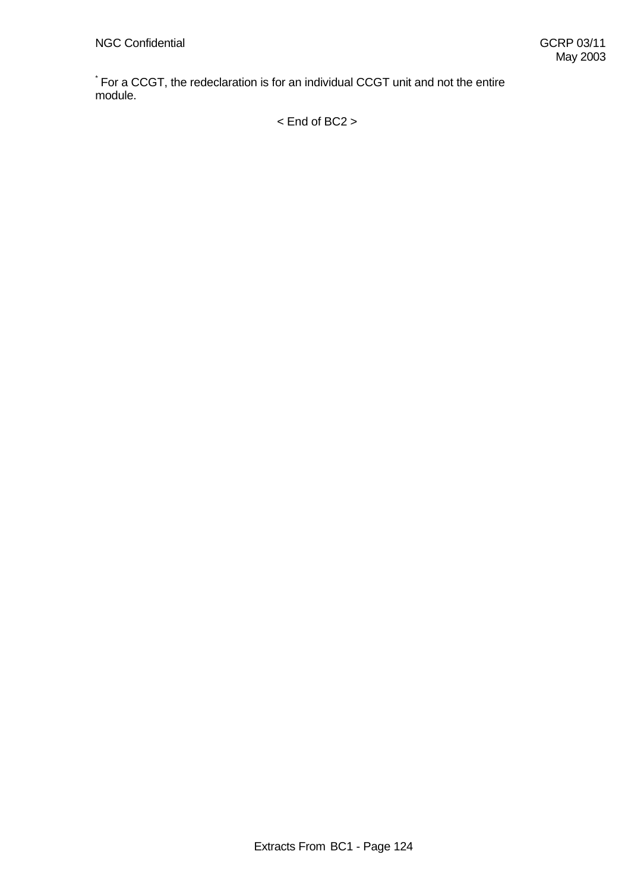[*] For a CCGT, the redeclaration is for an individual CCGT unit and not the entire module.

< End of BC2 >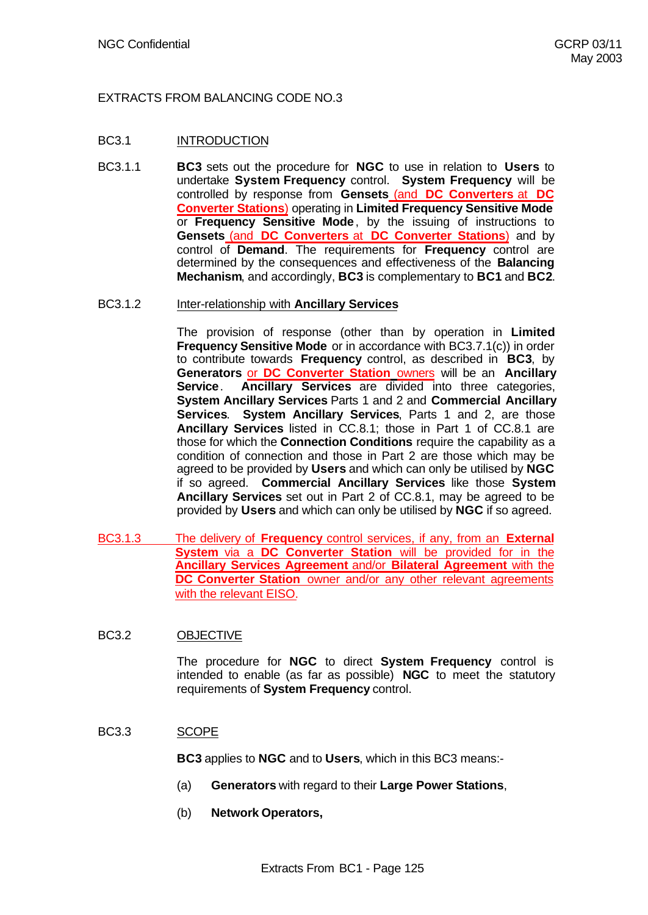EXTRACTS FROM BALANCING CODE NO.3

BC3.1 INTRODUCTION

BC3.1.1 **BC3** sets out the procedure for **NGC** to use in relation to **Users** to undertake **System Frequency** control. **System Frequency** will be controlled by response from **Gensets** (and **DC Converters** at **DC Converter Stations**) operating in **Limited Frequency Sensitive Mode** or **Frequency Sensitive Mode**, by the issuing of instructions to **Gensets** (and **DC Converters** at **DC Converter Stations**) and by control of **Demand**. The requirements for **Frequency** control are determined by the consequences and effectiveness of the **Balancing Mechanism**, and accordingly, **BC3** is complementary to **BC1** and **BC2**.

BC3.1.2 Inter-relationship with **Ancillary Services**

The provision of response (other than by operation in **Limited Frequency Sensitive Mode** or in accordance with BC3.7.1(c)) in order to contribute towards **Frequency** control, as described in **BC3**, by **Generators** or **DC Converter Station** owners will be an **Ancillary Service**. **Ancillary Services** are divided into three categories, **System Ancillary Services** Parts 1 and 2 and **Commercial Ancillary Services**. **System Ancillary Services**, Parts 1 and 2, are those **Ancillary Services** listed in CC.8.1; those in Part 1 of CC.8.1 are those for which the **Connection Conditions** require the capability as a condition of connection and those in Part 2 are those which may be agreed to be provided by **Users** and which can only be utilised by **NGC** if so agreed. **Commercial Ancillary Services** like those **System Ancillary Services** set out in Part 2 of CC.8.1, may be agreed to be provided by **Users** and which can only be utilised by **NGC** if so agreed.

BC3.1.3 The delivery of **Frequency** control services, if any, from an **External System** via a **DC Converter Station** will be provided for in the **Ancillary Services Agreement** and/or **Bilateral Agreement** with the **DC Converter Station** owner and/or any other relevant agreements with the relevant EISO.

BC3.2 OBJECTIVE

The procedure for **NGC** to direct **System Frequency** control is intended to enable (as far as possible) **NGC** to meet the statutory requirements of **System Frequency** control.

BC3.3 SCOPE

**BC3** applies to **NGC** and to **Users**, which in this BC3 means:-

(a) **Generators** with regard to their **Large Power Stations**,

(b) **Network Operators,**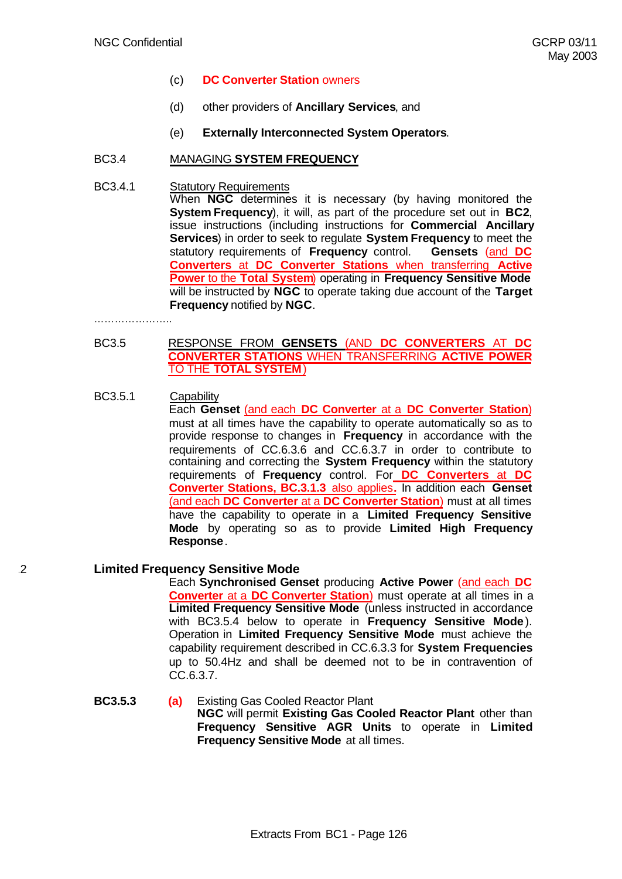(c) **DC Converter Station** owners

(d) other providers of **Ancillary Services**, and

(e) **Externally Interconnected System Operators**.

BC3.4 MANAGING **SYSTEM FREQUENCY**

BC3.4.1 Statutory Requirements

When **NGC** determines it is necessary (by having monitored the **System Frequency**), it will, as part of the procedure set out in **BC2**, issue instructions (including instructions for **Commercial Ancillary Services**) in order to seek to regulate **System Frequency** to meet the statutory requirements of **Frequency** control. **Gensets** (and **DC Converters** at **DC Converter Stations** when transferring **Active Power** to the **Total System**) operating in **Frequency Sensitive Mode** will be instructed by **NGC** to operate taking due account of the **Target Frequency** notified by **NGC**.

……………………..

BC3.5 RESPONSE FROM **GENSETS** (AND **DC CONVERTERS** AT **DC CONVERTER STATIONS** WHEN TRANSFERRING **ACTIVE POWER** TO THE **TOTAL SYSTEM**)

BC3.5.1 Capability

Each **Genset** (and each **DC Converter** at a **DC Converter Station**) must at all times have the capability to operate automatically so as to provide response to changes in **Frequency** in accordance with the requirements of CC.6.3.6 and CC.6.3.7 in order to contribute to containing and correcting the **System Frequency** within the statutory requirements of **Frequency** control. For **DC Converters** at **DC Converter Stations, BC.3.1.3** also applies**.** In addition each **Genset** (and each **DC Converter** at a **DC Converter Station**) must at all times have the capability to operate in a **Limited Frequency Sensitive Mode** by operating so as to provide **Limited High Frequency Response**.

.2 **Limited Frequency Sensitive Mode**

Each **Synchronised Genset** producing **Active Power** (and each **DC Converter** at a **DC Converter Station**) must operate at all times in a **Limited Frequency Sensitive Mode** (unless instructed in accordance with BC3.5.4 below to operate in **Frequency Sensitive Mode**). Operation in **Limited Frequency Sensitive Mode** must achieve the capability requirement described in CC.6.3.3 for **System Frequencies** up to 50.4Hz and shall be deemed not to be in contravention of CC.6.3.7.

**BC3.5.3** **(a)** Existing Gas Cooled Reactor Plant

**NGC** will permit **Existing Gas Cooled Reactor Plant** other than **Frequency Sensitive AGR Units** to operate in **Limited Frequency Sensitive Mode** at all times.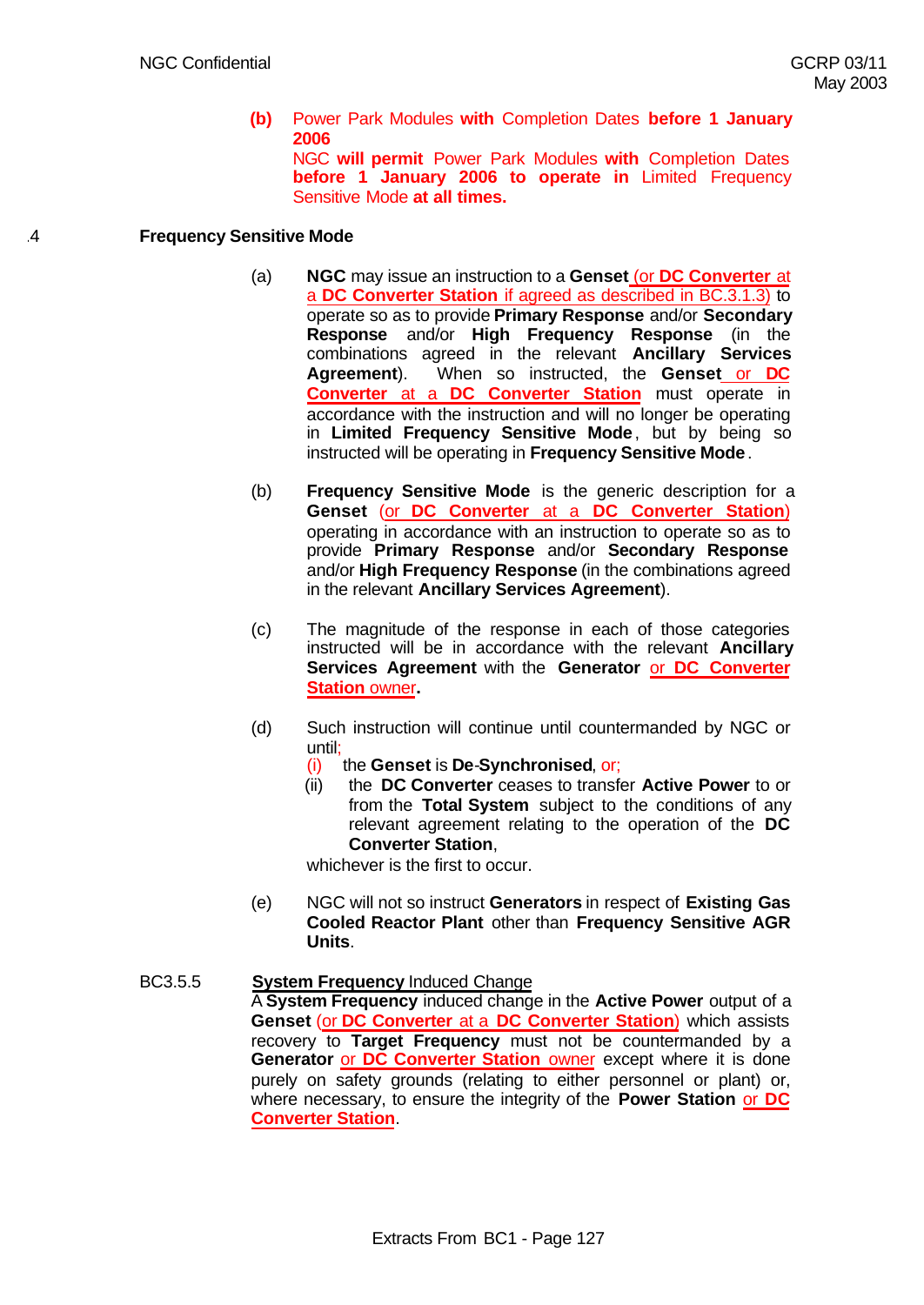**(b)** Power Park Modules **with** Completion Dates **before 1 January 2006**

NGC **will permit** Power Park Modules **with** Completion Dates **before 1 January 2006 to operate in** Limited Frequency Sensitive Mode **at all times.**

.4 **Frequency Sensitive Mode**

(a) **NGC** may issue an instruction to a **Genset** (or **DC Converter** at a **DC Converter Station** if agreed as described in BC.3.1.3) to operate so as to provide **Primary Response** and/or **Secondary Response** and/or **High Frequency Response** (in the combinations agreed in the relevant **Ancillary Services Agreement**). When so instructed, the **Genset** or **DC Converter** at a **DC Converter Station** must operate in accordance with the instruction and will no longer be operating in **Limited Frequency Sensitive Mode**, but by being so instructed will be operating in **Frequency Sensitive Mode**.

(b) **Frequency Sensitive Mode** is the generic description for a **Genset** (or **DC Converter** at a **DC Converter Station**) operating in accordance with an instruction to operate so as to provide **Primary Response** and/or **Secondary Response** and/or **High Frequency Response** (in the combinations agreed in the relevant **Ancillary Services Agreement**).

(c) The magnitude of the response in each of those categories instructed will be in accordance with the relevant **Ancillary Services Agreement** with the **Generator** or **DC Converter Station** owner**.**

(d) Such instruction will continue until countermanded by NGC or until;

(i) the **Genset** is **De**-**Synchronised**, or;

(ii) the **DC Converter** ceases to transfer **Active Power** to or from the **Total System** subject to the conditions of any relevant agreement relating to the operation of the **DC Converter Station**,

whichever is the first to occur.

(e) NGC will not so instruct **Generators** in respect of **Existing Gas Cooled Reactor Plant** other than **Frequency Sensitive AGR Units**.

BC3.5.5 **System Frequency** Induced Change

A **System Frequency** induced change in the **Active Power** output of a **Genset** (or **DC Converter** at a **DC Converter Station**) which assists recovery to **Target Frequency** must not be countermanded by a **Generator** or **DC Converter Station** owner except where it is done purely on safety grounds (relating to either personnel or plant) or, where necessary, to ensure the integrity of the **Power Station** or **DC Converter Station**.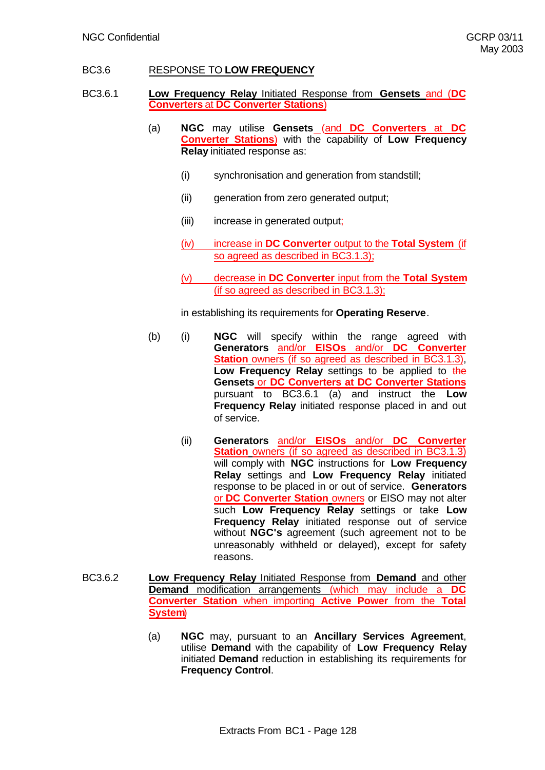BC3.6 RESPONSE TO **LOW FREQUENCY**

BC3.6.1 **Low Frequency Relay** Initiated Response from **Gensets** and (**DC Converters** at **DC Converter Stations**)

(a) **NGC** may utilise **Gensets** (and **DC Converters** at **DC Converter Stations**) with the capability of **Low Frequency Relay** initiated response as:

(i) synchronisation and generation from standstill;

(ii) generation from zero generated output;

(iii) increase in generated output;

(iv) increase in **DC Converter** output to the **Total System** (if so agreed as described in BC3.1.3);

(v) decrease in **DC Converter** input from the **Total System** (if so agreed as described in BC3.1.3);

in establishing its requirements for **Operating Reserve**.

(b) (i) **NGC** will specify within the range agreed with **Generators** and/or **EISOs** and/or **DC Converter Station** owners (if so agreed as described in BC3.1.3), **Low Frequency Relay** settings to be applied to the **Gensets** or **DC Converters at DC Converter Stations** pursuant to BC3.6.1 (a) and instruct the **Low Frequency Relay** initiated response placed in and out of service.

(ii) **Generators** and/or **EISOs** and/or **DC Converter Station** owners (if so agreed as described in BC3.1.3) will comply with **NGC** instructions for **Low Frequency Relay** settings and **Low Frequency Relay** initiated response to be placed in or out of service. **Generators** or **DC Converter Station** owners or EISO may not alter such **Low Frequency Relay** settings or take **Low Frequency Relay** initiated response out of service without **NGC's** agreement (such agreement not to be unreasonably withheld or delayed), except for safety reasons.

BC3.6.2 **Low Frequency Relay** Initiated Response from **Demand** and other **Demand** modification arrangements (which may include a **DC Converter Station** when importing **Active Power** from the **Total System**)

(a) **NGC** may, pursuant to an **Ancillary Services Agreement**, utilise **Demand** with the capability of **Low Frequency Relay** initiated **Demand** reduction in establishing its requirements for **Frequency Control**.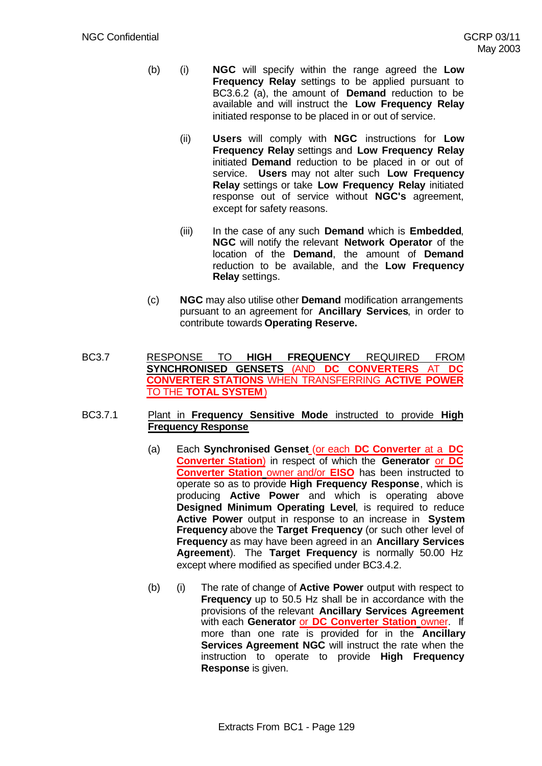(b) (i) **NGC** will specify within the range agreed the **Low Frequency Relay** settings to be applied pursuant to BC3.6.2 (a), the amount of **Demand** reduction to be available and will instruct the **Low Frequency Relay** initiated response to be placed in or out of service.

(ii) **Users** will comply with **NGC** instructions for **Low Frequency Relay** settings and **Low Frequency Relay** initiated **Demand** reduction to be placed in or out of service. **Users** may not alter such **Low Frequency Relay** settings or take **Low Frequency Relay** initiated response out of service without **NGC's** agreement, except for safety reasons.

(iii) In the case of any such **Demand** which is **Embedded**, **NGC** will notify the relevant **Network Operator** of the location of the **Demand**, the amount of **Demand** reduction to be available, and the **Low Frequency Relay** settings.

(c) **NGC** may also utilise other **Demand** modification arrangements pursuant to an agreement for **Ancillary Services**, in order to contribute towards **Operating Reserve.**

BC3.7 RESPONSE TO **HIGH FREQUENCY** REQUIRED FROM **SYNCHRONISED GENSETS** (AND **DC CONVERTERS** AT **DC CONVERTER STATIONS** WHEN TRANSFERRING **ACTIVE POWER** TO THE **TOTAL SYSTEM**)

BC3.7.1 Plant in **Frequency Sensitive Mode** instructed to provide **High Frequency Response**

(a) Each **Synchronised Genset** (or each **DC Converter** at a **DC Converter Station**) in respect of which the **Generator** or **DC Converter Station** owner and/or **EISO** has been instructed to operate so as to provide **High Frequency Response**, which is producing **Active Power** and which is operating above **Designed Minimum Operating Level**, is required to reduce **Active Power** output in response to an increase in **System Frequency** above the **Target Frequency** (or such other level of **Frequency** as may have been agreed in an **Ancillary Services Agreement**). The **Target Frequency** is normally 50.00 Hz except where modified as specified under BC3.4.2.

(b) (i) The rate of change of **Active Power** output with respect to **Frequency** up to 50.5 Hz shall be in accordance with the provisions of the relevant **Ancillary Services Agreement** with each **Generator** or **DC Converter Station** owner. If more than one rate is provided for in the **Ancillary Services Agreement NGC** will instruct the rate when the instruction to operate to provide **High Frequency Response** is given.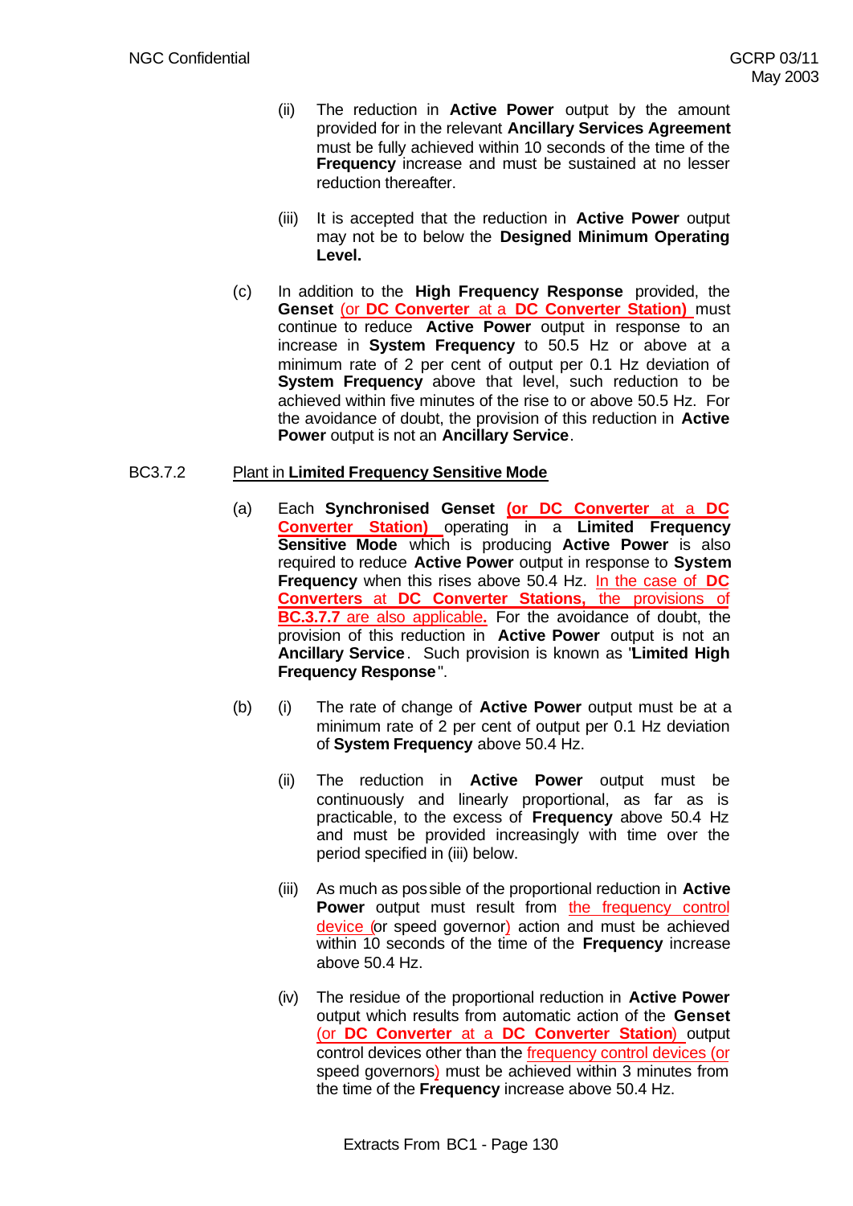(ii) The reduction in **Active Power** output by the amount provided for in the relevant **Ancillary Services Agreement** must be fully achieved within 10 seconds of the time of the **Frequency** increase and must be sustained at no lesser reduction thereafter.

(iii) It is accepted that the reduction in **Active Power** output may not be to below the **Designed Minimum Operating Level.**

(c) In addition to the **High Frequency Response** provided, the **Genset** (or **DC Converter** at a **DC Converter Station)** must continue to reduce **Active Power** output in response to an increase in **System Frequency** to 50.5 Hz or above at a minimum rate of 2 per cent of output per 0.1 Hz deviation of **System Frequency** above that level, such reduction to be achieved within five minutes of the rise to or above 50.5 Hz. For the avoidance of doubt, the provision of this reduction in **Active Power** output is not an **Ancillary Service**.

BC3.7.2 Plant in **Limited Frequency Sensitive Mode**

(a) Each **Synchronised Genset** **(or DC Converter** at a **DC Converter Station)** operating in a **Limited Frequency Sensitive Mode** which is producing **Active Power** is also required to reduce **Active Power** output in response to **System Frequency** when this rises above 50.4 Hz. In the case of **DC Converters** at **DC Converter Stations,** the provisions of **BC.3.7.7** are also applicable**.** For the avoidance of doubt, the provision of this reduction in **Active Power** output is not an **Ancillary Service**. Such provision is known as '**Limited High Frequency Response**".

(b) (i) The rate of change of **Active Power** output must be at a minimum rate of 2 per cent of output per 0.1 Hz deviation of **System Frequency** above 50.4 Hz.

(ii) The reduction in **Active Power** output must be continuously and linearly proportional, as far as is practicable, to the excess of **Frequency** above 50.4 Hz and must be provided increasingly with time over the period specified in (iii) below.

(iii) As much as possible of the proportional reduction in **Active Power** output must result from the frequency control device (or speed governor) action and must be achieved within 10 seconds of the time of the **Frequency** increase above 50.4 Hz.

(iv) The residue of the proportional reduction in **Active Power** output which results from automatic action of the **Genset** (or **DC Converter** at a **DC Converter Station)** output control devices other than the frequency control devices (or speed governors) must be achieved within 3 minutes from the time of the **Frequency** increase above 50.4 Hz.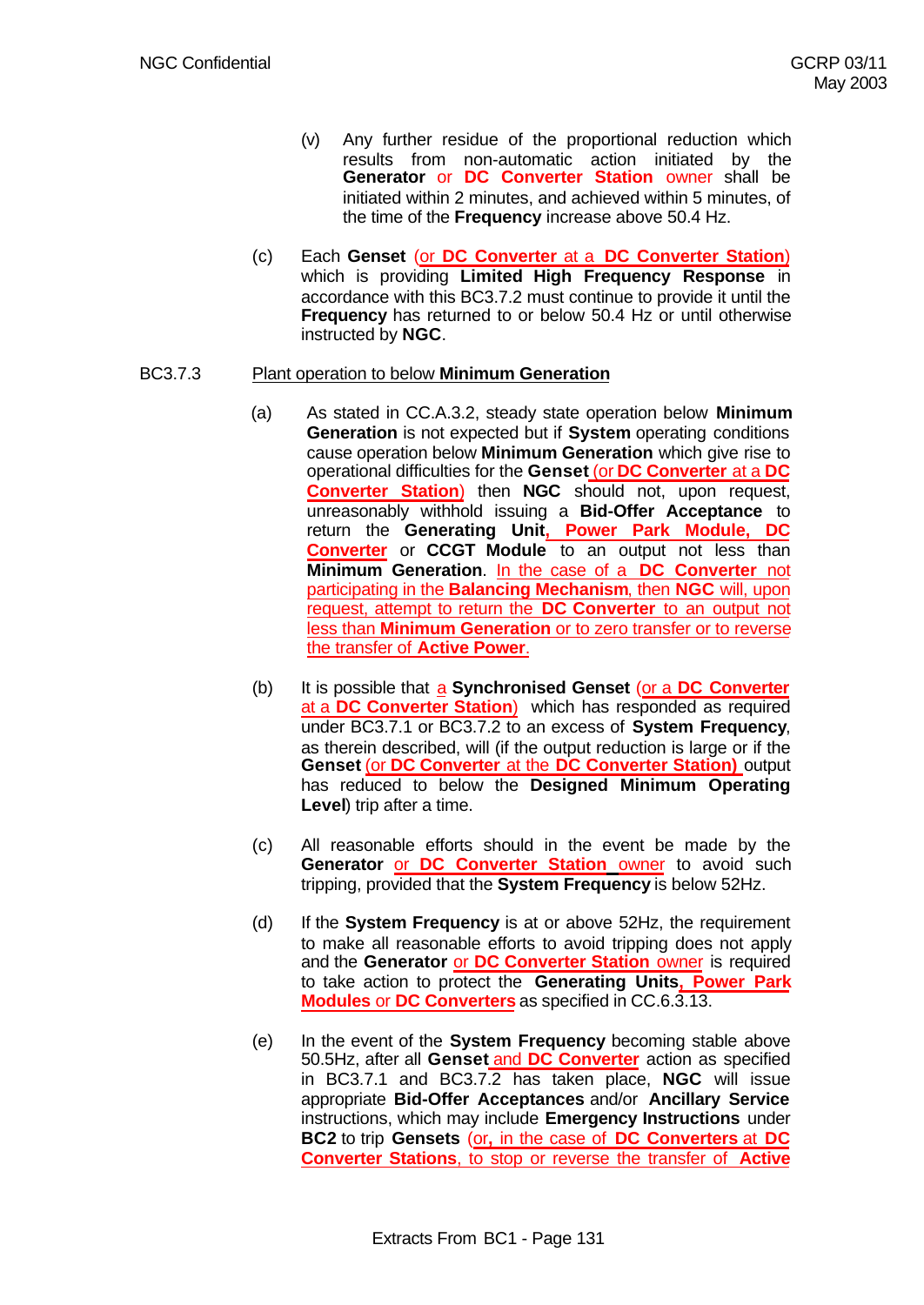(v) Any further residue of the proportional reduction which results from non-automatic action initiated by the **Generator** or **DC Converter Station** owner shall be initiated within 2 minutes, and achieved within 5 minutes, of the time of the **Frequency** increase above 50.4 Hz.

(c) Each **Genset** (or **DC Converter** at a **DC Converter Station**) which is providing **Limited High Frequency Response** in accordance with this BC3.7.2 must continue to provide it until the **Frequency** has returned to or below 50.4 Hz or until otherwise instructed by **NGC**.

BC3.7.3 Plant operation to below **Minimum Generation**

(a) As stated in CC.A.3.2, steady state operation below **Minimum Generation** is not expected but if **System** operating conditions cause operation below **Minimum Generation** which give rise to operational difficulties for the **Genset** (or **DC Converter** at a **DC Converter Station**) then **NGC** should not, upon request, unreasonably withhold issuing a **Bid-Offer Acceptance** to return the **Generating Unit**, **Power Park Module**, **DC Converter** or **CCGT Module** to an output not less than **Minimum Generation**. In the case of a **DC Converter** not participating in the **Balancing Mechanism**, then **NGC** will, upon request, attempt to return the **DC Converter** to an output not less than **Minimum Generation** or to zero transfer or to reverse the transfer of **Active Power**.

(b) It is possible that a **Synchronised Genset** (or a **DC Converter** at a **DC Converter Station**) which has responded as required under BC3.7.1 or BC3.7.2 to an excess of **System Frequency**, as therein described, will (if the output reduction is large or if the **Genset** (or **DC Converter** at the **DC Converter Station**) output has reduced to below the **Designed Minimum Operating Level**) trip after a time.

(c) All reasonable efforts should in the event be made by the **Generator** or **DC Converter Station** owner to avoid such tripping, provided that the **System Frequency** is below 52Hz.

(d) If the **System Frequency** is at or above 52Hz, the requirement to make all reasonable efforts to avoid tripping does not apply and the **Generator** or **DC Converter Station** owner is required to take action to protect the **Generating Units**, **Power Park Modules** or **DC Converters** as specified in CC.6.3.13.

(e) In the event of the **System Frequency** becoming stable above 50.5Hz, after all **Genset** and **DC Converter** action as specified in BC3.7.1 and BC3.7.2 has taken place, **NGC** will issue appropriate **Bid-Offer Acceptances** and/or **Ancillary Service** instructions, which may include **Emergency Instructions** under **BC2** to trip **Gensets** (or, in the case of **DC Converters** at **DC Converter Stations**, to stop or reverse the transfer of **Active**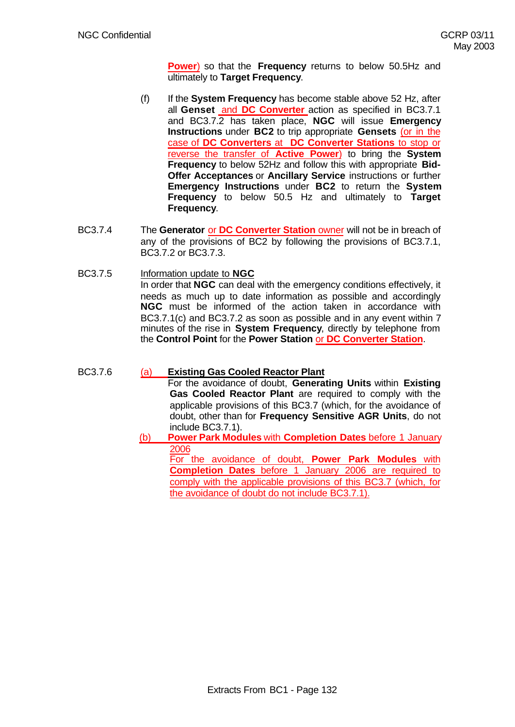**Power**) so that the **Frequency** returns to below 50.5Hz and ultimately to **Target Frequency**.

(f) If the **System Frequency** has become stable above 52 Hz, after all **Genset** and **DC Converter** action as specified in BC3.7.1 and BC3.7.2 has taken place, **NGC** will issue **Emergency Instructions** under **BC2** to trip appropriate **Gensets** (or in the case of **DC Converters** at **DC Converter Stations** to stop or reverse the transfer of **Active Power**) to bring the **System Frequency** to below 52Hz and follow this with appropriate **Bid-Offer Acceptances** or **Ancillary Service** instructions or further **Emergency Instructions** under **BC2** to return the **System Frequency** to below 50.5 Hz and ultimately to **Target Frequency**.

BC3.7.4 The **Generator** or **DC Converter Station** owner will not be in breach of any of the provisions of BC2 by following the provisions of BC3.7.1, BC3.7.2 or BC3.7.3.

BC3.7.5 Information update to **NGC**

In order that **NGC** can deal with the emergency conditions effectively, it needs as much up to date information as possible and accordingly **NGC** must be informed of the action taken in accordance with BC3.7.1(c) and BC3.7.2 as soon as possible and in any event within 7 minutes of the rise in **System Frequency**, directly by telephone from the **Control Point** for the **Power Station** or **DC Converter Station**.

BC3.7.6 (a) **Existing Gas Cooled Reactor Plant**

For the avoidance of doubt, **Generating Units** within **Existing Gas Cooled Reactor Plant** are required to comply with the applicable provisions of this BC3.7 (which, for the avoidance of doubt, other than for **Frequency Sensitive AGR Units**, do not include BC3.7.1).

(b) **Power Park Modules** with **Completion Dates** before 1 January 2006

For the avoidance of doubt, **Power Park Modules** with **Completion Dates** before 1 January 2006 are required to comply with the applicable provisions of this BC3.7 (which, for the avoidance of doubt do not include BC3.7.1).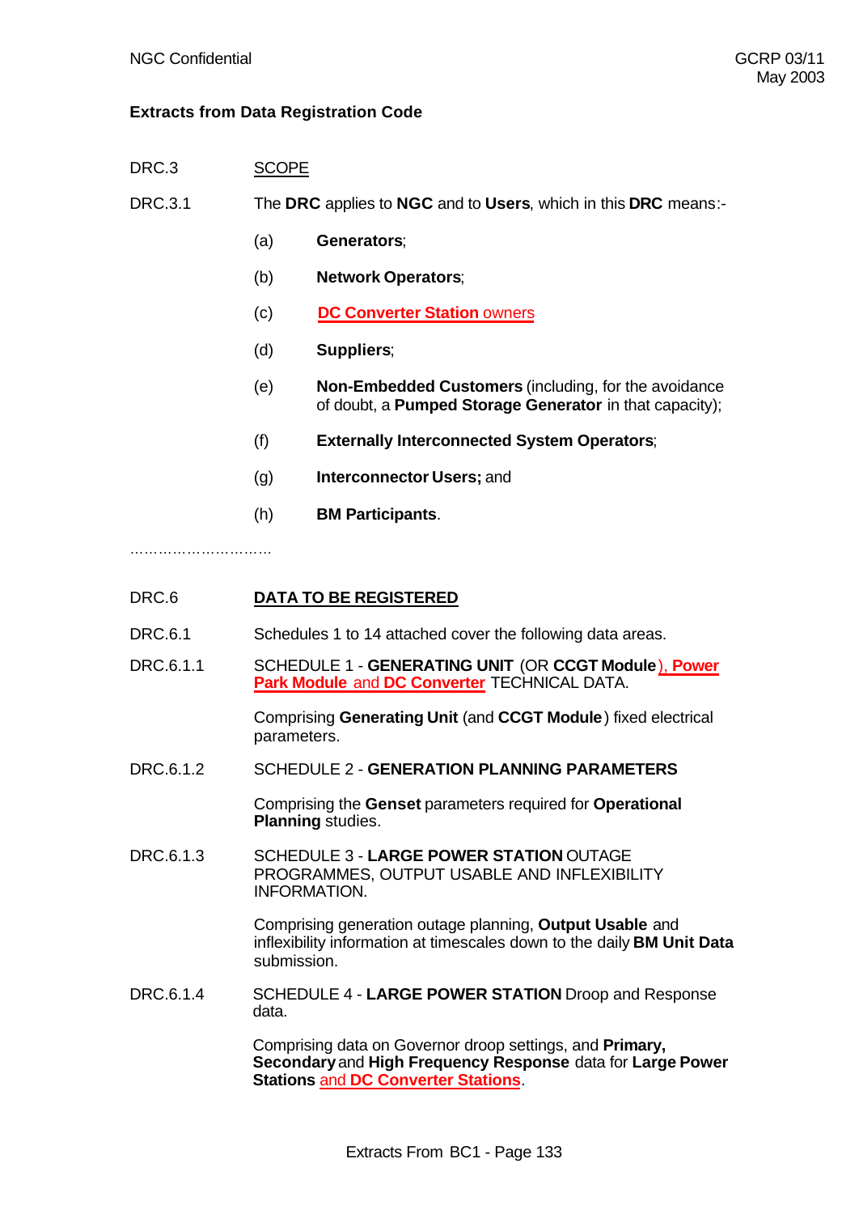**Extracts from Data Registration Code**

DRC.3 SCOPE

DRC.3.1 The **DRC** applies to **NGC** and to **Users**, which in this **DRC** means:-

(a) **Generators**;

(b) **Network Operators**;

(c) **DC Converter Station** owners

(d) **Suppliers**;

(e) **Non-Embedded Customers** (including, for the avoidance of doubt, a **Pumped Storage Generator** in that capacity);

(f) **Externally Interconnected System Operators**;

(g) **Interconnector Users;** and

(h) **BM Participants**.

…………………………

DRC.6 **DATA TO BE REGISTERED**

DRC.6.1 Schedules 1 to 14 attached cover the following data areas.

DRC.6.1.1 SCHEDULE 1 - **GENERATING UNIT** (OR **CCGT Module**), **Power Park Module** and **DC Converter** TECHNICAL DATA.

Comprising **Generating Unit** (and **CCGT Module**) fixed electrical parameters.

DRC.6.1.2 SCHEDULE 2 - **GENERATION PLANNING PARAMETERS**

Comprising the **Genset** parameters required for **Operational Planning** studies.

DRC.6.1.3 SCHEDULE 3 - **LARGE POWER STATION** OUTAGE PROGRAMMES, OUTPUT USABLE AND INFLEXIBILITY INFORMATION.

Comprising generation outage planning, **Output Usable** and inflexibility information at timescales down to the daily **BM Unit Data** submission.

DRC.6.1.4 SCHEDULE 4 - **LARGE POWER STATION** Droop and Response data.

Comprising data on Governor droop settings, and **Primary, Secondary** and **High Frequency Response** data for **Large Power Stations** and **DC Converter Stations**.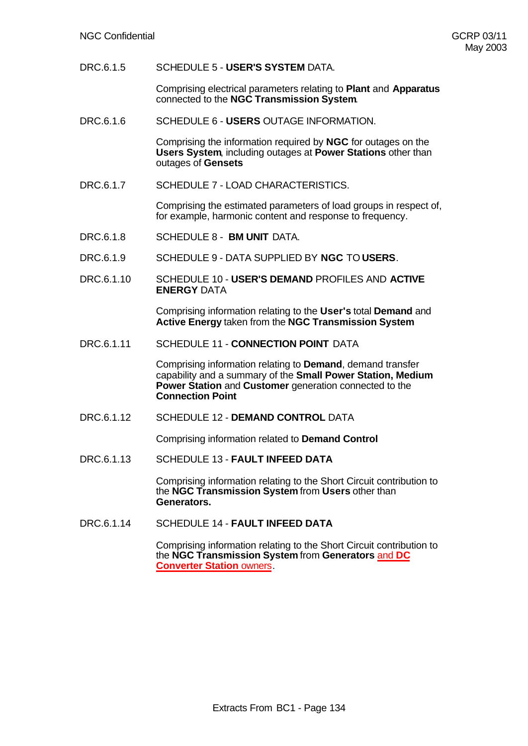DRC.6.1.5 SCHEDULE 5 - **USER'S SYSTEM** DATA.

Comprising electrical parameters relating to **Plant** and **Apparatus** connected to the **NGC Transmission System**.

DRC.6.1.6 SCHEDULE 6 - **USERS** OUTAGE INFORMATION.

Comprising the information required by **NGC** for outages on the **Users System**, including outages at **Power Stations** other than outages of **Gensets**

DRC.6.1.7 SCHEDULE 7 - LOAD CHARACTERISTICS.

Comprising the estimated parameters of load groups in respect of, for example, harmonic content and response to frequency.

DRC.6.1.8 SCHEDULE 8 - **BM UNIT** DATA.

DRC.6.1.9 SCHEDULE 9 - DATA SUPPLIED BY **NGC** TO **USERS**.

DRC.6.1.10 SCHEDULE 10 - **USER'S DEMAND** PROFILES AND **ACTIVE ENERGY** DATA

Comprising information relating to the **User's** total **Demand** and **Active Energy** taken from the **NGC Transmission System**

DRC.6.1.11 SCHEDULE 11 - **CONNECTION POINT** DATA

Comprising information relating to **Demand**, demand transfer capability and a summary of the **Small Power Station, Medium Power Station** and **Customer** generation connected to the **Connection Point**

DRC.6.1.12 SCHEDULE 12 - **DEMAND CONTROL** DATA

Comprising information related to **Demand Control**

DRC.6.1.13 SCHEDULE 13 - **FAULT INFEED DATA**

Comprising information relating to the Short Circuit contribution to the **NGC Transmission System** from **Users** other than **Generators.**

DRC.6.1.14 SCHEDULE 14 - **FAULT INFEED DATA**

Comprising information relating to the Short Circuit contribution to the **NGC Transmission System** from **Generators** and **DC Converter Station** owners.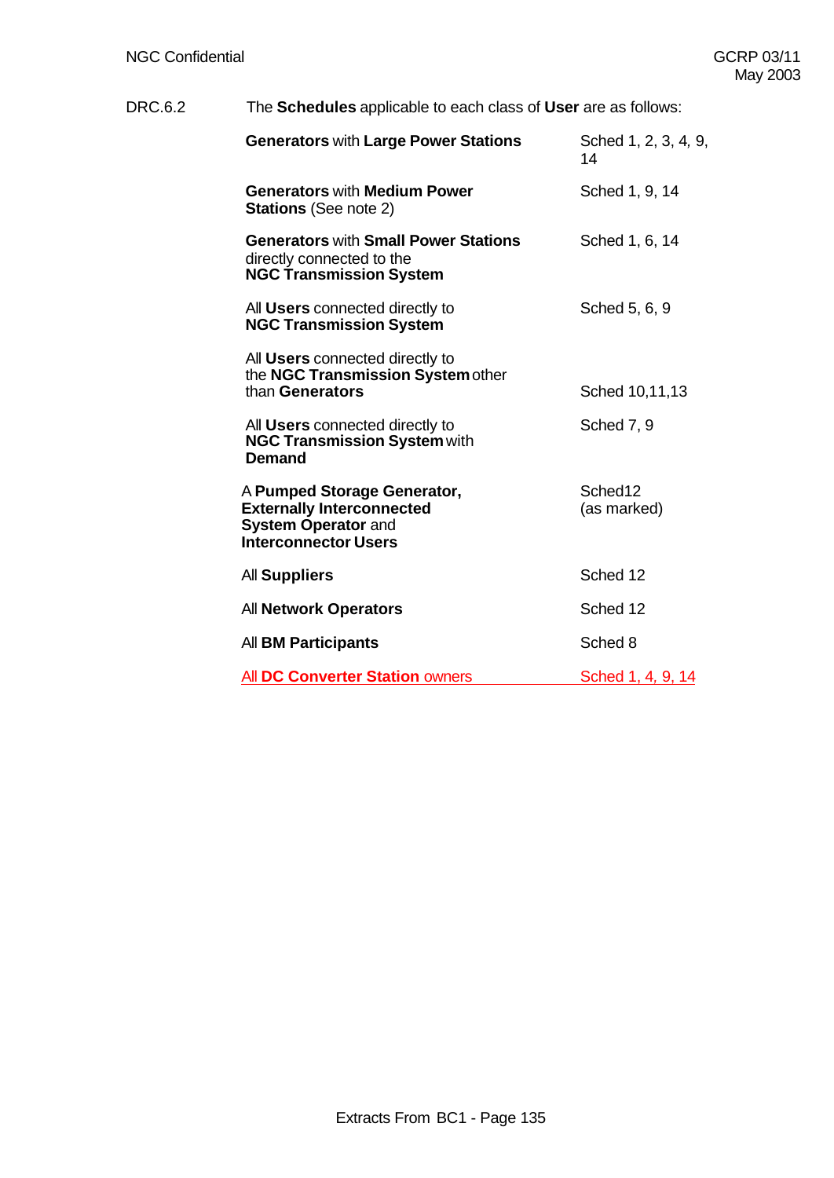DRC.6.2 The **Schedules** applicable to each class of **User** are as follows:

| | |
|---|---|
| **Generators** with **Large Power Stations** | Sched 1, 2, 3, 4, 9, 14 |
| **Generators** with **Medium Power Stations** (See note 2) | Sched 1, 9, 14 |
| **Generators** with **Small Power Stations** directly connected to the **NGC Transmission System** | Sched 1, 6, 14 |
| All **Users** connected directly to **NGC Transmission System** | Sched 5, 6, 9 |
| All **Users** connected directly to the **NGC Transmission System** other than **Generators** | Sched 10,11,13 |
| All **Users** connected directly to **NGC Transmission System** with **Demand** | Sched 7, 9 |
| A **Pumped Storage Generator, Externally Interconnected System Operator** and **Interconnector Users** | Sched12 (as marked) |
| All **Suppliers** | Sched 12 |
| All **Network Operators** | Sched 12 |
| All **BM Participants** | Sched 8 |
| All **DC Converter Station** owners | Sched 1, 4, 9, 14 |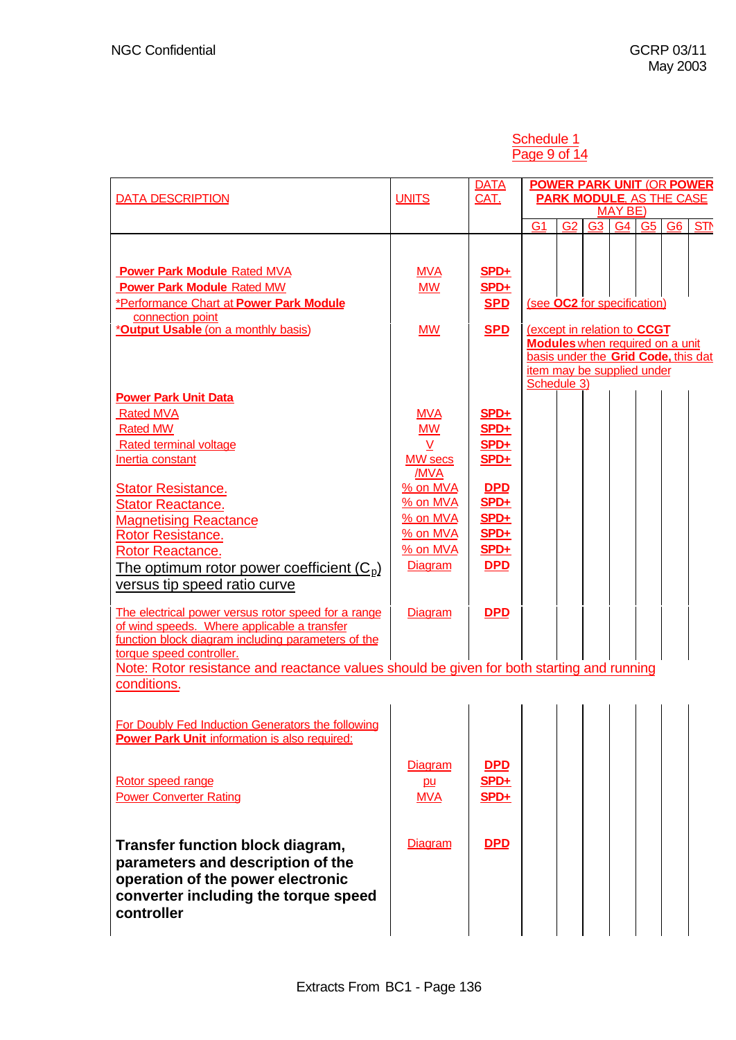Schedule 1
Page 9 of 14

| DATA DESCRIPTION | UNITS | DATA CAT. | POWER PARK UNIT (OR POWER PARK MODULE, AS THE CASE MAY BE) | | | | | | |
|---|---|---|---|---|---|---|---|---|---|
| | | | G1 | G2 | G3 | G4 | G5 | G6 | STN |
| **Power Park Module** Rated MVA | MVA | **SPD+** | | | | | | | |
| **Power Park Module** Rated MW | MW | **SPD+** | | | | | | | |
| *Performance Chart at **Power Park Module** connection point | | **SPD** | (see **OC2** for specification) | | | | | | |
| ***Output Usable** (on a monthly basis) | MW | **SPD** | (except in relation to **CCGT Modules** when required on a unit basis under the **Grid Code,** this data item may be supplied under Schedule 3) | | | | | | |
| **Power Park Unit Data** | | | | | | | | | |
| Rated MVA | MVA | **SPD+** | | | | | | | |
| Rated MW | MW | **SPD+** | | | | | | | |
| Rated terminal voltage | V | **SPD+** | | | | | | | |
| Inertia constant | MW secs /MVA | **SPD+** | | | | | | | |
| Stator Resistance. | % on MVA | **DPD** | | | | | | | |
| Stator Reactance. | % on MVA | **SPD+** | | | | | | | |
| Magnetising Reactance | % on MVA | **SPD+** | | | | | | | |
| Rotor Resistance. | % on MVA | **SPD+** | | | | | | | |
| Rotor Reactance. | % on MVA | **SPD+** | | | | | | | |
| The optimum rotor power coefficient ($C_p$) versus tip speed ratio curve | Diagram | **DPD** | | | | | | | |
| The electrical power versus rotor speed for a range of wind speeds. Where applicable a transfer function block diagram including parameters of the torque speed controller. | Diagram | **DPD** | | | | | | | |

Note: Rotor resistance and reactance values should be given for both starting and running conditions.

| DATA DESCRIPTION | UNITS | DATA CAT. | G1 | G2 | G3 | G4 | G5 | G6 | STN |
|---|---|---|---|---|---|---|---|---|---|
| For Doubly Fed Induction Generators the following **Power Park Unit** information is also required: | | | | | | | | | |
| | Diagram | **DPD** | | | | | | | |
| Rotor speed range | pu | **SPD+** | | | | | | | |
| Power Converter Rating | MVA | **SPD+** | | | | | | | |
| **Transfer function block diagram, parameters and description of the operation of the power electronic converter including the torque speed controller** | Diagram | **DPD** | | | | | | | |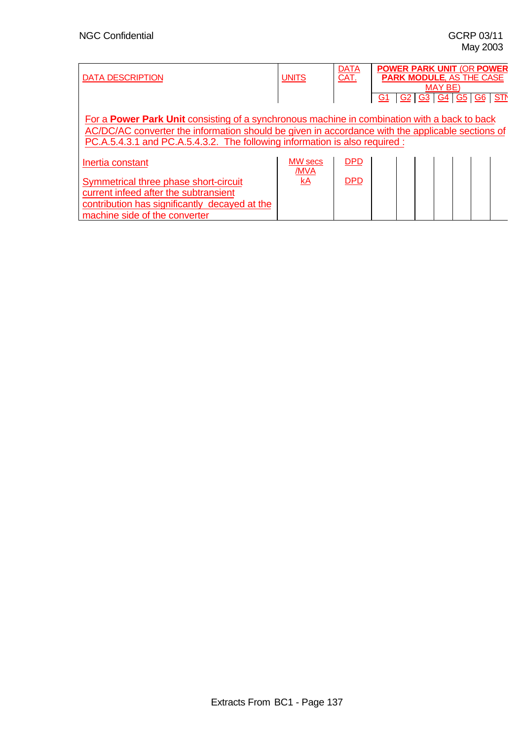| DATA DESCRIPTION | UNITS | DATA CAT. | **POWER PARK UNIT** (OR **POWER PARK MODULE**, AS THE CASE MAY BE) | | | | | | |
|---|---|---|---|---|---|---|---|---|---|
| | | | G1 | G2 | G3 | G4 | G5 | G6 | STN |
| For a **Power Park Unit** consisting of a synchronous machine in combination with a back to back AC/DC/AC converter the information should be given in accordance with the applicable sections of PC.A.5.4.3.1 and PC.A.5.4.3.2. The following information is also required : | | | | | | | | | |
| Inertia constant | MW secs /MVA | DPD | | | | | | | |
| Symmetrical three phase short-circuit current infeed after the subtransient contribution has significantly decayed at the machine side of the converter | kA | DPD | | | | | | | |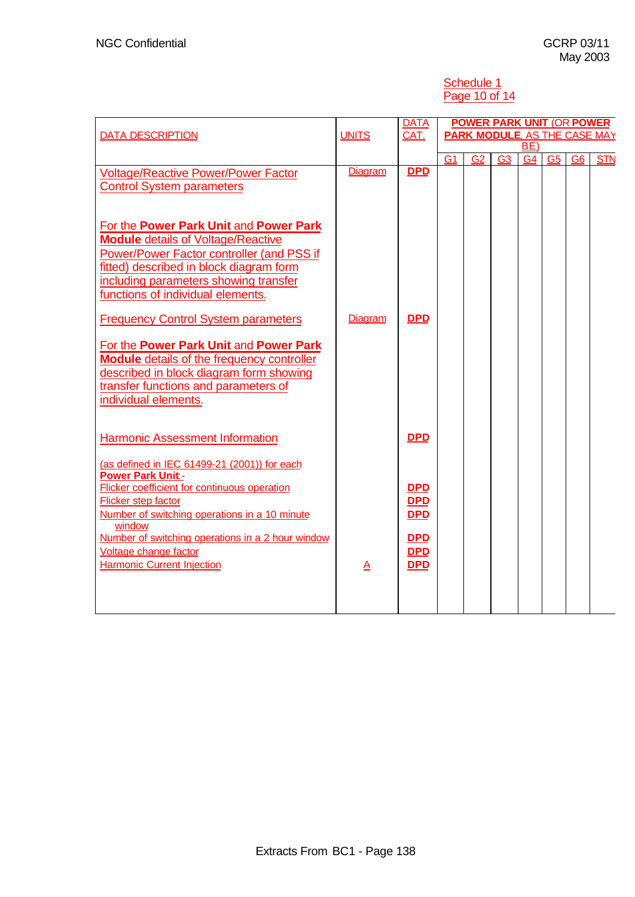Schedule 1
Page 10 of 14

| DATA DESCRIPTION | UNITS | DATA CAT. | POWER PARK UNIT (OR POWER PARK MODULE, AS THE CASE MAY BE) | | | | | | |
|---|---|---|---|---|---|---|---|---|---|
| | | | G1 | G2 | G3 | G4 | G5 | G6 | STN |
| Voltage/Reactive Power/Power Factor Control System parameters | Diagram | **DPD** | | | | | | | |
| For the **Power Park Unit** and **Power Park Module** details of Voltage/Reactive Power/Power Factor controller (and PSS if fitted) described in block diagram form including parameters showing transfer functions of individual elements. | | | | | | | | | |
| Frequency Control System parameters | Diagram | **DPD** | | | | | | | |
| For the **Power Park Unit** and **Power Park Module** details of the frequency controller described in block diagram form showing transfer functions and parameters of individual elements. | | | | | | | | | |
| Harmonic Assessment Information | | **DPD** | | | | | | | |
| (as defined in IEC 61499-21 (2001)) for each **Power Park Unit**:- | | | | | | | | | |
| Flicker coefficient for continuous operation | | **DPD** | | | | | | | |
| Flicker step factor | | **DPD** | | | | | | | |
| Number of switching operations in a 10 minute window | | **DPD** | | | | | | | |
| Number of switching operations in a 2 hour window | | **DPD** | | | | | | | |
| Voltage change factor | | **DPD** | | | | | | | |
| Harmonic Current Injection | A | **DPD** | | | | | | | |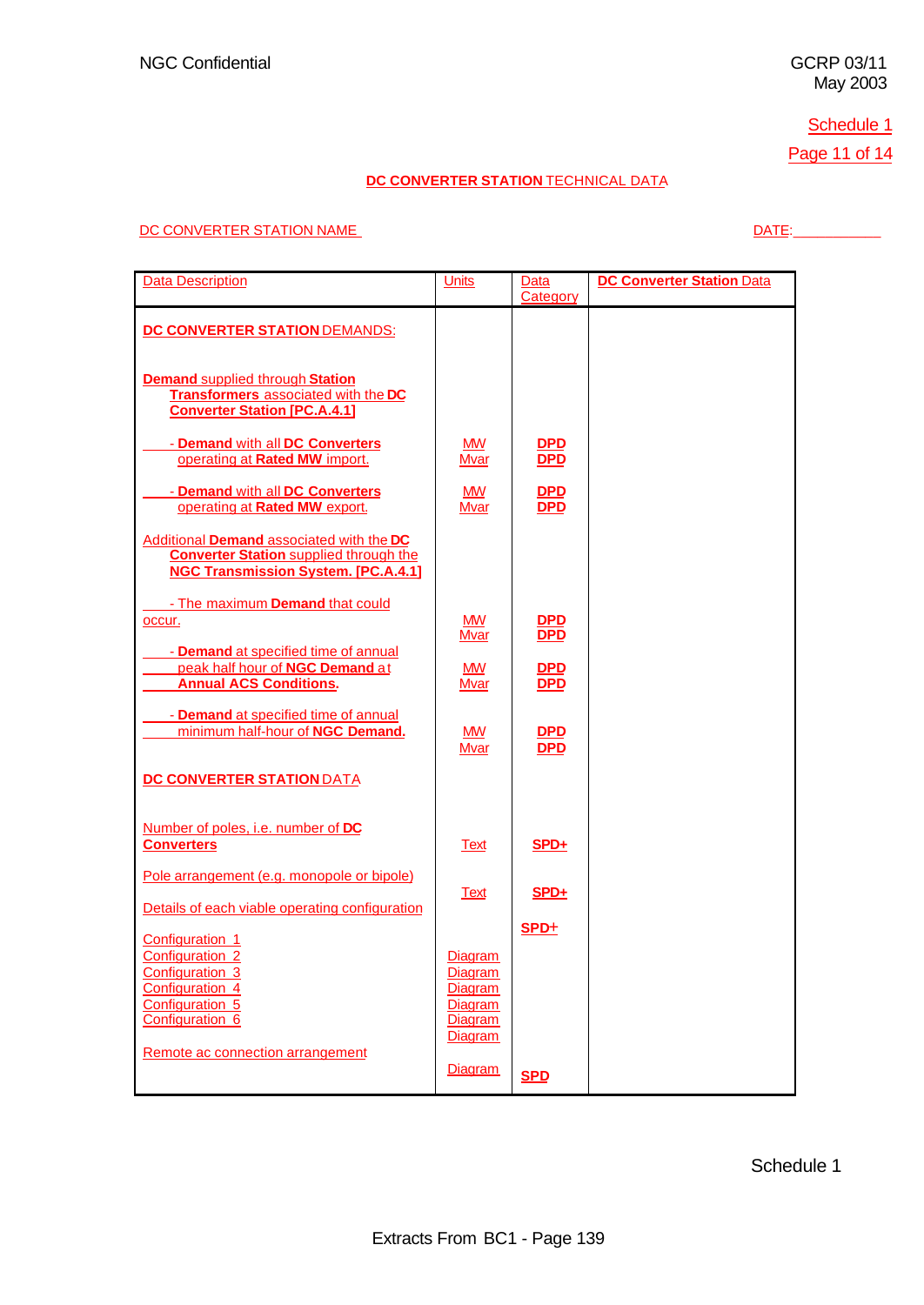NGC Confidential

GCRP 03/11
May 2003

Schedule 1

Page 11 of 14

## **DC CONVERTER STATION** TECHNICAL DATA

DC CONVERTER STATION NAME

DATE:\_\_\_\_\_\_\_\_\_\_\_

| Data Description | Units | Data Category | **DC Converter Station** Data |
|---|---|---|---|
| **DC CONVERTER STATION** DEMANDS: | | | |
| **Demand** supplied through **Station Transformers** associated with the **DC Converter Station [PC.A.4.1]** | | | |
| - **Demand** with all **DC Converters** operating at **Rated MW** import. | MW<br>Mvar | **DPD**<br>**DPD** | |
| - **Demand** with all **DC Converters** operating at **Rated MW** export. | MW<br>Mvar | **DPD**<br>**DPD** | |
| Additional **Demand** associated with the **DC Converter Station** supplied through the **NGC Transmission System. [PC.A.4.1]** | | | |
| - The maximum **Demand** that could occur. | MW<br>Mvar | **DPD**<br>**DPD** | |
| - **Demand** at specified time of annual peak half hour of **NGC Demand** at **Annual ACS Conditions.** | MW<br>Mvar | **DPD**<br>**DPD** | |
| - **Demand** at specified time of annual minimum half-hour of **NGC Demand.** | MW<br>Mvar | **DPD**<br>**DPD** | |
| **DC CONVERTER STATION** DATA | | | |
| Number of poles, i.e. number of **DC Converters** | Text | **SPD+** | |
| Pole arrangement (e.g. monopole or bipole) | Text | **SPD+** | |
| Details of each viable operating configuration | | **SPD+** | |
| Configuration 1<br>Configuration 2<br>Configuration 3<br>Configuration 4<br>Configuration 5<br>Configuration 6 | Diagram<br>Diagram<br>Diagram<br>Diagram<br>Diagram<br>Diagram | | |
| Remote ac connection arrangement | Diagram | **SPD** | |

Schedule 1

Extracts From BC1 - Page 139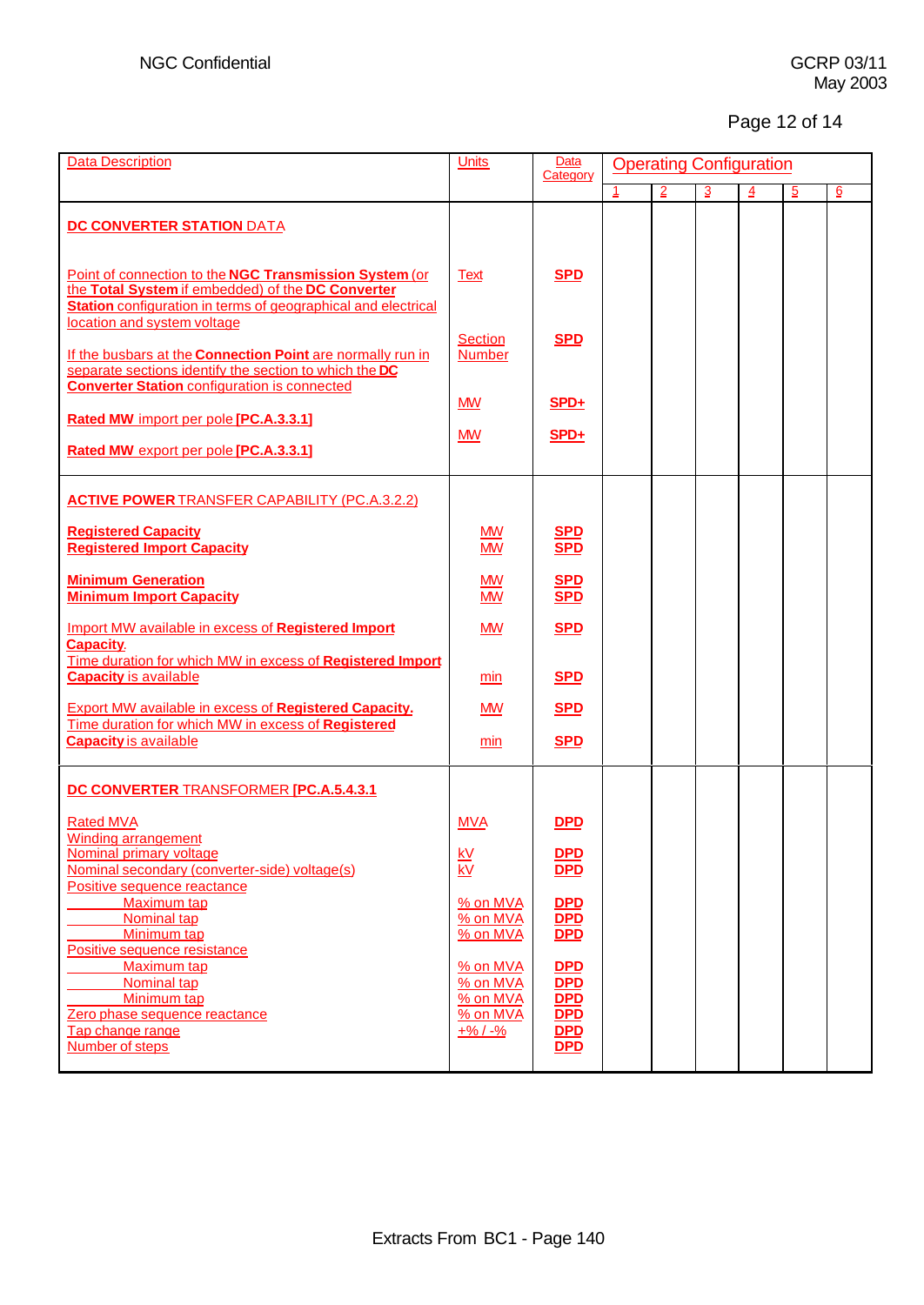| Data Description | Units | Data Category | Operating Configuration | | | | | |
|---|---|---|---|---|---|---|---|---|
| | | | 1 | 2 | 3 | 4 | 5 | 6 |
| **DC CONVERTER STATION** DATA | | | | | | | | |
| Point of connection to the **NGC Transmission System** (or the **Total System** if embedded) of the **DC Converter Station** configuration in terms of geographical and electrical location and system voltage | Text | **SPD** | | | | | | |
| If the busbars at the **Connection Point** are normally run in separate sections identify the section to which the **DC Converter Station** configuration is connected | Section Number | **SPD** | | | | | | |
| **Rated MW** import per pole **[PC.A.3.3.1]** | MW | **SPD+** | | | | | | |
| **Rated MW** export per pole **[PC.A.3.3.1]** | MW | **SPD+** | | | | | | |
| **ACTIVE POWER** TRANSFER CAPABILITY (PC.A.3.2.2) | | | | | | | | |
| **Registered Capacity** | MW | **SPD** | | | | | | |
| **Registered Import Capacity** | MW | **SPD** | | | | | | |
| **Minimum Generation** | MW | **SPD** | | | | | | |
| **Minimum Import Capacity** | MW | **SPD** | | | | | | |
| Import MW available in excess of **Registered Import Capacity**. | MW | **SPD** | | | | | | |
| Time duration for which MW in excess of **Registered Import Capacity** is available | min | **SPD** | | | | | | |
| Export MW available in excess of **Registered Capacity.** | MW | **SPD** | | | | | | |
| Time duration for which MW in excess of **Registered Capacity** is available | min | **SPD** | | | | | | |
| **DC CONVERTER** TRANSFORMER **[PC.A.5.4.3.1** | | | | | | | | |
| Rated MVA | MVA | **DPD** | | | | | | |
| Winding arrangement | | | | | | | | |
| Nominal primary voltage | kV | **DPD** | | | | | | |
| Nominal secondary (converter-side) voltage(s) | kV | **DPD** | | | | | | |
| Positive sequence reactance | | | | | | | | |
| Maximum tap | % on MVA | **DPD** | | | | | | |
| Nominal tap | % on MVA | **DPD** | | | | | | |
| Minimum tap | % on MVA | **DPD** | | | | | | |
| Positive sequence resistance | | | | | | | | |
| Maximum tap | % on MVA | **DPD** | | | | | | |
| Nominal tap | % on MVA | **DPD** | | | | | | |
| Minimum tap | % on MVA | **DPD** | | | | | | |
| Zero phase sequence reactance | % on MVA | **DPD** | | | | | | |
| Tap change range | +% / -% | **DPD** | | | | | | |
| Number of steps | | **DPD** | | | | | | |

Extracts From BC1 - Page 140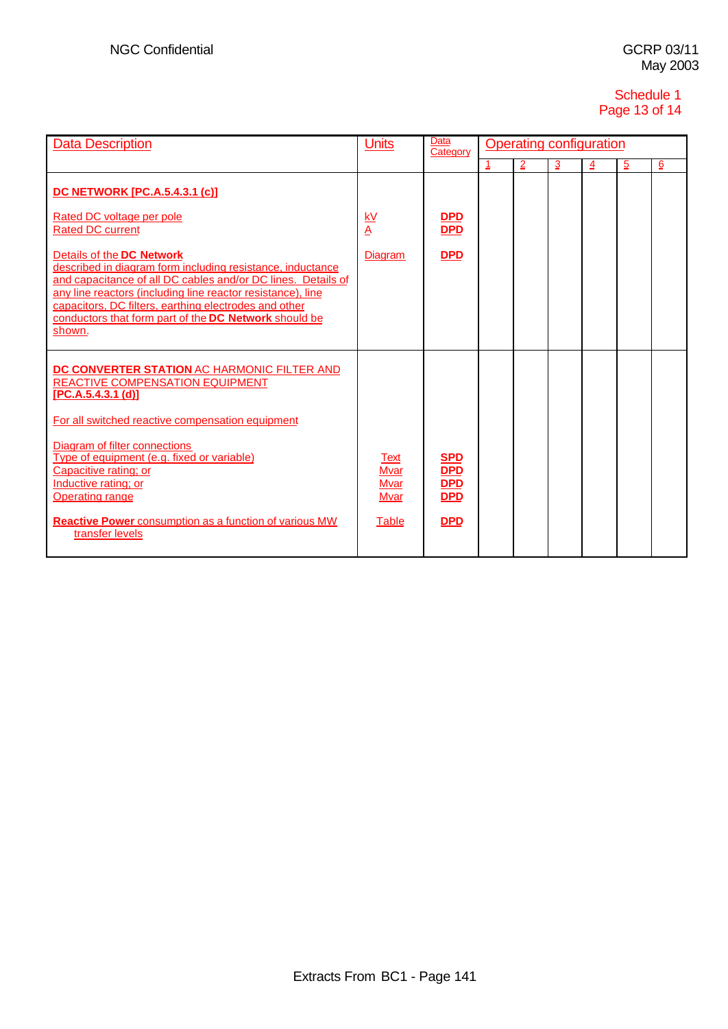Schedule 1

| Data Description | Units | Data Category | Operating configuration | | | | | |
|---|---|---|---|---|---|---|---|---|
| | | | 1 | 2 | 3 | 4 | 5 | 6 |
| **DC NETWORK [PC.A.5.4.3.1 (c)]** | | | | | | | | |
| Rated DC voltage per pole | kV | **DPD** | | | | | | |
| Rated DC current | A | **DPD** | | | | | | |
| Details of the **DC Network** described in diagram form including resistance, inductance and capacitance of all DC cables and/or DC lines. Details of any line reactors (including line reactor resistance), line capacitors, DC filters, earthing electrodes and other conductors that form part of the **DC Network** should be shown. | Diagram | **DPD** | | | | | | |
| **DC CONVERTER STATION** AC HARMONIC FILTER AND REACTIVE COMPENSATION EQUIPMENT **[PC.A.5.4.3.1 (d)]** | | | | | | | | |
| For all switched reactive compensation equipment | | | | | | | | |
| Diagram of filter connections | | | | | | | | |
| Type of equipment (e.g. fixed or variable) | Text | **SPD** | | | | | | |
| Capacitive rating; or | Mvar | **DPD** | | | | | | |
| Inductive rating; or | Mvar | **DPD** | | | | | | |
| Operating range | Mvar | **DPD** | | | | | | |
| **Reactive Power** consumption as a function of various MW transfer levels | Table | **DPD** | | | | | | |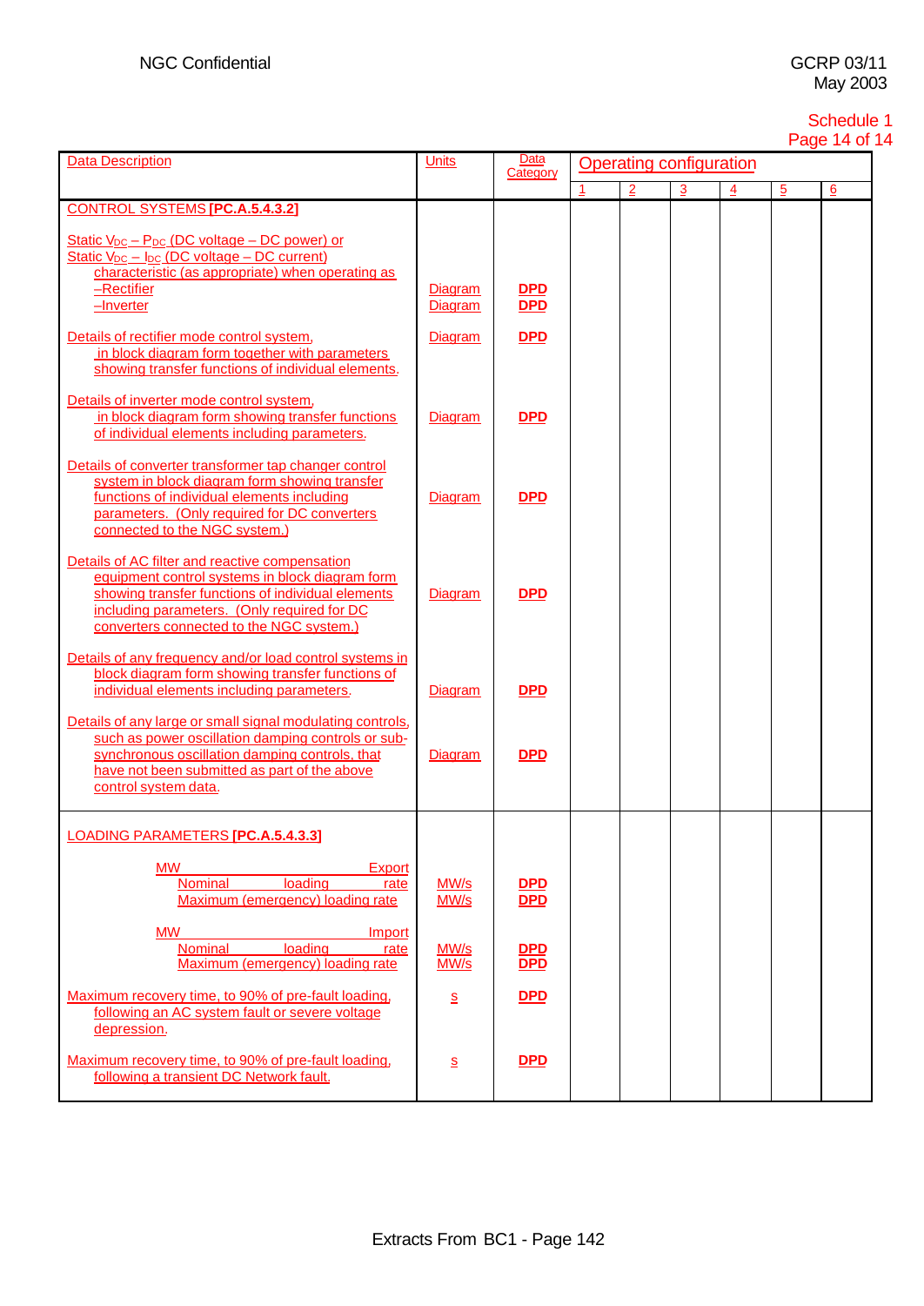Schedule 1

| Data Description | Units | Data Category | Operating configuration | | | | | |
|---|---|---|---|---|---|---|---|---|
| | | | 1 | 2 | 3 | 4 | 5 | 6 |
| **CONTROL SYSTEMS [PC.A.5.4.3.2]** | | | | | | | | |
| Static $V_{DC} – P_{DC}$ (DC voltage – DC power) or Static $V_{DC} – I_{DC}$ (DC voltage – DC current) characteristic (as appropriate) when operating as | | | | | | | | |
| –Rectifier | Diagram | **DPD** | | | | | | |
| –Inverter | Diagram | **DPD** | | | | | | |
| Details of rectifier mode control system, in block diagram form together with parameters showing transfer functions of individual elements. | Diagram | **DPD** | | | | | | |
| Details of inverter mode control system, in block diagram form showing transfer functions of individual elements including parameters. | Diagram | **DPD** | | | | | | |
| Details of converter transformer tap changer control system in block diagram form showing transfer functions of individual elements including parameters. (Only required for DC converters connected to the NGC system.) | Diagram | **DPD** | | | | | | |
| Details of AC filter and reactive compensation equipment control systems in block diagram form showing transfer functions of individual elements including parameters. (Only required for DC converters connected to the NGC system.) | Diagram | **DPD** | | | | | | |
| Details of any frequency and/or load control systems in block diagram form showing transfer functions of individual elements including parameters. | Diagram | **DPD** | | | | | | |
| Details of any large or small signal modulating controls, such as power oscillation damping controls or sub-synchronous oscillation damping controls, that have not been submitted as part of the above control system data. | Diagram | **DPD** | | | | | | |
| **LOADING PARAMETERS [PC.A.5.4.3.3]** | | | | | | | | |
| MW Export | | | | | | | | |
| Nominal loading rate | MW/s | **DPD** | | | | | | |
| Maximum (emergency) loading rate | MW/s | **DPD** | | | | | | |
| MW Import | | | | | | | | |
| Nominal loading rate | MW/s | **DPD** | | | | | | |
| Maximum (emergency) loading rate | MW/s | **DPD** | | | | | | |
| Maximum recovery time, to 90% of pre-fault loading, following an AC system fault or severe voltage depression. | s | **DPD** | | | | | | |
| Maximum recovery time, to 90% of pre-fault loading, following a transient DC Network fault. | s | **DPD** | | | | | | |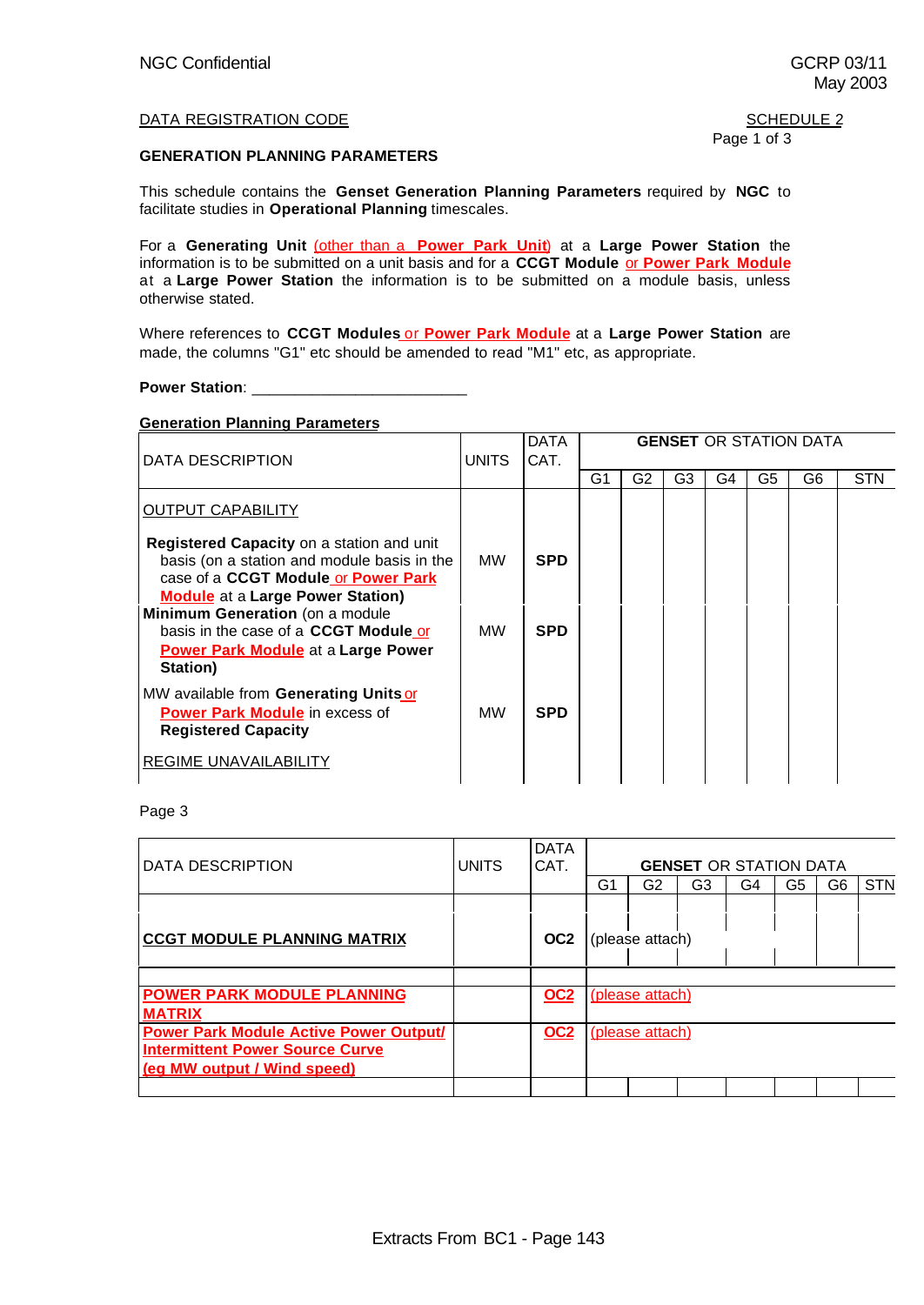DATA REGISTRATION CODE

SCHEDULE 2

Page 1 of 3

**GENERATION PLANNING PARAMETERS**

This schedule contains the **Genset Generation Planning Parameters** required by **NGC** to facilitate studies in **Operational Planning** timescales.

For a **Generating Unit** (other than a **Power Park Unit**) at a **Large Power Station** the information is to be submitted on a unit basis and for a **CCGT Module** or **Power Park Module** at a **Large Power Station** the information is to be submitted on a module basis, unless otherwise stated.

Where references to **CCGT Modules** or **Power Park Module** at a **Large Power Station** are made, the columns "G1" etc should be amended to read "M1" etc, as appropriate.

**Power Station**: ________________________

**Generation Planning Parameters**

| DATA DESCRIPTION | UNITS | DATA CAT. | **GENSET** OR STATION DATA | | | | | | |
|---|---|---|---|---|---|---|---|---|---|
| | | | G1 | G2 | G3 | G4 | G5 | G6 | STN |
| OUTPUT CAPABILITY | | | | | | | | | |
| **Registered Capacity** on a station and unit basis (on a station and module basis in the case of a **CCGT Module** or **Power Park Module** at a **Large Power Station)** | MW | **SPD** | | | | | | | |
| **Minimum Generation** (on a module basis in the case of a **CCGT Module** or **Power Park Module** at a **Large Power Station)** | MW | **SPD** | | | | | | | |
| MW available from **Generating Units** or **Power Park Module** in excess of **Registered Capacity** | MW | **SPD** | | | | | | | |
| REGIME UNAVAILABILITY | | | | | | | | | |

Page 3

| DATA DESCRIPTION | UNITS | DATA CAT. | **GENSET** OR STATION DATA | | | | | | |
|---|---|---|---|---|---|---|---|---|---|
| | | | G1 | G2 | G3 | G4 | G5 | G6 | STN |
| **CCGT MODULE PLANNING MATRIX** | | **OC2** | (please attach) | | | | | | |
| **POWER PARK MODULE PLANNING MATRIX** | | **OC2** | (please attach) | | | | | | |
| **Power Park Module Active Power Output/ Intermittent Power Source Curve (eg MW output / Wind speed)** | | **OC2** | (please attach) | | | | | | |

Extracts From BC1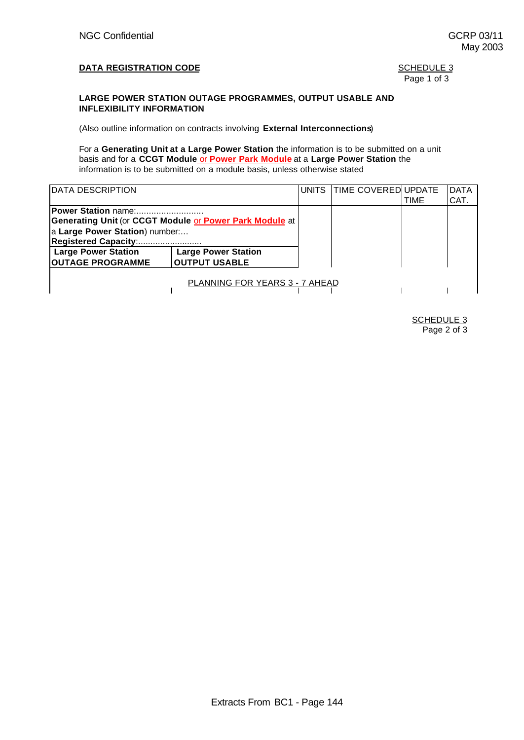**DATA REGISTRATION CODE**

SCHEDULE 3
Page 1 of 3

**LARGE POWER STATION OUTAGE PROGRAMMES, OUTPUT USABLE AND INFLEXIBILITY INFORMATION**

(Also outline information on contracts involving **External Interconnections**)

For a **Generating Unit at a Large Power Station** the information is to be submitted on a unit basis and for a **CCGT Module** or **Power Park Module** at a **Large Power Station** the information is to be submitted on a module basis, unless otherwise stated

| DATA DESCRIPTION | | UNITS | TIME COVERED | UPDATE TIME | DATA CAT. |
|---|---|---|---|---|---|
| **Power Station** name:........................... **Generating Unit** (or **CCGT Module** or **Power Park Module** at a **Large Power Station**) number:… **Registered Capacity**:......................... | | | | | |
| **Large Power Station OUTAGE PROGRAMME** | **Large Power Station OUTPUT USABLE** | | | | |
| PLANNING FOR YEARS 3 - 7 AHEAD | | | | | |

SCHEDULE 3
Page 2 of 3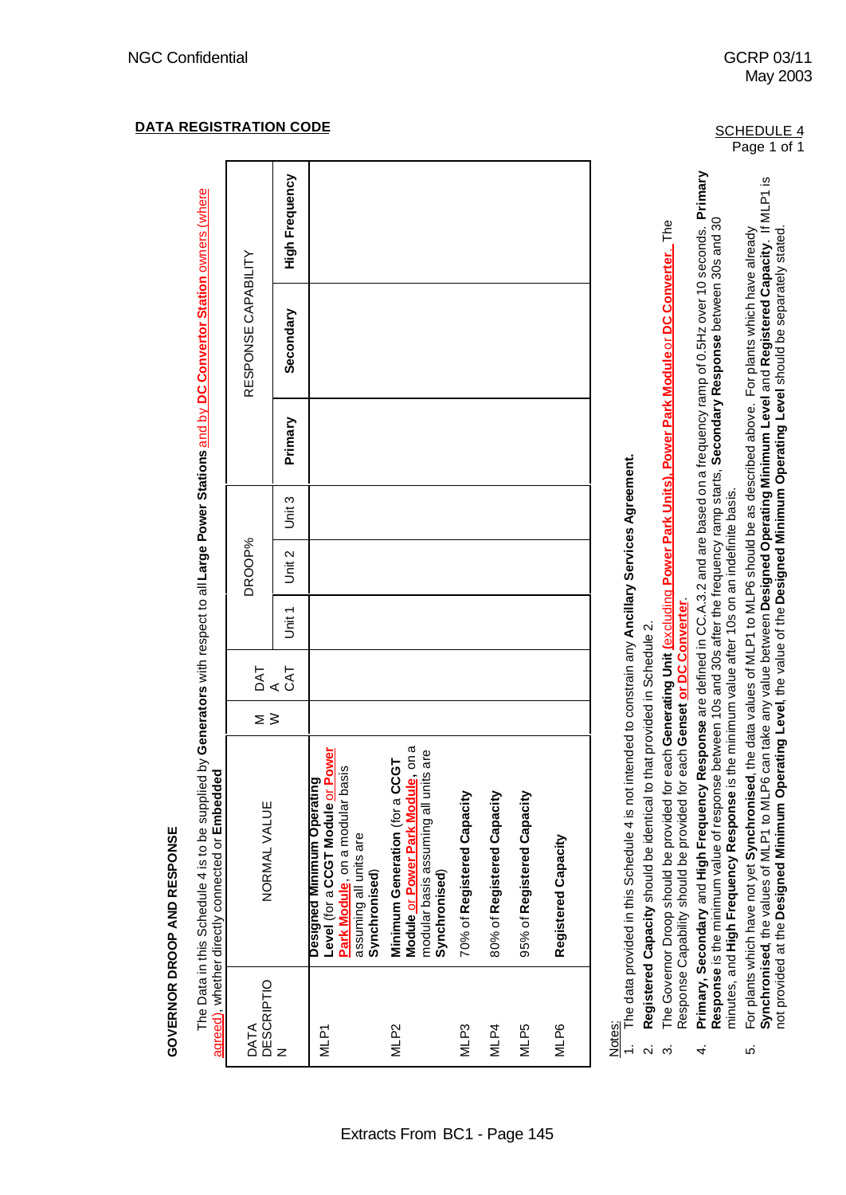## DATA REGISTRATION CODE

SCHEDULE 4
Page 1 of 1

### GOVERNOR DROOP AND RESPONSE

The Data in this Schedule 4 is to be supplied by **Generators** with respect to all **Large Power Stations** and by **DC Convertor Station** owners (where agreed), whether directly connected or **Embedded**

| DATA DESCRIPTION | NORMAL VALUE | MW | DATA CAT | DROOP% | | | RESPONSE CAPABILITY | | |
|---|---|---|---|---|---|---|---|---|---|
| | | | | Unit 1 | Unit 2 | Unit 3 | Primary | Secondary | High Frequency |
| MLP1 | **Designed Minimum Operating Level** (for a **CCGT Module** or **Power Park Module**, on a modular basis assuming all units are **Synchronised**) | | | | | | | | |
| MLP2 | **Minimum Generation** (for a **CCGT Module** or **Power Park Module**, on a modular basis assuming all units are **Synchronised**) | | | | | | | | |
| MLP3 | 70% of **Registered Capacity** | | | | | | | | |
| MLP4 | 80% of **Registered Capacity** | | | | | | | | |
| MLP5 | 95% of **Registered Capacity** | | | | | | | | |
| MLP6 | **Registered Capacity** | | | | | | | | |

Notes:

1. The data provided in this Schedule 4 is not intended to constrain any **Ancillary Services Agreement.**
2. **Registered Capacity** should be identical to that provided in Schedule 2.
3. The Governor Droop should be provided for each **Generating Unit** (excluding **Power Park Units**), **Power Park Module** or **DC Converter**. The Response Capability should be provided for each **Genset** or **DC Converter**.
4. **Primary, Secondary** and **High Frequency Response** are defined in CC.A.3.2 and are based on a frequency ramp of 0.5Hz over 10 seconds. **Primary Response** is the minimum value of response between 10s and 30s after the frequency ramp starts, **Secondary Response** between 30s and 30 minutes, and **High Frequency Response** is the minimum value after 10s on an indefinite basis.
5. For plants which have not yet **Synchronised**, the data values of MLP1 to MLP6 should be as described above. For plants which have already **Synchronised**, the values of MLP1 to MLP6 can take any value between **Designed Operating Minimum Level** and **Registered Capacity**. If MLP1 is not provided at the **Designed Minimum Operating Level**, the value of the **Designed Minimum Operating Level** should be separately stated.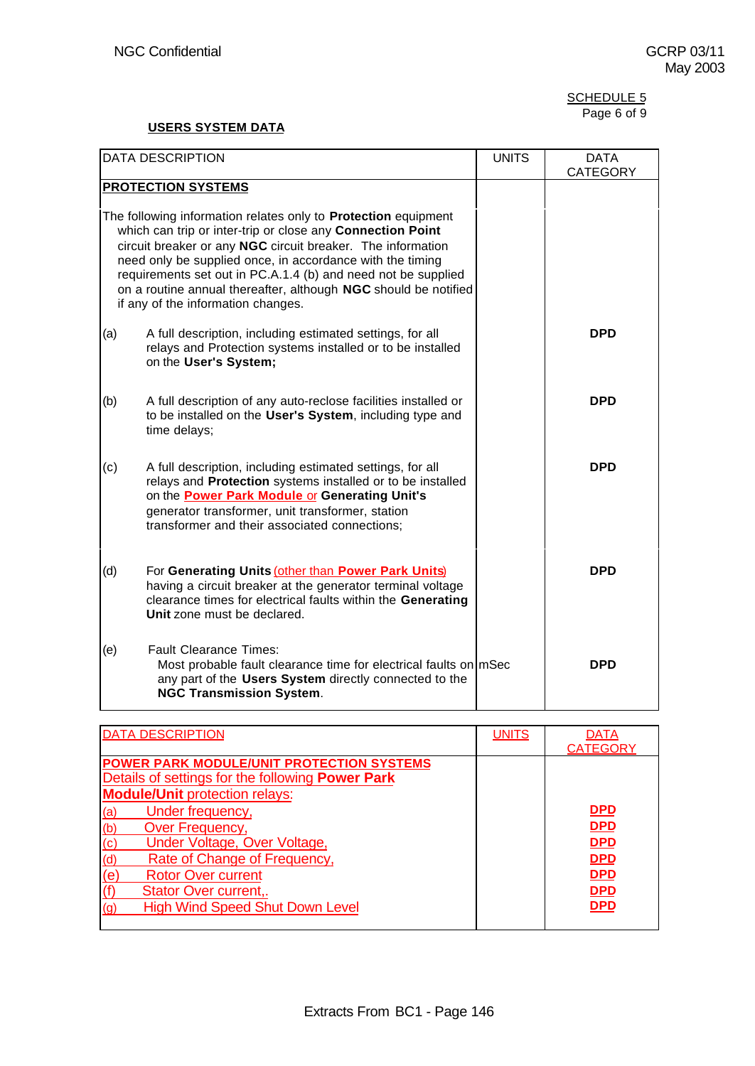SCHEDULE 5

## USERS SYSTEM DATA

| DATA DESCRIPTION | UNITS | DATA CATEGORY |
|---|---|---|
| **PROTECTION SYSTEMS** | | |
| The following information relates only to **Protection** equipment which can trip or inter-trip or close any **Connection Point** circuit breaker or any **NGC** circuit breaker. The information need only be supplied once, in accordance with the timing requirements set out in PC.A.1.4 (b) and need not be supplied on a routine annual thereafter, although **NGC** should be notified if any of the information changes. | | |
| (a) A full description, including estimated settings, for all relays and Protection systems installed or to be installed on the **User's System;** | | **DPD** |
| (b) A full description of any auto-reclose facilities installed or to be installed on the **User's System**, including type and time delays; | | **DPD** |
| (c) A full description, including estimated settings, for all relays and **Protection** systems installed or to be installed on the **Power Park Module** or **Generating Unit's** generator transformer, unit transformer, station transformer and their associated connections; | | **DPD** |
| (d) For **Generating Units** (other than **Power Park Units**) having a circuit breaker at the generator terminal voltage clearance times for electrical faults within the **Generating Unit** zone must be declared. | | **DPD** |
| (e) Fault Clearance Times: Most probable fault clearance time for electrical faults on any part of the **Users System** directly connected to the **NGC Transmission System**. | mSec | **DPD** |

| DATA DESCRIPTION | UNITS | DATA CATEGORY |
|---|---|---|
| **POWER PARK MODULE/UNIT PROTECTION SYSTEMS** | | |
| Details of settings for the following **Power Park Module/Unit** protection relays: | | |
| (a) Under frequency, | | **DPD** |
| (b) Over Frequency, | | **DPD** |
| (c) Under Voltage, Over Voltage, | | **DPD** |
| (d) Rate of Change of Frequency, | | **DPD** |
| (e) Rotor Over current | | **DPD** |
| (f) Stator Over current,. | | **DPD** |
| (g) High Wind Speed Shut Down Level | | **DPD** |